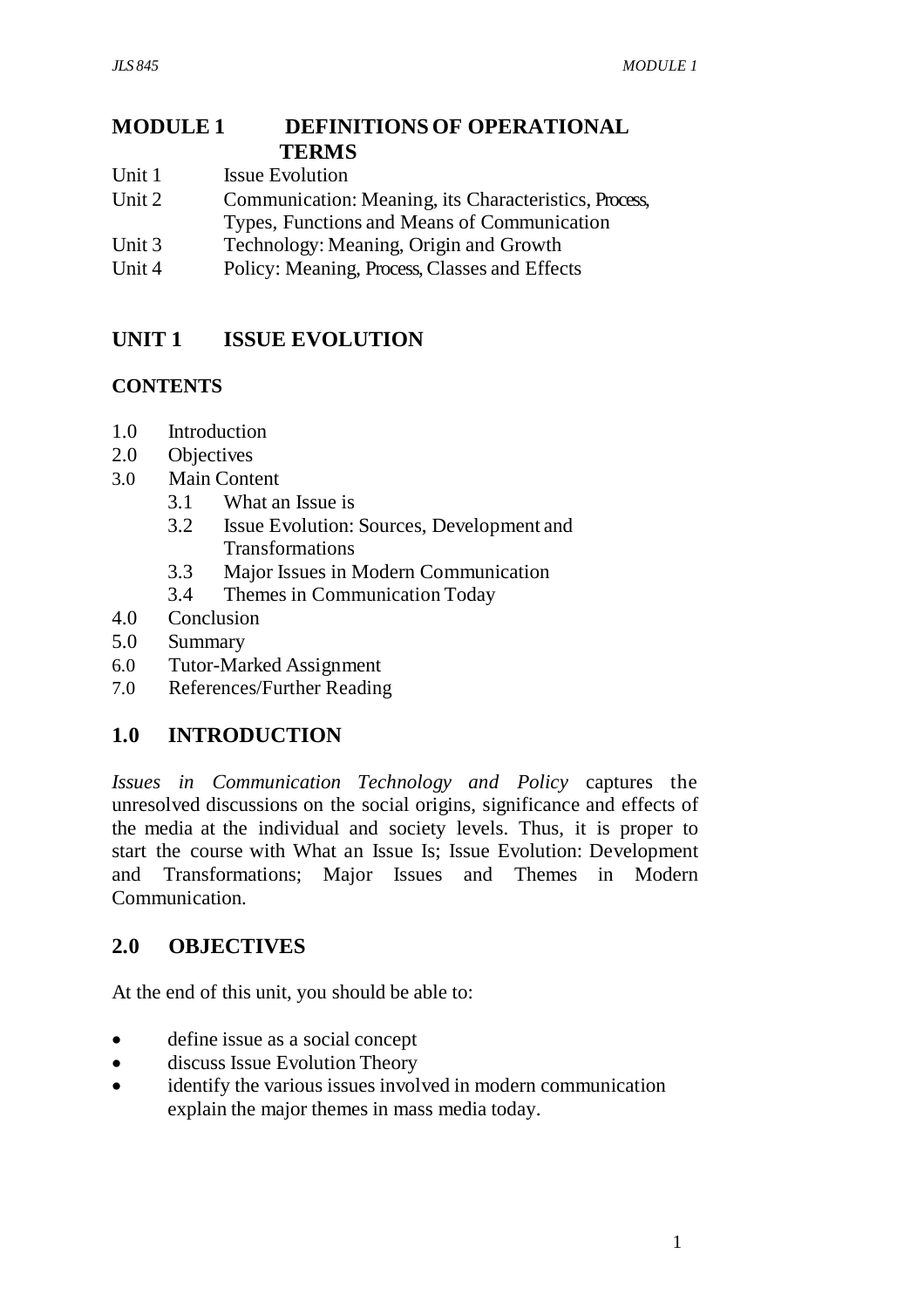# MODULE 1 DEFINITIONS OF OPERATIONAL TERMS

Unit 1 Issue Evolution
Unit 2 Communication: Meaning, its Characteristics, Process, Types, Functions and Means of Communication
Unit 3 Technology: Meaning, Origin and Growth
Unit 4 Policy: Meaning, Process, Classes and Effects

## UNIT 1 ISSUE EVOLUTION

### CONTENTS

1.0 Introduction
2.0 Objectives
3.0 Main Content
  3.1 What an Issue is
  3.2 Issue Evolution: Sources, Development and Transformations
  3.3 Major Issues in Modern Communication
  3.4 Themes in Communication Today
4.0 Conclusion
5.0 Summary
6.0 Tutor-Marked Assignment
7.0 References/Further Reading

## 1.0 INTRODUCTION

*Issues in Communication Technology and Policy* captures the unresolved discussions on the social origins, significance and effects of the media at the individual and society levels. Thus, it is proper to start the course with What an Issue Is; Issue Evolution: Development and Transformations; Major Issues and Themes in Modern Communication.

## 2.0 OBJECTIVES

At the end of this unit, you should be able to:

- define issue as a social concept
- discuss Issue Evolution Theory
- identify the various issues involved in modern communication explain the major themes in mass media today.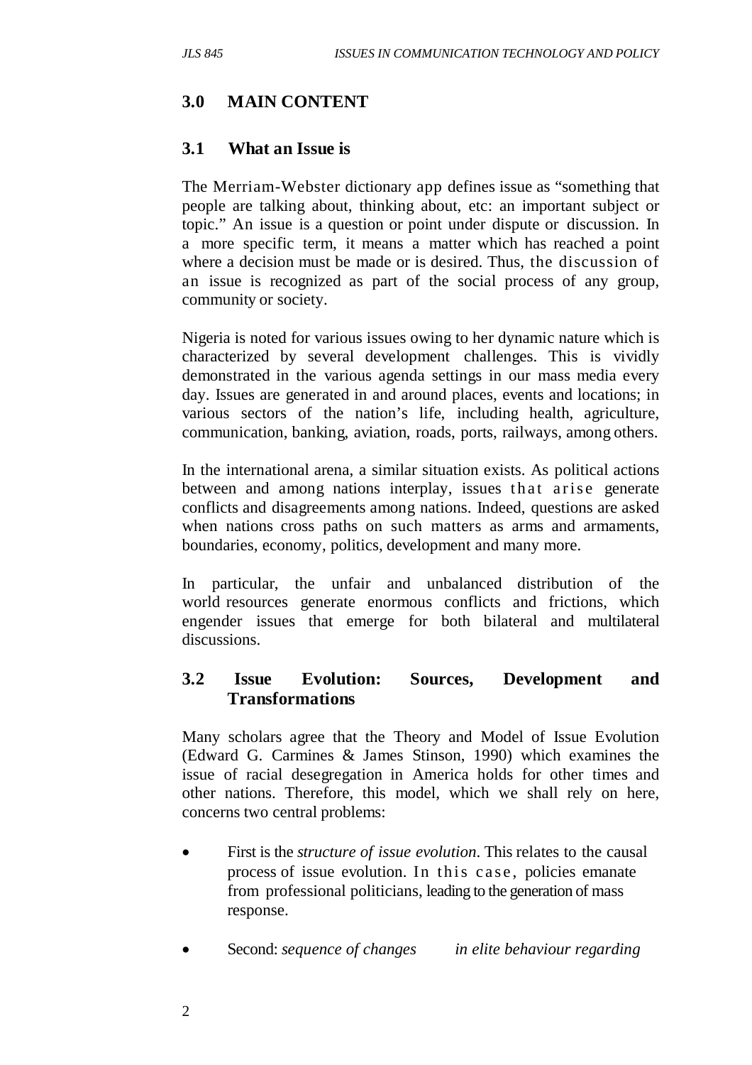## 3.0 MAIN CONTENT

### 3.1 What an Issue is

The Merriam-Webster dictionary app defines issue as “something that people are talking about, thinking about, etc: an important subject or topic.” An issue is a question or point under dispute or discussion. In a more specific term, it means a matter which has reached a point where a decision must be made or is desired. Thus, the discussion of an issue is recognized as part of the social process of any group, community or society.

Nigeria is noted for various issues owing to her dynamic nature which is characterized by several development challenges. This is vividly demonstrated in the various agenda settings in our mass media every day. Issues are generated in and around places, events and locations; in various sectors of the nation’s life, including health, agriculture, communication, banking, aviation, roads, ports, railways, among others.

In the international arena, a similar situation exists. As political actions between and among nations interplay, issues that arise generate conflicts and disagreements among nations. Indeed, questions are asked when nations cross paths on such matters as arms and armaments, boundaries, economy, politics, development and many more.

In particular, the unfair and unbalanced distribution of the world resources generate enormous conflicts and frictions, which engender issues that emerge for both bilateral and multilateral discussions.

### 3.2 Issue Evolution: Sources, Development and Transformations

Many scholars agree that the Theory and Model of Issue Evolution (Edward G. Carmines & James Stinson, 1990) which examines the issue of racial desegregation in America holds for other times and other nations. Therefore, this model, which we shall rely on here, concerns two central problems:

- First is the *structure of issue evolution*. This relates to the causal process of issue evolution. In this case, policies emanate from professional politicians, leading to the generation of mass response.
- Second: *sequence of changes in elite behaviour regarding*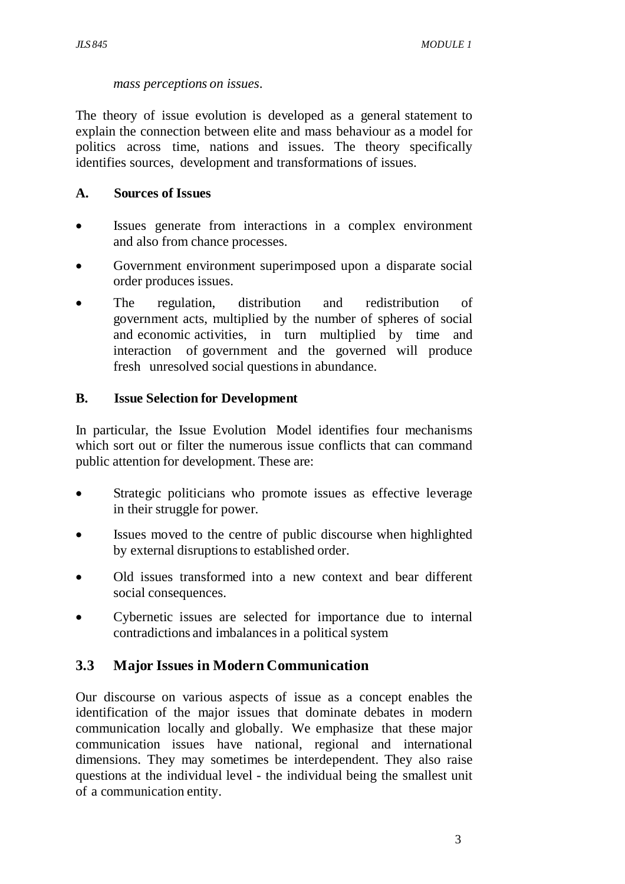*mass perceptions on issues.*

The theory of issue evolution is developed as a general statement to explain the connection between elite and mass behaviour as a model for politics across time, nations and issues. The theory specifically identifies sources, development and transformations of issues.

**A. Sources of Issues**

- Issues generate from interactions in a complex environment and also from chance processes.
- Government environment superimposed upon a disparate social order produces issues.
- The regulation, distribution and redistribution of government acts, multiplied by the number of spheres of social and economic activities, in turn multiplied by time and interaction of government and the governed will produce fresh unresolved social questions in abundance.

**B. Issue Selection for Development**

In particular, the Issue Evolution Model identifies four mechanisms which sort out or filter the numerous issue conflicts that can command public attention for development. These are:

- Strategic politicians who promote issues as effective leverage in their struggle for power.
- Issues moved to the centre of public discourse when highlighted by external disruptions to established order.
- Old issues transformed into a new context and bear different social consequences.
- Cybernetic issues are selected for importance due to internal contradictions and imbalances in a political system

## 3.3 Major Issues in Modern Communication

Our discourse on various aspects of issue as a concept enables the identification of the major issues that dominate debates in modern communication locally and globally. We emphasize that these major communication issues have national, regional and international dimensions. They may sometimes be interdependent. They also raise questions at the individual level - the individual being the smallest unit of a communication entity.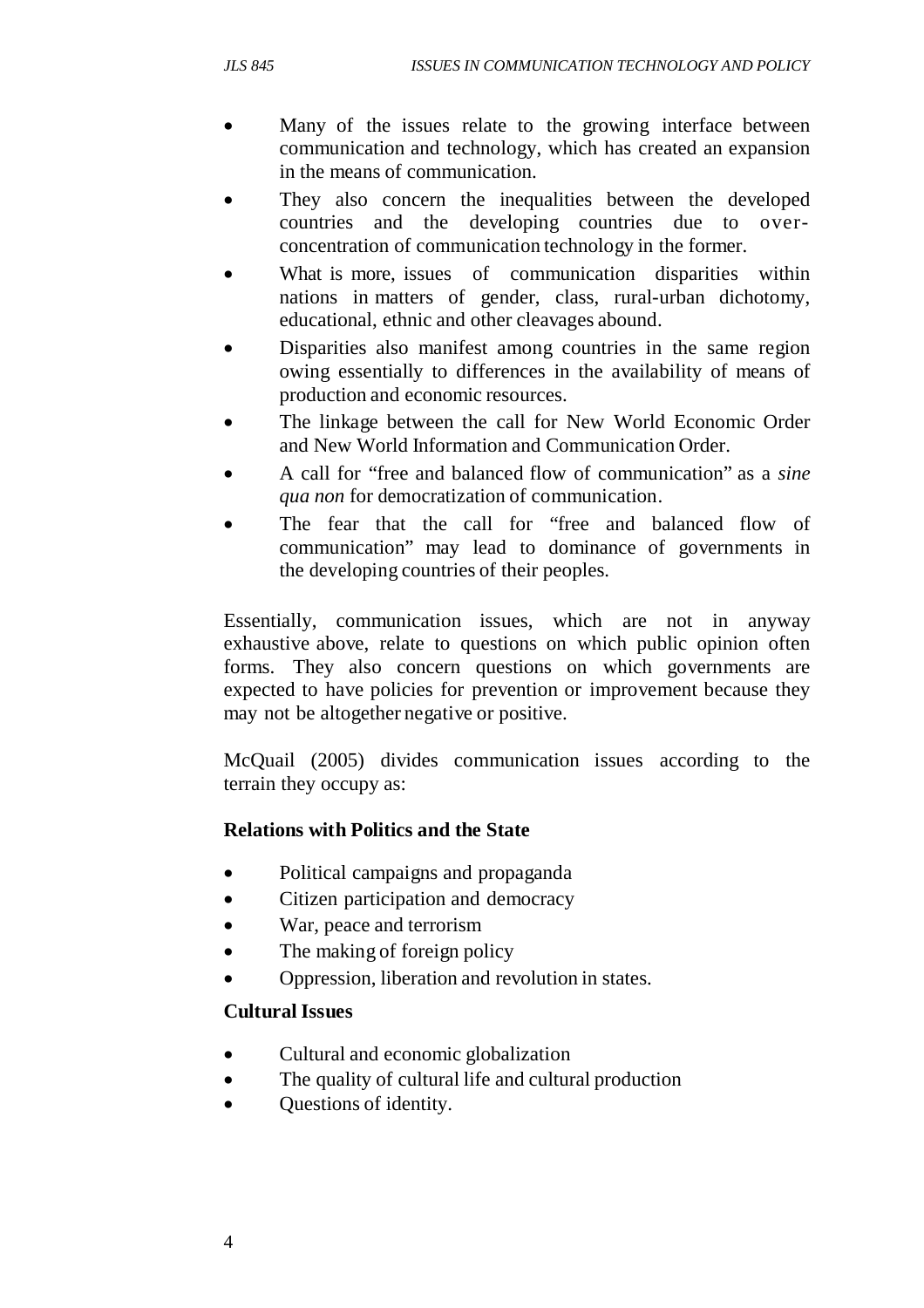- Many of the issues relate to the growing interface between communication and technology, which has created an expansion in the means of communication.
- They also concern the inequalities between the developed countries and the developing countries due to over-concentration of communication technology in the former.
- What is more, issues of communication disparities within nations in matters of gender, class, rural-urban dichotomy, educational, ethnic and other cleavages abound.
- Disparities also manifest among countries in the same region owing essentially to differences in the availability of means of production and economic resources.
- The linkage between the call for New World Economic Order and New World Information and Communication Order.
- A call for "free and balanced flow of communication" as a *sine qua non* for democratization of communication.
- The fear that the call for "free and balanced flow of communication" may lead to dominance of governments in the developing countries of their peoples.

Essentially, communication issues, which are not in anyway exhaustive above, relate to questions on which public opinion often forms. They also concern questions on which governments are expected to have policies for prevention or improvement because they may not be altogether negative or positive.

McQuail (2005) divides communication issues according to the terrain they occupy as:

**Relations with Politics and the State**

- Political campaigns and propaganda
- Citizen participation and democracy
- War, peace and terrorism
- The making of foreign policy
- Oppression, liberation and revolution in states.

**Cultural Issues**

- Cultural and economic globalization
- The quality of cultural life and cultural production
- Questions of identity.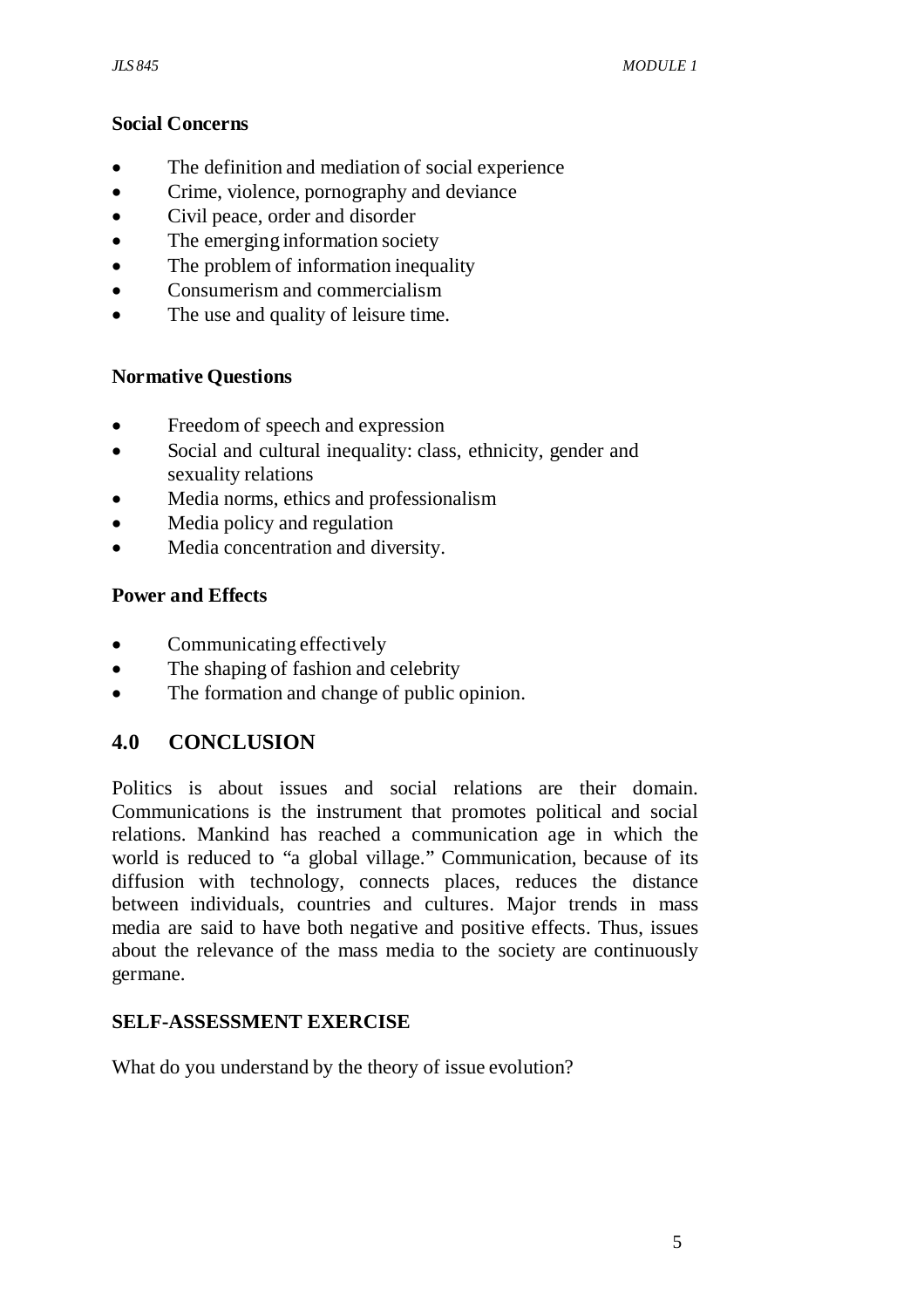**Social Concerns**

- The definition and mediation of social experience
- Crime, violence, pornography and deviance
- Civil peace, order and disorder
- The emerging information society
- The problem of information inequality
- Consumerism and commercialism
- The use and quality of leisure time.

**Normative Questions**

- Freedom of speech and expression
- Social and cultural inequality: class, ethnicity, gender and sexuality relations
- Media norms, ethics and professionalism
- Media policy and regulation
- Media concentration and diversity.

**Power and Effects**

- Communicating effectively
- The shaping of fashion and celebrity
- The formation and change of public opinion.

## 4.0 CONCLUSION

Politics is about issues and social relations are their domain. Communications is the instrument that promotes political and social relations. Mankind has reached a communication age in which the world is reduced to "a global village." Communication, because of its diffusion with technology, connects places, reduces the distance between individuals, countries and cultures. Major trends in mass media are said to have both negative and positive effects. Thus, issues about the relevance of the mass media to the society are continuously germane.

**SELF-ASSESSMENT EXERCISE**

What do you understand by the theory of issue evolution?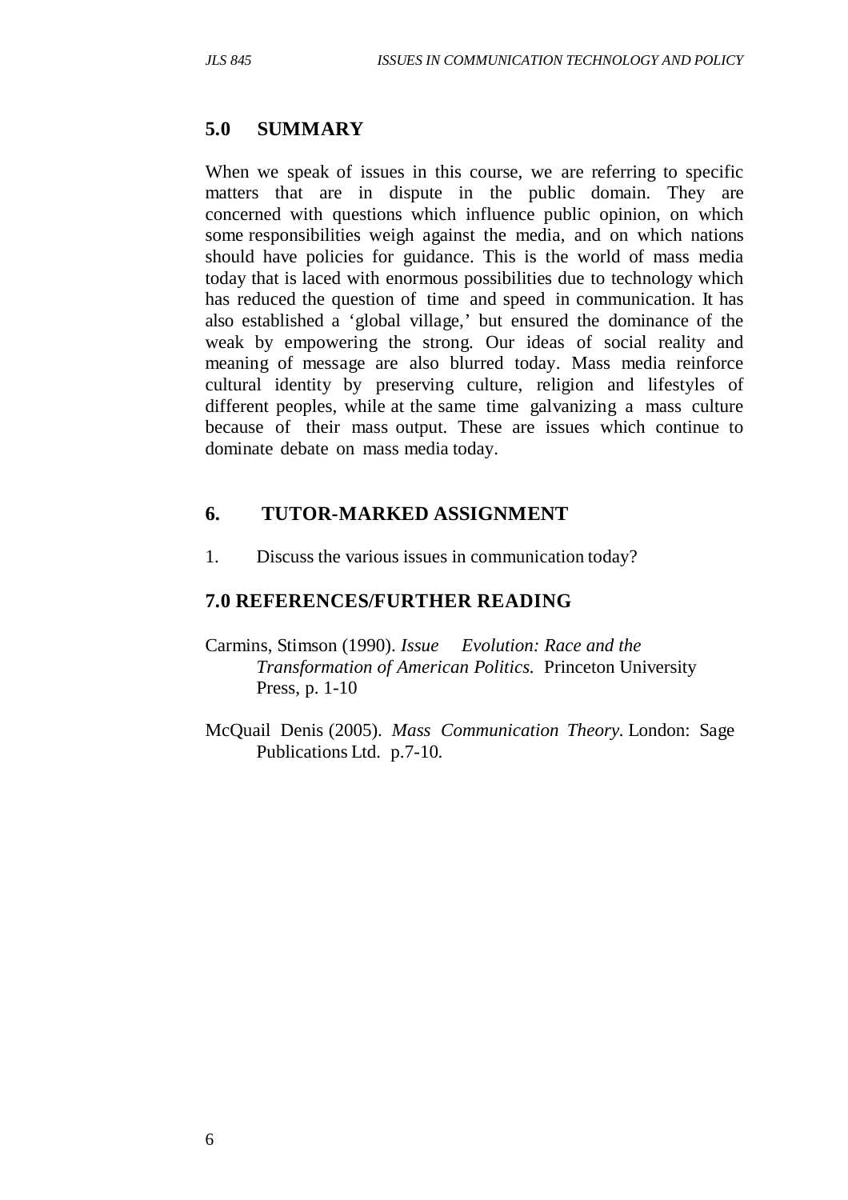## 5.0 SUMMARY

When we speak of issues in this course, we are referring to specific matters that are in dispute in the public domain. They are concerned with questions which influence public opinion, on which some responsibilities weigh against the media, and on which nations should have policies for guidance. This is the world of mass media today that is laced with enormous possibilities due to technology which has reduced the question of time and speed in communication. It has also established a 'global village,' but ensured the dominance of the weak by empowering the strong. Our ideas of social reality and meaning of message are also blurred today. Mass media reinforce cultural identity by preserving culture, religion and lifestyles of different peoples, while at the same time galvanizing a mass culture because of their mass output. These are issues which continue to dominate debate on mass media today.

## 6. TUTOR-MARKED ASSIGNMENT

1. Discuss the various issues in communication today?

## 7.0 REFERENCES/FURTHER READING

Carmins, Stimson (1990). *Issue Evolution: Race and the Transformation of American Politics.* Princeton University Press, p. 1-10

McQuail Denis (2005). *Mass Communication Theory.* London: Sage Publications Ltd. p.7-10.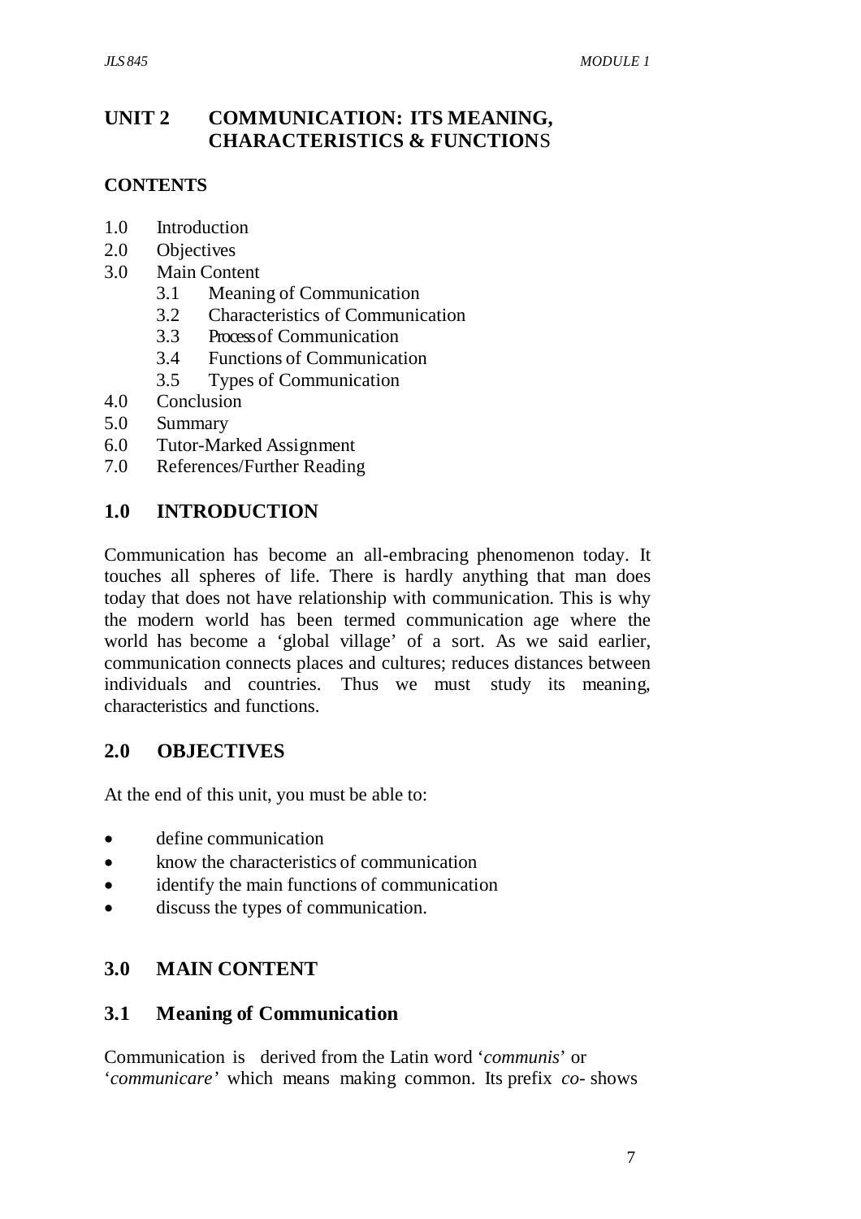# UNIT 2 COMMUNICATION: ITS MEANING, CHARACTERISTICS & FUNCTIONS

## CONTENTS

- 1.0 Introduction
- 2.0 Objectives
- 3.0 Main Content
  - 3.1 Meaning of Communication
  - 3.2 Characteristics of Communication
  - 3.3 Process of Communication
  - 3.4 Functions of Communication
  - 3.5 Types of Communication
- 4.0 Conclusion
- 5.0 Summary
- 6.0 Tutor-Marked Assignment
- 7.0 References/Further Reading

## 1.0 INTRODUCTION

Communication has become an all-embracing phenomenon today. It touches all spheres of life. There is hardly anything that man does today that does not have relationship with communication. This is why the modern world has been termed communication age where the world has become a 'global village' of a sort. As we said earlier, communication connects places and cultures; reduces distances between individuals and countries. Thus we must study its meaning, characteristics and functions.

## 2.0 OBJECTIVES

At the end of this unit, you must be able to:

- define communication
- know the characteristics of communication
- identify the main functions of communication
- discuss the types of communication.

## 3.0 MAIN CONTENT

### 3.1 Meaning of Communication

Communication is derived from the Latin word '*communis*' or '*communicare*' which means making common. Its prefix *co-* shows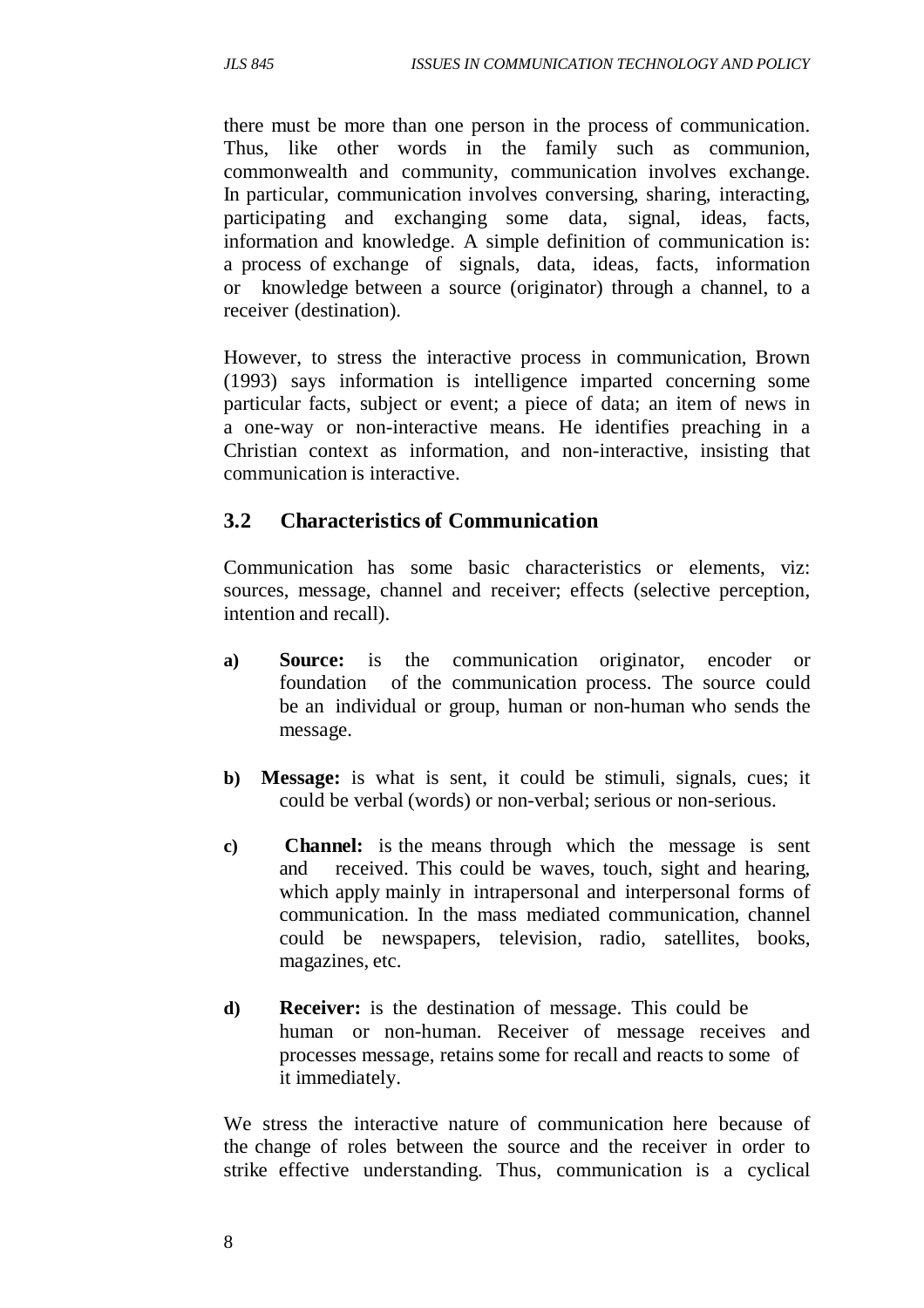there must be more than one person in the process of communication. Thus, like other words in the family such as communion, commonwealth and community, communication involves exchange. In particular, communication involves conversing, sharing, interacting, participating and exchanging some data, signal, ideas, facts, information and knowledge. A simple definition of communication is: a process of exchange of signals, data, ideas, facts, information or knowledge between a source (originator) through a channel, to a receiver (destination).

However, to stress the interactive process in communication, Brown (1993) says information is intelligence imparted concerning some particular facts, subject or event; a piece of data; an item of news in a one-way or non-interactive means. He identifies preaching in a Christian context as information, and non-interactive, insisting that communication is interactive.

## 3.2 Characteristics of Communication

Communication has some basic characteristics or elements, viz: sources, message, channel and receiver; effects (selective perception, intention and recall).

**a) Source:** is the communication originator, encoder or foundation of the communication process. The source could be an individual or group, human or non-human who sends the message.

**b) Message:** is what is sent, it could be stimuli, signals, cues; it could be verbal (words) or non-verbal; serious or non-serious.

**c) Channel:** is the means through which the message is sent and received. This could be waves, touch, sight and hearing, which apply mainly in intrapersonal and interpersonal forms of communication. In the mass mediated communication, channel could be newspapers, television, radio, satellites, books, magazines, etc.

**d) Receiver:** is the destination of message. This could be human or non-human. Receiver of message receives and processes message, retains some for recall and reacts to some of it immediately.

We stress the interactive nature of communication here because of the change of roles between the source and the receiver in order to strike effective understanding. Thus, communication is a cyclical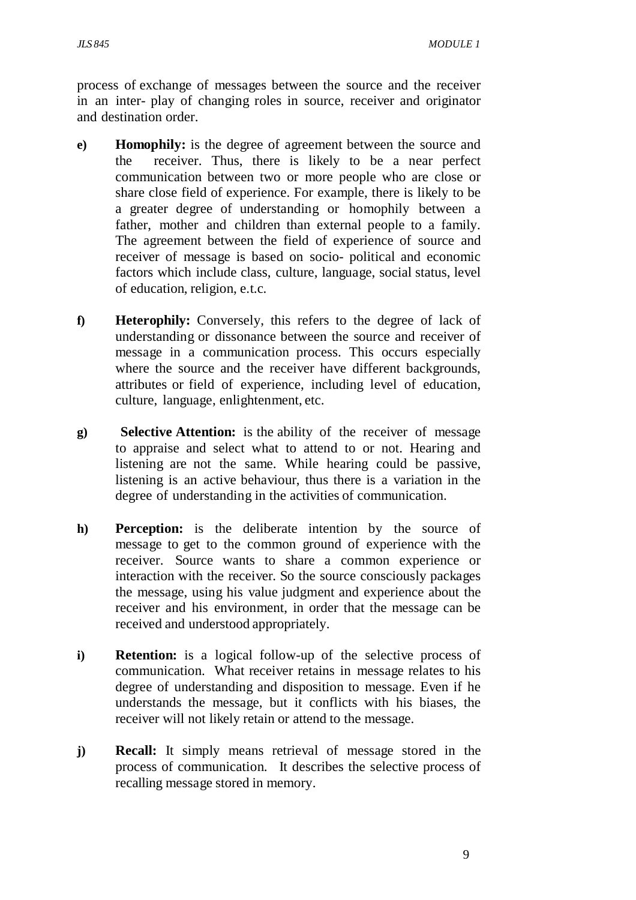process of exchange of messages between the source and the receiver in an inter- play of changing roles in source, receiver and originator and destination order.

e) **Homophily:** is the degree of agreement between the source and the receiver. Thus, there is likely to be a near perfect communication between two or more people who are close or share close field of experience. For example, there is likely to be a greater degree of understanding or homophily between a father, mother and children than external people to a family. The agreement between the field of experience of source and receiver of message is based on socio- political and economic factors which include class, culture, language, social status, level of education, religion, e.t.c.

f) **Heterophily:** Conversely, this refers to the degree of lack of understanding or dissonance between the source and receiver of message in a communication process. This occurs especially where the source and the receiver have different backgrounds, attributes or field of experience, including level of education, culture, language, enlightenment, etc.

g) **Selective Attention:** is the ability of the receiver of message to appraise and select what to attend to or not. Hearing and listening are not the same. While hearing could be passive, listening is an active behaviour, thus there is a variation in the degree of understanding in the activities of communication.

h) **Perception:** is the deliberate intention by the source of message to get to the common ground of experience with the receiver. Source wants to share a common experience or interaction with the receiver. So the source consciously packages the message, using his value judgment and experience about the receiver and his environment, in order that the message can be received and understood appropriately.

i) **Retention:** is a logical follow-up of the selective process of communication. What receiver retains in message relates to his degree of understanding and disposition to message. Even if he understands the message, but it conflicts with his biases, the receiver will not likely retain or attend to the message.

j) **Recall:** It simply means retrieval of message stored in the process of communication. It describes the selective process of recalling message stored in memory.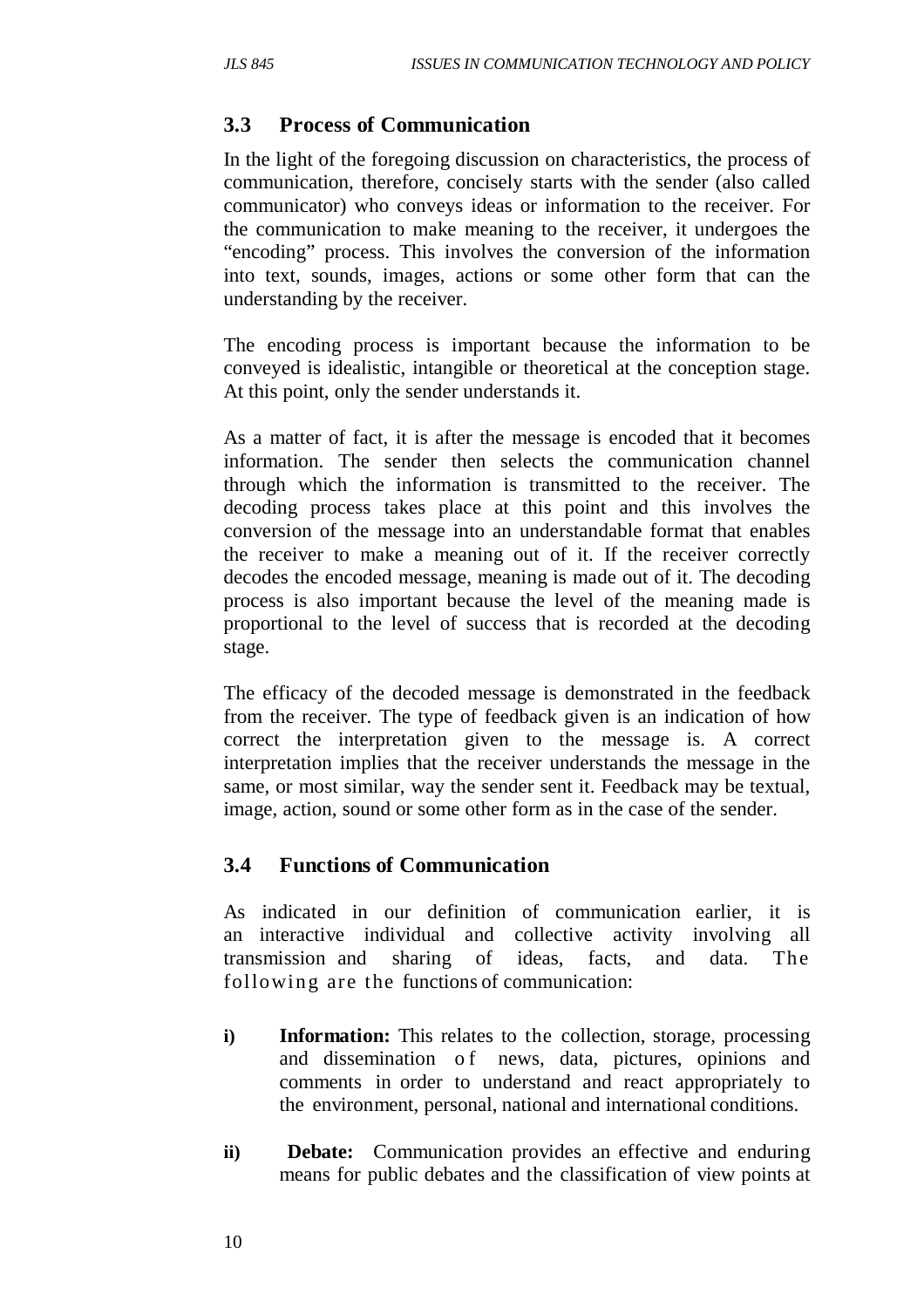### 3.3 Process of Communication

In the light of the foregoing discussion on characteristics, the process of communication, therefore, concisely starts with the sender (also called communicator) who conveys ideas or information to the receiver. For the communication to make meaning to the receiver, it undergoes the "encoding" process. This involves the conversion of the information into text, sounds, images, actions or some other form that can the understanding by the receiver.

The encoding process is important because the information to be conveyed is idealistic, intangible or theoretical at the conception stage. At this point, only the sender understands it.

As a matter of fact, it is after the message is encoded that it becomes information. The sender then selects the communication channel through which the information is transmitted to the receiver. The decoding process takes place at this point and this involves the conversion of the message into an understandable format that enables the receiver to make a meaning out of it. If the receiver correctly decodes the encoded message, meaning is made out of it. The decoding process is also important because the level of the meaning made is proportional to the level of success that is recorded at the decoding stage.

The efficacy of the decoded message is demonstrated in the feedback from the receiver. The type of feedback given is an indication of how correct the interpretation given to the message is. A correct interpretation implies that the receiver understands the message in the same, or most similar, way the sender sent it. Feedback may be textual, image, action, sound or some other form as in the case of the sender.

### 3.4 Functions of Communication

As indicated in our definition of communication earlier, it is an interactive individual and collective activity involving all transmission and sharing of ideas, facts, and data. The following are the functions of communication:

i) **Information:** This relates to the collection, storage, processing and dissemination of news, data, pictures, opinions and comments in order to understand and react appropriately to the environment, personal, national and international conditions.

ii) **Debate:** Communication provides an effective and enduring means for public debates and the classification of view points at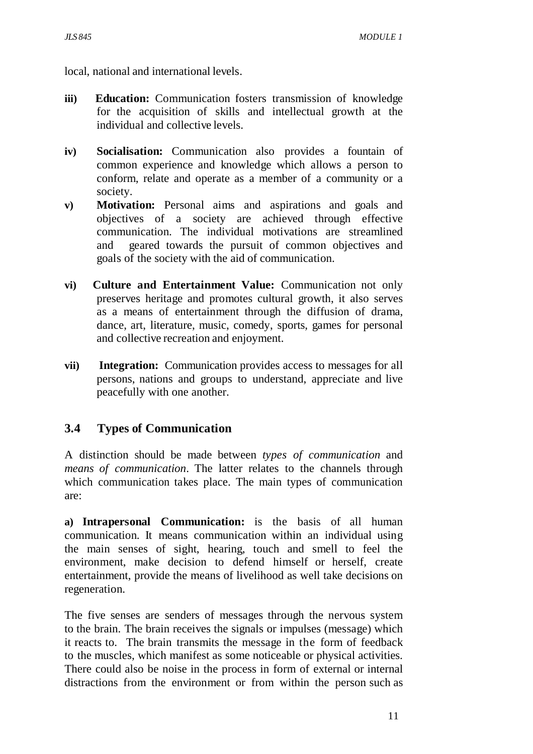local, national and international levels.

**iii) Education:** Communication fosters transmission of knowledge for the acquisition of skills and intellectual growth at the individual and collective levels.

**iv) Socialisation:** Communication also provides a fountain of common experience and knowledge which allows a person to conform, relate and operate as a member of a community or a society.

**v) Motivation:** Personal aims and aspirations and goals and objectives of a society are achieved through effective communication. The individual motivations are streamlined and geared towards the pursuit of common objectives and goals of the society with the aid of communication.

**vi) Culture and Entertainment Value:** Communication not only preserves heritage and promotes cultural growth, it also serves as a means of entertainment through the diffusion of drama, dance, art, literature, music, comedy, sports, games for personal and collective recreation and enjoyment.

**vii) Integration:** Communication provides access to messages for all persons, nations and groups to understand, appreciate and live peacefully with one another.

## 3.4 Types of Communication

A distinction should be made between *types of communication* and *means of communication*. The latter relates to the channels through which communication takes place. The main types of communication are:

**a) Intrapersonal Communication:** is the basis of all human communication. It means communication within an individual using the main senses of sight, hearing, touch and smell to feel the environment, make decision to defend himself or herself, create entertainment, provide the means of livelihood as well take decisions on regeneration.

The five senses are senders of messages through the nervous system to the brain. The brain receives the signals or impulses (message) which it reacts to. The brain transmits the message in the form of feedback to the muscles, which manifest as some noticeable or physical activities. There could also be noise in the process in form of external or internal distractions from the environment or from within the person such as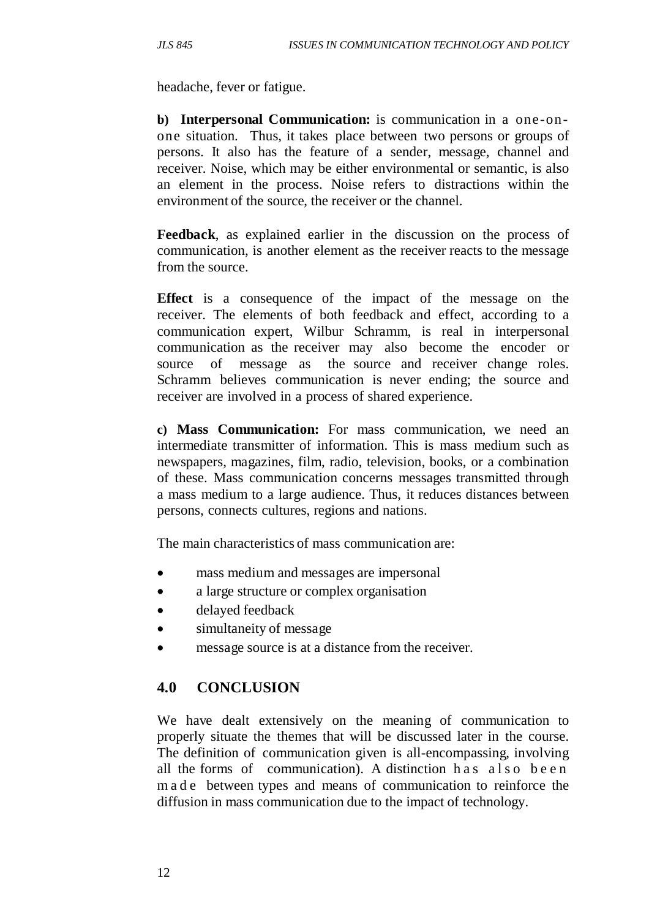headache, fever or fatigue.

**b) Interpersonal Communication:** is communication in a one-on-one situation. Thus, it takes place between two persons or groups of persons. It also has the feature of a sender, message, channel and receiver. Noise, which may be either environmental or semantic, is also an element in the process. Noise refers to distractions within the environment of the source, the receiver or the channel.

**Feedback**, as explained earlier in the discussion on the process of communication, is another element as the receiver reacts to the message from the source.

**Effect** is a consequence of the impact of the message on the receiver. The elements of both feedback and effect, according to a communication expert, Wilbur Schramm, is real in interpersonal communication as the receiver may also become the encoder or source of message as the source and receiver change roles. Schramm believes communication is never ending; the source and receiver are involved in a process of shared experience.

**c) Mass Communication:** For mass communication, we need an intermediate transmitter of information. This is mass medium such as newspapers, magazines, film, radio, television, books, or a combination of these. Mass communication concerns messages transmitted through a mass medium to a large audience. Thus, it reduces distances between persons, connects cultures, regions and nations.

The main characteristics of mass communication are:

- mass medium and messages are impersonal
- a large structure or complex organisation
- delayed feedback
- simultaneity of message
- message source is at a distance from the receiver.

## 4.0 CONCLUSION

We have dealt extensively on the meaning of communication to properly situate the themes that will be discussed later in the course. The definition of communication given is all-encompassing, involving all the forms of communication). A distinction has also been made between types and means of communication to reinforce the diffusion in mass communication due to the impact of technology.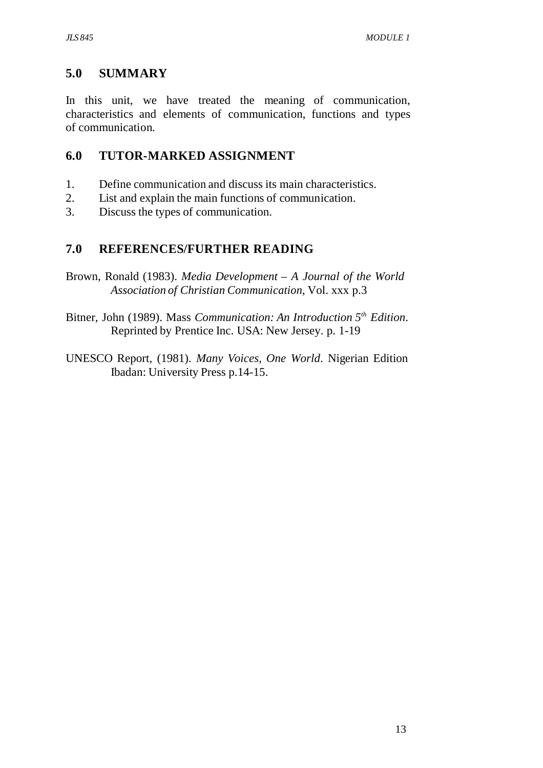## 5.0 SUMMARY

In this unit, we have treated the meaning of communication, characteristics and elements of communication, functions and types of communication.

## 6.0 TUTOR-MARKED ASSIGNMENT

1. Define communication and discuss its main characteristics.
2. List and explain the main functions of communication.
3. Discuss the types of communication.

## 7.0 REFERENCES/FURTHER READING

Brown, Ronald (1983). *Media Development – A Journal of the World Association of Christian Communication*, Vol. xxx p.3

Bitner, John (1989). Mass *Communication: An Introduction 5th Edition*. Reprinted by Prentice Inc. USA: New Jersey. p. 1-19

UNESCO Report, (1981). *Many Voices, One World*. Nigerian Edition Ibadan: University Press p.14-15.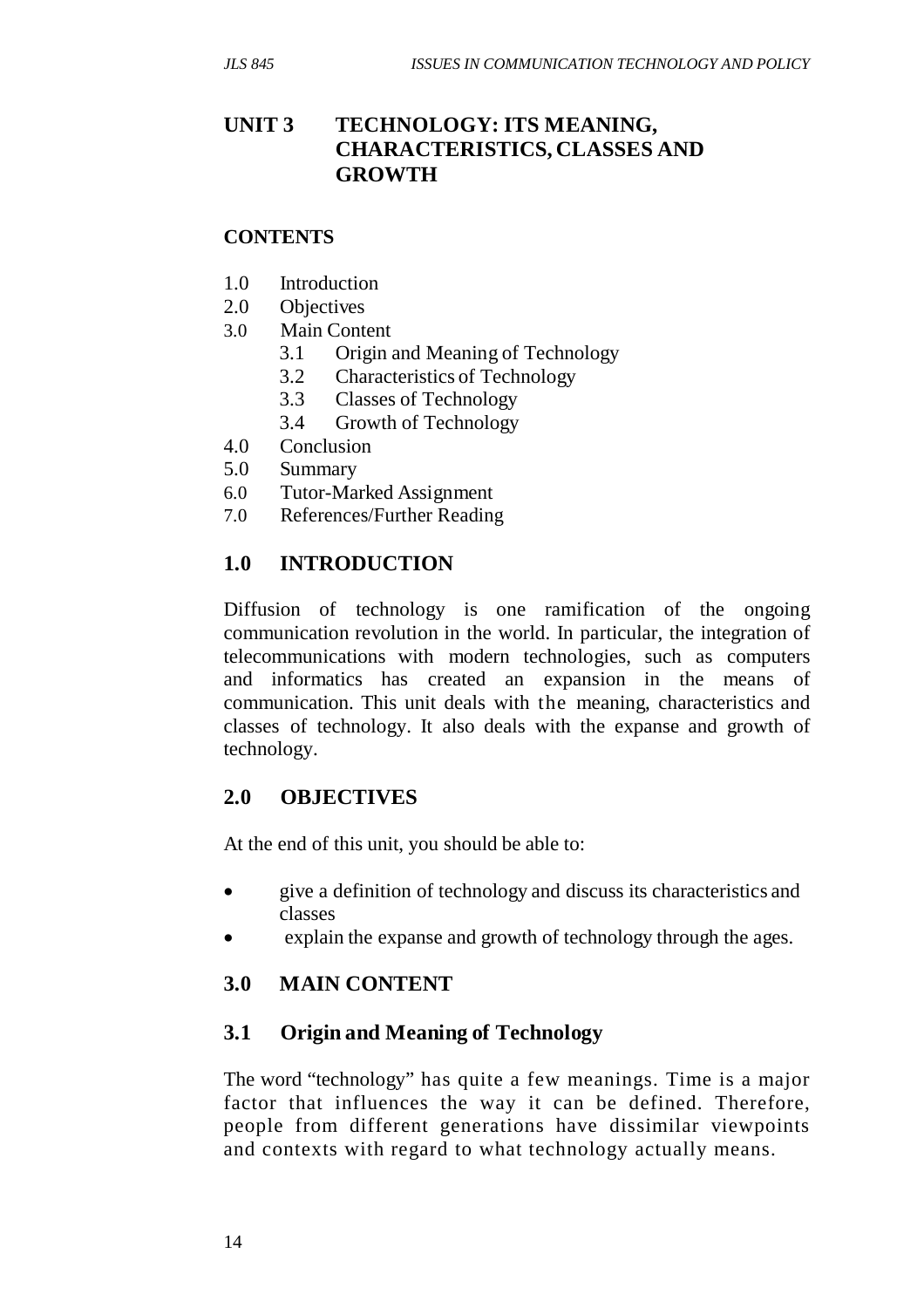# UNIT 3 TECHNOLOGY: ITS MEANING, CHARACTERISTICS, CLASSES AND GROWTH

**CONTENTS**

1.0 Introduction
2.0 Objectives
3.0 Main Content
   3.1 Origin and Meaning of Technology
   3.2 Characteristics of Technology
   3.3 Classes of Technology
   3.4 Growth of Technology
4.0 Conclusion
5.0 Summary
6.0 Tutor-Marked Assignment
7.0 References/Further Reading

## 1.0 INTRODUCTION

Diffusion of technology is one ramification of the ongoing communication revolution in the world. In particular, the integration of telecommunications with modern technologies, such as computers and informatics has created an expansion in the means of communication. This unit deals with the meaning, characteristics and classes of technology. It also deals with the expanse and growth of technology.

## 2.0 OBJECTIVES

At the end of this unit, you should be able to:

- give a definition of technology and discuss its characteristics and classes
- explain the expanse and growth of technology through the ages.

## 3.0 MAIN CONTENT

### 3.1 Origin and Meaning of Technology

The word "technology" has quite a few meanings. Time is a major factor that influences the way it can be defined. Therefore, people from different generations have dissimilar viewpoints and contexts with regard to what technology actually means.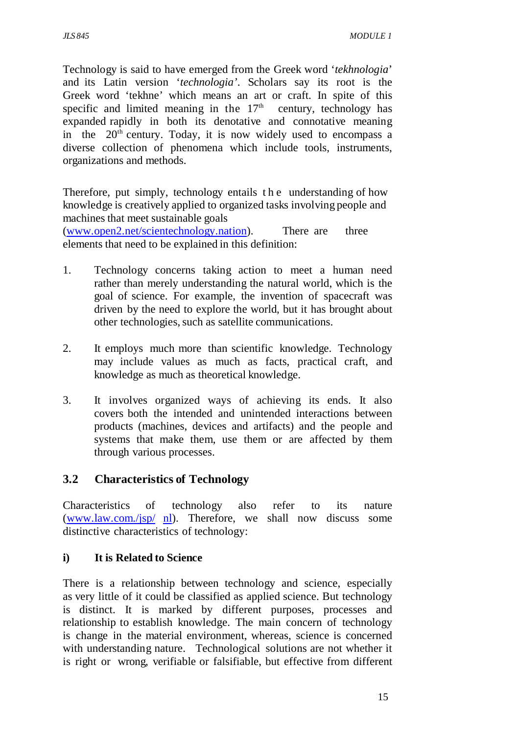Technology is said to have emerged from the Greek word '*tekhnologia*' and its Latin version '*technologia'*. Scholars say its root is the Greek word 'tekhne' which means an art or craft. In spite of this specific and limited meaning in the 17th century, technology has expanded rapidly in both its denotative and connotative meaning in the 20th century. Today, it is now widely used to encompass a diverse collection of phenomena which include tools, instruments, organizations and methods.

Therefore, put simply, technology entails the understanding of how knowledge is creatively applied to organized tasks involving people and machines that meet sustainable goals (www.open2.net/scientechnology.nation). There are three elements that need to be explained in this definition:

1. Technology concerns taking action to meet a human need rather than merely understanding the natural world, which is the goal of science. For example, the invention of spacecraft was driven by the need to explore the world, but it has brought about other technologies, such as satellite communications.

2. It employs much more than scientific knowledge. Technology may include values as much as facts, practical craft, and knowledge as much as theoretical knowledge.

3. It involves organized ways of achieving its ends. It also covers both the intended and unintended interactions between products (machines, devices and artifacts) and the people and systems that make them, use them or are affected by them through various processes.

## 3.2 Characteristics of Technology

Characteristics of technology also refer to its nature (www.law.com./jsp/ nl). Therefore, we shall now discuss some distinctive characteristics of technology:

### i) It is Related to Science

There is a relationship between technology and science, especially as very little of it could be classified as applied science. But technology is distinct. It is marked by different purposes, processes and relationship to establish knowledge. The main concern of technology is change in the material environment, whereas, science is concerned with understanding nature. Technological solutions are not whether it is right or wrong, verifiable or falsifiable, but effective from different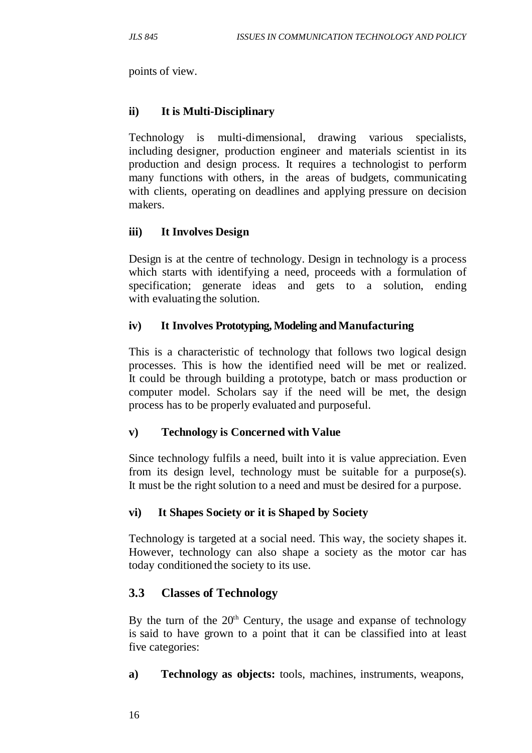points of view.

**ii) It is Multi-Disciplinary**

Technology is multi-dimensional, drawing various specialists, including designer, production engineer and materials scientist in its production and design process. It requires a technologist to perform many functions with others, in the areas of budgets, communicating with clients, operating on deadlines and applying pressure on decision makers.

**iii) It Involves Design**

Design is at the centre of technology. Design in technology is a process which starts with identifying a need, proceeds with a formulation of specification; generate ideas and gets to a solution, ending with evaluating the solution.

**iv) It Involves Prototyping, Modeling and Manufacturing**

This is a characteristic of technology that follows two logical design processes. This is how the identified need will be met or realized. It could be through building a prototype, batch or mass production or computer model. Scholars say if the need will be met, the design process has to be properly evaluated and purposeful.

**v) Technology is Concerned with Value**

Since technology fulfils a need, built into it is value appreciation. Even from its design level, technology must be suitable for a purpose(s). It must be the right solution to a need and must be desired for a purpose.

**vi) It Shapes Society or it is Shaped by Society**

Technology is targeted at a social need. This way, the society shapes it. However, technology can also shape a society as the motor car has today conditioned the society to its use.

## 3.3 Classes of Technology

By the turn of the 20th Century, the usage and expanse of technology is said to have grown to a point that it can be classified into at least five categories:

**a) Technology as objects:** tools, machines, instruments, weapons,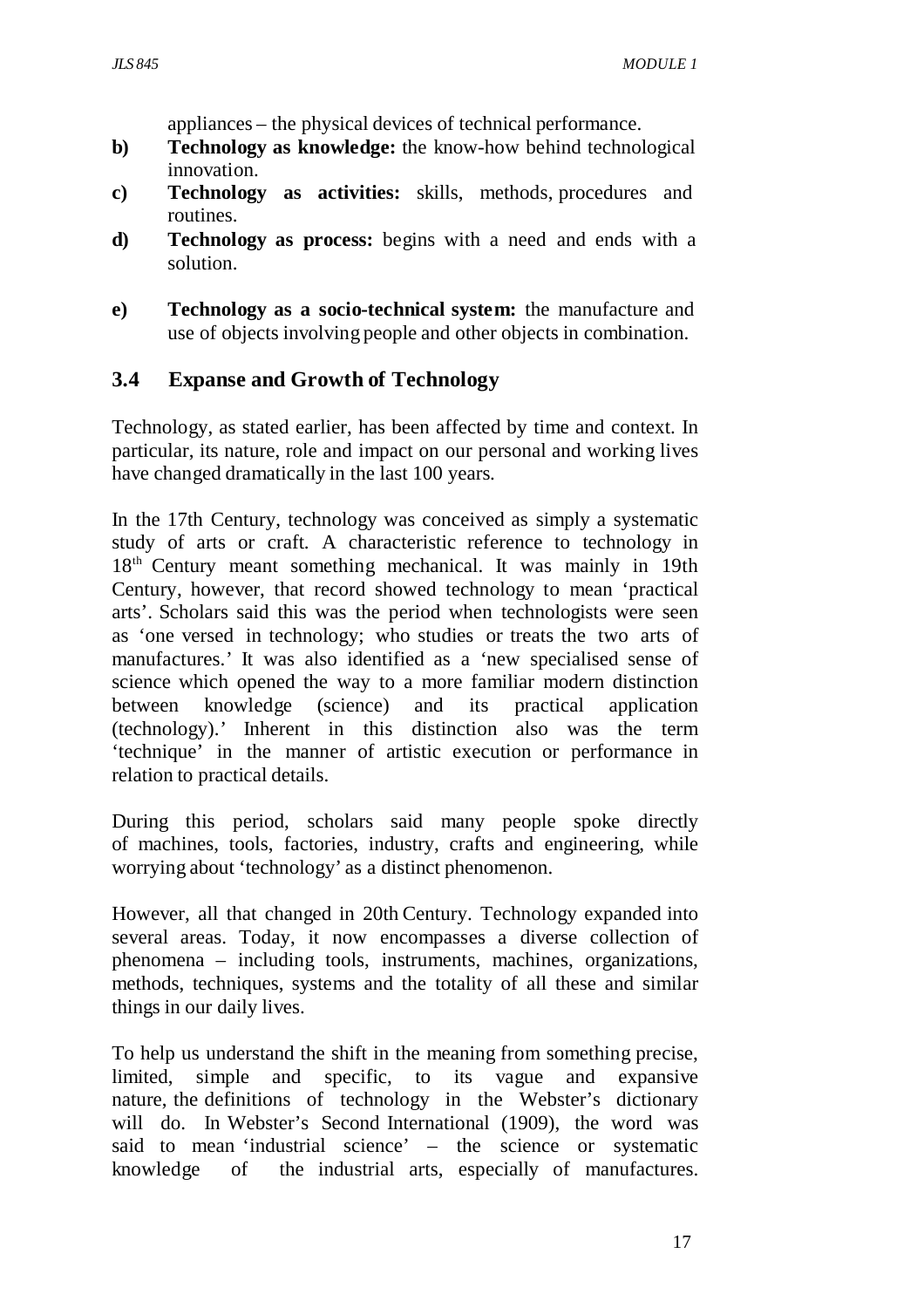appliances – the physical devices of technical performance.

- **b) Technology as knowledge:** the know-how behind technological innovation.
- **c) Technology as activities:** skills, methods, procedures and routines.
- **d) Technology as process:** begins with a need and ends with a solution.
- **e) Technology as a socio-technical system:** the manufacture and use of objects involving people and other objects in combination.

## 3.4 Expanse and Growth of Technology

Technology, as stated earlier, has been affected by time and context. In particular, its nature, role and impact on our personal and working lives have changed dramatically in the last 100 years.

In the 17th Century, technology was conceived as simply a systematic study of arts or craft. A characteristic reference to technology in 18th Century meant something mechanical. It was mainly in 19th Century, however, that record showed technology to mean 'practical arts'. Scholars said this was the period when technologists were seen as 'one versed in technology; who studies or treats the two arts of manufactures.' It was also identified as a 'new specialised sense of science which opened the way to a more familiar modern distinction between knowledge (science) and its practical application (technology).' Inherent in this distinction also was the term 'technique' in the manner of artistic execution or performance in relation to practical details.

During this period, scholars said many people spoke directly of machines, tools, factories, industry, crafts and engineering, while worrying about 'technology' as a distinct phenomenon.

However, all that changed in 20th Century. Technology expanded into several areas. Today, it now encompasses a diverse collection of phenomena – including tools, instruments, machines, organizations, methods, techniques, systems and the totality of all these and similar things in our daily lives.

To help us understand the shift in the meaning from something precise, limited, simple and specific, to its vague and expansive nature, the definitions of technology in the Webster's dictionary will do. In Webster's Second International (1909), the word was said to mean 'industrial science' – the science or systematic knowledge of the industrial arts, especially of manufactures.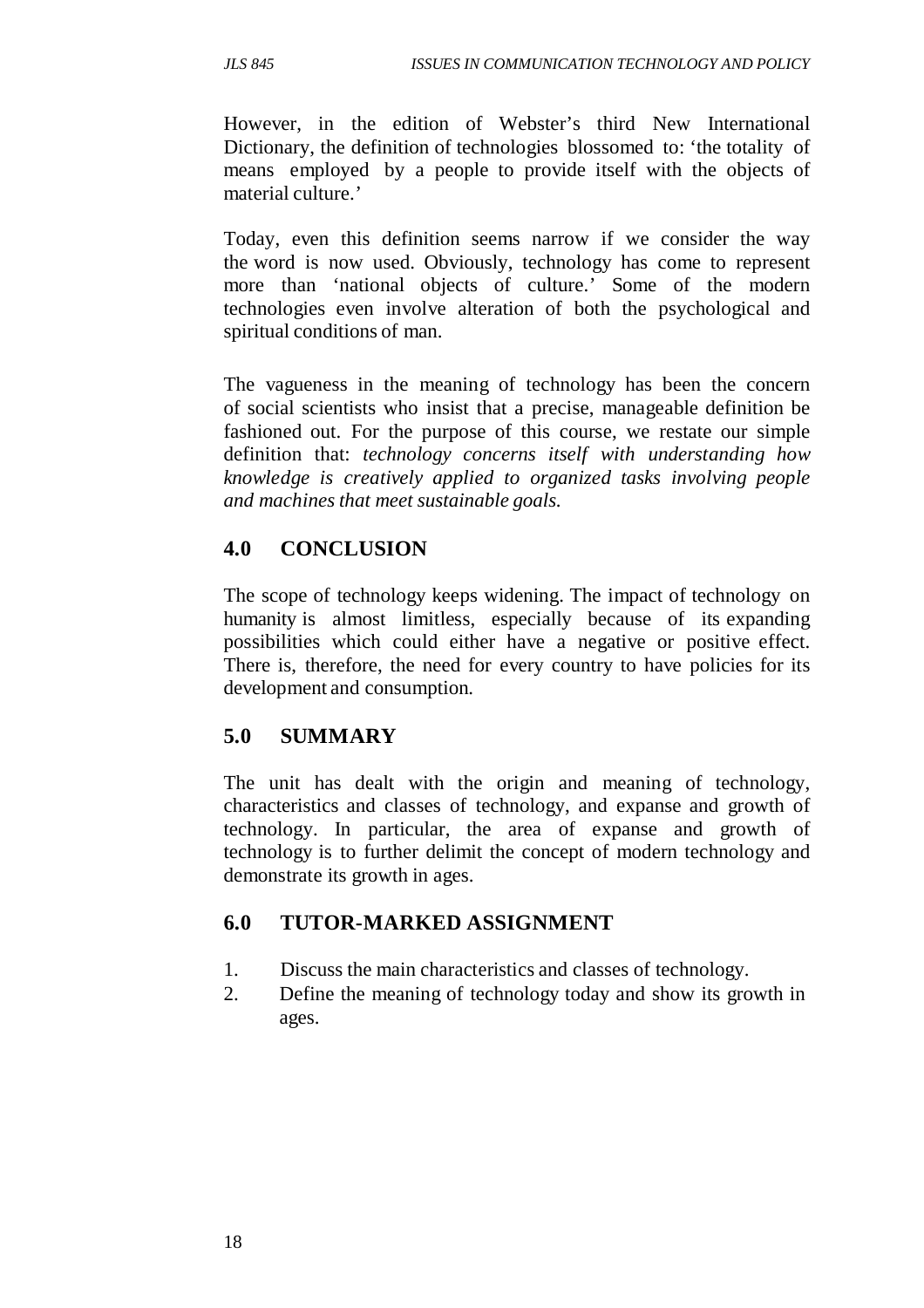However, in the edition of Webster's third New International Dictionary, the definition of technologies blossomed to: 'the totality of means employed by a people to provide itself with the objects of material culture.'

Today, even this definition seems narrow if we consider the way the word is now used. Obviously, technology has come to represent more than 'national objects of culture.' Some of the modern technologies even involve alteration of both the psychological and spiritual conditions of man.

The vagueness in the meaning of technology has been the concern of social scientists who insist that a precise, manageable definition be fashioned out. For the purpose of this course, we restate our simple definition that: *technology concerns itself with understanding how knowledge is creatively applied to organized tasks involving people and machines that meet sustainable goals.*

## 4.0 CONCLUSION

The scope of technology keeps widening. The impact of technology on humanity is almost limitless, especially because of its expanding possibilities which could either have a negative or positive effect. There is, therefore, the need for every country to have policies for its development and consumption.

## 5.0 SUMMARY

The unit has dealt with the origin and meaning of technology, characteristics and classes of technology, and expanse and growth of technology. In particular, the area of expanse and growth of technology is to further delimit the concept of modern technology and demonstrate its growth in ages.

## 6.0 TUTOR-MARKED ASSIGNMENT

1. Discuss the main characteristics and classes of technology.
2. Define the meaning of technology today and show its growth in ages.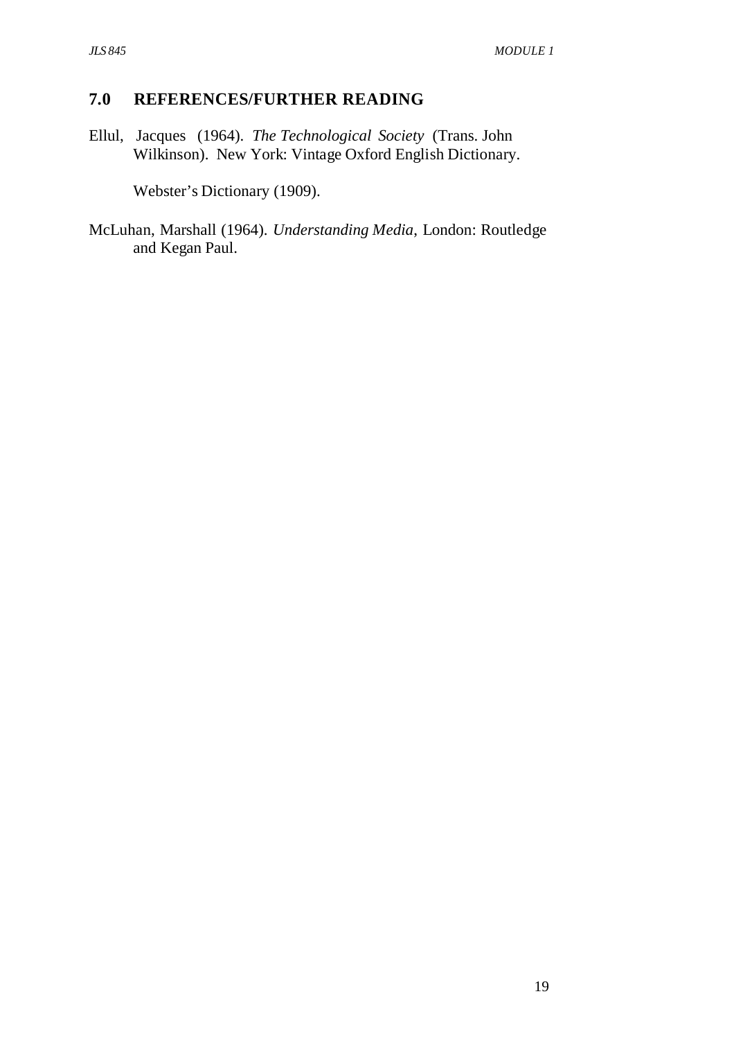## 7.0 REFERENCES/FURTHER READING

Ellul, Jacques (1964). *The Technological Society* (Trans. John Wilkinson). New York: Vintage Oxford English Dictionary.

Webster's Dictionary (1909).

McLuhan, Marshall (1964). *Understanding Media,* London: Routledge and Kegan Paul.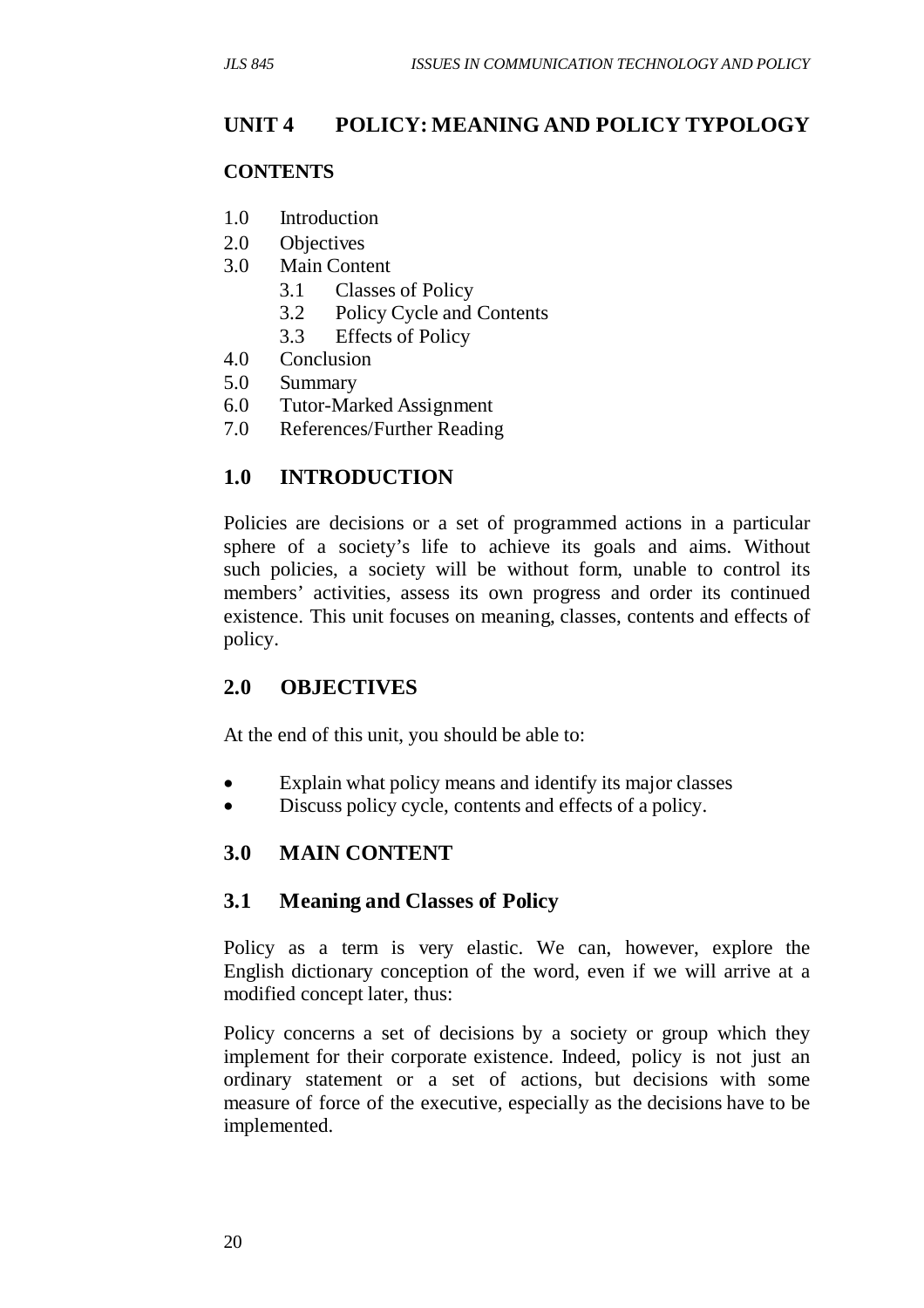## UNIT 4 POLICY: MEANING AND POLICY TYPOLOGY

**CONTENTS**

1.0 Introduction
2.0 Objectives
3.0 Main Content
  3.1 Classes of Policy
  3.2 Policy Cycle and Contents
  3.3 Effects of Policy
4.0 Conclusion
5.0 Summary
6.0 Tutor-Marked Assignment
7.0 References/Further Reading

## 1.0 INTRODUCTION

Policies are decisions or a set of programmed actions in a particular sphere of a society's life to achieve its goals and aims. Without such policies, a society will be without form, unable to control its members' activities, assess its own progress and order its continued existence. This unit focuses on meaning, classes, contents and effects of policy.

## 2.0 OBJECTIVES

At the end of this unit, you should be able to:

- Explain what policy means and identify its major classes
- Discuss policy cycle, contents and effects of a policy.

## 3.0 MAIN CONTENT

### 3.1 Meaning and Classes of Policy

Policy as a term is very elastic. We can, however, explore the English dictionary conception of the word, even if we will arrive at a modified concept later, thus:

Policy concerns a set of decisions by a society or group which they implement for their corporate existence. Indeed, policy is not just an ordinary statement or a set of actions, but decisions with some measure of force of the executive, especially as the decisions have to be implemented.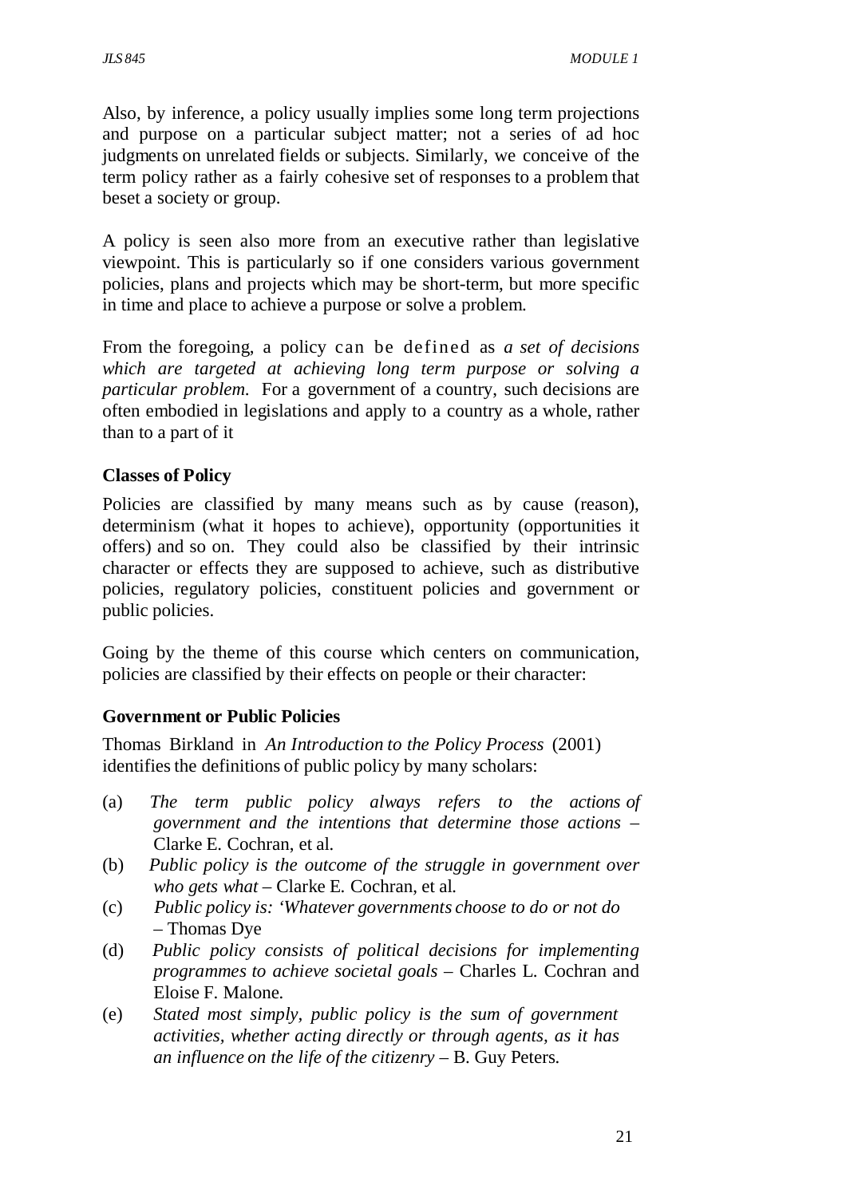Also, by inference, a policy usually implies some long term projections and purpose on a particular subject matter; not a series of ad hoc judgments on unrelated fields or subjects. Similarly, we conceive of the term policy rather as a fairly cohesive set of responses to a problem that beset a society or group.

A policy is seen also more from an executive rather than legislative viewpoint. This is particularly so if one considers various government policies, plans and projects which may be short-term, but more specific in time and place to achieve a purpose or solve a problem.

From the foregoing, a policy can be defined as *a set of decisions which are targeted at achieving long term purpose or solving a particular problem.* For a government of a country, such decisions are often embodied in legislations and apply to a country as a whole, rather than to a part of it

**Classes of Policy**

Policies are classified by many means such as by cause (reason), determinism (what it hopes to achieve), opportunity (opportunities it offers) and so on. They could also be classified by their intrinsic character or effects they are supposed to achieve, such as distributive policies, regulatory policies, constituent policies and government or public policies.

Going by the theme of this course which centers on communication, policies are classified by their effects on people or their character:

**Government or Public Policies**

Thomas Birkland in *An Introduction to the Policy Process* (2001) identifies the definitions of public policy by many scholars:

(a) *The term public policy always refers to the actions of government and the intentions that determine those actions* – Clarke E. Cochran, et al.

(b) *Public policy is the outcome of the struggle in government over who gets what* – Clarke E. Cochran, et al.

(c) *Public policy is: 'Whatever governments choose to do or not do* – Thomas Dye

(d) *Public policy consists of political decisions for implementing programmes to achieve societal goals* – Charles L. Cochran and Eloise F. Malone.

(e) *Stated most simply, public policy is the sum of government activities, whether acting directly or through agents, as it has an influence on the life of the citizenry* – B. Guy Peters.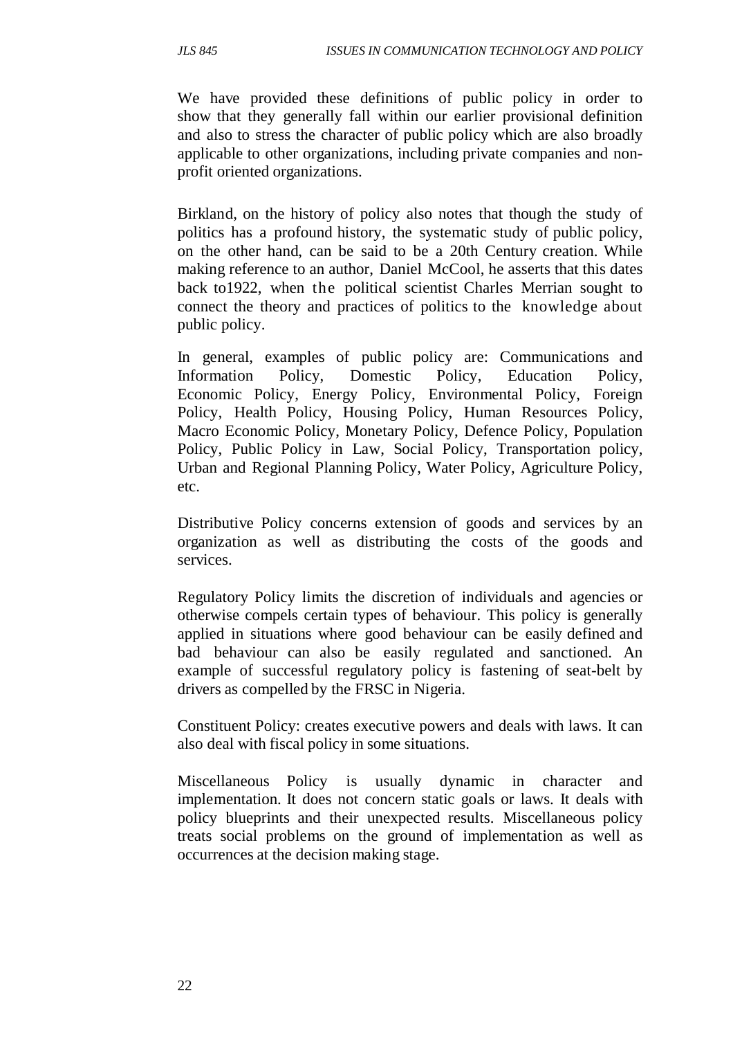We have provided these definitions of public policy in order to show that they generally fall within our earlier provisional definition and also to stress the character of public policy which are also broadly applicable to other organizations, including private companies and non-profit oriented organizations.

Birkland, on the history of policy also notes that though the study of politics has a profound history, the systematic study of public policy, on the other hand, can be said to be a 20th Century creation. While making reference to an author, Daniel McCool, he asserts that this dates back to1922, when the political scientist Charles Merrian sought to connect the theory and practices of politics to the knowledge about public policy.

In general, examples of public policy are: Communications and Information Policy, Domestic Policy, Education Policy, Economic Policy, Energy Policy, Environmental Policy, Foreign Policy, Health Policy, Housing Policy, Human Resources Policy, Macro Economic Policy, Monetary Policy, Defence Policy, Population Policy, Public Policy in Law, Social Policy, Transportation policy, Urban and Regional Planning Policy, Water Policy, Agriculture Policy, etc.

Distributive Policy concerns extension of goods and services by an organization as well as distributing the costs of the goods and services.

Regulatory Policy limits the discretion of individuals and agencies or otherwise compels certain types of behaviour. This policy is generally applied in situations where good behaviour can be easily defined and bad behaviour can also be easily regulated and sanctioned. An example of successful regulatory policy is fastening of seat-belt by drivers as compelled by the FRSC in Nigeria.

Constituent Policy: creates executive powers and deals with laws. It can also deal with fiscal policy in some situations.

Miscellaneous Policy is usually dynamic in character and implementation. It does not concern static goals or laws. It deals with policy blueprints and their unexpected results. Miscellaneous policy treats social problems on the ground of implementation as well as occurrences at the decision making stage.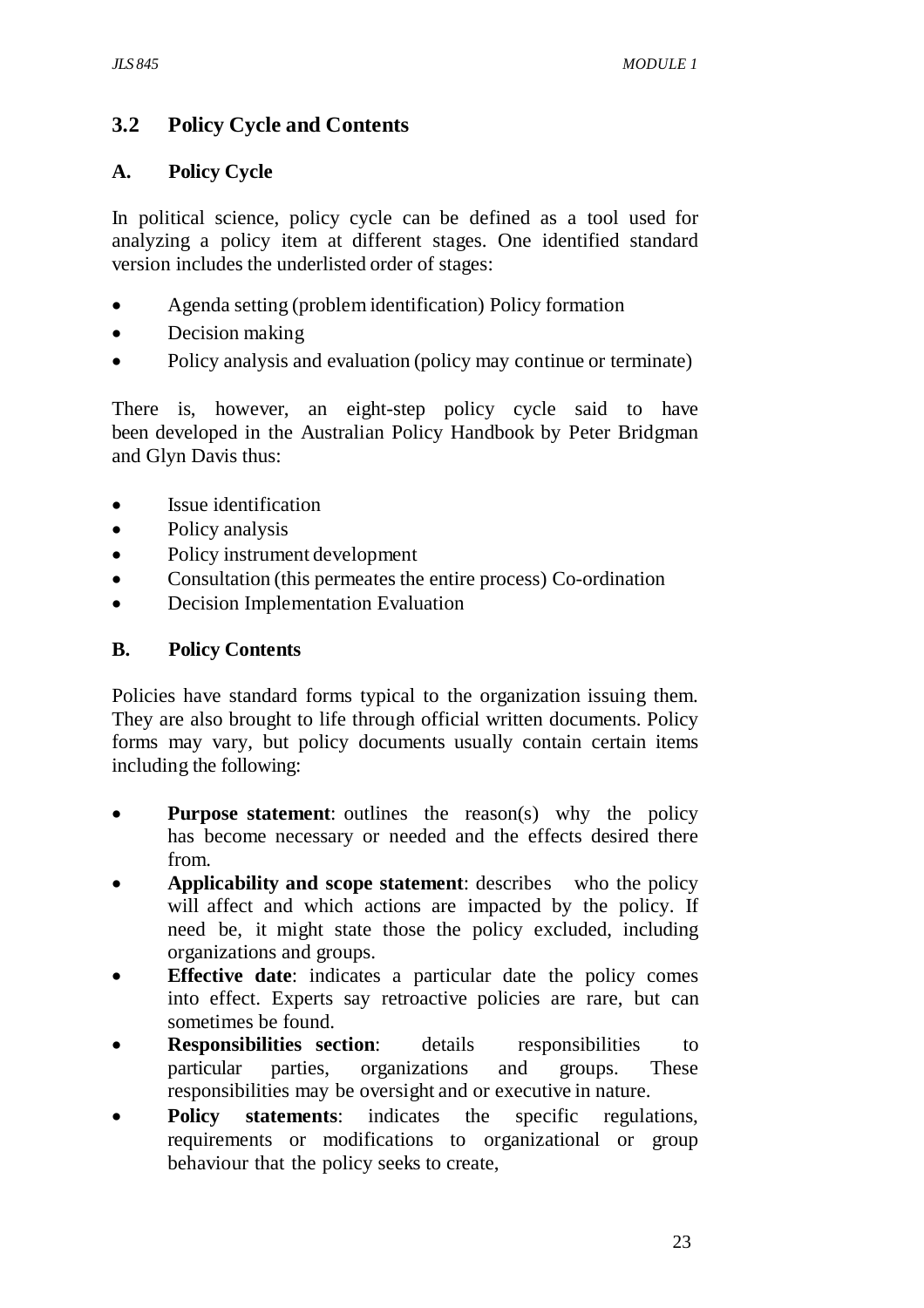## 3.2 Policy Cycle and Contents

### A. Policy Cycle

In political science, policy cycle can be defined as a tool used for analyzing a policy item at different stages. One identified standard version includes the underlisted order of stages:

- Agenda setting (problem identification) Policy formation
- Decision making
- Policy analysis and evaluation (policy may continue or terminate)

There is, however, an eight-step policy cycle said to have been developed in the Australian Policy Handbook by Peter Bridgman and Glyn Davis thus:

- Issue identification
- Policy analysis
- Policy instrument development
- Consultation (this permeates the entire process) Co-ordination
- Decision Implementation Evaluation

### B. Policy Contents

Policies have standard forms typical to the organization issuing them. They are also brought to life through official written documents. Policy forms may vary, but policy documents usually contain certain items including the following:

- **Purpose statement**: outlines the reason(s) why the policy has become necessary or needed and the effects desired there from.
- **Applicability and scope statement**: describes who the policy will affect and which actions are impacted by the policy. If need be, it might state those the policy excluded, including organizations and groups.
- **Effective date**: indicates a particular date the policy comes into effect. Experts say retroactive policies are rare, but can sometimes be found.
- **Responsibilities section**: details responsibilities to particular parties, organizations and groups. These responsibilities may be oversight and or executive in nature.
- **Policy statements**: indicates the specific regulations, requirements or modifications to organizational or group behaviour that the policy seeks to create,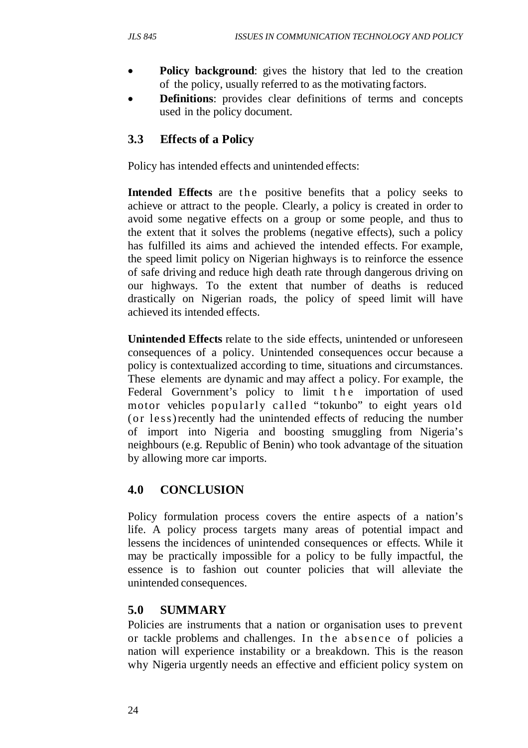- **Policy background**: gives the history that led to the creation of the policy, usually referred to as the motivating factors.
- **Definitions**: provides clear definitions of terms and concepts used in the policy document.

### 3.3 Effects of a Policy

Policy has intended effects and unintended effects:

**Intended Effects** are the positive benefits that a policy seeks to achieve or attract to the people. Clearly, a policy is created in order to avoid some negative effects on a group or some people, and thus to the extent that it solves the problems (negative effects), such a policy has fulfilled its aims and achieved the intended effects. For example, the speed limit policy on Nigerian highways is to reinforce the essence of safe driving and reduce high death rate through dangerous driving on our highways. To the extent that number of deaths is reduced drastically on Nigerian roads, the policy of speed limit will have achieved its intended effects.

**Unintended Effects** relate to the side effects, unintended or unforeseen consequences of a policy. Unintended consequences occur because a policy is contextualized according to time, situations and circumstances. These elements are dynamic and may affect a policy. For example, the Federal Government's policy to limit the importation of used motor vehicles popularly called "tokunbo" to eight years old (or less) recently had the unintended effects of reducing the number of import into Nigeria and boosting smuggling from Nigeria's neighbours (e.g. Republic of Benin) who took advantage of the situation by allowing more car imports.

## 4.0 CONCLUSION

Policy formulation process covers the entire aspects of a nation's life. A policy process targets many areas of potential impact and lessens the incidences of unintended consequences or effects. While it may be practically impossible for a policy to be fully impactful, the essence is to fashion out counter policies that will alleviate the unintended consequences.

## 5.0 SUMMARY

Policies are instruments that a nation or organisation uses to prevent or tackle problems and challenges. In the absence of policies a nation will experience instability or a breakdown. This is the reason why Nigeria urgently needs an effective and efficient policy system on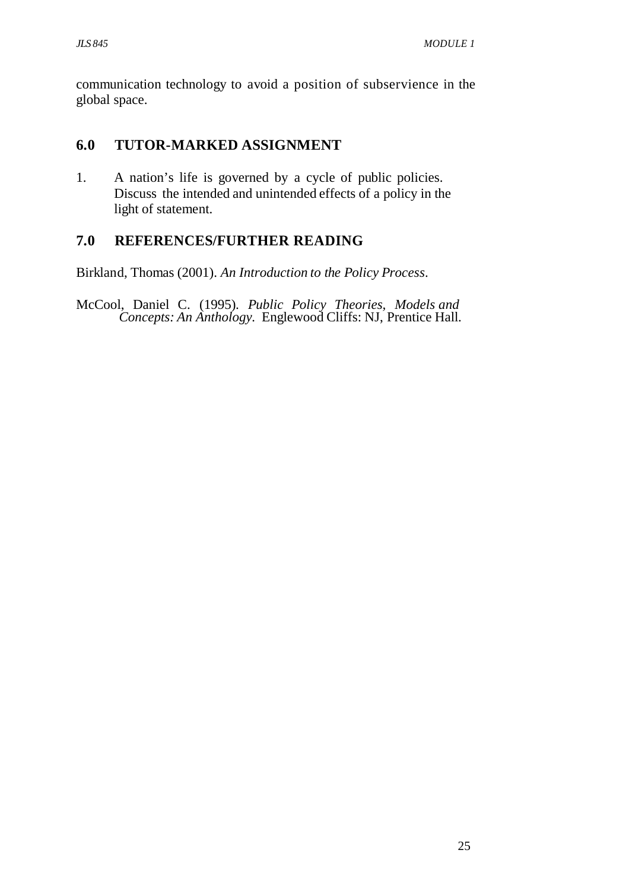communication technology to avoid a position of subservience in the global space.

## 6.0 TUTOR-MARKED ASSIGNMENT

1. A nation's life is governed by a cycle of public policies. Discuss the intended and unintended effects of a policy in the light of statement.

## 7.0 REFERENCES/FURTHER READING

Birkland, Thomas (2001). *An Introduction to the Policy Process*.

McCool, Daniel C. (1995). *Public Policy Theories, Models and Concepts: An Anthology*. Englewood Cliffs: NJ, Prentice Hall.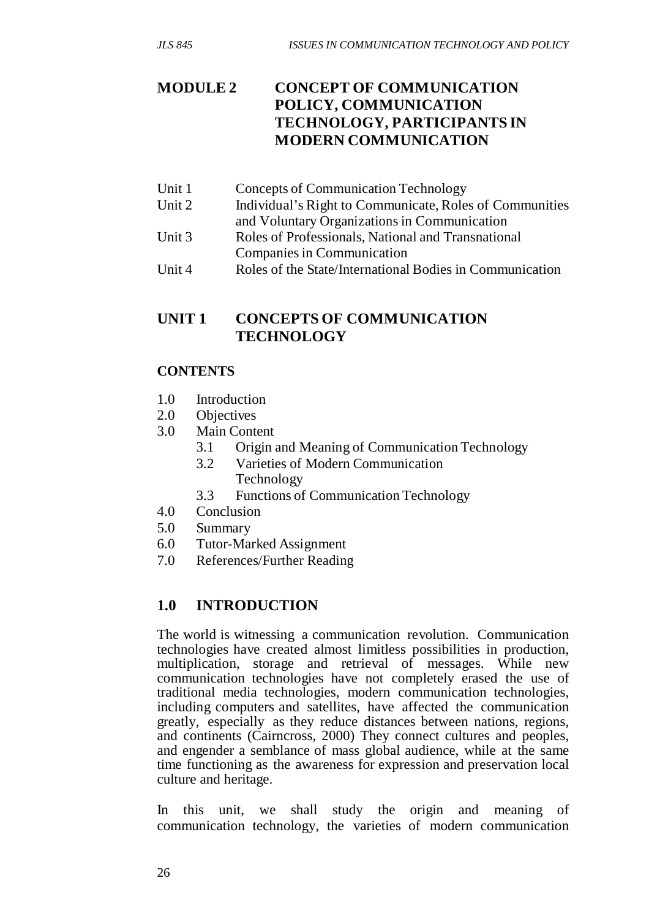# MODULE 2 CONCEPT OF COMMUNICATION POLICY, COMMUNICATION TECHNOLOGY, PARTICIPANTS IN MODERN COMMUNICATION

Unit 1 Concepts of Communication Technology
Unit 2 Individual's Right to Communicate, Roles of Communities and Voluntary Organizations in Communication
Unit 3 Roles of Professionals, National and Transnational Companies in Communication
Unit 4 Roles of the State/International Bodies in Communication

## UNIT 1 CONCEPTS OF COMMUNICATION TECHNOLOGY

### CONTENTS

1.0 Introduction
2.0 Objectives
3.0 Main Content
  3.1 Origin and Meaning of Communication Technology
  3.2 Varieties of Modern Communication Technology
  3.3 Functions of Communication Technology
4.0 Conclusion
5.0 Summary
6.0 Tutor-Marked Assignment
7.0 References/Further Reading

### 1.0 INTRODUCTION

The world is witnessing a communication revolution. Communication technologies have created almost limitless possibilities in production, multiplication, storage and retrieval of messages. While new communication technologies have not completely erased the use of traditional media technologies, modern communication technologies, including computers and satellites, have affected the communication greatly, especially as they reduce distances between nations, regions, and continents (Cairncross, 2000) They connect cultures and peoples, and engender a semblance of mass global audience, while at the same time functioning as the awareness for expression and preservation local culture and heritage.

In this unit, we shall study the origin and meaning of communication technology, the varieties of modern communication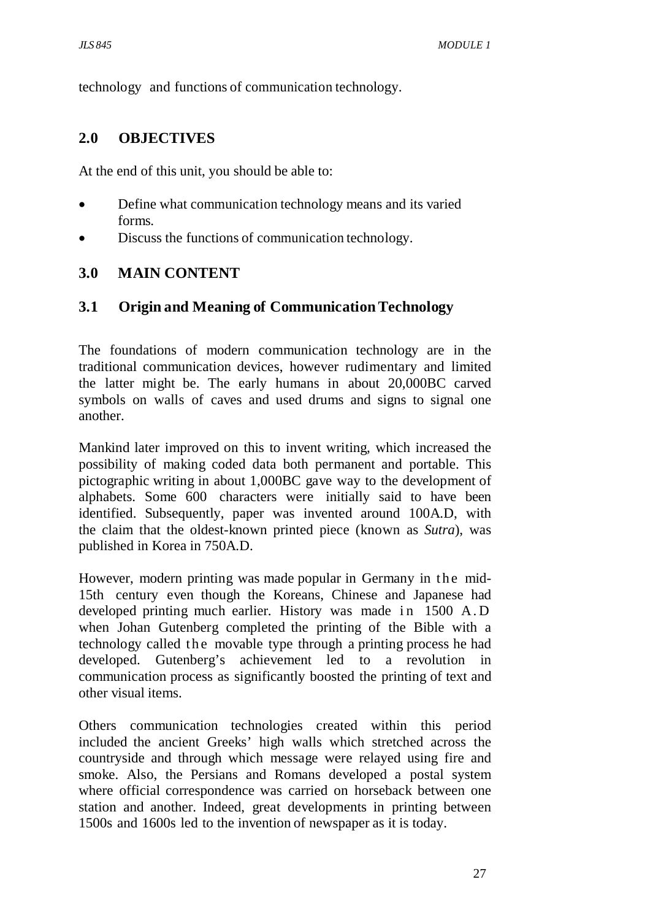technology and functions of communication technology.

## 2.0 OBJECTIVES

At the end of this unit, you should be able to:

- Define what communication technology means and its varied forms.
- Discuss the functions of communication technology.

## 3.0 MAIN CONTENT

### 3.1 Origin and Meaning of Communication Technology

The foundations of modern communication technology are in the traditional communication devices, however rudimentary and limited the latter might be. The early humans in about 20,000BC carved symbols on walls of caves and used drums and signs to signal one another.

Mankind later improved on this to invent writing, which increased the possibility of making coded data both permanent and portable. This pictographic writing in about 1,000BC gave way to the development of alphabets. Some 600 characters were initially said to have been identified. Subsequently, paper was invented around 100A.D, with the claim that the oldest-known printed piece (known as *Sutra*), was published in Korea in 750A.D.

However, modern printing was made popular in Germany in the mid-15th century even though the Koreans, Chinese and Japanese had developed printing much earlier. History was made in 1500 A.D when Johan Gutenberg completed the printing of the Bible with a technology called the movable type through a printing process he had developed. Gutenberg's achievement led to a revolution in communication process as significantly boosted the printing of text and other visual items.

Others communication technologies created within this period included the ancient Greeks' high walls which stretched across the countryside and through which message were relayed using fire and smoke. Also, the Persians and Romans developed a postal system where official correspondence was carried on horseback between one station and another. Indeed, great developments in printing between 1500s and 1600s led to the invention of newspaper as it is today.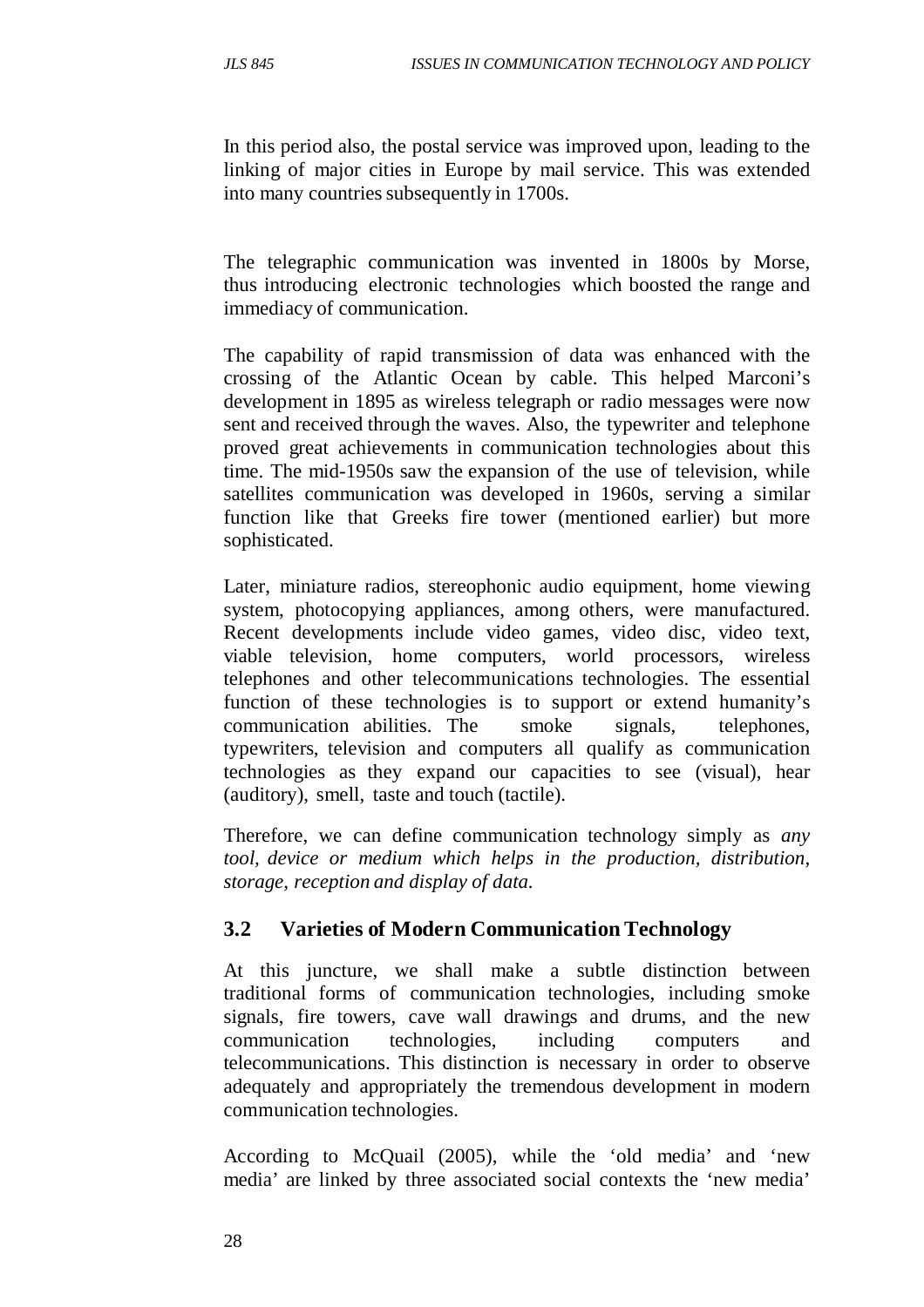In this period also, the postal service was improved upon, leading to the linking of major cities in Europe by mail service. This was extended into many countries subsequently in 1700s.

The telegraphic communication was invented in 1800s by Morse, thus introducing electronic technologies which boosted the range and immediacy of communication.

The capability of rapid transmission of data was enhanced with the crossing of the Atlantic Ocean by cable. This helped Marconi's development in 1895 as wireless telegraph or radio messages were now sent and received through the waves. Also, the typewriter and telephone proved great achievements in communication technologies about this time. The mid-1950s saw the expansion of the use of television, while satellites communication was developed in 1960s, serving a similar function like that Greeks fire tower (mentioned earlier) but more sophisticated.

Later, miniature radios, stereophonic audio equipment, home viewing system, photocopying appliances, among others, were manufactured. Recent developments include video games, video disc, video text, viable television, home computers, world processors, wireless telephones and other telecommunications technologies. The essential function of these technologies is to support or extend humanity's communication abilities. The smoke signals, telephones, typewriters, television and computers all qualify as communication technologies as they expand our capacities to see (visual), hear (auditory), smell, taste and touch (tactile).

Therefore, we can define communication technology simply as *any tool, device or medium which helps in the production, distribution, storage, reception and display of data.*

## 3.2 Varieties of Modern Communication Technology

At this juncture, we shall make a subtle distinction between traditional forms of communication technologies, including smoke signals, fire towers, cave wall drawings and drums, and the new communication technologies, including computers and telecommunications. This distinction is necessary in order to observe adequately and appropriately the tremendous development in modern communication technologies.

According to McQuail (2005), while the 'old media' and 'new media' are linked by three associated social contexts the 'new media'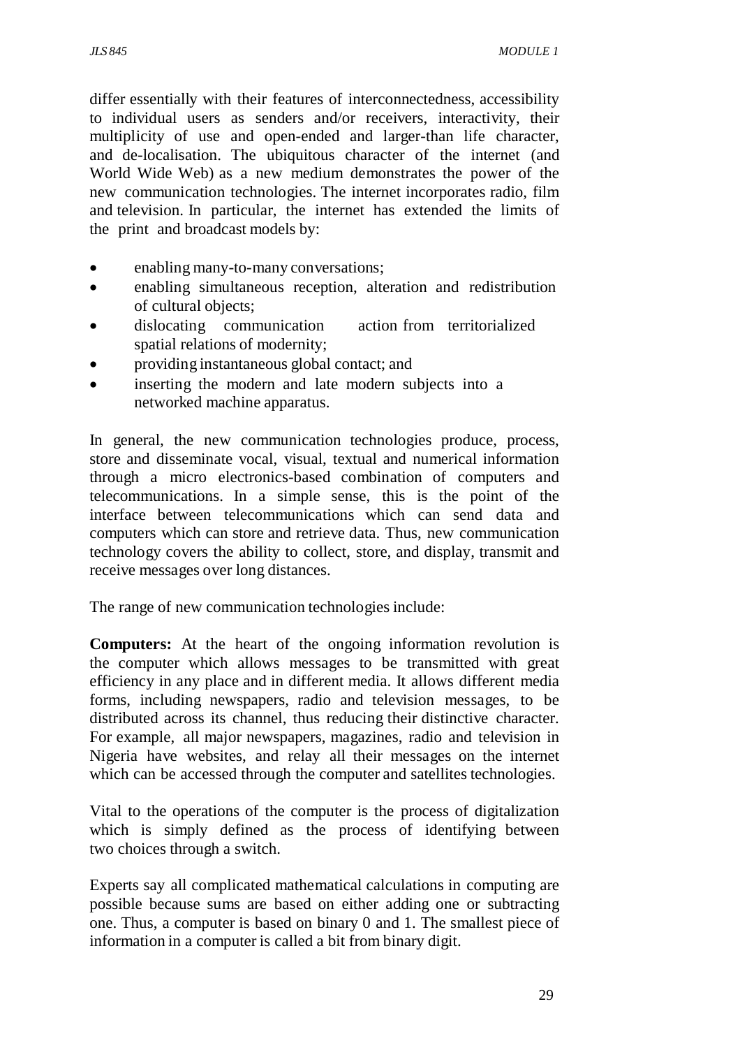differ essentially with their features of interconnectedness, accessibility to individual users as senders and/or receivers, interactivity, their multiplicity of use and open-ended and larger-than life character, and de-localisation. The ubiquitous character of the internet (and World Wide Web) as a new medium demonstrates the power of the new communication technologies. The internet incorporates radio, film and television. In particular, the internet has extended the limits of the print and broadcast models by:

- enabling many-to-many conversations;
- enabling simultaneous reception, alteration and redistribution of cultural objects;
- dislocating communication action from territorialized spatial relations of modernity;
- providing instantaneous global contact; and
- inserting the modern and late modern subjects into a networked machine apparatus.

In general, the new communication technologies produce, process, store and disseminate vocal, visual, textual and numerical information through a micro electronics-based combination of computers and telecommunications. In a simple sense, this is the point of the interface between telecommunications which can send data and computers which can store and retrieve data. Thus, new communication technology covers the ability to collect, store, and display, transmit and receive messages over long distances.

The range of new communication technologies include:

**Computers:** At the heart of the ongoing information revolution is the computer which allows messages to be transmitted with great efficiency in any place and in different media. It allows different media forms, including newspapers, radio and television messages, to be distributed across its channel, thus reducing their distinctive character. For example, all major newspapers, magazines, radio and television in Nigeria have websites, and relay all their messages on the internet which can be accessed through the computer and satellites technologies.

Vital to the operations of the computer is the process of digitalization which is simply defined as the process of identifying between two choices through a switch.

Experts say all complicated mathematical calculations in computing are possible because sums are based on either adding one or subtracting one. Thus, a computer is based on binary 0 and 1. The smallest piece of information in a computer is called a bit from binary digit.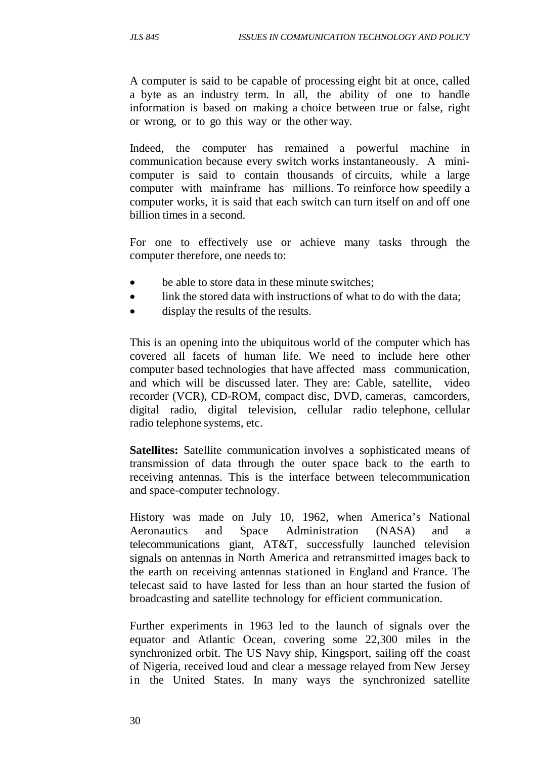A computer is said to be capable of processing eight bit at once, called a byte as an industry term. In all, the ability of one to handle information is based on making a choice between true or false, right or wrong, or to go this way or the other way.

Indeed, the computer has remained a powerful machine in communication because every switch works instantaneously. A mini-computer is said to contain thousands of circuits, while a large computer with mainframe has millions. To reinforce how speedily a computer works, it is said that each switch can turn itself on and off one billion times in a second.

For one to effectively use or achieve many tasks through the computer therefore, one needs to:

- be able to store data in these minute switches;
- link the stored data with instructions of what to do with the data;
- display the results of the results.

This is an opening into the ubiquitous world of the computer which has covered all facets of human life. We need to include here other computer based technologies that have affected mass communication, and which will be discussed later. They are: Cable, satellite, video recorder (VCR), CD-ROM, compact disc, DVD, cameras, camcorders, digital radio, digital television, cellular radio telephone, cellular radio telephone systems, etc.

**Satellites:** Satellite communication involves a sophisticated means of transmission of data through the outer space back to the earth to receiving antennas. This is the interface between telecommunication and space-computer technology.

History was made on July 10, 1962, when America's National Aeronautics and Space Administration (NASA) and a telecommunications giant, AT&T, successfully launched television signals on antennas in North America and retransmitted images back to the earth on receiving antennas stationed in England and France. The telecast said to have lasted for less than an hour started the fusion of broadcasting and satellite technology for efficient communication.

Further experiments in 1963 led to the launch of signals over the equator and Atlantic Ocean, covering some 22,300 miles in the synchronized orbit. The US Navy ship, Kingsport, sailing off the coast of Nigeria, received loud and clear a message relayed from New Jersey in the United States. In many ways the synchronized satellite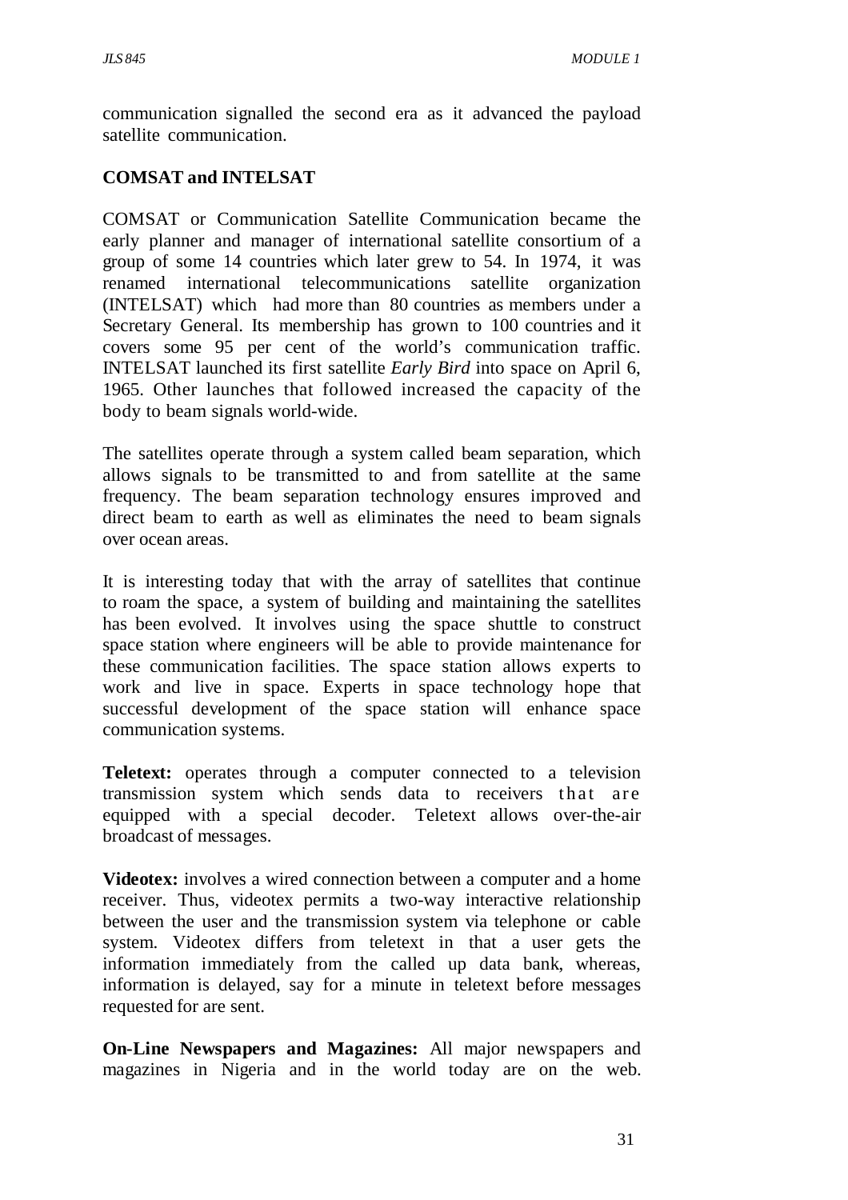communication signalled the second era as it advanced the payload satellite communication.

**COMSAT and INTELSAT**

COMSAT or Communication Satellite Communication became the early planner and manager of international satellite consortium of a group of some 14 countries which later grew to 54. In 1974, it was renamed international telecommunications satellite organization (INTELSAT) which had more than 80 countries as members under a Secretary General. Its membership has grown to 100 countries and it covers some 95 per cent of the world's communication traffic. INTELSAT launched its first satellite *Early Bird* into space on April 6, 1965. Other launches that followed increased the capacity of the body to beam signals world-wide.

The satellites operate through a system called beam separation, which allows signals to be transmitted to and from satellite at the same frequency. The beam separation technology ensures improved and direct beam to earth as well as eliminates the need to beam signals over ocean areas.

It is interesting today that with the array of satellites that continue to roam the space, a system of building and maintaining the satellites has been evolved. It involves using the space shuttle to construct space station where engineers will be able to provide maintenance for these communication facilities. The space station allows experts to work and live in space. Experts in space technology hope that successful development of the space station will enhance space communication systems.

**Teletext:** operates through a computer connected to a television transmission system which sends data to receivers that are equipped with a special decoder. Teletext allows over-the-air broadcast of messages.

**Videotex:** involves a wired connection between a computer and a home receiver. Thus, videotex permits a two-way interactive relationship between the user and the transmission system via telephone or cable system. Videotex differs from teletext in that a user gets the information immediately from the called up data bank, whereas, information is delayed, say for a minute in teletext before messages requested for are sent.

**On-Line Newspapers and Magazines:** All major newspapers and magazines in Nigeria and in the world today are on the web.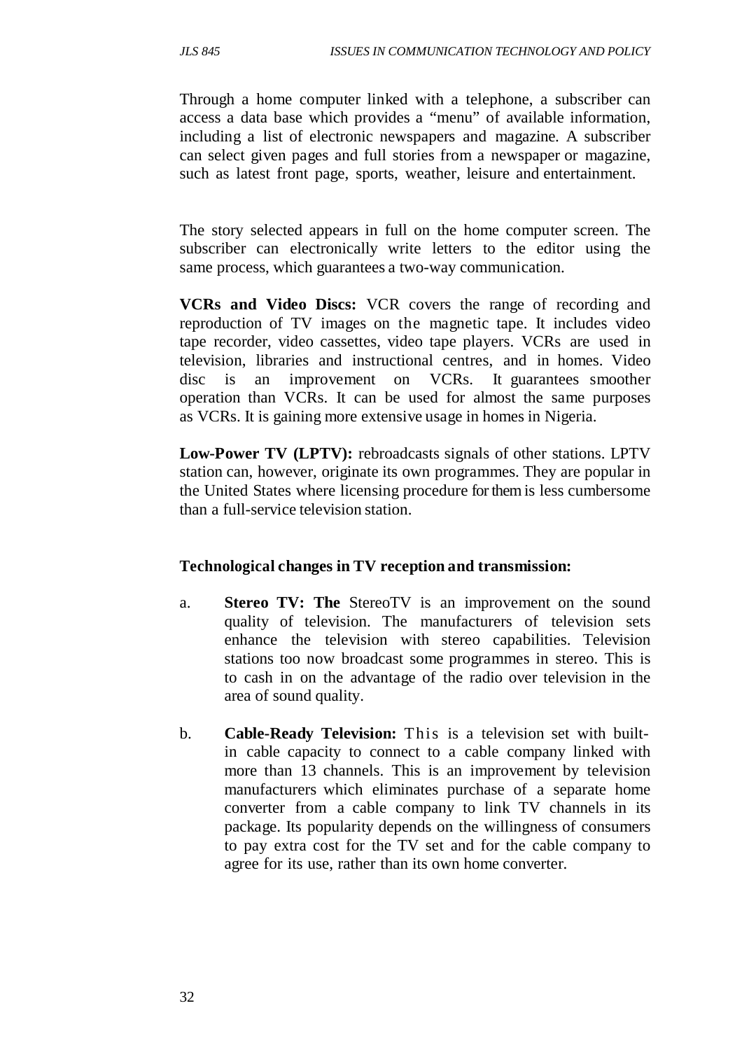Through a home computer linked with a telephone, a subscriber can access a data base which provides a "menu" of available information, including a list of electronic newspapers and magazine. A subscriber can select given pages and full stories from a newspaper or magazine, such as latest front page, sports, weather, leisure and entertainment.

The story selected appears in full on the home computer screen. The subscriber can electronically write letters to the editor using the same process, which guarantees a two-way communication.

**VCRs and Video Discs:** VCR covers the range of recording and reproduction of TV images on the magnetic tape. It includes video tape recorder, video cassettes, video tape players. VCRs are used in television, libraries and instructional centres, and in homes. Video disc is an improvement on VCRs. It guarantees smoother operation than VCRs. It can be used for almost the same purposes as VCRs. It is gaining more extensive usage in homes in Nigeria.

**Low-Power TV (LPTV):** rebroadcasts signals of other stations. LPTV station can, however, originate its own programmes. They are popular in the United States where licensing procedure for them is less cumbersome than a full-service television station.

**Technological changes in TV reception and transmission:**

a. **Stereo TV: The** StereoTV is an improvement on the sound quality of television. The manufacturers of television sets enhance the television with stereo capabilities. Television stations too now broadcast some programmes in stereo. This is to cash in on the advantage of the radio over television in the area of sound quality.

b. **Cable-Ready Television:** This is a television set with built-in cable capacity to connect to a cable company linked with more than 13 channels. This is an improvement by television manufacturers which eliminates purchase of a separate home converter from a cable company to link TV channels in its package. Its popularity depends on the willingness of consumers to pay extra cost for the TV set and for the cable company to agree for its use, rather than its own home converter.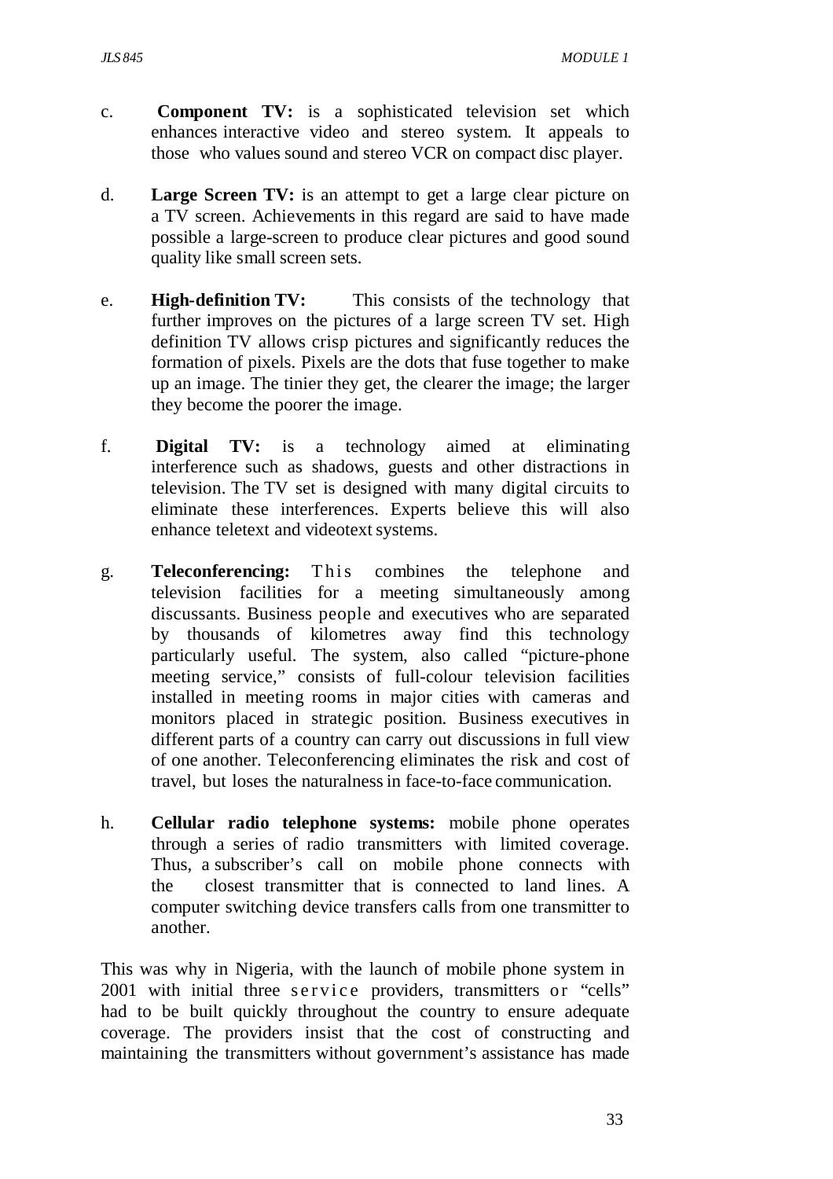c. **Component TV:** is a sophisticated television set which enhances interactive video and stereo system. It appeals to those who values sound and stereo VCR on compact disc player.

d. **Large Screen TV:** is an attempt to get a large clear picture on a TV screen. Achievements in this regard are said to have made possible a large-screen to produce clear pictures and good sound quality like small screen sets.

e. **High-definition TV:** This consists of the technology that further improves on the pictures of a large screen TV set. High definition TV allows crisp pictures and significantly reduces the formation of pixels. Pixels are the dots that fuse together to make up an image. The tinier they get, the clearer the image; the larger they become the poorer the image.

f. **Digital TV:** is a technology aimed at eliminating interference such as shadows, guests and other distractions in television. The TV set is designed with many digital circuits to eliminate these interferences. Experts believe this will also enhance teletext and videotext systems.

g. **Teleconferencing:** This combines the telephone and television facilities for a meeting simultaneously among discussants. Business people and executives who are separated by thousands of kilometres away find this technology particularly useful. The system, also called "picture-phone meeting service," consists of full-colour television facilities installed in meeting rooms in major cities with cameras and monitors placed in strategic position. Business executives in different parts of a country can carry out discussions in full view of one another. Teleconferencing eliminates the risk and cost of travel, but loses the naturalness in face-to-face communication.

h. **Cellular radio telephone systems:** mobile phone operates through a series of radio transmitters with limited coverage. Thus, a subscriber's call on mobile phone connects with the closest transmitter that is connected to land lines. A computer switching device transfers calls from one transmitter to another.

This was why in Nigeria, with the launch of mobile phone system in 2001 with initial three service providers, transmitters or "cells" had to be built quickly throughout the country to ensure adequate coverage. The providers insist that the cost of constructing and maintaining the transmitters without government's assistance has made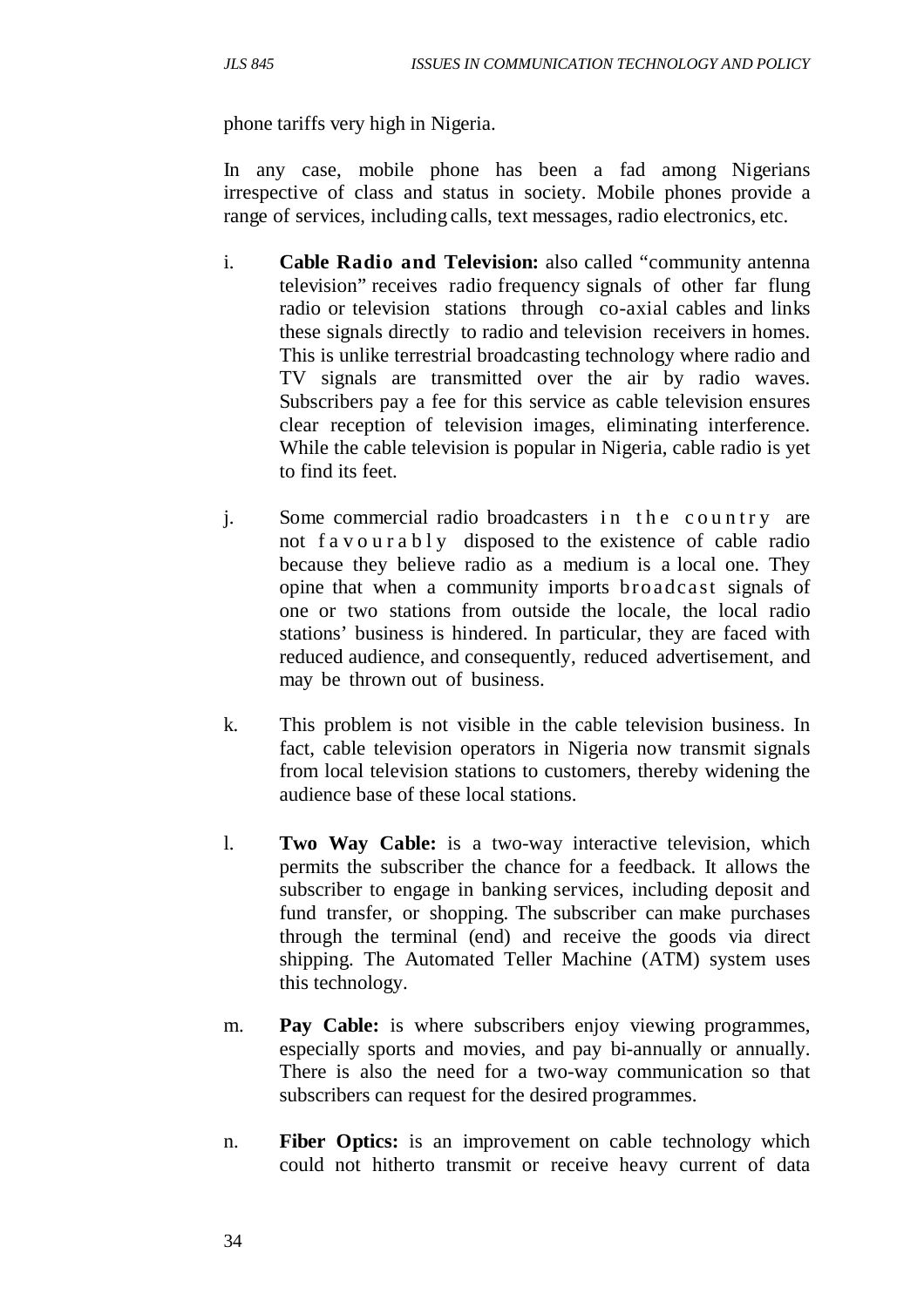phone tariffs very high in Nigeria.

In any case, mobile phone has been a fad among Nigerians irrespective of class and status in society. Mobile phones provide a range of services, including calls, text messages, radio electronics, etc.

i. **Cable Radio and Television:** also called "community antenna television" receives radio frequency signals of other far flung radio or television stations through co-axial cables and links these signals directly to radio and television receivers in homes. This is unlike terrestrial broadcasting technology where radio and TV signals are transmitted over the air by radio waves. Subscribers pay a fee for this service as cable television ensures clear reception of television images, eliminating interference. While the cable television is popular in Nigeria, cable radio is yet to find its feet.

j. Some commercial radio broadcasters in the country are not favourably disposed to the existence of cable radio because they believe radio as a medium is a local one. They opine that when a community imports broadcast signals of one or two stations from outside the locale, the local radio stations' business is hindered. In particular, they are faced with reduced audience, and consequently, reduced advertisement, and may be thrown out of business.

k. This problem is not visible in the cable television business. In fact, cable television operators in Nigeria now transmit signals from local television stations to customers, thereby widening the audience base of these local stations.

l. **Two Way Cable:** is a two-way interactive television, which permits the subscriber the chance for a feedback. It allows the subscriber to engage in banking services, including deposit and fund transfer, or shopping. The subscriber can make purchases through the terminal (end) and receive the goods via direct shipping. The Automated Teller Machine (ATM) system uses this technology.

m. **Pay Cable:** is where subscribers enjoy viewing programmes, especially sports and movies, and pay bi-annually or annually. There is also the need for a two-way communication so that subscribers can request for the desired programmes.

n. **Fiber Optics:** is an improvement on cable technology which could not hitherto transmit or receive heavy current of data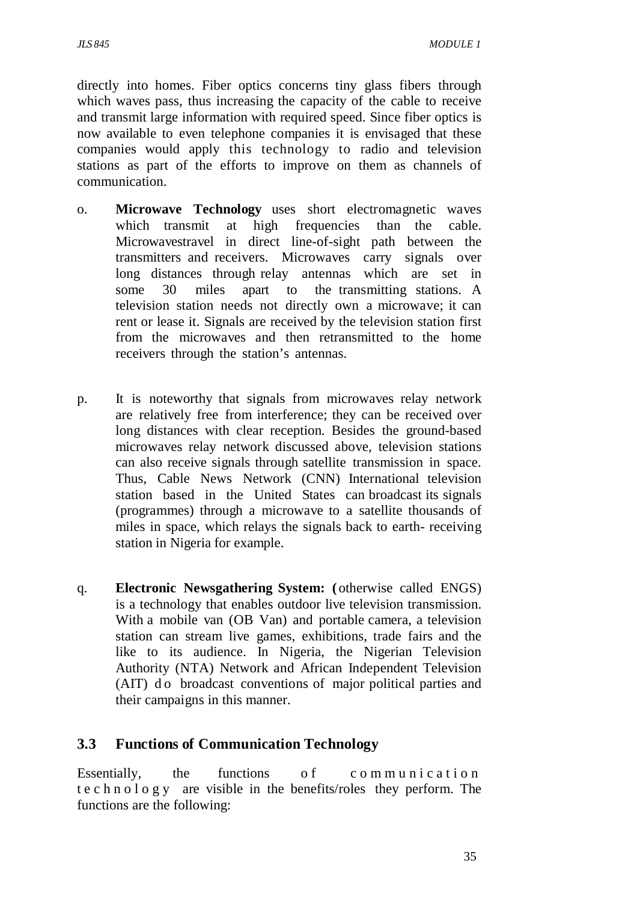directly into homes. Fiber optics concerns tiny glass fibers through which waves pass, thus increasing the capacity of the cable to receive and transmit large information with required speed. Since fiber optics is now available to even telephone companies it is envisaged that these companies would apply this technology to radio and television stations as part of the efforts to improve on them as channels of communication.

o. **Microwave Technology** uses short electromagnetic waves which transmit at high frequencies than the cable. Microwavestravel in direct line-of-sight path between the transmitters and receivers. Microwaves carry signals over long distances through relay antennas which are set in some 30 miles apart to the transmitting stations. A television station needs not directly own a microwave; it can rent or lease it. Signals are received by the television station first from the microwaves and then retransmitted to the home receivers through the station's antennas.

p. It is noteworthy that signals from microwaves relay network are relatively free from interference; they can be received over long distances with clear reception. Besides the ground-based microwaves relay network discussed above, television stations can also receive signals through satellite transmission in space. Thus, Cable News Network (CNN) International television station based in the United States can broadcast its signals (programmes) through a microwave to a satellite thousands of miles in space, which relays the signals back to earth- receiving station in Nigeria for example.

q. **Electronic Newsgathering System: (** otherwise called ENGS) is a technology that enables outdoor live television transmission. With a mobile van (OB Van) and portable camera, a television station can stream live games, exhibitions, trade fairs and the like to its audience. In Nigeria, the Nigerian Television Authority (NTA) Network and African Independent Television (AIT) do broadcast conventions of major political parties and their campaigns in this manner.

## 3.3 Functions of Communication Technology

Essentially, the functions of communication technology are visible in the benefits/roles they perform. The functions are the following: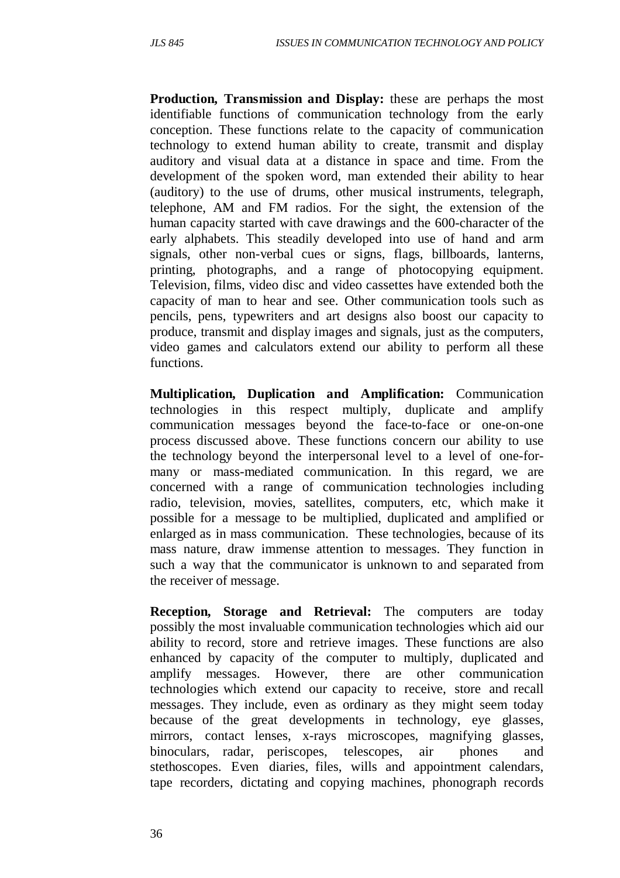**Production, Transmission and Display:** these are perhaps the most identifiable functions of communication technology from the early conception. These functions relate to the capacity of communication technology to extend human ability to create, transmit and display auditory and visual data at a distance in space and time. From the development of the spoken word, man extended their ability to hear (auditory) to the use of drums, other musical instruments, telegraph, telephone, AM and FM radios. For the sight, the extension of the human capacity started with cave drawings and the 600-character of the early alphabets. This steadily developed into use of hand and arm signals, other non-verbal cues or signs, flags, billboards, lanterns, printing, photographs, and a range of photocopying equipment. Television, films, video disc and video cassettes have extended both the capacity of man to hear and see. Other communication tools such as pencils, pens, typewriters and art designs also boost our capacity to produce, transmit and display images and signals, just as the computers, video games and calculators extend our ability to perform all these functions.

**Multiplication, Duplication and Amplification:** Communication technologies in this respect multiply, duplicate and amplify communication messages beyond the face-to-face or one-on-one process discussed above. These functions concern our ability to use the technology beyond the interpersonal level to a level of one-for-many or mass-mediated communication. In this regard, we are concerned with a range of communication technologies including radio, television, movies, satellites, computers, etc, which make it possible for a message to be multiplied, duplicated and amplified or enlarged as in mass communication. These technologies, because of its mass nature, draw immense attention to messages. They function in such a way that the communicator is unknown to and separated from the receiver of message.

**Reception, Storage and Retrieval:** The computers are today possibly the most invaluable communication technologies which aid our ability to record, store and retrieve images. These functions are also enhanced by capacity of the computer to multiply, duplicated and amplify messages. However, there are other communication technologies which extend our capacity to receive, store and recall messages. They include, even as ordinary as they might seem today because of the great developments in technology, eye glasses, mirrors, contact lenses, x-rays microscopes, magnifying glasses, binoculars, radar, periscopes, telescopes, air phones and stethoscopes. Even diaries, files, wills and appointment calendars, tape recorders, dictating and copying machines, phonograph records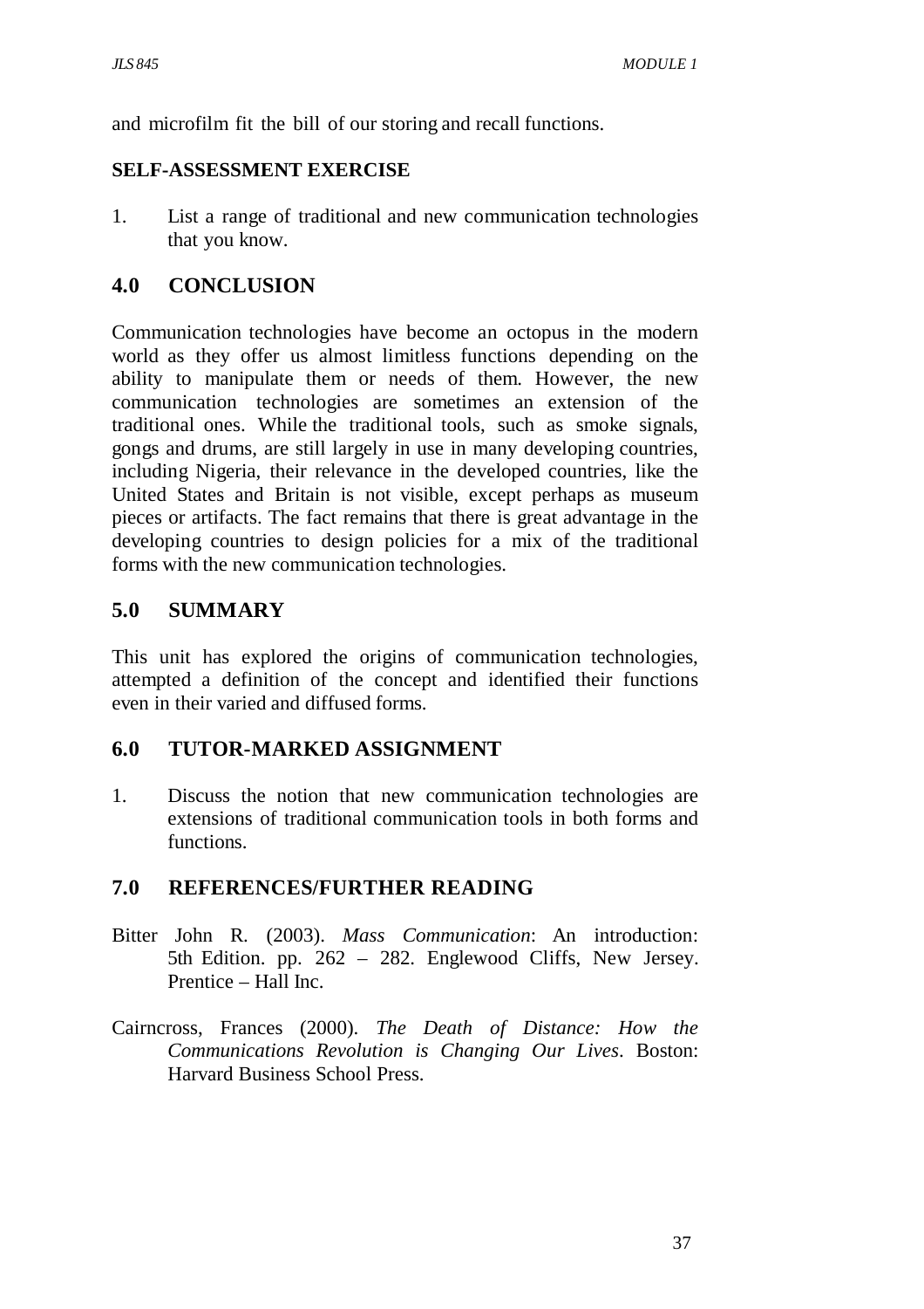and microfilm fit the bill of our storing and recall functions.

**SELF-ASSESSMENT EXERCISE**

1. List a range of traditional and new communication technologies that you know.

## 4.0 CONCLUSION

Communication technologies have become an octopus in the modern world as they offer us almost limitless functions depending on the ability to manipulate them or needs of them. However, the new communication technologies are sometimes an extension of the traditional ones. While the traditional tools, such as smoke signals, gongs and drums, are still largely in use in many developing countries, including Nigeria, their relevance in the developed countries, like the United States and Britain is not visible, except perhaps as museum pieces or artifacts. The fact remains that there is great advantage in the developing countries to design policies for a mix of the traditional forms with the new communication technologies.

## 5.0 SUMMARY

This unit has explored the origins of communication technologies, attempted a definition of the concept and identified their functions even in their varied and diffused forms.

## 6.0 TUTOR-MARKED ASSIGNMENT

1. Discuss the notion that new communication technologies are extensions of traditional communication tools in both forms and functions.

## 7.0 REFERENCES/FURTHER READING

Bitter John R. (2003). *Mass Communication*: An introduction: 5th Edition. pp. 262 – 282. Englewood Cliffs, New Jersey. Prentice – Hall Inc.

Cairncross, Frances (2000). *The Death of Distance: How the Communications Revolution is Changing Our Lives*. Boston: Harvard Business School Press.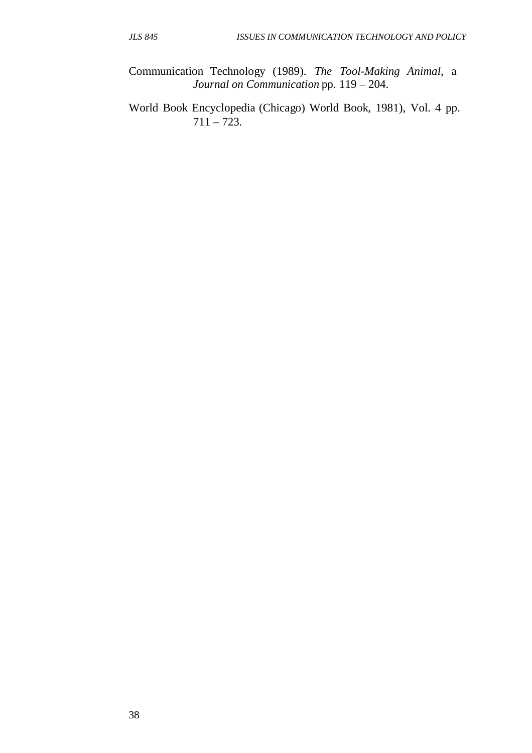Communication Technology (1989). *The Tool-Making Animal*, a *Journal on Communication* pp. 119 – 204.

World Book Encyclopedia (Chicago) World Book, 1981), Vol. 4 pp. 711 – 723.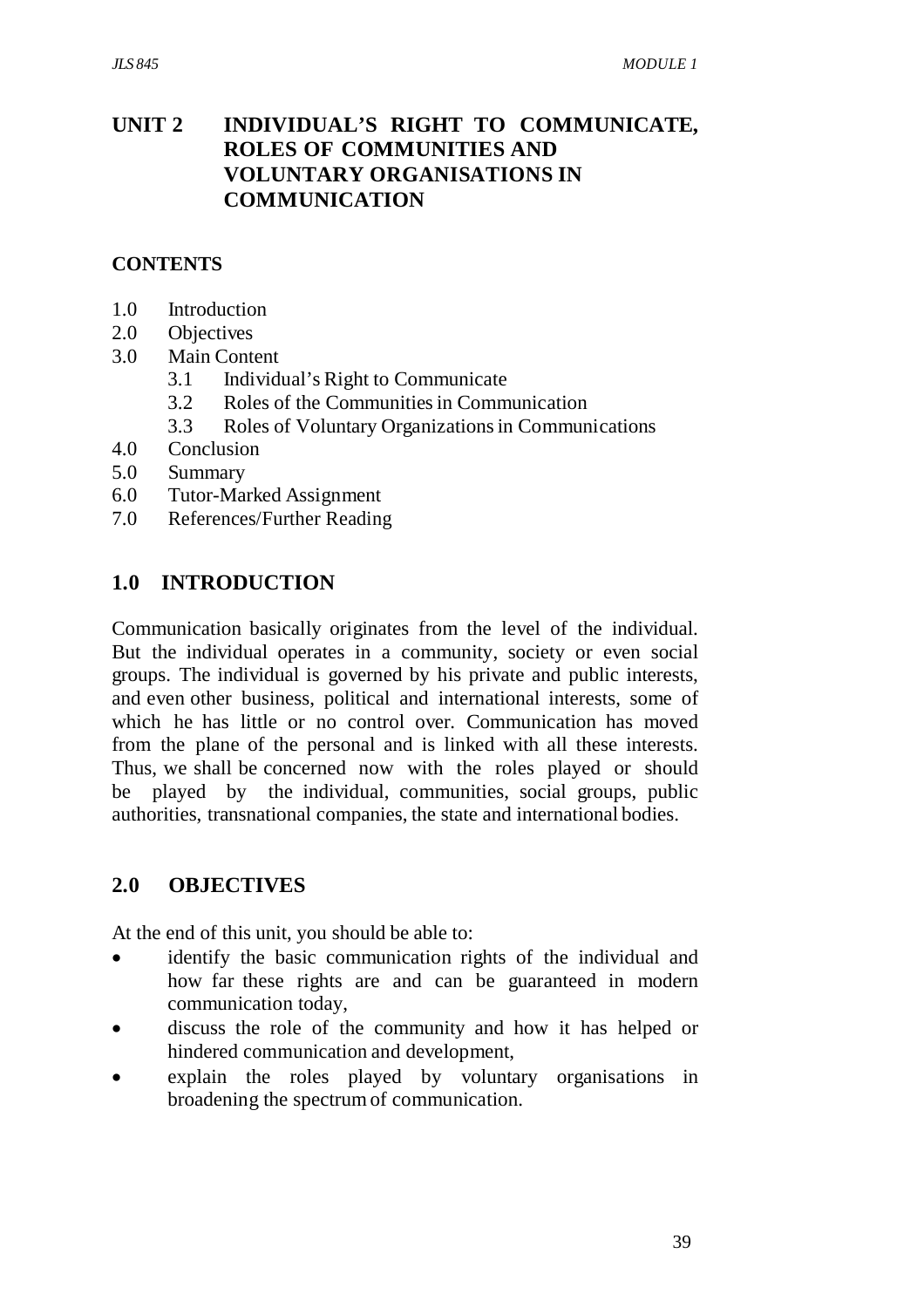# UNIT 2 INDIVIDUAL'S RIGHT TO COMMUNICATE, ROLES OF COMMUNITIES AND VOLUNTARY ORGANISATIONS IN COMMUNICATION

**CONTENTS**

1.0 Introduction
2.0 Objectives
3.0 Main Content
   3.1 Individual's Right to Communicate
   3.2 Roles of the Communities in Communication
   3.3 Roles of Voluntary Organizations in Communications
4.0 Conclusion
5.0 Summary
6.0 Tutor-Marked Assignment
7.0 References/Further Reading

## 1.0 INTRODUCTION

Communication basically originates from the level of the individual. But the individual operates in a community, society or even social groups. The individual is governed by his private and public interests, and even other business, political and international interests, some of which he has little or no control over. Communication has moved from the plane of the personal and is linked with all these interests. Thus, we shall be concerned now with the roles played or should be played by the individual, communities, social groups, public authorities, transnational companies, the state and international bodies.

## 2.0 OBJECTIVES

At the end of this unit, you should be able to:

- identify the basic communication rights of the individual and how far these rights are and can be guaranteed in modern communication today,
- discuss the role of the community and how it has helped or hindered communication and development,
- explain the roles played by voluntary organisations in broadening the spectrum of communication.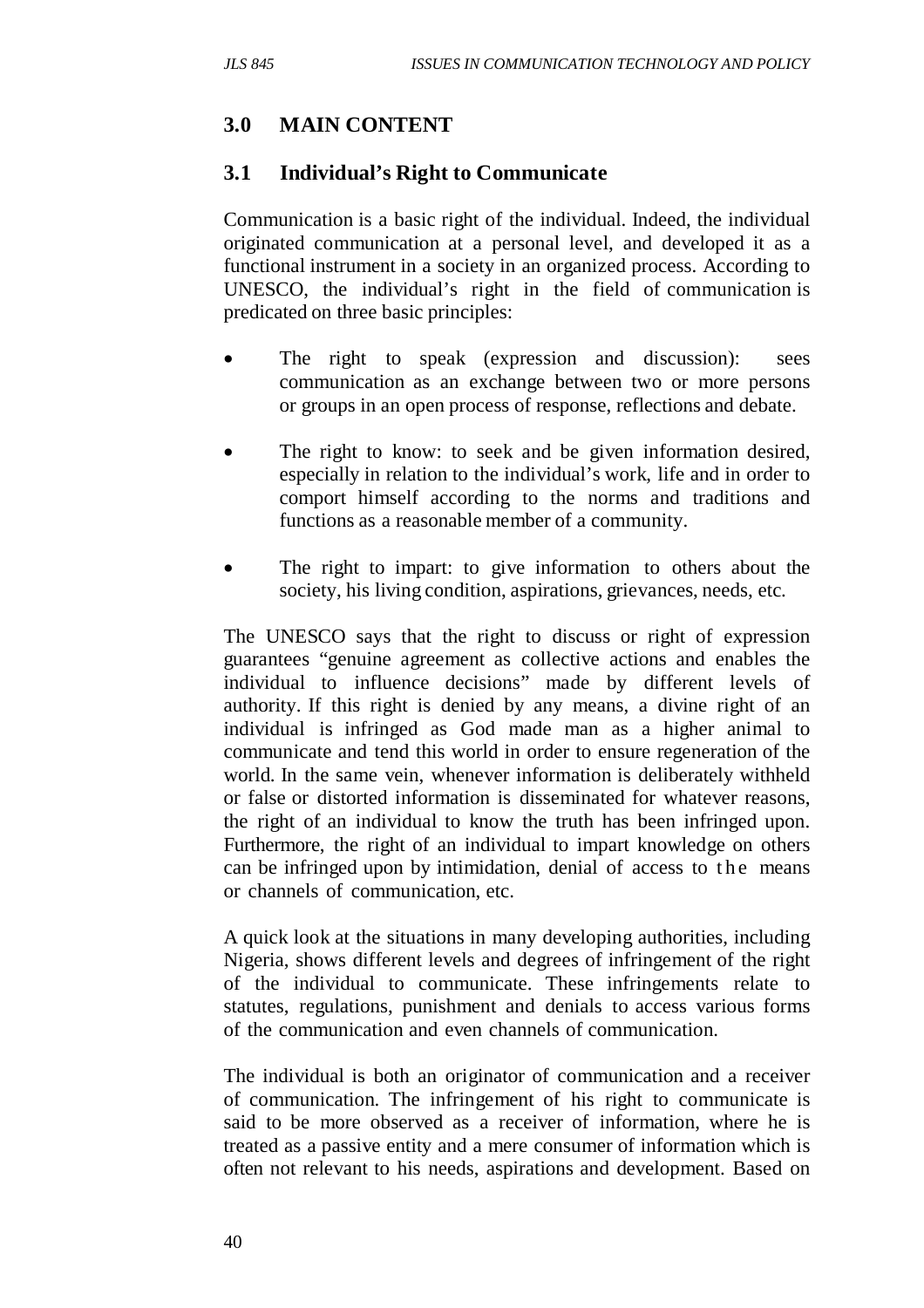## 3.0 MAIN CONTENT

### 3.1 Individual's Right to Communicate

Communication is a basic right of the individual. Indeed, the individual originated communication at a personal level, and developed it as a functional instrument in a society in an organized process. According to UNESCO, the individual's right in the field of communication is predicated on three basic principles:

- The right to speak (expression and discussion): sees communication as an exchange between two or more persons or groups in an open process of response, reflections and debate.
- The right to know: to seek and be given information desired, especially in relation to the individual's work, life and in order to comport himself according to the norms and traditions and functions as a reasonable member of a community.
- The right to impart: to give information to others about the society, his living condition, aspirations, grievances, needs, etc.

The UNESCO says that the right to discuss or right of expression guarantees "genuine agreement as collective actions and enables the individual to influence decisions" made by different levels of authority. If this right is denied by any means, a divine right of an individual is infringed as God made man as a higher animal to communicate and tend this world in order to ensure regeneration of the world. In the same vein, whenever information is deliberately withheld or false or distorted information is disseminated for whatever reasons, the right of an individual to know the truth has been infringed upon. Furthermore, the right of an individual to impart knowledge on others can be infringed upon by intimidation, denial of access to the means or channels of communication, etc.

A quick look at the situations in many developing authorities, including Nigeria, shows different levels and degrees of infringement of the right of the individual to communicate. These infringements relate to statutes, regulations, punishment and denials to access various forms of the communication and even channels of communication.

The individual is both an originator of communication and a receiver of communication. The infringement of his right to communicate is said to be more observed as a receiver of information, where he is treated as a passive entity and a mere consumer of information which is often not relevant to his needs, aspirations and development. Based on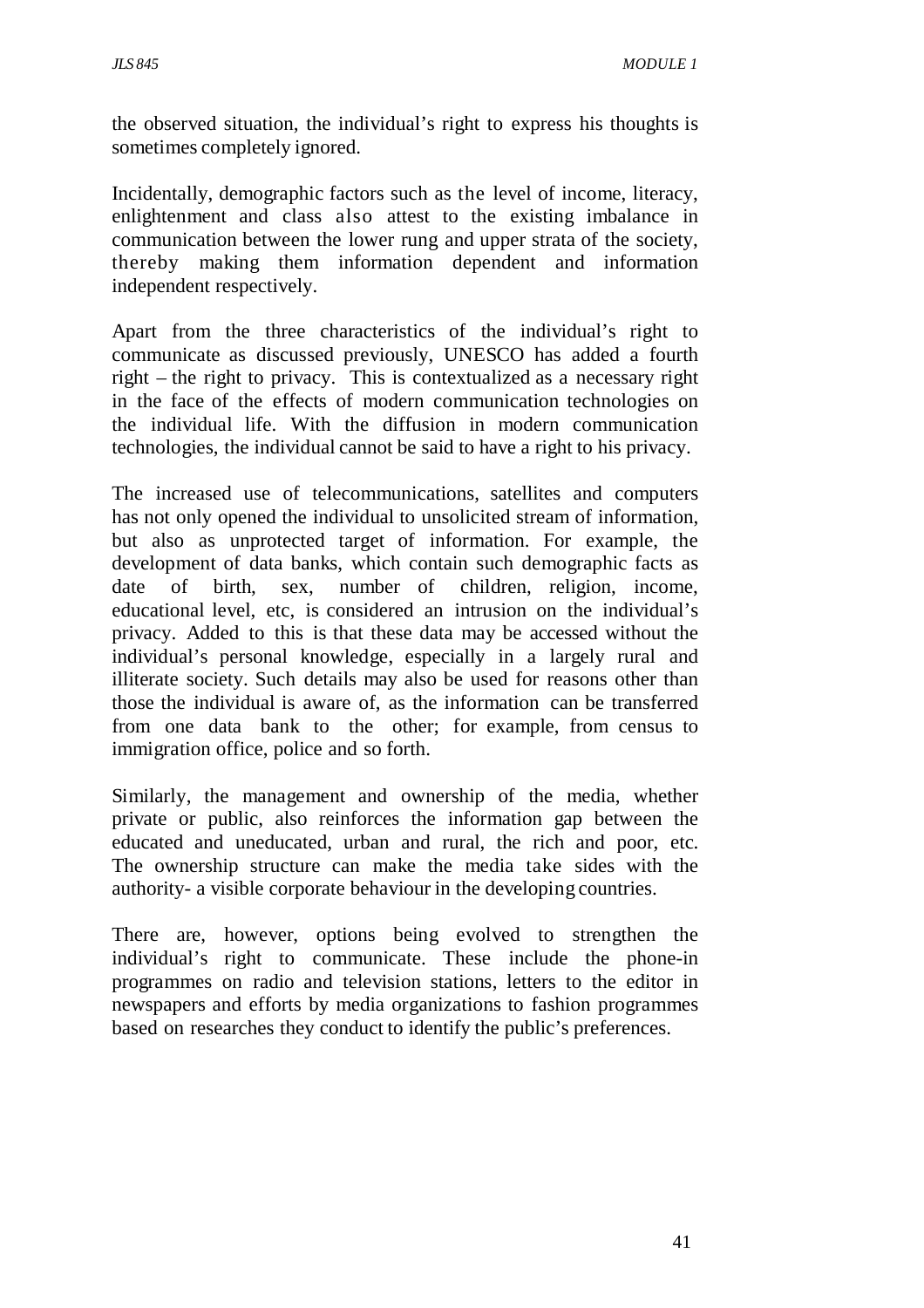the observed situation, the individual's right to express his thoughts is sometimes completely ignored.

Incidentally, demographic factors such as the level of income, literacy, enlightenment and class also attest to the existing imbalance in communication between the lower rung and upper strata of the society, thereby making them information dependent and information independent respectively.

Apart from the three characteristics of the individual's right to communicate as discussed previously, UNESCO has added a fourth right – the right to privacy. This is contextualized as a necessary right in the face of the effects of modern communication technologies on the individual life. With the diffusion in modern communication technologies, the individual cannot be said to have a right to his privacy.

The increased use of telecommunications, satellites and computers has not only opened the individual to unsolicited stream of information, but also as unprotected target of information. For example, the development of data banks, which contain such demographic facts as date of birth, sex, number of children, religion, income, educational level, etc, is considered an intrusion on the individual's privacy. Added to this is that these data may be accessed without the individual's personal knowledge, especially in a largely rural and illiterate society. Such details may also be used for reasons other than those the individual is aware of, as the information can be transferred from one data bank to the other; for example, from census to immigration office, police and so forth.

Similarly, the management and ownership of the media, whether private or public, also reinforces the information gap between the educated and uneducated, urban and rural, the rich and poor, etc. The ownership structure can make the media take sides with the authority- a visible corporate behaviour in the developing countries.

There are, however, options being evolved to strengthen the individual's right to communicate. These include the phone-in programmes on radio and television stations, letters to the editor in newspapers and efforts by media organizations to fashion programmes based on researches they conduct to identify the public's preferences.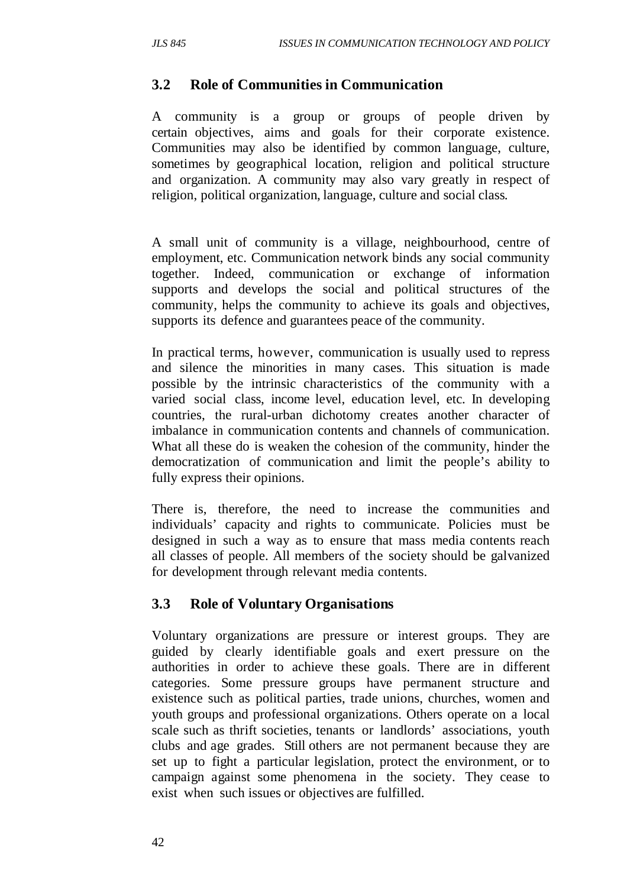## 3.2 Role of Communities in Communication

A community is a group or groups of people driven by certain objectives, aims and goals for their corporate existence. Communities may also be identified by common language, culture, sometimes by geographical location, religion and political structure and organization. A community may also vary greatly in respect of religion, political organization, language, culture and social class.

A small unit of community is a village, neighbourhood, centre of employment, etc. Communication network binds any social community together. Indeed, communication or exchange of information supports and develops the social and political structures of the community, helps the community to achieve its goals and objectives, supports its defence and guarantees peace of the community.

In practical terms, however, communication is usually used to repress and silence the minorities in many cases. This situation is made possible by the intrinsic characteristics of the community with a varied social class, income level, education level, etc. In developing countries, the rural-urban dichotomy creates another character of imbalance in communication contents and channels of communication. What all these do is weaken the cohesion of the community, hinder the democratization of communication and limit the people's ability to fully express their opinions.

There is, therefore, the need to increase the communities and individuals' capacity and rights to communicate. Policies must be designed in such a way as to ensure that mass media contents reach all classes of people. All members of the society should be galvanized for development through relevant media contents.

## 3.3 Role of Voluntary Organisations

Voluntary organizations are pressure or interest groups. They are guided by clearly identifiable goals and exert pressure on the authorities in order to achieve these goals. There are in different categories. Some pressure groups have permanent structure and existence such as political parties, trade unions, churches, women and youth groups and professional organizations. Others operate on a local scale such as thrift societies, tenants or landlords' associations, youth clubs and age grades. Still others are not permanent because they are set up to fight a particular legislation, protect the environment, or to campaign against some phenomena in the society. They cease to exist when such issues or objectives are fulfilled.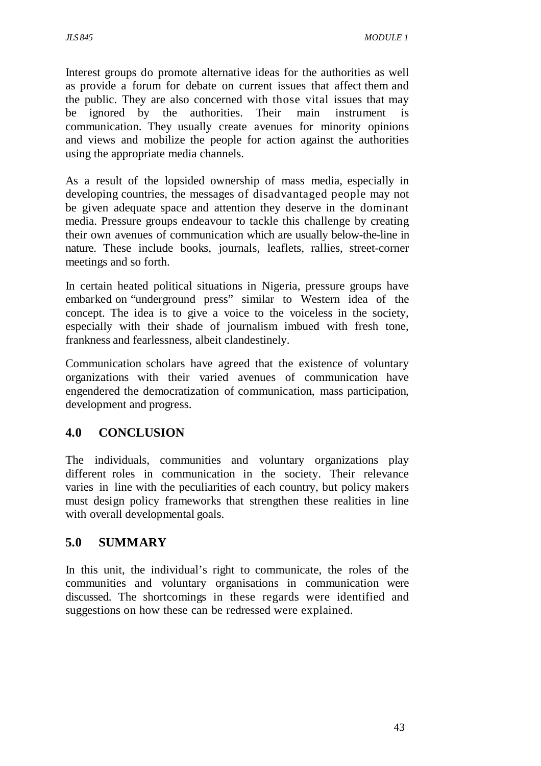Interest groups do promote alternative ideas for the authorities as well as provide a forum for debate on current issues that affect them and the public. They are also concerned with those vital issues that may be ignored by the authorities. Their main instrument is communication. They usually create avenues for minority opinions and views and mobilize the people for action against the authorities using the appropriate media channels.

As a result of the lopsided ownership of mass media, especially in developing countries, the messages of disadvantaged people may not be given adequate space and attention they deserve in the dominant media. Pressure groups endeavour to tackle this challenge by creating their own avenues of communication which are usually below-the-line in nature. These include books, journals, leaflets, rallies, street-corner meetings and so forth.

In certain heated political situations in Nigeria, pressure groups have embarked on "underground press" similar to Western idea of the concept. The idea is to give a voice to the voiceless in the society, especially with their shade of journalism imbued with fresh tone, frankness and fearlessness, albeit clandestinely.

Communication scholars have agreed that the existence of voluntary organizations with their varied avenues of communication have engendered the democratization of communication, mass participation, development and progress.

## 4.0 CONCLUSION

The individuals, communities and voluntary organizations play different roles in communication in the society. Their relevance varies in line with the peculiarities of each country, but policy makers must design policy frameworks that strengthen these realities in line with overall developmental goals.

## 5.0 SUMMARY

In this unit, the individual's right to communicate, the roles of the communities and voluntary organisations in communication were discussed. The shortcomings in these regards were identified and suggestions on how these can be redressed were explained.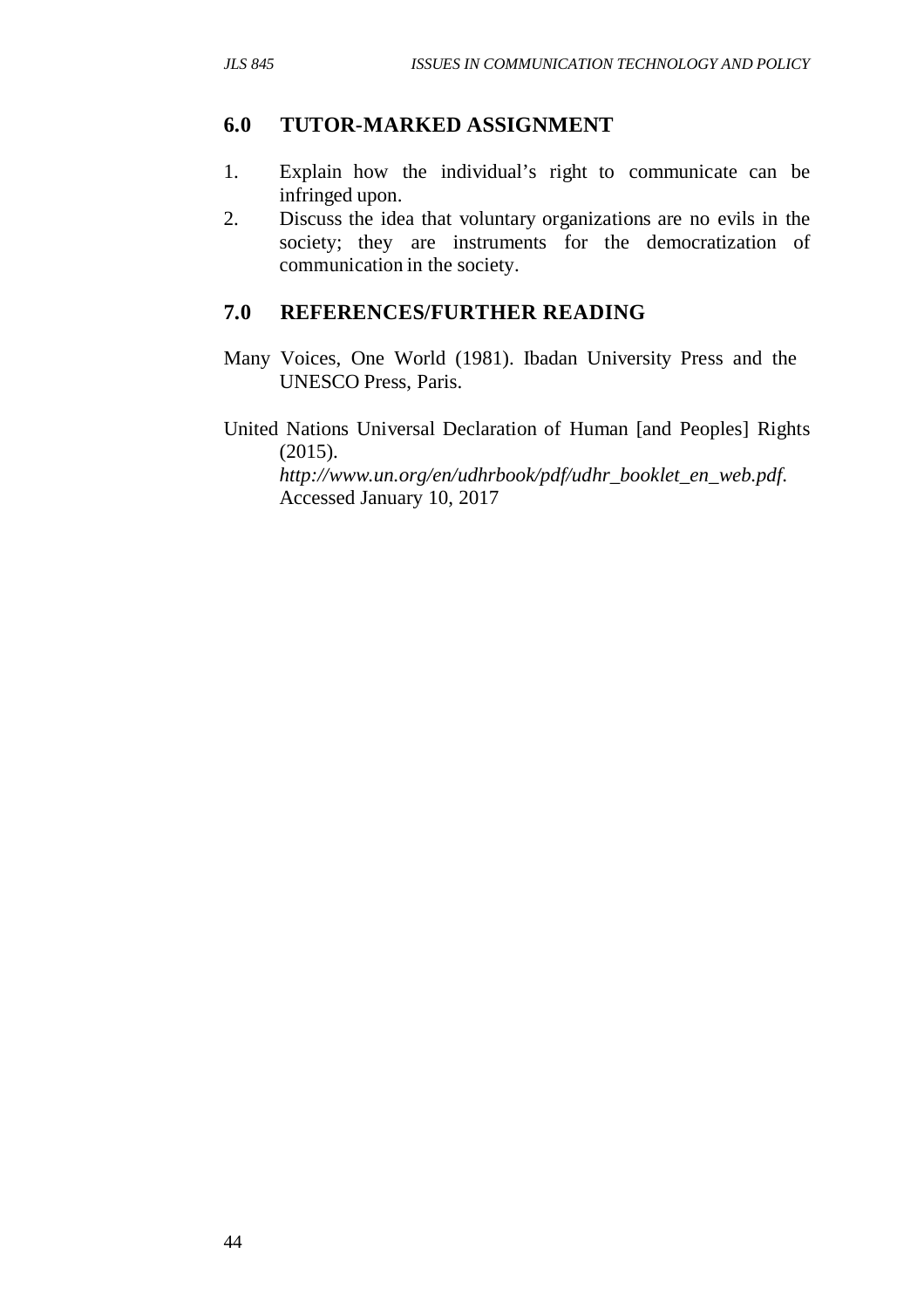## 6.0 TUTOR-MARKED ASSIGNMENT

1. Explain how the individual's right to communicate can be infringed upon.
2. Discuss the idea that voluntary organizations are no evils in the society; they are instruments for the democratization of communication in the society.

## 7.0 REFERENCES/FURTHER READING

Many Voices, One World (1981). Ibadan University Press and the UNESCO Press, Paris.

United Nations Universal Declaration of Human [and Peoples] Rights (2015). *http://www.un.org/en/udhrbook/pdf/udhr_booklet_en_web.pdf.* Accessed January 10, 2017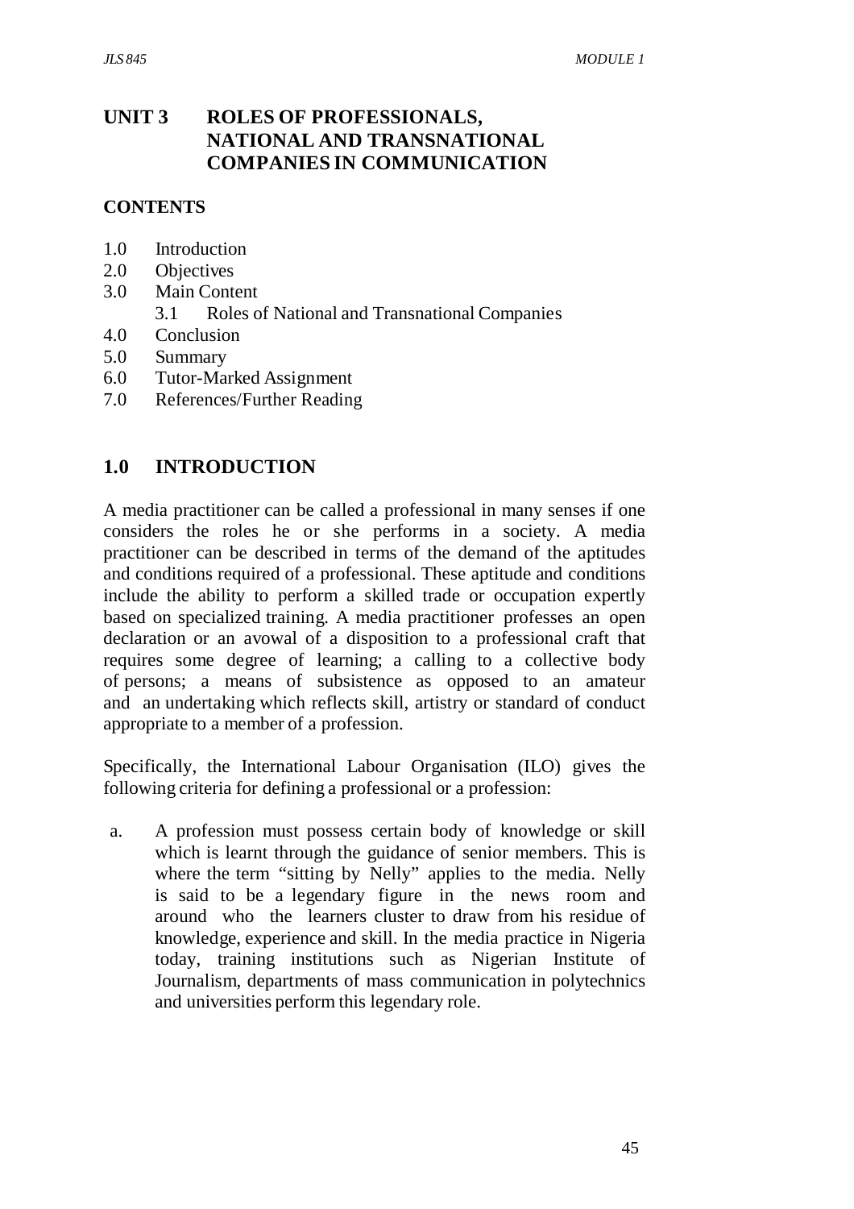# UNIT 3 ROLES OF PROFESSIONALS, NATIONAL AND TRANSNATIONAL COMPANIES IN COMMUNICATION

## CONTENTS

1.0 Introduction
2.0 Objectives
3.0 Main Content
    3.1 Roles of National and Transnational Companies
4.0 Conclusion
5.0 Summary
6.0 Tutor-Marked Assignment
7.0 References/Further Reading

## 1.0 INTRODUCTION

A media practitioner can be called a professional in many senses if one considers the roles he or she performs in a society. A media practitioner can be described in terms of the demand of the aptitudes and conditions required of a professional. These aptitude and conditions include the ability to perform a skilled trade or occupation expertly based on specialized training. A media practitioner professes an open declaration or an avowal of a disposition to a professional craft that requires some degree of learning; a calling to a collective body of persons; a means of subsistence as opposed to an amateur and an undertaking which reflects skill, artistry or standard of conduct appropriate to a member of a profession.

Specifically, the International Labour Organisation (ILO) gives the following criteria for defining a professional or a profession:

a. A profession must possess certain body of knowledge or skill which is learnt through the guidance of senior members. This is where the term "sitting by Nelly" applies to the media. Nelly is said to be a legendary figure in the news room and around who the learners cluster to draw from his residue of knowledge, experience and skill. In the media practice in Nigeria today, training institutions such as Nigerian Institute of Journalism, departments of mass communication in polytechnics and universities perform this legendary role.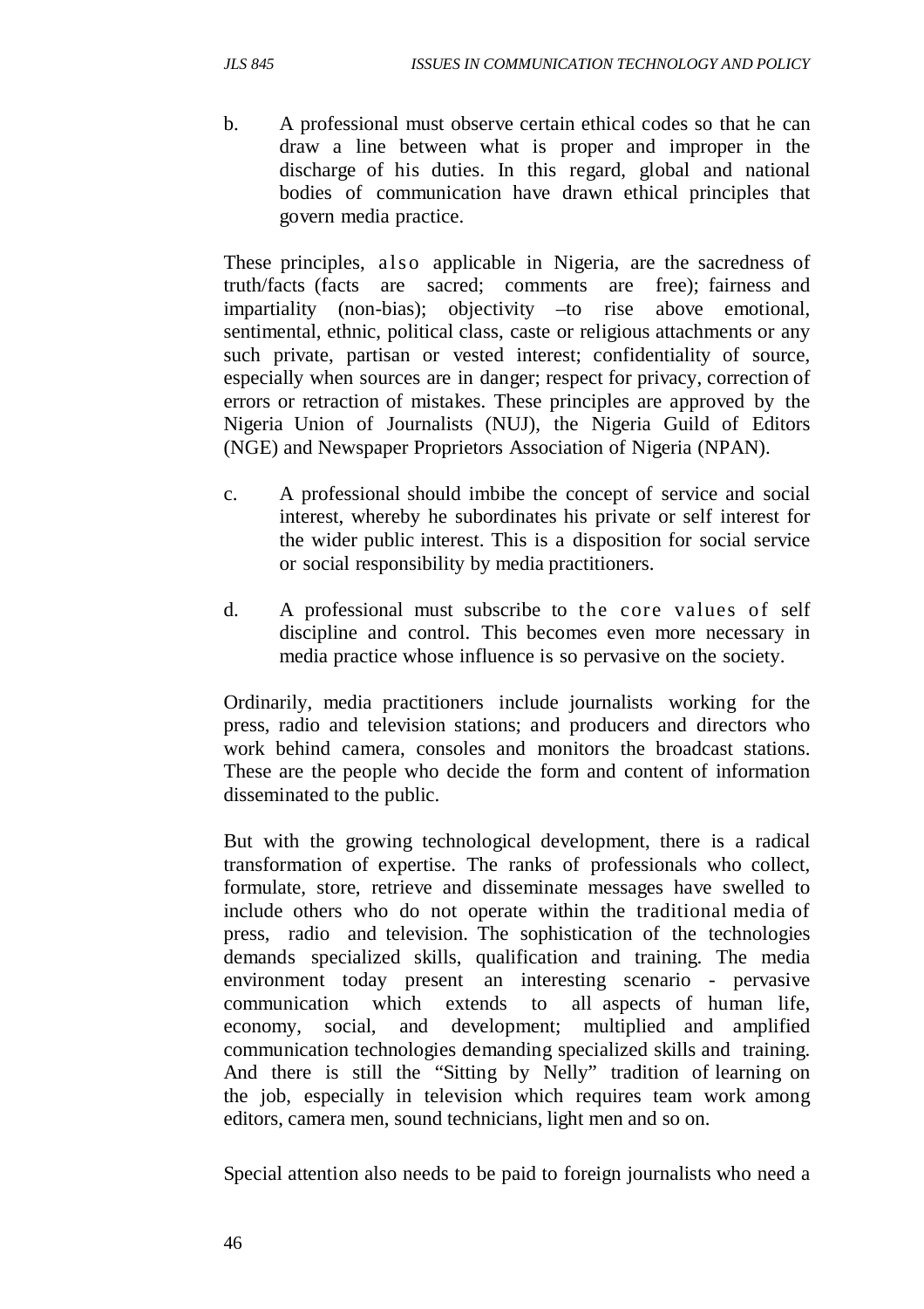b. A professional must observe certain ethical codes so that he can draw a line between what is proper and improper in the discharge of his duties. In this regard, global and national bodies of communication have drawn ethical principles that govern media practice.

These principles, also applicable in Nigeria, are the sacredness of truth/facts (facts are sacred; comments are free); fairness and impartiality (non-bias); objectivity –to rise above emotional, sentimental, ethnic, political class, caste or religious attachments or any such private, partisan or vested interest; confidentiality of source, especially when sources are in danger; respect for privacy, correction of errors or retraction of mistakes. These principles are approved by the Nigeria Union of Journalists (NUJ), the Nigeria Guild of Editors (NGE) and Newspaper Proprietors Association of Nigeria (NPAN).

c. A professional should imbibe the concept of service and social interest, whereby he subordinates his private or self interest for the wider public interest. This is a disposition for social service or social responsibility by media practitioners.

d. A professional must subscribe to the core values of self discipline and control. This becomes even more necessary in media practice whose influence is so pervasive on the society.

Ordinarily, media practitioners include journalists working for the press, radio and television stations; and producers and directors who work behind camera, consoles and monitors the broadcast stations. These are the people who decide the form and content of information disseminated to the public.

But with the growing technological development, there is a radical transformation of expertise. The ranks of professionals who collect, formulate, store, retrieve and disseminate messages have swelled to include others who do not operate within the traditional media of press, radio and television. The sophistication of the technologies demands specialized skills, qualification and training. The media environment today present an interesting scenario - pervasive communication which extends to all aspects of human life, economy, social, and development; multiplied and amplified communication technologies demanding specialized skills and training. And there is still the "Sitting by Nelly" tradition of learning on the job, especially in television which requires team work among editors, camera men, sound technicians, light men and so on.

Special attention also needs to be paid to foreign journalists who need a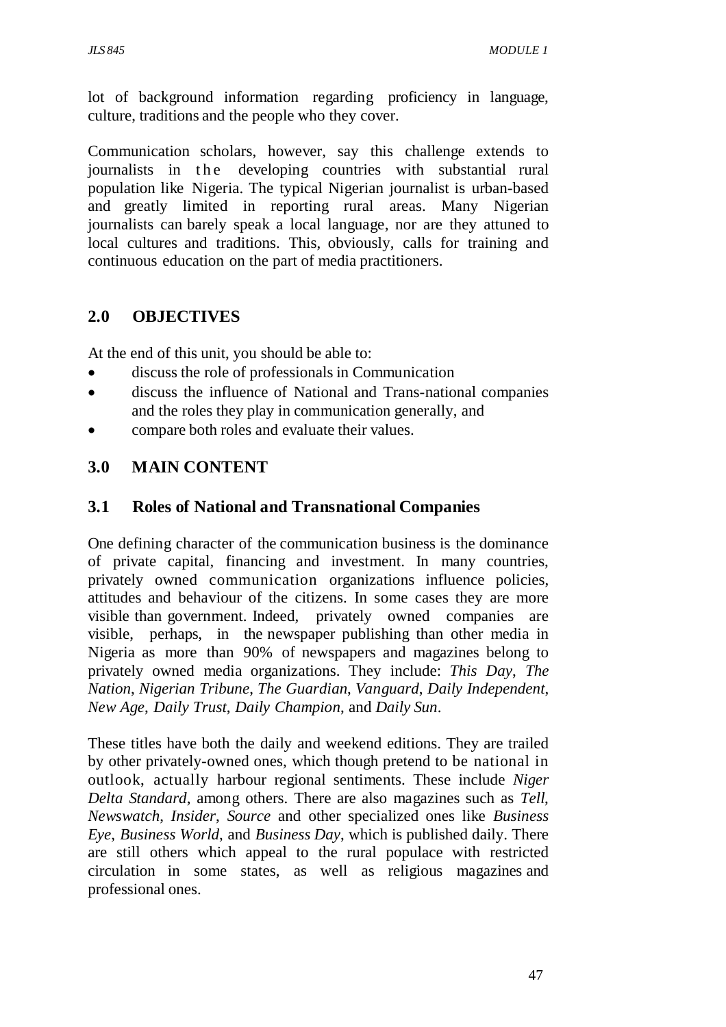lot of background information regarding proficiency in language, culture, traditions and the people who they cover.

Communication scholars, however, say this challenge extends to journalists in the developing countries with substantial rural population like Nigeria. The typical Nigerian journalist is urban-based and greatly limited in reporting rural areas. Many Nigerian journalists can barely speak a local language, nor are they attuned to local cultures and traditions. This, obviously, calls for training and continuous education on the part of media practitioners.

## 2.0 OBJECTIVES

At the end of this unit, you should be able to:

- discuss the role of professionals in Communication
- discuss the influence of National and Trans-national companies and the roles they play in communication generally, and
- compare both roles and evaluate their values.

## 3.0 MAIN CONTENT

### 3.1 Roles of National and Transnational Companies

One defining character of the communication business is the dominance of private capital, financing and investment. In many countries, privately owned communication organizations influence policies, attitudes and behaviour of the citizens. In some cases they are more visible than government. Indeed, privately owned companies are visible, perhaps, in the newspaper publishing than other media in Nigeria as more than 90% of newspapers and magazines belong to privately owned media organizations. They include: *This Day*, *The Nation*, *Nigerian Tribune*, *The Guardian*, *Vanguard*, *Daily Independent*, *New Age*, *Daily Trust*, *Daily Champion*, and *Daily Sun*.

These titles have both the daily and weekend editions. They are trailed by other privately-owned ones, which though pretend to be national in outlook, actually harbour regional sentiments. These include *Niger Delta Standard*, among others. There are also magazines such as *Tell*, *Newswatch*, *Insider*, *Source* and other specialized ones like *Business Eye*, *Business World*, and *Business Day*, which is published daily. There are still others which appeal to the rural populace with restricted circulation in some states, as well as religious magazines and professional ones.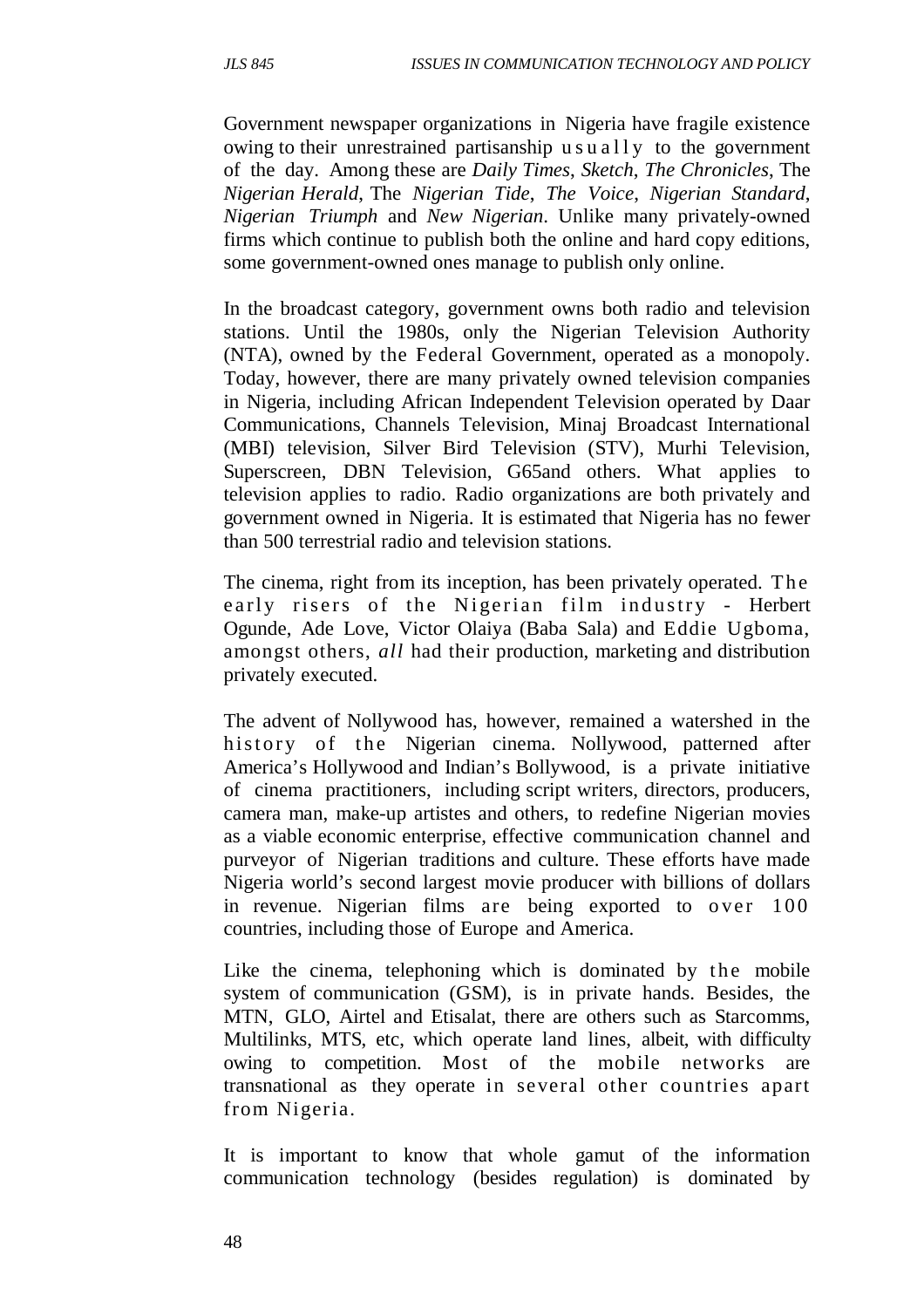Government newspaper organizations in Nigeria have fragile existence owing to their unrestrained partisanship usually to the government of the day. Among these are *Daily Times*, *Sketch*, *The Chronicles*, The *Nigerian Herald*, The *Nigerian Tide*, *The Voice*, *Nigerian Standard*, *Nigerian Triumph* and *New Nigerian*. Unlike many privately-owned firms which continue to publish both the online and hard copy editions, some government-owned ones manage to publish only online.

In the broadcast category, government owns both radio and television stations. Until the 1980s, only the Nigerian Television Authority (NTA), owned by the Federal Government, operated as a monopoly. Today, however, there are many privately owned television companies in Nigeria, including African Independent Television operated by Daar Communications, Channels Television, Minaj Broadcast International (MBI) television, Silver Bird Television (STV), Murhi Television, Superscreen, DBN Television, G65and others. What applies to television applies to radio. Radio organizations are both privately and government owned in Nigeria. It is estimated that Nigeria has no fewer than 500 terrestrial radio and television stations.

The cinema, right from its inception, has been privately operated. The early risers of the Nigerian film industry - Herbert Ogunde, Ade Love, Victor Olaiya (Baba Sala) and Eddie Ugboma, amongst others, *all* had their production, marketing and distribution privately executed.

The advent of Nollywood has, however, remained a watershed in the history of the Nigerian cinema. Nollywood, patterned after America's Hollywood and Indian's Bollywood, is a private initiative of cinema practitioners, including script writers, directors, producers, camera man, make-up artistes and others, to redefine Nigerian movies as a viable economic enterprise, effective communication channel and purveyor of Nigerian traditions and culture. These efforts have made Nigeria world's second largest movie producer with billions of dollars in revenue. Nigerian films are being exported to over 100 countries, including those of Europe and America.

Like the cinema, telephoning which is dominated by the mobile system of communication (GSM), is in private hands. Besides, the MTN, GLO, Airtel and Etisalat, there are others such as Starcomms, Multilinks, MTS, etc, which operate land lines, albeit, with difficulty owing to competition. Most of the mobile networks are transnational as they operate in several other countries apart from Nigeria.

It is important to know that whole gamut of the information communication technology (besides regulation) is dominated by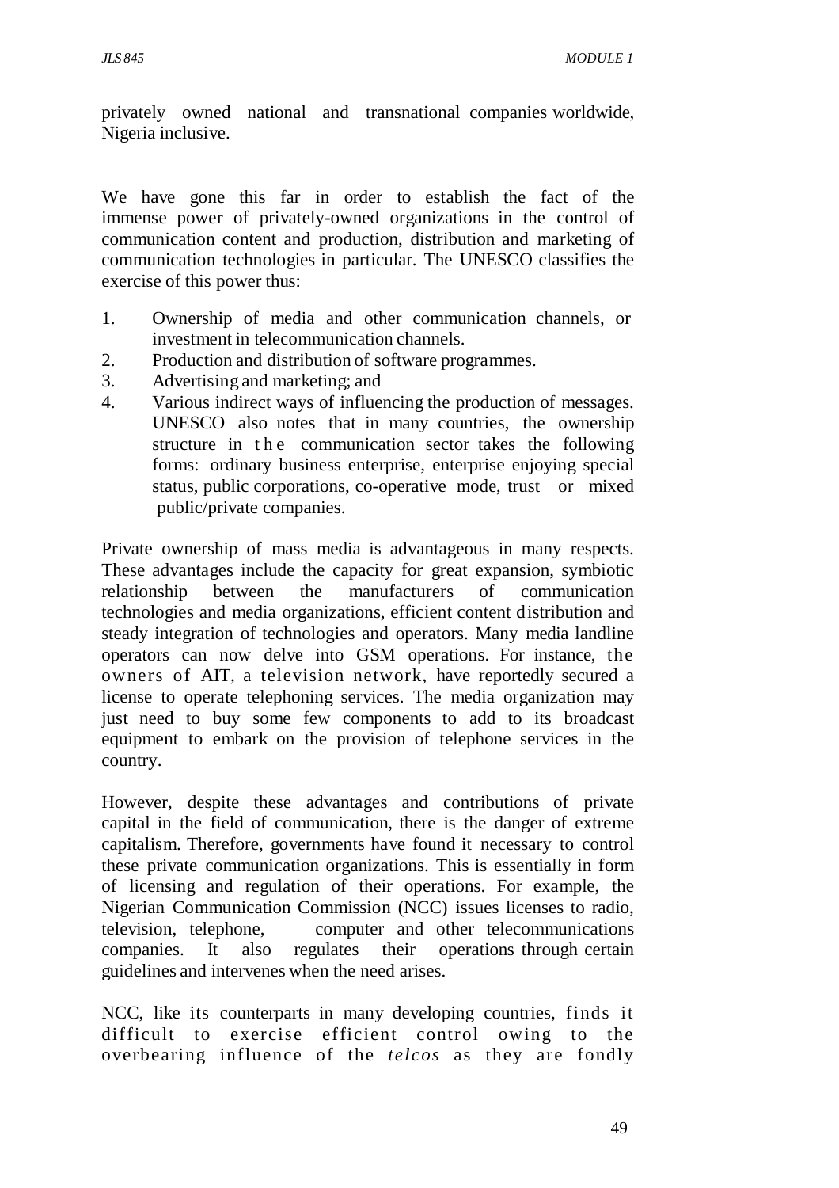privately owned national and transnational companies worldwide, Nigeria inclusive.

We have gone this far in order to establish the fact of the immense power of privately-owned organizations in the control of communication content and production, distribution and marketing of communication technologies in particular. The UNESCO classifies the exercise of this power thus:

1. Ownership of media and other communication channels, or investment in telecommunication channels.
2. Production and distribution of software programmes.
3. Advertising and marketing; and
4. Various indirect ways of influencing the production of messages. UNESCO also notes that in many countries, the ownership structure in the communication sector takes the following forms: ordinary business enterprise, enterprise enjoying special status, public corporations, co-operative mode, trust or mixed public/private companies.

Private ownership of mass media is advantageous in many respects. These advantages include the capacity for great expansion, symbiotic relationship between the manufacturers of communication technologies and media organizations, efficient content distribution and steady integration of technologies and operators. Many media landline operators can now delve into GSM operations. For instance, the owners of AIT, a television network, have reportedly secured a license to operate telephoning services. The media organization may just need to buy some few components to add to its broadcast equipment to embark on the provision of telephone services in the country.

However, despite these advantages and contributions of private capital in the field of communication, there is the danger of extreme capitalism. Therefore, governments have found it necessary to control these private communication organizations. This is essentially in form of licensing and regulation of their operations. For example, the Nigerian Communication Commission (NCC) issues licenses to radio, television, telephone, computer and other telecommunications companies. It also regulates their operations through certain guidelines and intervenes when the need arises.

NCC, like its counterparts in many developing countries, finds it difficult to exercise efficient control owing to the overbearing influence of the *telcos* as they are fondly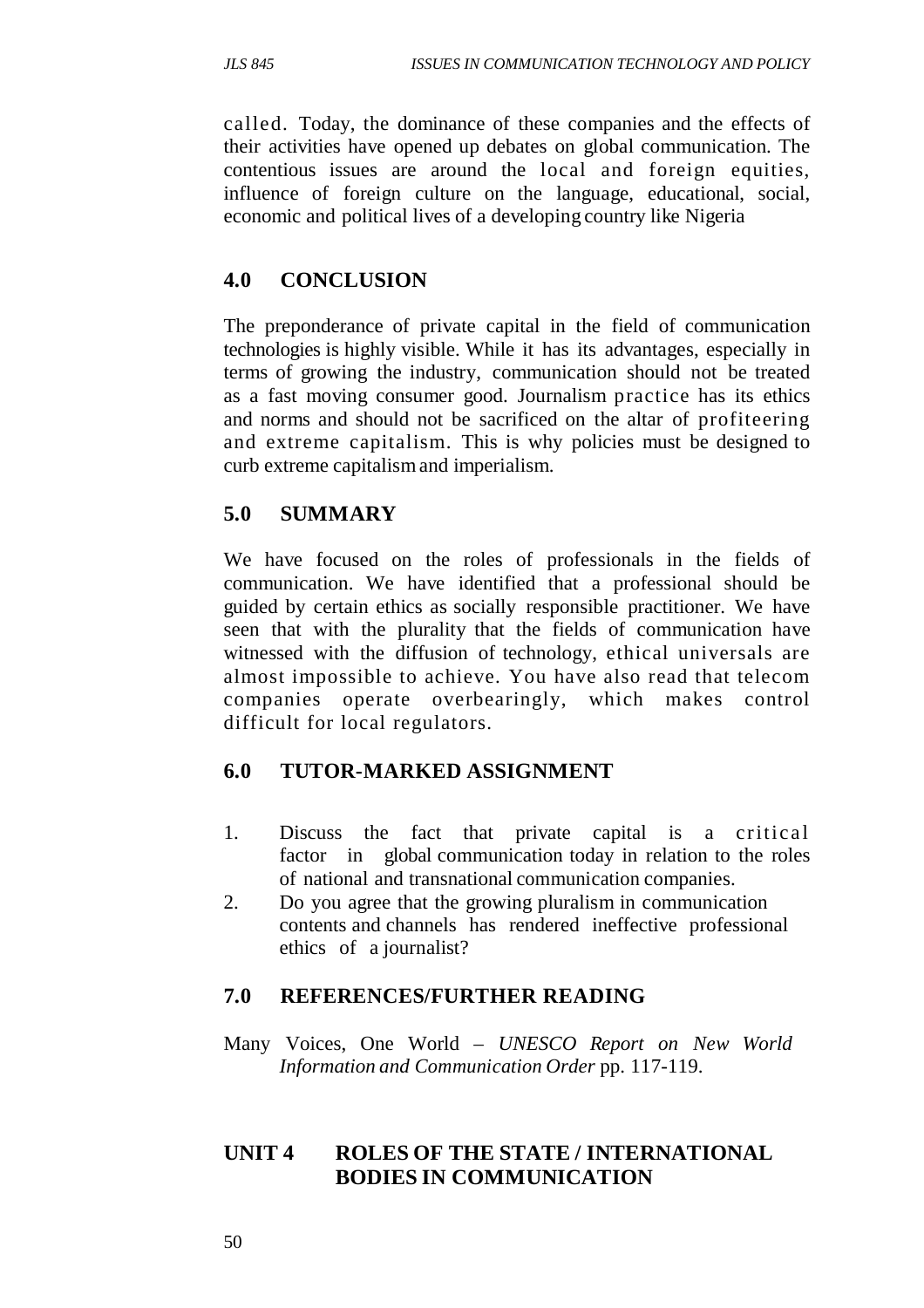called. Today, the dominance of these companies and the effects of their activities have opened up debates on global communication. The contentious issues are around the local and foreign equities, influence of foreign culture on the language, educational, social, economic and political lives of a developing country like Nigeria

## 4.0 CONCLUSION

The preponderance of private capital in the field of communication technologies is highly visible. While it has its advantages, especially in terms of growing the industry, communication should not be treated as a fast moving consumer good. Journalism practice has its ethics and norms and should not be sacrificed on the altar of profiteering and extreme capitalism. This is why policies must be designed to curb extreme capitalism and imperialism.

## 5.0 SUMMARY

We have focused on the roles of professionals in the fields of communication. We have identified that a professional should be guided by certain ethics as socially responsible practitioner. We have seen that with the plurality that the fields of communication have witnessed with the diffusion of technology, ethical universals are almost impossible to achieve. You have also read that telecom companies operate overbearingly, which makes control difficult for local regulators.

## 6.0 TUTOR-MARKED ASSIGNMENT

1. Discuss the fact that private capital is a critical factor in global communication today in relation to the roles of national and transnational communication companies.
2. Do you agree that the growing pluralism in communication contents and channels has rendered ineffective professional ethics of a journalist?

## 7.0 REFERENCES/FURTHER READING

Many Voices, One World – *UNESCO Report on New World Information and Communication Order* pp. 117-119.

# UNIT 4 ROLES OF THE STATE / INTERNATIONAL BODIES IN COMMUNICATION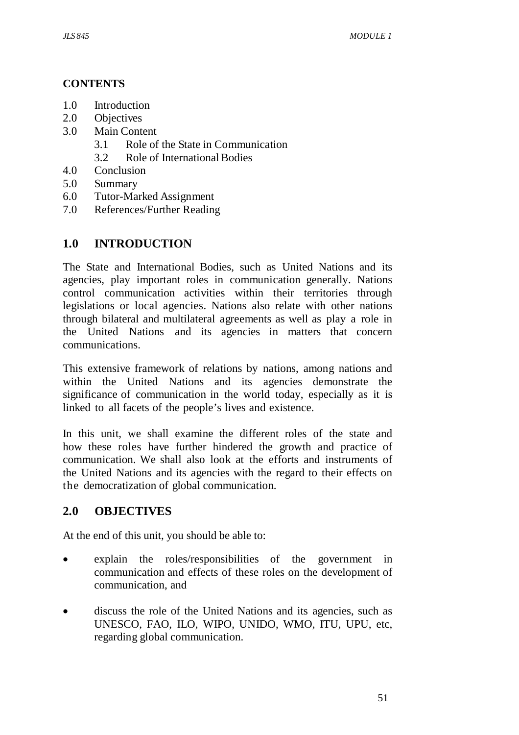**CONTENTS**

- 1.0 Introduction
- 2.0 Objectives
- 3.0 Main Content
  - 3.1 Role of the State in Communication
  - 3.2 Role of International Bodies
- 4.0 Conclusion
- 5.0 Summary
- 6.0 Tutor-Marked Assignment
- 7.0 References/Further Reading

## 1.0 INTRODUCTION

The State and International Bodies, such as United Nations and its agencies, play important roles in communication generally. Nations control communication activities within their territories through legislations or local agencies. Nations also relate with other nations through bilateral and multilateral agreements as well as play a role in the United Nations and its agencies in matters that concern communications.

This extensive framework of relations by nations, among nations and within the United Nations and its agencies demonstrate the significance of communication in the world today, especially as it is linked to all facets of the people's lives and existence.

In this unit, we shall examine the different roles of the state and how these roles have further hindered the growth and practice of communication. We shall also look at the efforts and instruments of the United Nations and its agencies with the regard to their effects on the democratization of global communication.

## 2.0 OBJECTIVES

At the end of this unit, you should be able to:

- explain the roles/responsibilities of the government in communication and effects of these roles on the development of communication, and
- discuss the role of the United Nations and its agencies, such as UNESCO, FAO, ILO, WIPO, UNIDO, WMO, ITU, UPU, etc, regarding global communication.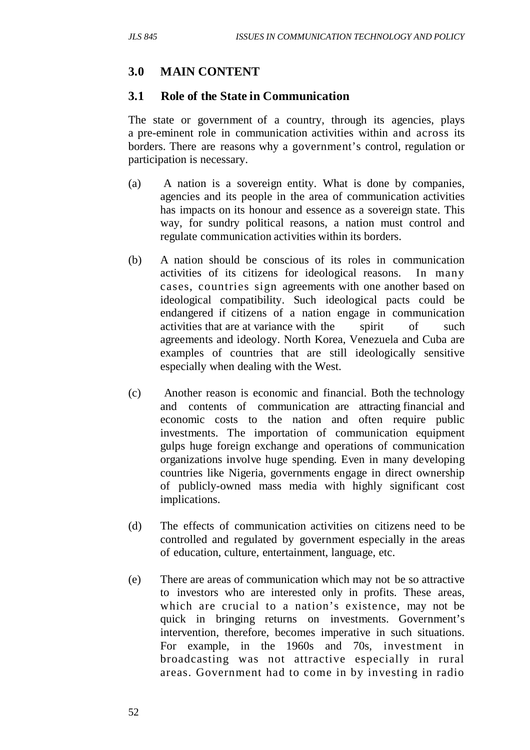## 3.0 MAIN CONTENT

### 3.1 Role of the State in Communication

The state or government of a country, through its agencies, plays a pre-eminent role in communication activities within and across its borders. There are reasons why a government's control, regulation or participation is necessary.

(a) A nation is a sovereign entity. What is done by companies, agencies and its people in the area of communication activities has impacts on its honour and essence as a sovereign state. This way, for sundry political reasons, a nation must control and regulate communication activities within its borders.

(b) A nation should be conscious of its roles in communication activities of its citizens for ideological reasons. In many cases, countries sign agreements with one another based on ideological compatibility. Such ideological pacts could be endangered if citizens of a nation engage in communication activities that are at variance with the spirit of such agreements and ideology. North Korea, Venezuela and Cuba are examples of countries that are still ideologically sensitive especially when dealing with the West.

(c) Another reason is economic and financial. Both the technology and contents of communication are attracting financial and economic costs to the nation and often require public investments. The importation of communication equipment gulps huge foreign exchange and operations of communication organizations involve huge spending. Even in many developing countries like Nigeria, governments engage in direct ownership of publicly-owned mass media with highly significant cost implications.

(d) The effects of communication activities on citizens need to be controlled and regulated by government especially in the areas of education, culture, entertainment, language, etc.

(e) There are areas of communication which may not be so attractive to investors who are interested only in profits. These areas, which are crucial to a nation's existence, may not be quick in bringing returns on investments. Government's intervention, therefore, becomes imperative in such situations. For example, in the 1960s and 70s, investment in broadcasting was not attractive especially in rural areas. Government had to come in by investing in radio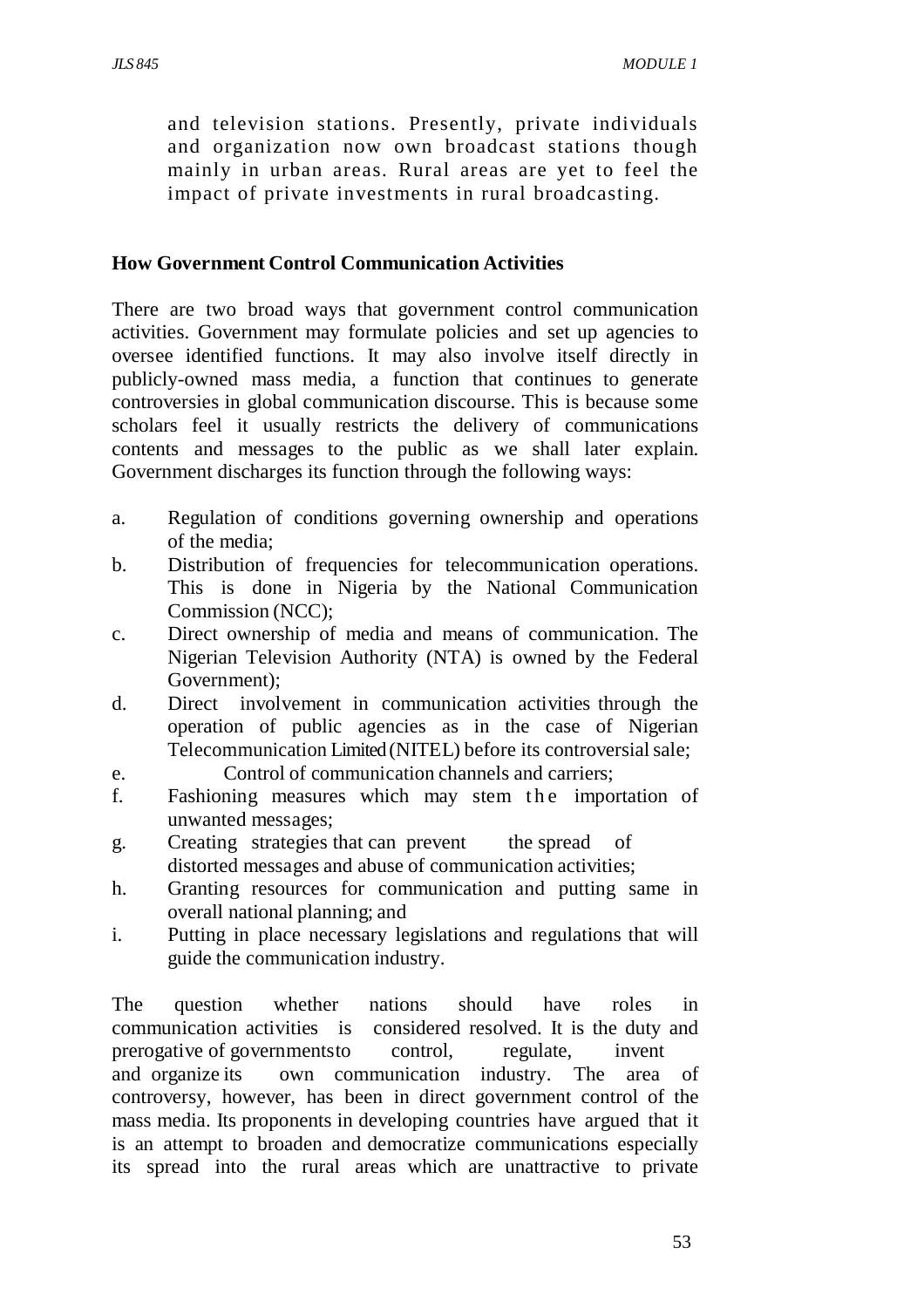and television stations. Presently, private individuals and organization now own broadcast stations though mainly in urban areas. Rural areas are yet to feel the impact of private investments in rural broadcasting.

**How Government Control Communication Activities**

There are two broad ways that government control communication activities. Government may formulate policies and set up agencies to oversee identified functions. It may also involve itself directly in publicly-owned mass media, a function that continues to generate controversies in global communication discourse. This is because some scholars feel it usually restricts the delivery of communications contents and messages to the public as we shall later explain. Government discharges its function through the following ways:

a. Regulation of conditions governing ownership and operations of the media;
b. Distribution of frequencies for telecommunication operations. This is done in Nigeria by the National Communication Commission (NCC);
c. Direct ownership of media and means of communication. The Nigerian Television Authority (NTA) is owned by the Federal Government);
d. Direct involvement in communication activities through the operation of public agencies as in the case of Nigerian Telecommunication Limited (NITEL) before its controversial sale;
e. Control of communication channels and carriers;
f. Fashioning measures which may stem the importation of unwanted messages;
g. Creating strategies that can prevent the spread of distorted messages and abuse of communication activities;
h. Granting resources for communication and putting same in overall national planning; and
i. Putting in place necessary legislations and regulations that will guide the communication industry.

The question whether nations should have roles in communication activities is considered resolved. It is the duty and prerogative of governmentsto control, regulate, invent and organize its own communication industry. The area of controversy, however, has been in direct government control of the mass media. Its proponents in developing countries have argued that it is an attempt to broaden and democratize communications especially its spread into the rural areas which are unattractive to private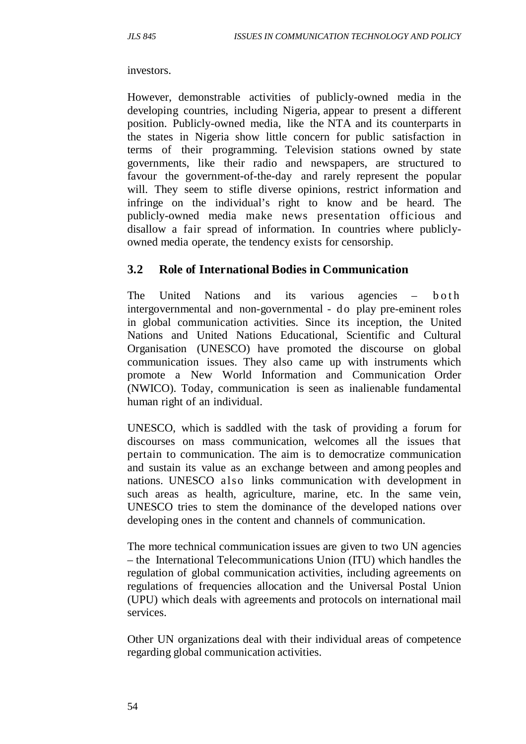investors.

However, demonstrable activities of publicly-owned media in the developing countries, including Nigeria, appear to present a different position. Publicly-owned media, like the NTA and its counterparts in the states in Nigeria show little concern for public satisfaction in terms of their programming. Television stations owned by state governments, like their radio and newspapers, are structured to favour the government-of-the-day and rarely represent the popular will. They seem to stifle diverse opinions, restrict information and infringe on the individual's right to know and be heard. The publicly-owned media make news presentation officious and disallow a fair spread of information. In countries where publicly-owned media operate, the tendency exists for censorship.

## 3.2 Role of International Bodies in Communication

The United Nations and its various agencies – both intergovernmental and non-governmental - do play pre-eminent roles in global communication activities. Since its inception, the United Nations and United Nations Educational, Scientific and Cultural Organisation (UNESCO) have promoted the discourse on global communication issues. They also came up with instruments which promote a New World Information and Communication Order (NWICO). Today, communication is seen as inalienable fundamental human right of an individual.

UNESCO, which is saddled with the task of providing a forum for discourses on mass communication, welcomes all the issues that pertain to communication. The aim is to democratize communication and sustain its value as an exchange between and among peoples and nations. UNESCO also links communication with development in such areas as health, agriculture, marine, etc. In the same vein, UNESCO tries to stem the dominance of the developed nations over developing ones in the content and channels of communication.

The more technical communication issues are given to two UN agencies – the International Telecommunications Union (ITU) which handles the regulation of global communication activities, including agreements on regulations of frequencies allocation and the Universal Postal Union (UPU) which deals with agreements and protocols on international mail services.

Other UN organizations deal with their individual areas of competence regarding global communication activities.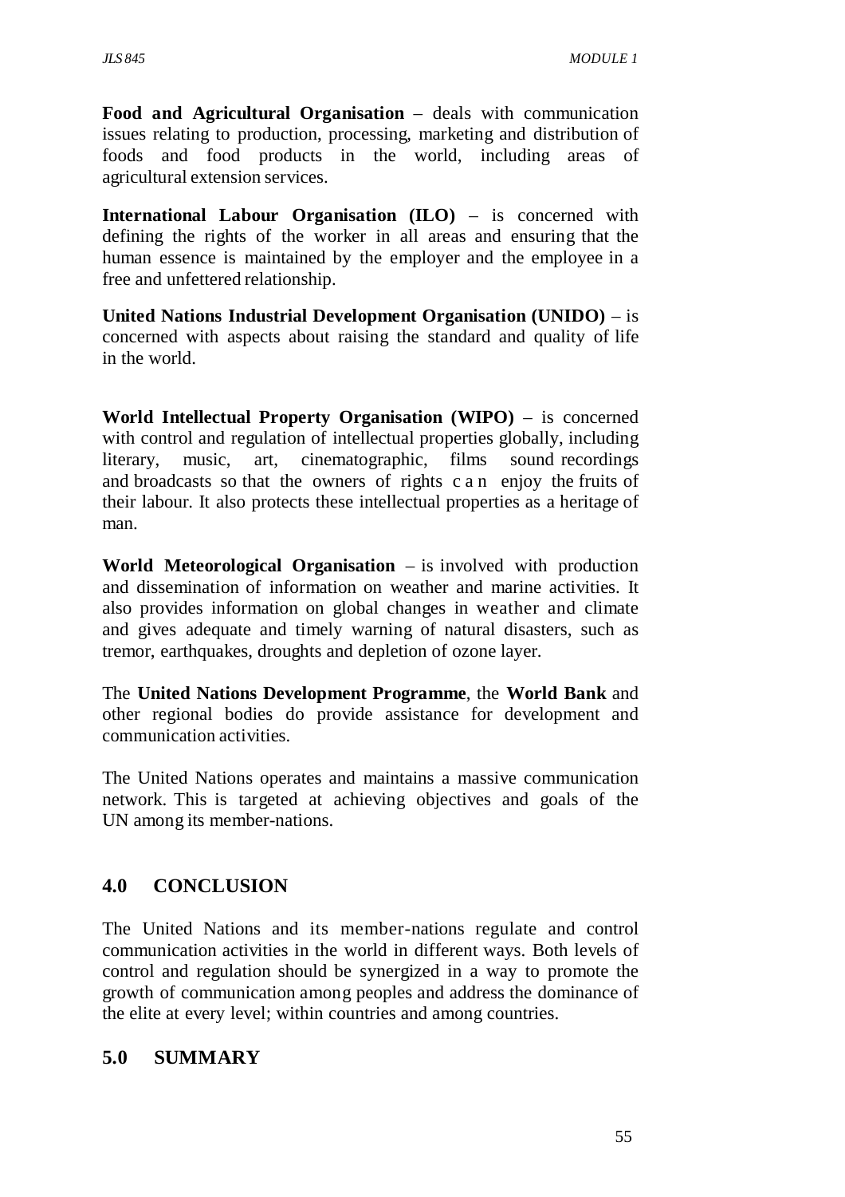**Food and Agricultural Organisation** – deals with communication issues relating to production, processing, marketing and distribution of foods and food products in the world, including areas of agricultural extension services.

**International Labour Organisation (ILO)** – is concerned with defining the rights of the worker in all areas and ensuring that the human essence is maintained by the employer and the employee in a free and unfettered relationship.

**United Nations Industrial Development Organisation (UNIDO)** – is concerned with aspects about raising the standard and quality of life in the world.

**World Intellectual Property Organisation (WIPO)** – is concerned with control and regulation of intellectual properties globally, including literary, music, art, cinematographic, films sound recordings and broadcasts so that the owners of rights can enjoy the fruits of their labour. It also protects these intellectual properties as a heritage of man.

**World Meteorological Organisation** – is involved with production and dissemination of information on weather and marine activities. It also provides information on global changes in weather and climate and gives adequate and timely warning of natural disasters, such as tremor, earthquakes, droughts and depletion of ozone layer.

The **United Nations Development Programme**, the **World Bank** and other regional bodies do provide assistance for development and communication activities.

The United Nations operates and maintains a massive communication network. This is targeted at achieving objectives and goals of the UN among its member-nations.

## 4.0 CONCLUSION

The United Nations and its member-nations regulate and control communication activities in the world in different ways. Both levels of control and regulation should be synergized in a way to promote the growth of communication among peoples and address the dominance of the elite at every level; within countries and among countries.

## 5.0 SUMMARY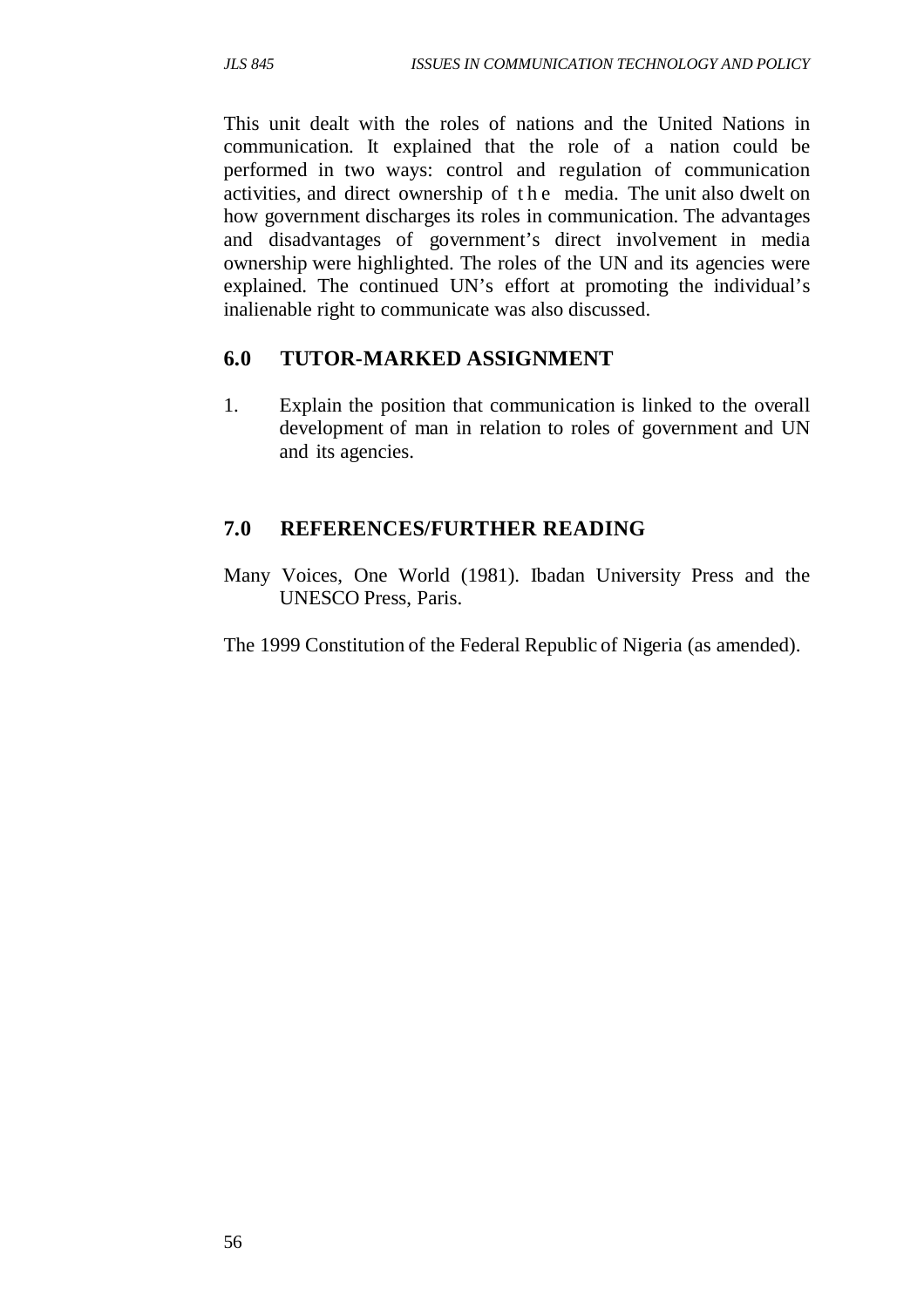This unit dealt with the roles of nations and the United Nations in communication. It explained that the role of a nation could be performed in two ways: control and regulation of communication activities, and direct ownership of the media. The unit also dwelt on how government discharges its roles in communication. The advantages and disadvantages of government's direct involvement in media ownership were highlighted. The roles of the UN and its agencies were explained. The continued UN's effort at promoting the individual's inalienable right to communicate was also discussed.

## 6.0 TUTOR-MARKED ASSIGNMENT

1. Explain the position that communication is linked to the overall development of man in relation to roles of government and UN and its agencies.

## 7.0 REFERENCES/FURTHER READING

Many Voices, One World (1981). Ibadan University Press and the UNESCO Press, Paris.

The 1999 Constitution of the Federal Republic of Nigeria (as amended).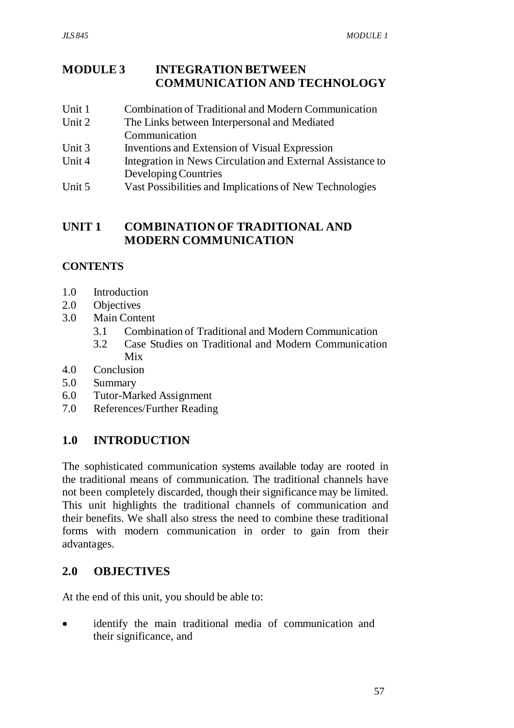# MODULE 3 INTEGRATION BETWEEN COMMUNICATION AND TECHNOLOGY

Unit 1 Combination of Traditional and Modern Communication
Unit 2 The Links between Interpersonal and Mediated Communication
Unit 3 Inventions and Extension of Visual Expression
Unit 4 Integration in News Circulation and External Assistance to Developing Countries
Unit 5 Vast Possibilities and Implications of New Technologies

## UNIT 1 COMBINATION OF TRADITIONAL AND MODERN COMMUNICATION

### CONTENTS

1.0 Introduction
2.0 Objectives
3.0 Main Content
  3.1 Combination of Traditional and Modern Communication
  3.2 Case Studies on Traditional and Modern Communication Mix
4.0 Conclusion
5.0 Summary
6.0 Tutor-Marked Assignment
7.0 References/Further Reading

## 1.0 INTRODUCTION

The sophisticated communication systems available today are rooted in the traditional means of communication. The traditional channels have not been completely discarded, though their significance may be limited. This unit highlights the traditional channels of communication and their benefits. We shall also stress the need to combine these traditional forms with modern communication in order to gain from their advantages.

## 2.0 OBJECTIVES

At the end of this unit, you should be able to:

- identify the main traditional media of communication and their significance, and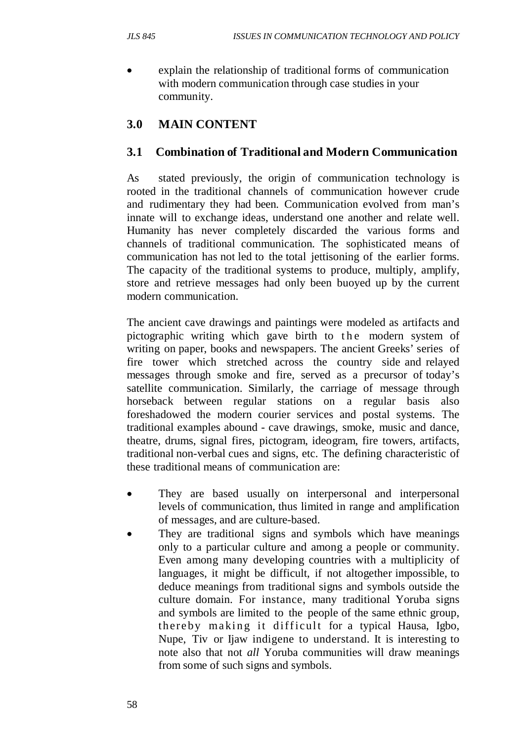- explain the relationship of traditional forms of communication with modern communication through case studies in your community.

## 3.0 MAIN CONTENT

### 3.1 Combination of Traditional and Modern Communication

As stated previously, the origin of communication technology is rooted in the traditional channels of communication however crude and rudimentary they had been. Communication evolved from man's innate will to exchange ideas, understand one another and relate well. Humanity has never completely discarded the various forms and channels of traditional communication. The sophisticated means of communication has not led to the total jettisoning of the earlier forms. The capacity of the traditional systems to produce, multiply, amplify, store and retrieve messages had only been buoyed up by the current modern communication.

The ancient cave drawings and paintings were modeled as artifacts and pictographic writing which gave birth to the modern system of writing on paper, books and newspapers. The ancient Greeks' series of fire tower which stretched across the country side and relayed messages through smoke and fire, served as a precursor of today's satellite communication. Similarly, the carriage of message through horseback between regular stations on a regular basis also foreshadowed the modern courier services and postal systems. The traditional examples abound - cave drawings, smoke, music and dance, theatre, drums, signal fires, pictogram, ideogram, fire towers, artifacts, traditional non-verbal cues and signs, etc. The defining characteristic of these traditional means of communication are:

- They are based usually on interpersonal and interpersonal levels of communication, thus limited in range and amplification of messages, and are culture-based.
- They are traditional signs and symbols which have meanings only to a particular culture and among a people or community. Even among many developing countries with a multiplicity of languages, it might be difficult, if not altogether impossible, to deduce meanings from traditional signs and symbols outside the culture domain. For instance, many traditional Yoruba signs and symbols are limited to the people of the same ethnic group, thereby making it difficult for a typical Hausa, Igbo, Nupe, Tiv or Ijaw indigene to understand. It is interesting to note also that not *all* Yoruba communities will draw meanings from some of such signs and symbols.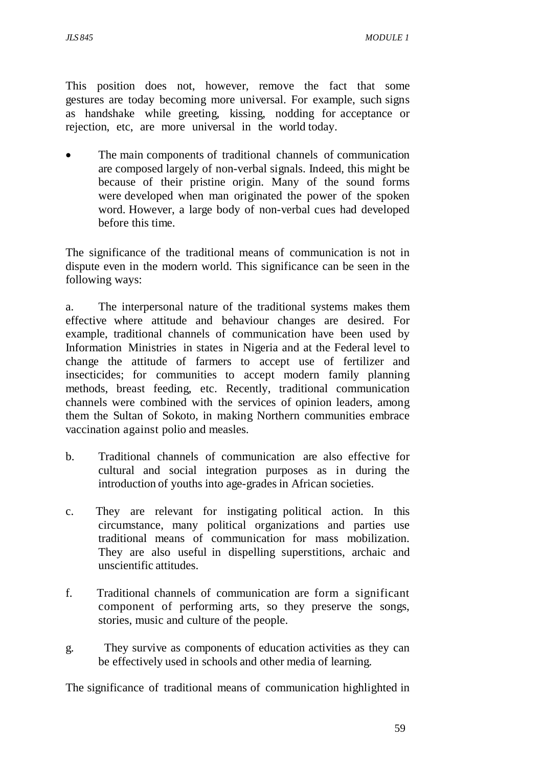This position does not, however, remove the fact that some gestures are today becoming more universal. For example, such signs as handshake while greeting, kissing, nodding for acceptance or rejection, etc, are more universal in the world today.

- The main components of traditional channels of communication are composed largely of non-verbal signals. Indeed, this might be because of their pristine origin. Many of the sound forms were developed when man originated the power of the spoken word. However, a large body of non-verbal cues had developed before this time.

The significance of the traditional means of communication is not in dispute even in the modern world. This significance can be seen in the following ways:

a. The interpersonal nature of the traditional systems makes them effective where attitude and behaviour changes are desired. For example, traditional channels of communication have been used by Information Ministries in states in Nigeria and at the Federal level to change the attitude of farmers to accept use of fertilizer and insecticides; for communities to accept modern family planning methods, breast feeding, etc. Recently, traditional communication channels were combined with the services of opinion leaders, among them the Sultan of Sokoto, in making Northern communities embrace vaccination against polio and measles.

b. Traditional channels of communication are also effective for cultural and social integration purposes as in during the introduction of youths into age-grades in African societies.

c. They are relevant for instigating political action. In this circumstance, many political organizations and parties use traditional means of communication for mass mobilization. They are also useful in dispelling superstitions, archaic and unscientific attitudes.

f. Traditional channels of communication are form a significant component of performing arts, so they preserve the songs, stories, music and culture of the people.

g. They survive as components of education activities as they can be effectively used in schools and other media of learning.

The significance of traditional means of communication highlighted in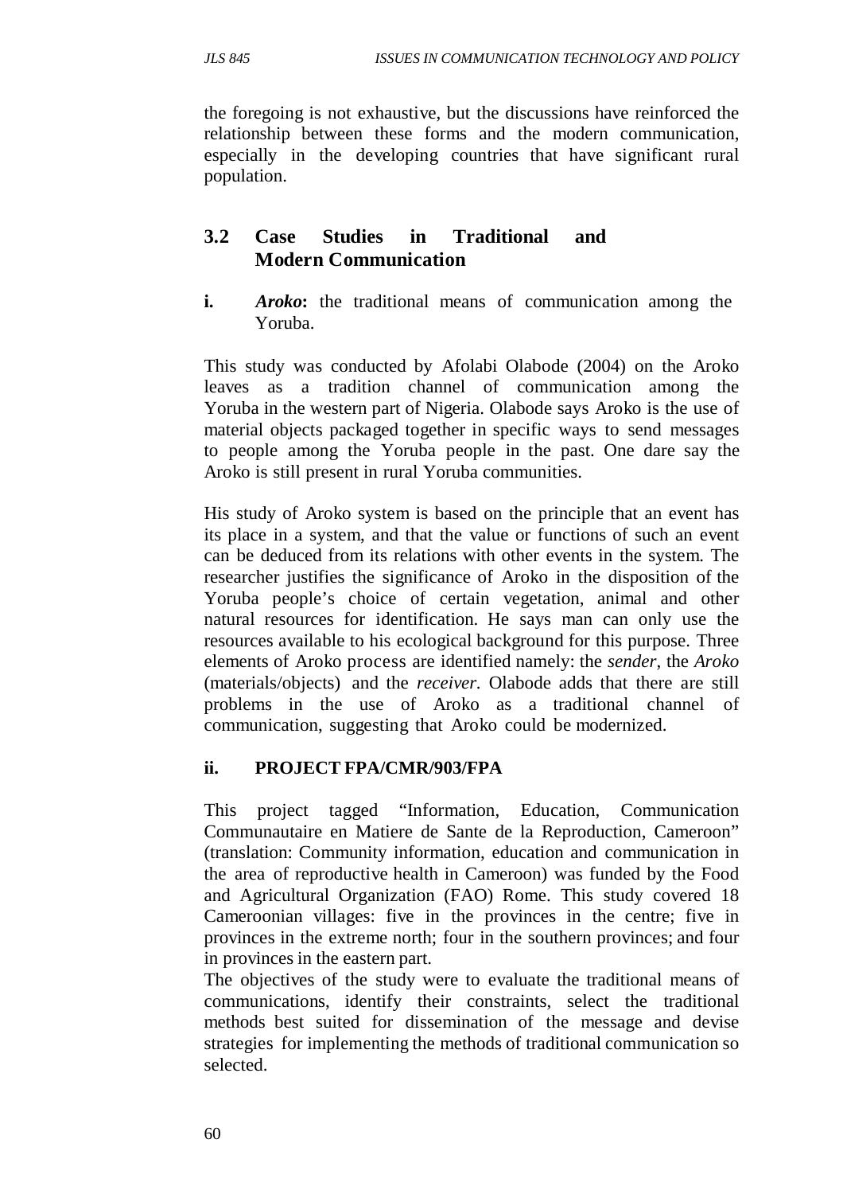the foregoing is not exhaustive, but the discussions have reinforced the relationship between these forms and the modern communication, especially in the developing countries that have significant rural population.

## 3.2 Case Studies in Traditional and Modern Communication

**i.** ***Aroko*****:** the traditional means of communication among the Yoruba.

This study was conducted by Afolabi Olabode (2004) on the Aroko leaves as a tradition channel of communication among the Yoruba in the western part of Nigeria. Olabode says Aroko is the use of material objects packaged together in specific ways to send messages to people among the Yoruba people in the past. One dare say the Aroko is still present in rural Yoruba communities.

His study of Aroko system is based on the principle that an event has its place in a system, and that the value or functions of such an event can be deduced from its relations with other events in the system. The researcher justifies the significance of Aroko in the disposition of the Yoruba people's choice of certain vegetation, animal and other natural resources for identification. He says man can only use the resources available to his ecological background for this purpose. Three elements of Aroko process are identified namely: the *sender*, the *Aroko* (materials/objects) and the *receiver*. Olabode adds that there are still problems in the use of Aroko as a traditional channel of communication, suggesting that Aroko could be modernized.

**ii. PROJECT FPA/CMR/903/FPA**

This project tagged "Information, Education, Communication Communautaire en Matiere de Sante de la Reproduction, Cameroon" (translation: Community information, education and communication in the area of reproductive health in Cameroon) was funded by the Food and Agricultural Organization (FAO) Rome. This study covered 18 Cameroonian villages: five in the provinces in the centre; five in provinces in the extreme north; four in the southern provinces; and four in provinces in the eastern part.

The objectives of the study were to evaluate the traditional means of communications, identify their constraints, select the traditional methods best suited for dissemination of the message and devise strategies for implementing the methods of traditional communication so selected.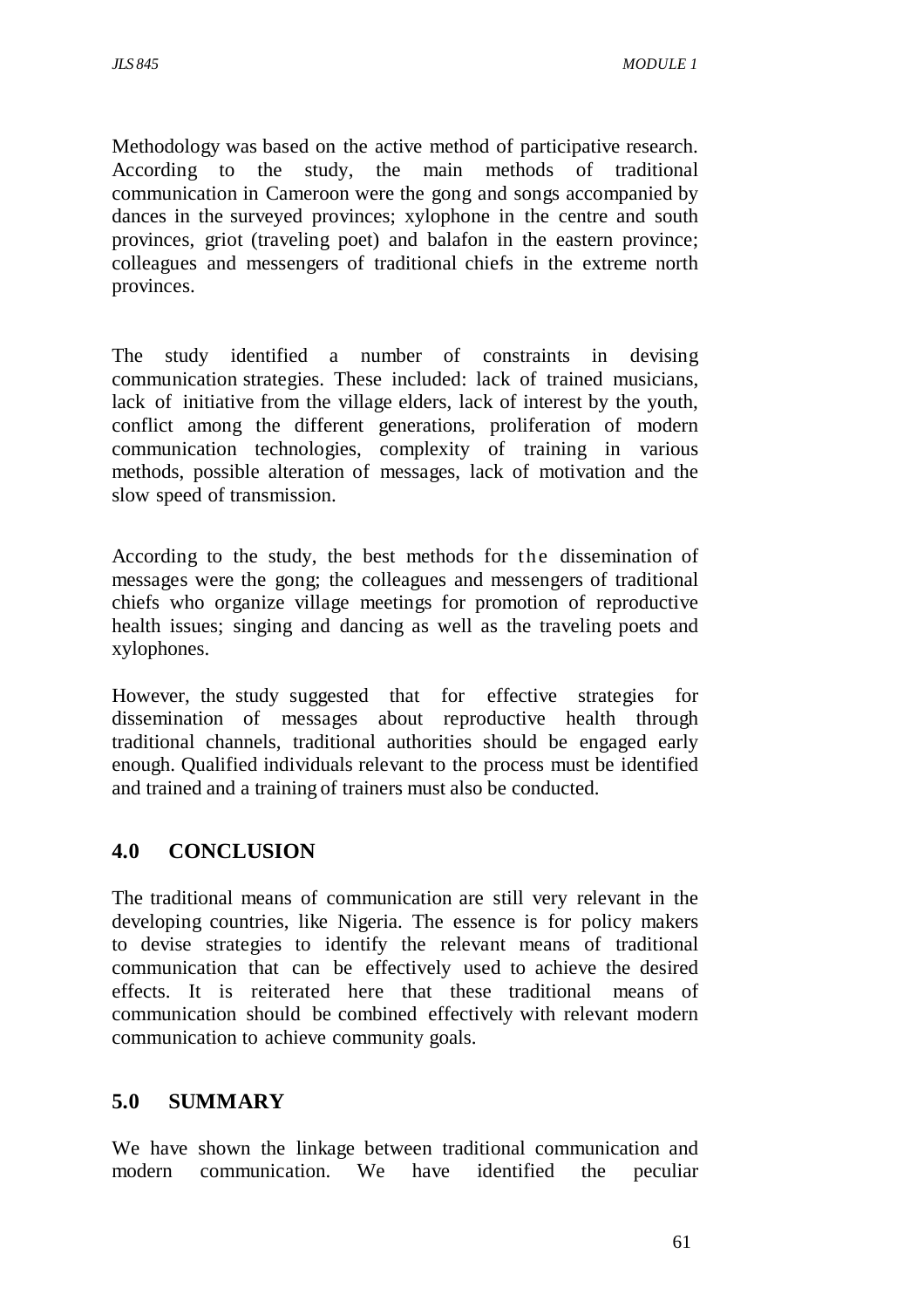Methodology was based on the active method of participative research. According to the study, the main methods of traditional communication in Cameroon were the gong and songs accompanied by dances in the surveyed provinces; xylophone in the centre and south provinces, griot (traveling poet) and balafon in the eastern province; colleagues and messengers of traditional chiefs in the extreme north provinces.

The study identified a number of constraints in devising communication strategies. These included: lack of trained musicians, lack of initiative from the village elders, lack of interest by the youth, conflict among the different generations, proliferation of modern communication technologies, complexity of training in various methods, possible alteration of messages, lack of motivation and the slow speed of transmission.

According to the study, the best methods for the dissemination of messages were the gong; the colleagues and messengers of traditional chiefs who organize village meetings for promotion of reproductive health issues; singing and dancing as well as the traveling poets and xylophones.

However, the study suggested that for effective strategies for dissemination of messages about reproductive health through traditional channels, traditional authorities should be engaged early enough. Qualified individuals relevant to the process must be identified and trained and a training of trainers must also be conducted.

## 4.0 CONCLUSION

The traditional means of communication are still very relevant in the developing countries, like Nigeria. The essence is for policy makers to devise strategies to identify the relevant means of traditional communication that can be effectively used to achieve the desired effects. It is reiterated here that these traditional means of communication should be combined effectively with relevant modern communication to achieve community goals.

## 5.0 SUMMARY

We have shown the linkage between traditional communication and modern communication. We have identified the peculiar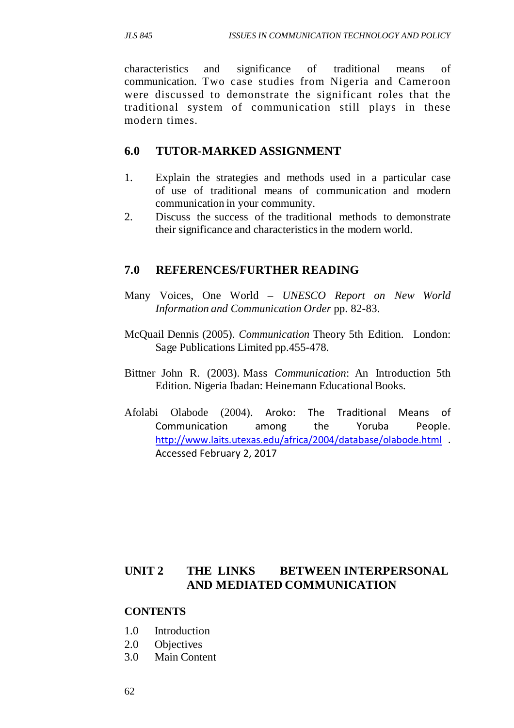characteristics and significance of traditional means of communication. Two case studies from Nigeria and Cameroon were discussed to demonstrate the significant roles that the traditional system of communication still plays in these modern times.

## 6.0 TUTOR-MARKED ASSIGNMENT

1. Explain the strategies and methods used in a particular case of use of traditional means of communication and modern communication in your community.
2. Discuss the success of the traditional methods to demonstrate their significance and characteristics in the modern world.

## 7.0 REFERENCES/FURTHER READING

Many Voices, One World – *UNESCO Report on New World Information and Communication Order* pp. 82-83.

McQuail Dennis (2005). *Communication* Theory 5th Edition. London: Sage Publications Limited pp.455-478.

Bittner John R. (2003). Mass *Communication*: An Introduction 5th Edition. Nigeria Ibadan: Heinemann Educational Books.

Afolabi Olabode (2004). Aroko: The Traditional Means of Communication among the Yoruba People. http://www.laits.utexas.edu/africa/2004/database/olabode.html . Accessed February 2, 2017

# UNIT 2 THE LINKS BETWEEN INTERPERSONAL AND MEDIATED COMMUNICATION

## CONTENTS

1.0 Introduction
2.0 Objectives
3.0 Main Content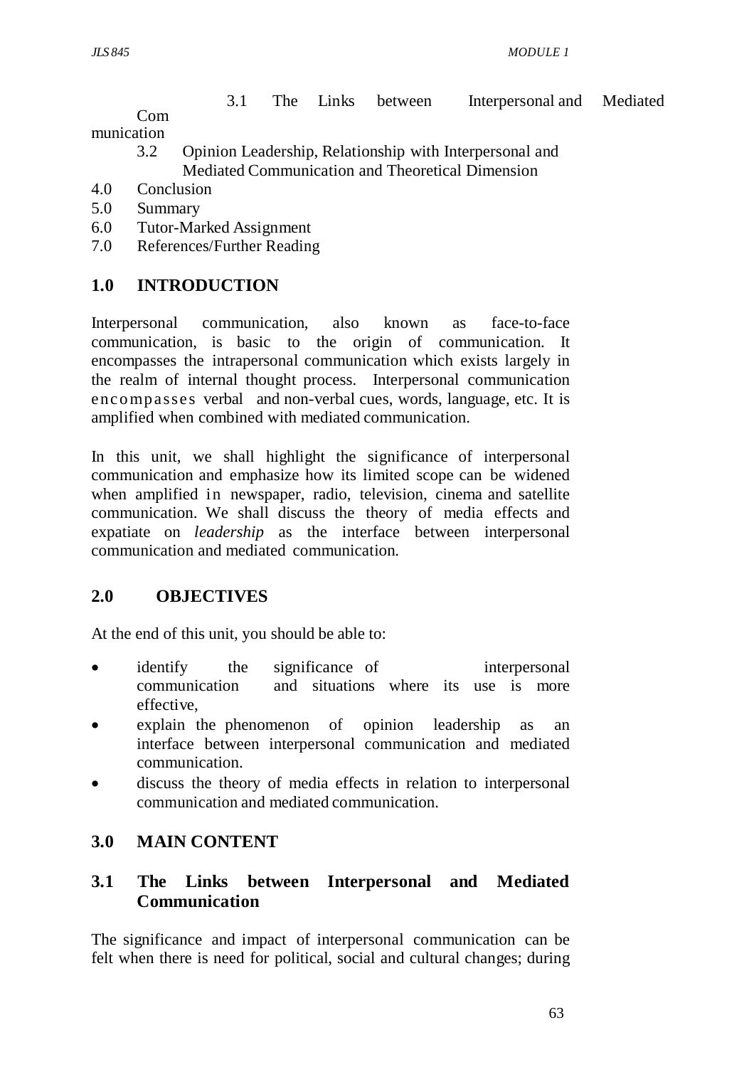3.1 The Links between Interpersonal and Mediated Communication
3.2 Opinion Leadership, Relationship with Interpersonal and Mediated Communication and Theoretical Dimension
4.0 Conclusion
5.0 Summary
6.0 Tutor-Marked Assignment
7.0 References/Further Reading

## 1.0 INTRODUCTION

Interpersonal communication, also known as face-to-face communication, is basic to the origin of communication. It encompasses the intrapersonal communication which exists largely in the realm of internal thought process. Interpersonal communication encompasses verbal and non-verbal cues, words, language, etc. It is amplified when combined with mediated communication.

In this unit, we shall highlight the significance of interpersonal communication and emphasize how its limited scope can be widened when amplified in newspaper, radio, television, cinema and satellite communication. We shall discuss the theory of media effects and expatiate on *leadership* as the interface between interpersonal communication and mediated communication.

## 2.0 OBJECTIVES

At the end of this unit, you should be able to:

- identify the significance of interpersonal communication and situations where its use is more effective,
- explain the phenomenon of opinion leadership as an interface between interpersonal communication and mediated communication.
- discuss the theory of media effects in relation to interpersonal communication and mediated communication.

## 3.0 MAIN CONTENT

### 3.1 The Links between Interpersonal and Mediated Communication

The significance and impact of interpersonal communication can be felt when there is need for political, social and cultural changes; during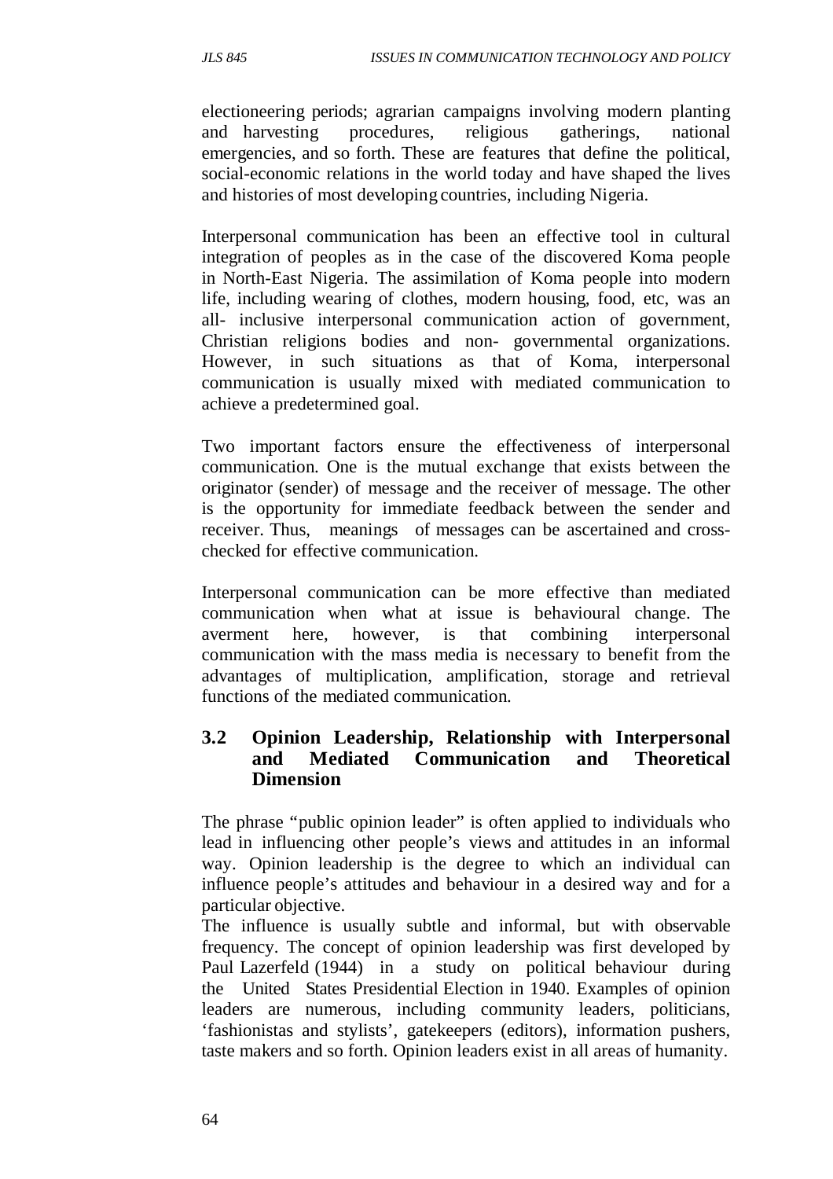electioneering periods; agrarian campaigns involving modern planting and harvesting procedures, religious gatherings, national emergencies, and so forth. These are features that define the political, social-economic relations in the world today and have shaped the lives and histories of most developing countries, including Nigeria.

Interpersonal communication has been an effective tool in cultural integration of peoples as in the case of the discovered Koma people in North-East Nigeria. The assimilation of Koma people into modern life, including wearing of clothes, modern housing, food, etc, was an all- inclusive interpersonal communication action of government, Christian religions bodies and non- governmental organizations. However, in such situations as that of Koma, interpersonal communication is usually mixed with mediated communication to achieve a predetermined goal.

Two important factors ensure the effectiveness of interpersonal communication. One is the mutual exchange that exists between the originator (sender) of message and the receiver of message. The other is the opportunity for immediate feedback between the sender and receiver. Thus, meanings of messages can be ascertained and cross-checked for effective communication.

Interpersonal communication can be more effective than mediated communication when what at issue is behavioural change. The averment here, however, is that combining interpersonal communication with the mass media is necessary to benefit from the advantages of multiplication, amplification, storage and retrieval functions of the mediated communication.

### 3.2 Opinion Leadership, Relationship with Interpersonal and Mediated Communication and Theoretical Dimension

The phrase "public opinion leader" is often applied to individuals who lead in influencing other people's views and attitudes in an informal way. Opinion leadership is the degree to which an individual can influence people's attitudes and behaviour in a desired way and for a particular objective.

The influence is usually subtle and informal, but with observable frequency. The concept of opinion leadership was first developed by Paul Lazerfeld (1944) in a study on political behaviour during the United States Presidential Election in 1940. Examples of opinion leaders are numerous, including community leaders, politicians, 'fashionistas and stylists', gatekeepers (editors), information pushers, taste makers and so forth. Opinion leaders exist in all areas of humanity.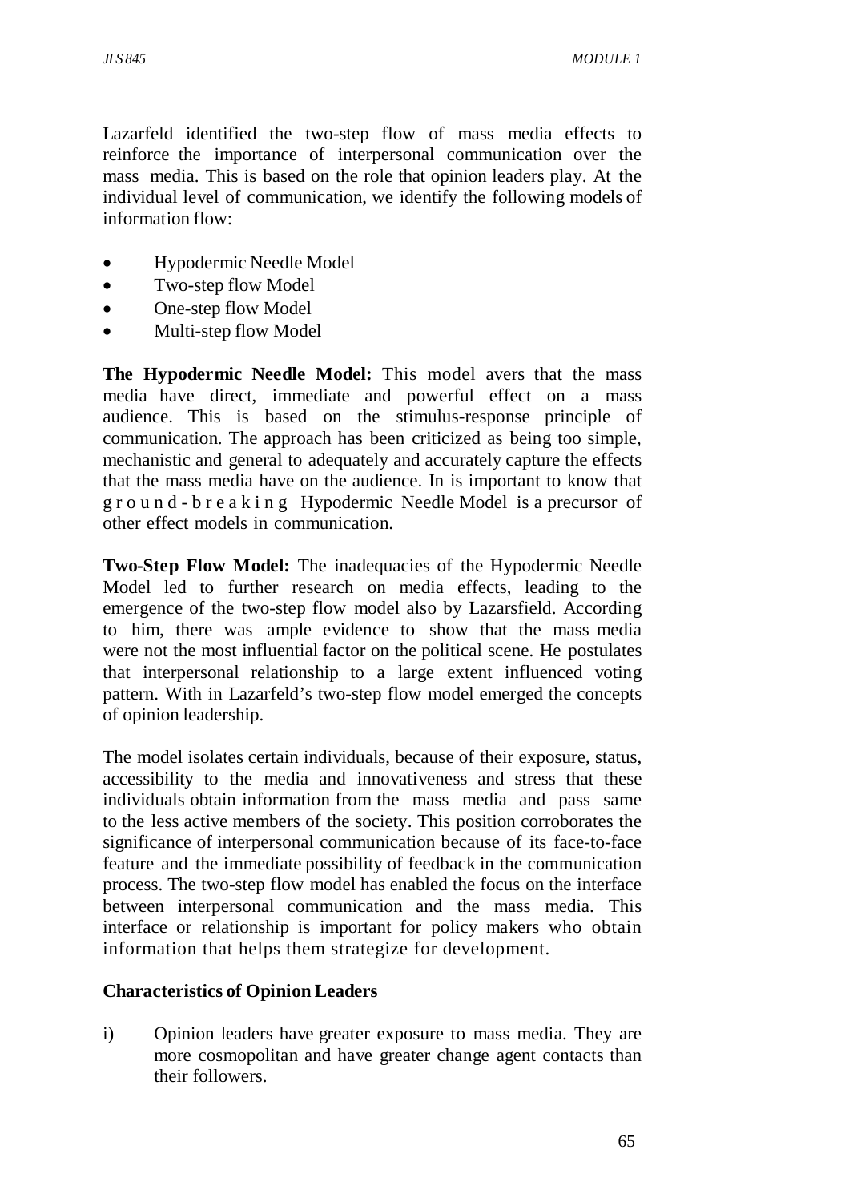Lazarfeld identified the two-step flow of mass media effects to reinforce the importance of interpersonal communication over the mass media. This is based on the role that opinion leaders play. At the individual level of communication, we identify the following models of information flow:

- Hypodermic Needle Model
- Two-step flow Model
- One-step flow Model
- Multi-step flow Model

**The Hypodermic Needle Model:** This model avers that the mass media have direct, immediate and powerful effect on a mass audience. This is based on the stimulus-response principle of communication. The approach has been criticized as being too simple, mechanistic and general to adequately and accurately capture the effects that the mass media have on the audience. In is important to know that ground-breaking Hypodermic Needle Model is a precursor of other effect models in communication.

**Two-Step Flow Model:** The inadequacies of the Hypodermic Needle Model led to further research on media effects, leading to the emergence of the two-step flow model also by Lazarsfield. According to him, there was ample evidence to show that the mass media were not the most influential factor on the political scene. He postulates that interpersonal relationship to a large extent influenced voting pattern. With in Lazarfeld's two-step flow model emerged the concepts of opinion leadership.

The model isolates certain individuals, because of their exposure, status, accessibility to the media and innovativeness and stress that these individuals obtain information from the mass media and pass same to the less active members of the society. This position corroborates the significance of interpersonal communication because of its face-to-face feature and the immediate possibility of feedback in the communication process. The two-step flow model has enabled the focus on the interface between interpersonal communication and the mass media. This interface or relationship is important for policy makers who obtain information that helps them strategize for development.

**Characteristics of Opinion Leaders**

i) Opinion leaders have greater exposure to mass media. They are more cosmopolitan and have greater change agent contacts than their followers.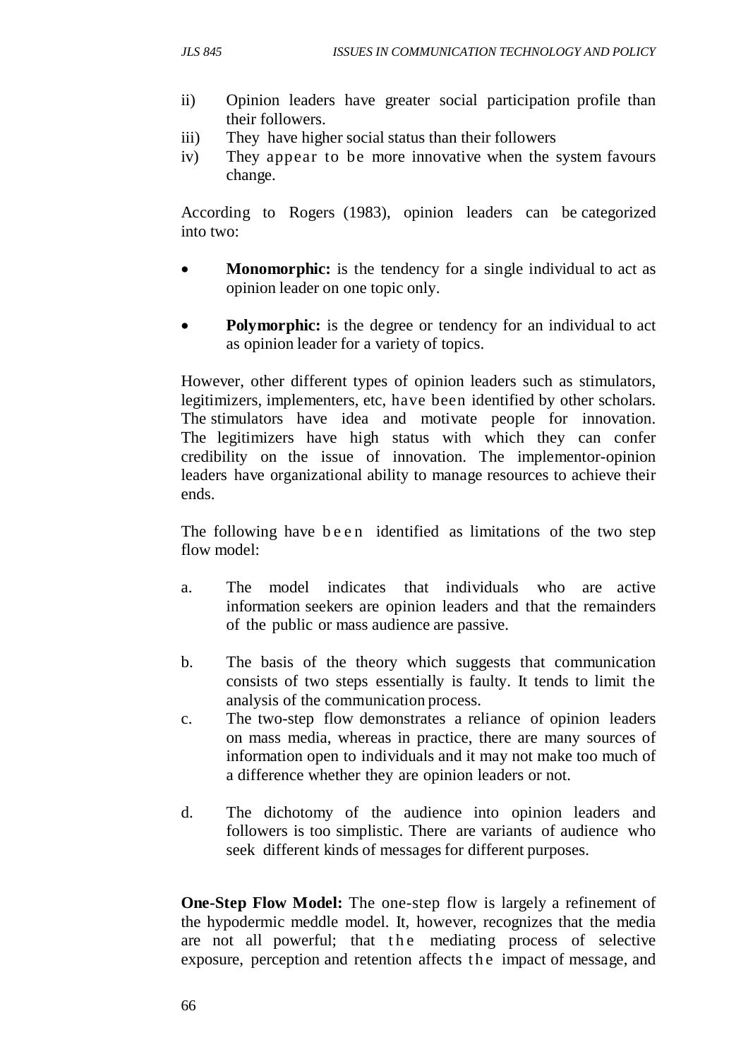ii) Opinion leaders have greater social participation profile than their followers.
iii) They have higher social status than their followers
iv) They appear to be more innovative when the system favours change.

According to Rogers (1983), opinion leaders can be categorized into two:

- **Monomorphic:** is the tendency for a single individual to act as opinion leader on one topic only.

- **Polymorphic:** is the degree or tendency for an individual to act as opinion leader for a variety of topics.

However, other different types of opinion leaders such as stimulators, legitimizers, implementers, etc, have been identified by other scholars. The stimulators have idea and motivate people for innovation. The legitimizers have high status with which they can confer credibility on the issue of innovation. The implementor-opinion leaders have organizational ability to manage resources to achieve their ends.

The following have been identified as limitations of the two step flow model:

a. The model indicates that individuals who are active information seekers are opinion leaders and that the remainders of the public or mass audience are passive.

b. The basis of the theory which suggests that communication consists of two steps essentially is faulty. It tends to limit the analysis of the communication process.

c. The two-step flow demonstrates a reliance of opinion leaders on mass media, whereas in practice, there are many sources of information open to individuals and it may not make too much of a difference whether they are opinion leaders or not.

d. The dichotomy of the audience into opinion leaders and followers is too simplistic. There are variants of audience who seek different kinds of messages for different purposes.

**One-Step Flow Model:** The one-step flow is largely a refinement of the hypodermic meddle model. It, however, recognizes that the media are not all powerful; that the mediating process of selective exposure, perception and retention affects the impact of message, and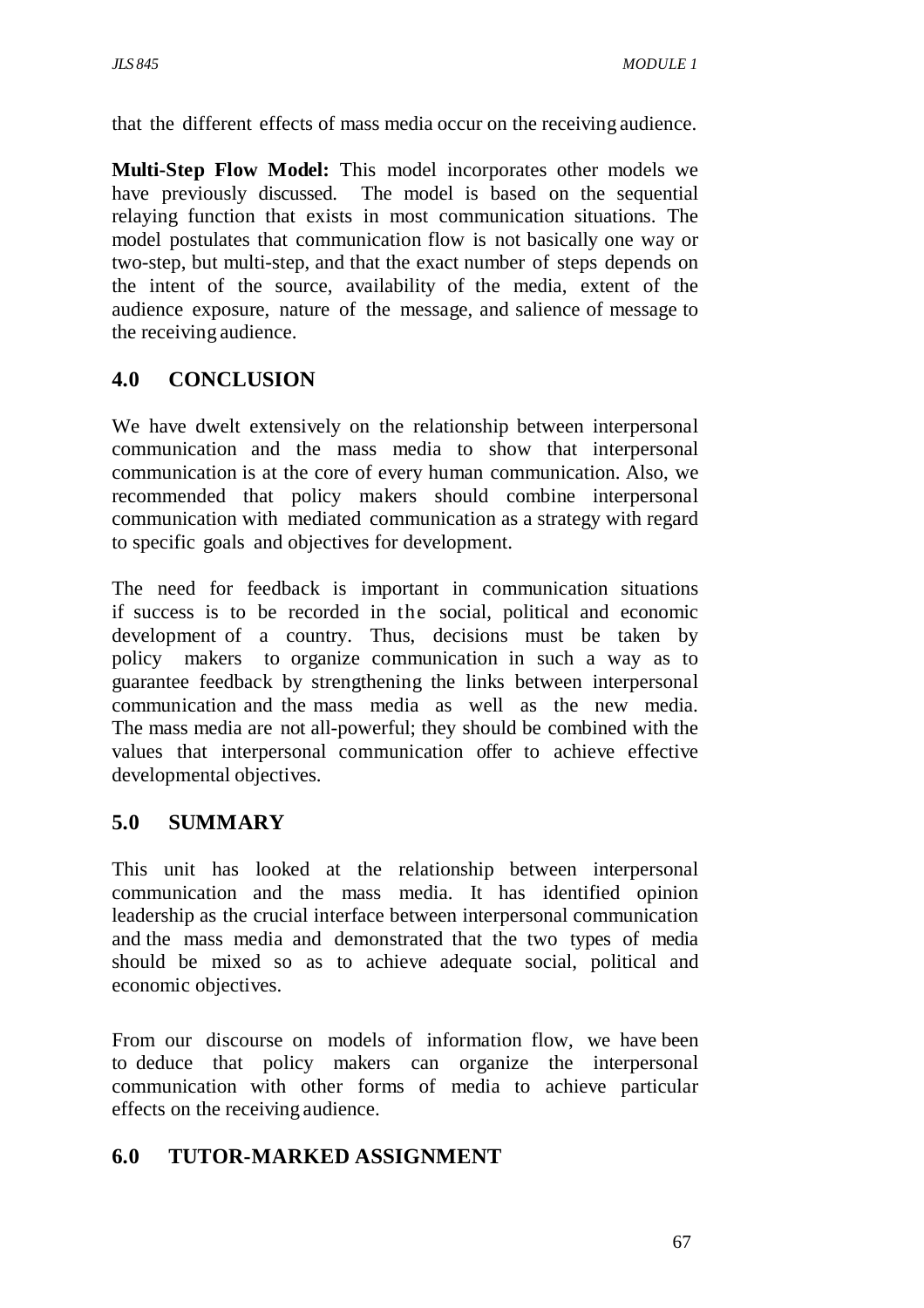that the different effects of mass media occur on the receiving audience.

**Multi-Step Flow Model:** This model incorporates other models we have previously discussed. The model is based on the sequential relaying function that exists in most communication situations. The model postulates that communication flow is not basically one way or two-step, but multi-step, and that the exact number of steps depends on the intent of the source, availability of the media, extent of the audience exposure, nature of the message, and salience of message to the receiving audience.

## 4.0 CONCLUSION

We have dwelt extensively on the relationship between interpersonal communication and the mass media to show that interpersonal communication is at the core of every human communication. Also, we recommended that policy makers should combine interpersonal communication with mediated communication as a strategy with regard to specific goals and objectives for development.

The need for feedback is important in communication situations if success is to be recorded in the social, political and economic development of a country. Thus, decisions must be taken by policy makers to organize communication in such a way as to guarantee feedback by strengthening the links between interpersonal communication and the mass media as well as the new media. The mass media are not all-powerful; they should be combined with the values that interpersonal communication offer to achieve effective developmental objectives.

## 5.0 SUMMARY

This unit has looked at the relationship between interpersonal communication and the mass media. It has identified opinion leadership as the crucial interface between interpersonal communication and the mass media and demonstrated that the two types of media should be mixed so as to achieve adequate social, political and economic objectives.

From our discourse on models of information flow, we have been to deduce that policy makers can organize the interpersonal communication with other forms of media to achieve particular effects on the receiving audience.

## 6.0 TUTOR-MARKED ASSIGNMENT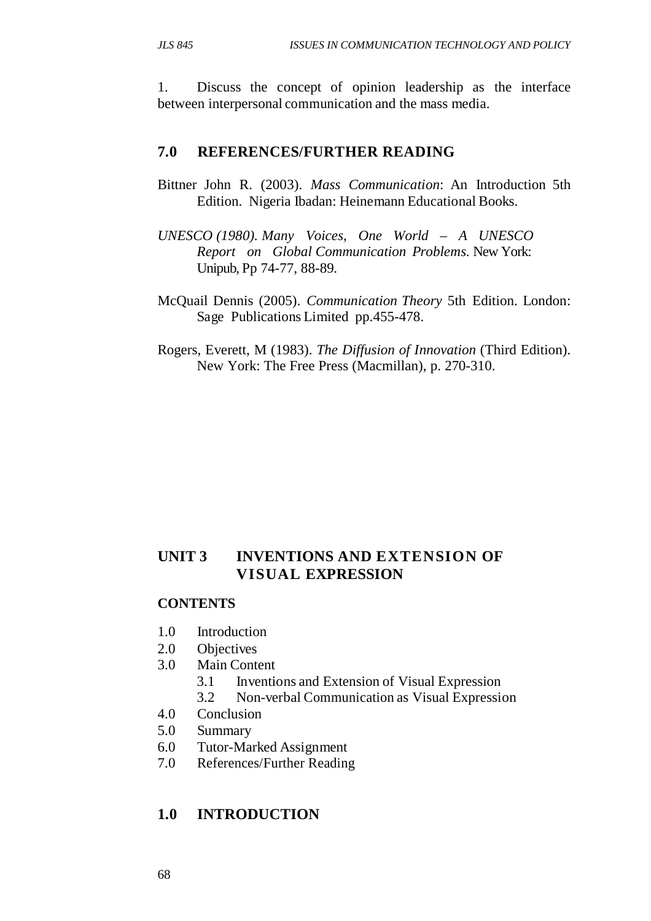1. Discuss the concept of opinion leadership as the interface between interpersonal communication and the mass media.

## 7.0 REFERENCES/FURTHER READING

Bittner John R. (2003). *Mass Communication*: An Introduction 5th Edition. Nigeria Ibadan: Heinemann Educational Books.

*UNESCO (1980). Many Voices, One World – A UNESCO Report on Global Communication Problems.* New York: Unipub, Pp 74-77, 88-89.

McQuail Dennis (2005). *Communication Theory* 5th Edition. London: Sage Publications Limited pp.455-478.

Rogers, Everett, M (1983). *The Diffusion of Innovation* (Third Edition). New York: The Free Press (Macmillan), p. 270-310.

# UNIT 3 INVENTIONS AND EXTENSION OF VISUAL EXPRESSION

**CONTENTS**

- 1.0 Introduction
- 2.0 Objectives
- 3.0 Main Content
  - 3.1 Inventions and Extension of Visual Expression
  - 3.2 Non-verbal Communication as Visual Expression
- 4.0 Conclusion
- 5.0 Summary
- 6.0 Tutor-Marked Assignment
- 7.0 References/Further Reading

## 1.0 INTRODUCTION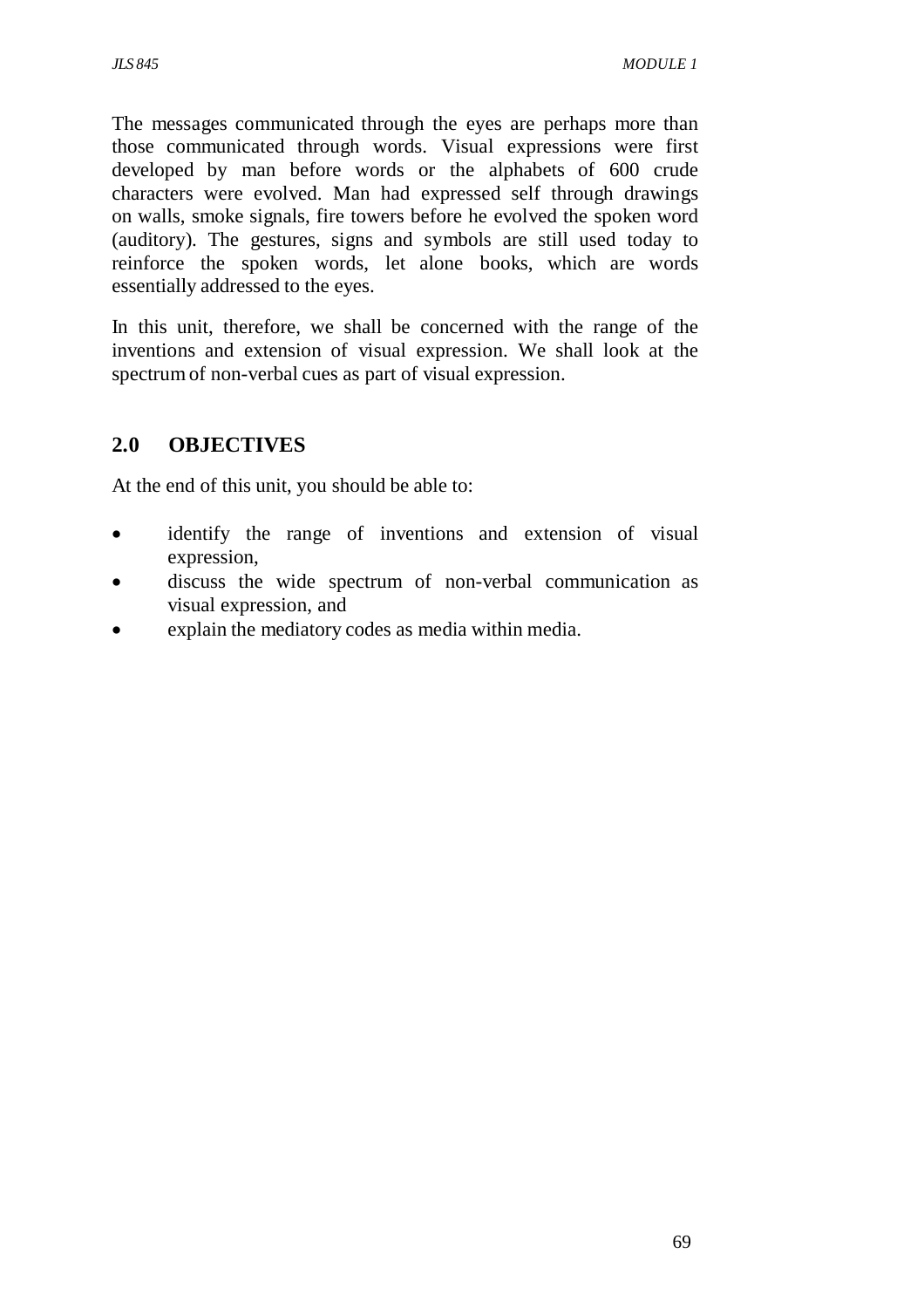The messages communicated through the eyes are perhaps more than those communicated through words. Visual expressions were first developed by man before words or the alphabets of 600 crude characters were evolved. Man had expressed self through drawings on walls, smoke signals, fire towers before he evolved the spoken word (auditory). The gestures, signs and symbols are still used today to reinforce the spoken words, let alone books, which are words essentially addressed to the eyes.

In this unit, therefore, we shall be concerned with the range of the inventions and extension of visual expression. We shall look at the spectrum of non-verbal cues as part of visual expression.

## 2.0 OBJECTIVES

At the end of this unit, you should be able to:

- identify the range of inventions and extension of visual expression,
- discuss the wide spectrum of non-verbal communication as visual expression, and
- explain the mediatory codes as media within media.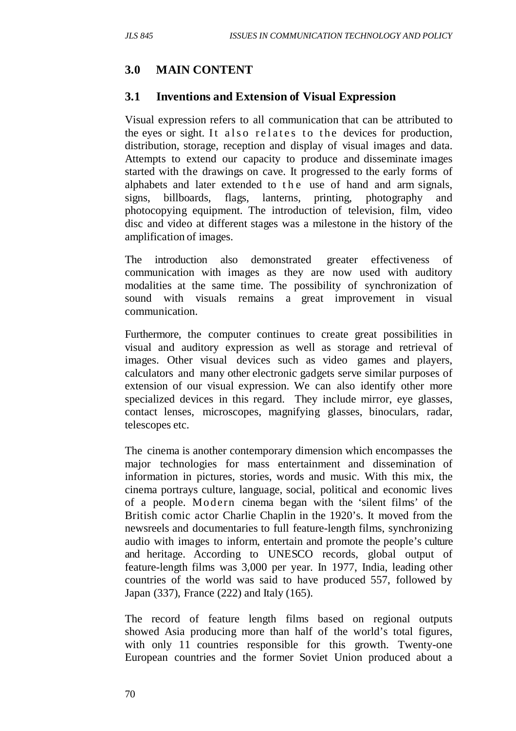## 3.0 MAIN CONTENT

### 3.1 Inventions and Extension of Visual Expression

Visual expression refers to all communication that can be attributed to the eyes or sight. It also relates to the devices for production, distribution, storage, reception and display of visual images and data. Attempts to extend our capacity to produce and disseminate images started with the drawings on cave. It progressed to the early forms of alphabets and later extended to the use of hand and arm signals, signs, billboards, flags, lanterns, printing, photography and photocopying equipment. The introduction of television, film, video disc and video at different stages was a milestone in the history of the amplification of images.

The introduction also demonstrated greater effectiveness of communication with images as they are now used with auditory modalities at the same time. The possibility of synchronization of sound with visuals remains a great improvement in visual communication.

Furthermore, the computer continues to create great possibilities in visual and auditory expression as well as storage and retrieval of images. Other visual devices such as video games and players, calculators and many other electronic gadgets serve similar purposes of extension of our visual expression. We can also identify other more specialized devices in this regard. They include mirror, eye glasses, contact lenses, microscopes, magnifying glasses, binoculars, radar, telescopes etc.

The cinema is another contemporary dimension which encompasses the major technologies for mass entertainment and dissemination of information in pictures, stories, words and music. With this mix, the cinema portrays culture, language, social, political and economic lives of a people. Modern cinema began with the 'silent films' of the British comic actor Charlie Chaplin in the 1920's. It moved from the newsreels and documentaries to full feature-length films, synchronizing audio with images to inform, entertain and promote the people's culture and heritage. According to UNESCO records, global output of feature-length films was 3,000 per year. In 1977, India, leading other countries of the world was said to have produced 557, followed by Japan (337), France (222) and Italy (165).

The record of feature length films based on regional outputs showed Asia producing more than half of the world's total figures, with only 11 countries responsible for this growth. Twenty-one European countries and the former Soviet Union produced about a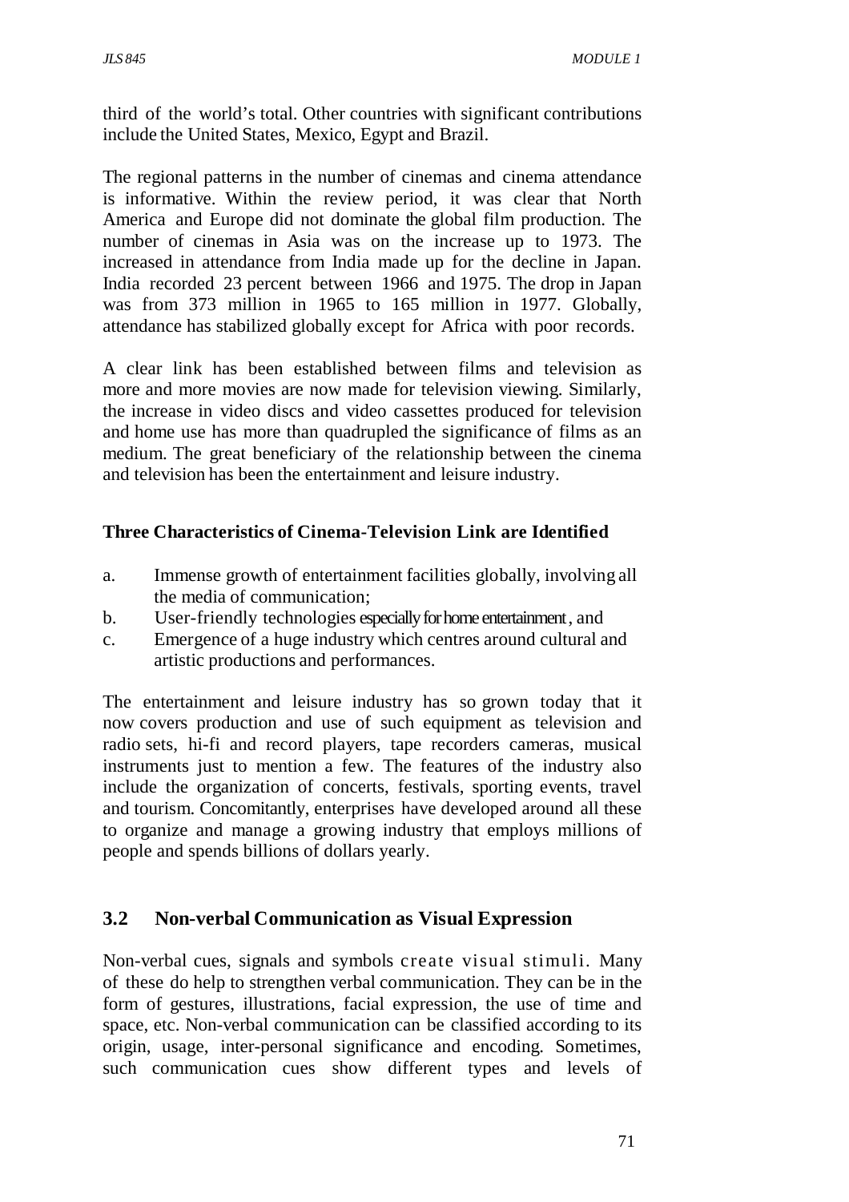third of the world's total. Other countries with significant contributions include the United States, Mexico, Egypt and Brazil.

The regional patterns in the number of cinemas and cinema attendance is informative. Within the review period, it was clear that North America and Europe did not dominate the global film production. The number of cinemas in Asia was on the increase up to 1973. The increased in attendance from India made up for the decline in Japan. India recorded 23 percent between 1966 and 1975. The drop in Japan was from 373 million in 1965 to 165 million in 1977. Globally, attendance has stabilized globally except for Africa with poor records.

A clear link has been established between films and television as more and more movies are now made for television viewing. Similarly, the increase in video discs and video cassettes produced for television and home use has more than quadrupled the significance of films as an medium. The great beneficiary of the relationship between the cinema and television has been the entertainment and leisure industry.

**Three Characteristics of Cinema-Television Link are Identified**

a. Immense growth of entertainment facilities globally, involving all the media of communication;
b. User-friendly technologies especially for home entertainment, and
c. Emergence of a huge industry which centres around cultural and artistic productions and performances.

The entertainment and leisure industry has so grown today that it now covers production and use of such equipment as television and radio sets, hi-fi and record players, tape recorders cameras, musical instruments just to mention a few. The features of the industry also include the organization of concerts, festivals, sporting events, travel and tourism. Concomitantly, enterprises have developed around all these to organize and manage a growing industry that employs millions of people and spends billions of dollars yearly.

## 3.2 Non-verbal Communication as Visual Expression

Non-verbal cues, signals and symbols create visual stimuli. Many of these do help to strengthen verbal communication. They can be in the form of gestures, illustrations, facial expression, the use of time and space, etc. Non-verbal communication can be classified according to its origin, usage, inter-personal significance and encoding. Sometimes, such communication cues show different types and levels of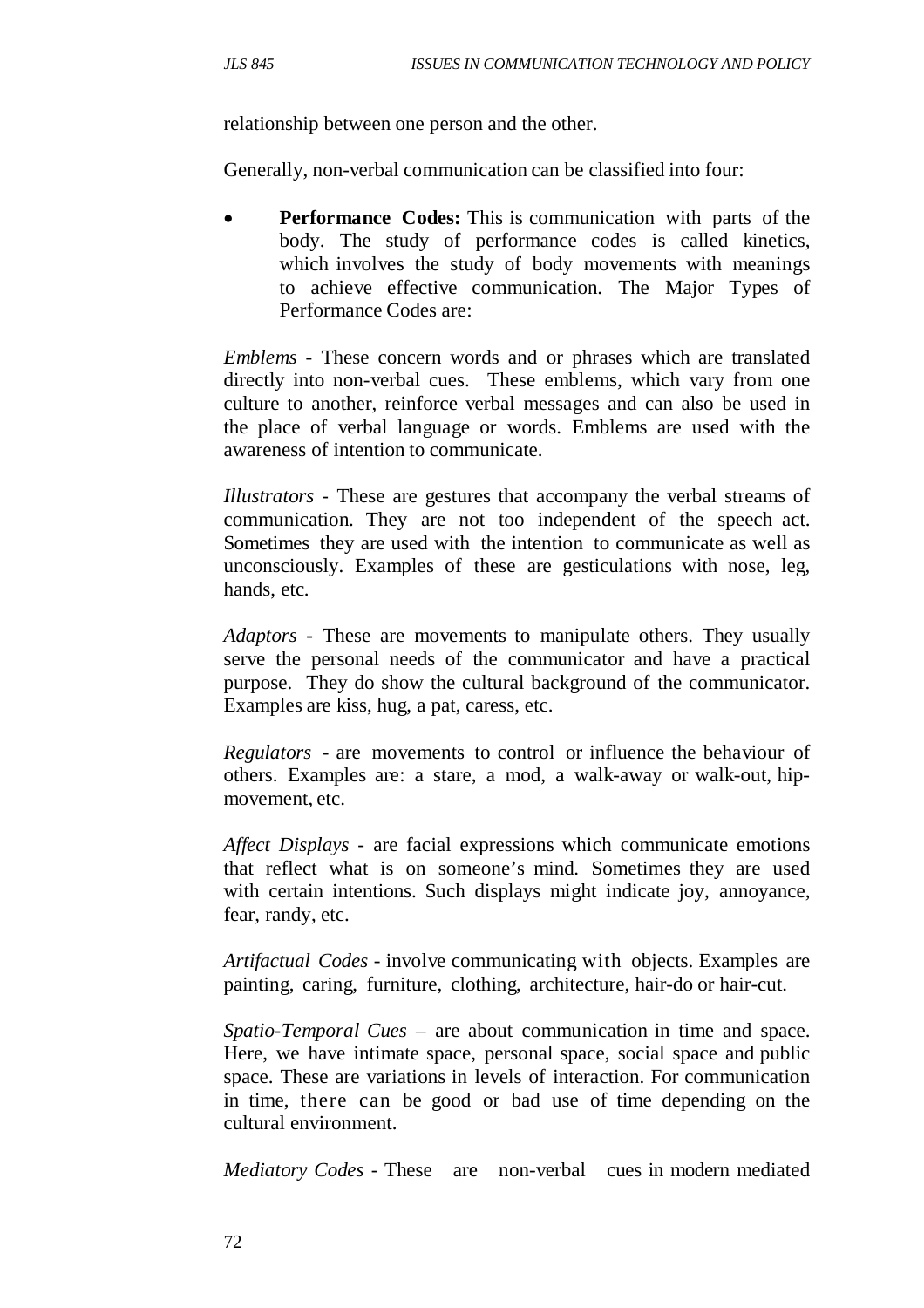relationship between one person and the other.

Generally, non-verbal communication can be classified into four:

- **Performance Codes:** This is communication with parts of the body. The study of performance codes is called kinetics, which involves the study of body movements with meanings to achieve effective communication. The Major Types of Performance Codes are:

*Emblems* - These concern words and or phrases which are translated directly into non-verbal cues. These emblems, which vary from one culture to another, reinforce verbal messages and can also be used in the place of verbal language or words. Emblems are used with the awareness of intention to communicate.

*Illustrators* - These are gestures that accompany the verbal streams of communication. They are not too independent of the speech act. Sometimes they are used with the intention to communicate as well as unconsciously. Examples of these are gesticulations with nose, leg, hands, etc.

*Adaptors* - These are movements to manipulate others. They usually serve the personal needs of the communicator and have a practical purpose. They do show the cultural background of the communicator. Examples are kiss, hug, a pat, caress, etc.

*Regulators* - are movements to control or influence the behaviour of others. Examples are: a stare, a mod, a walk-away or walk-out, hip-movement, etc.

*Affect Displays* - are facial expressions which communicate emotions that reflect what is on someone's mind. Sometimes they are used with certain intentions. Such displays might indicate joy, annoyance, fear, randy, etc.

*Artifactual Codes* - involve communicating with objects. Examples are painting, caring, furniture, clothing, architecture, hair-do or hair-cut.

*Spatio-Temporal Cues* – are about communication in time and space. Here, we have intimate space, personal space, social space and public space. These are variations in levels of interaction. For communication in time, there can be good or bad use of time depending on the cultural environment.

*Mediatory Codes* - These are non-verbal cues in modern mediated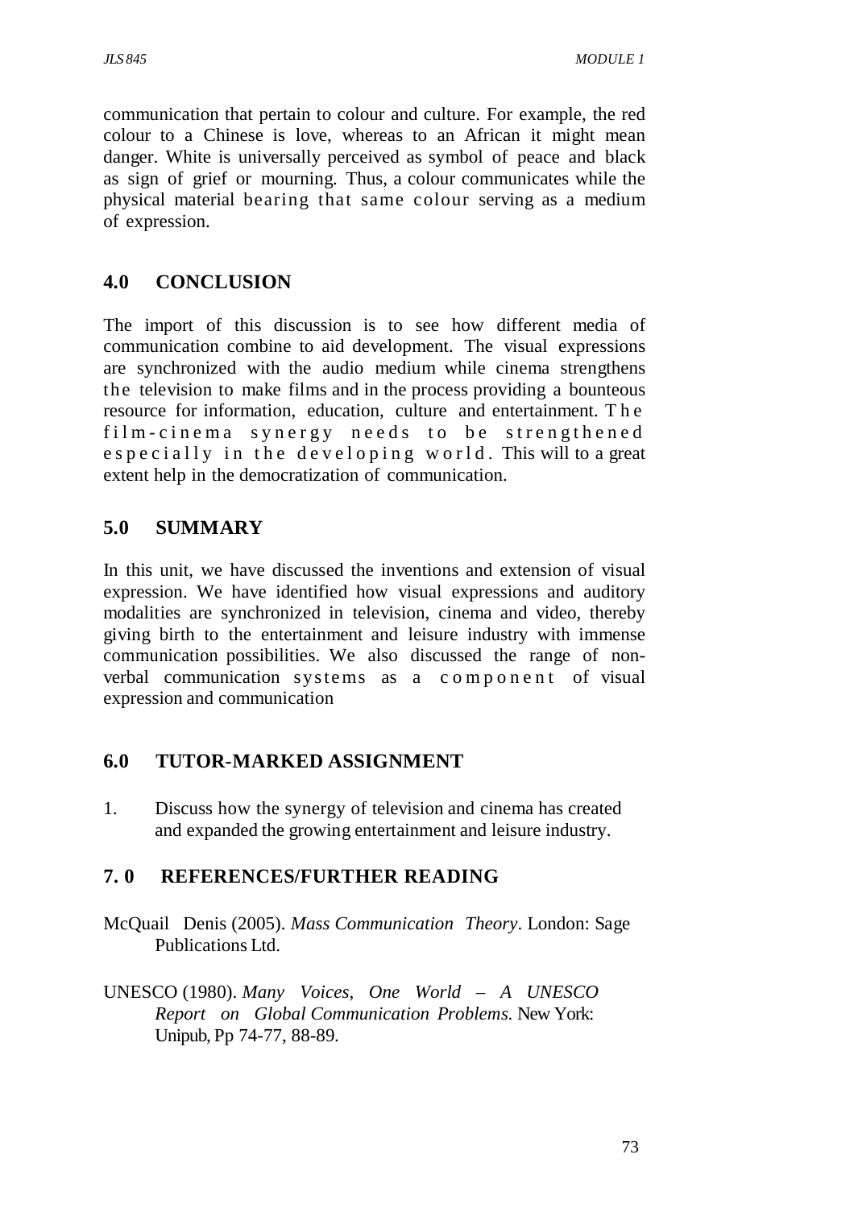communication that pertain to colour and culture. For example, the red colour to a Chinese is love, whereas to an African it might mean danger. White is universally perceived as symbol of peace and black as sign of grief or mourning. Thus, a colour communicates while the physical material bearing that same colour serving as a medium of expression.

## 4.0 CONCLUSION

The import of this discussion is to see how different media of communication combine to aid development. The visual expressions are synchronized with the audio medium while cinema strengthens the television to make films and in the process providing a bounteous resource for information, education, culture and entertainment. The film-cinema synergy needs to be strengthened especially in the developing world. This will to a great extent help in the democratization of communication.

## 5.0 SUMMARY

In this unit, we have discussed the inventions and extension of visual expression. We have identified how visual expressions and auditory modalities are synchronized in television, cinema and video, thereby giving birth to the entertainment and leisure industry with immense communication possibilities. We also discussed the range of non-verbal communication systems as a component of visual expression and communication

## 6.0 TUTOR-MARKED ASSIGNMENT

1. Discuss how the synergy of television and cinema has created and expanded the growing entertainment and leisure industry.

## 7. 0 REFERENCES/FURTHER READING

McQuail Denis (2005). *Mass Communication Theory*. London: Sage Publications Ltd.

UNESCO (1980). *Many Voices, One World – A UNESCO Report on Global Communication Problems*. New York: Unipub, Pp 74-77, 88-89.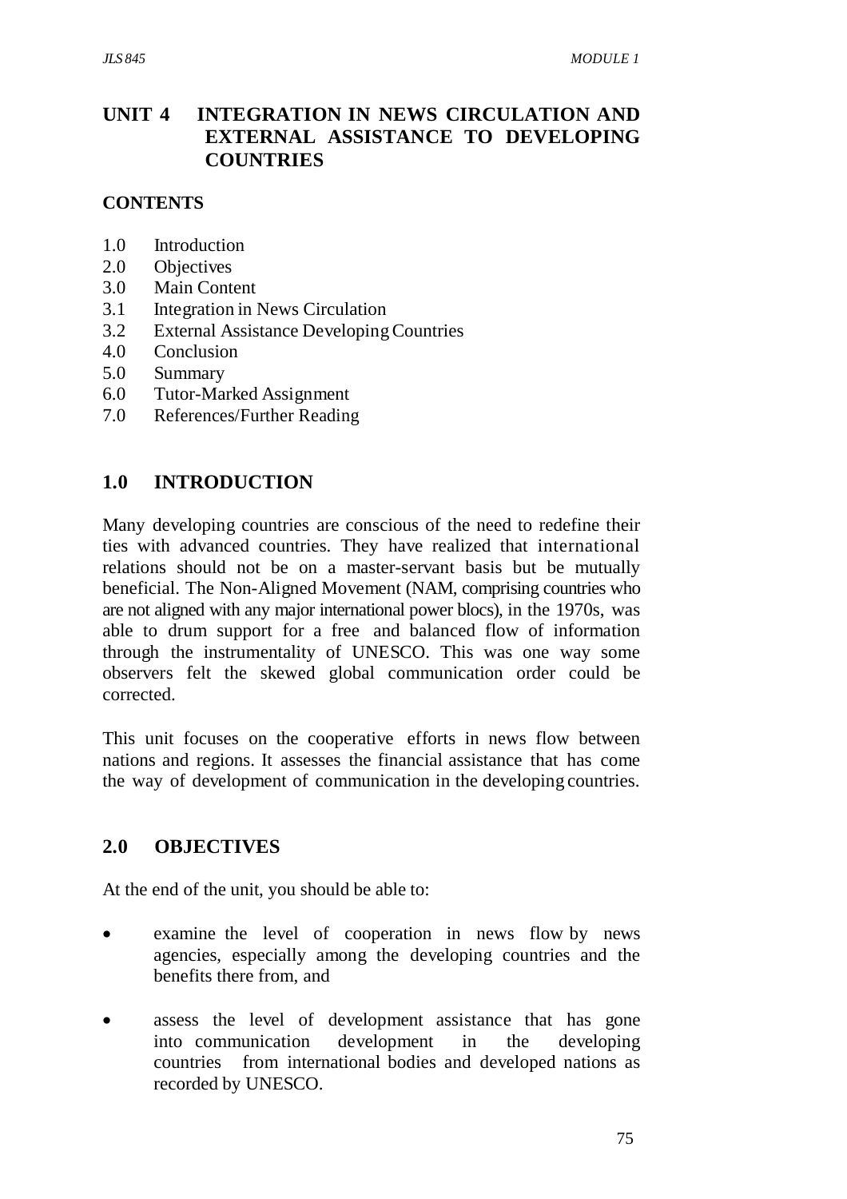# UNIT 4 INTEGRATION IN NEWS CIRCULATION AND EXTERNAL ASSISTANCE TO DEVELOPING COUNTRIES

## CONTENTS

1.0 Introduction
2.0 Objectives
3.0 Main Content
3.1 Integration in News Circulation
3.2 External Assistance Developing Countries
4.0 Conclusion
5.0 Summary
6.0 Tutor-Marked Assignment
7.0 References/Further Reading

## 1.0 INTRODUCTION

Many developing countries are conscious of the need to redefine their ties with advanced countries. They have realized that international relations should not be on a master-servant basis but be mutually beneficial. The Non-Aligned Movement (NAM, comprising countries who are not aligned with any major international power blocs), in the 1970s, was able to drum support for a free and balanced flow of information through the instrumentality of UNESCO. This was one way some observers felt the skewed global communication order could be corrected.

This unit focuses on the cooperative efforts in news flow between nations and regions. It assesses the financial assistance that has come the way of development of communication in the developing countries.

## 2.0 OBJECTIVES

At the end of the unit, you should be able to:

- examine the level of cooperation in news flow by news agencies, especially among the developing countries and the benefits there from, and
- assess the level of development assistance that has gone into communication development in the developing countries from international bodies and developed nations as recorded by UNESCO.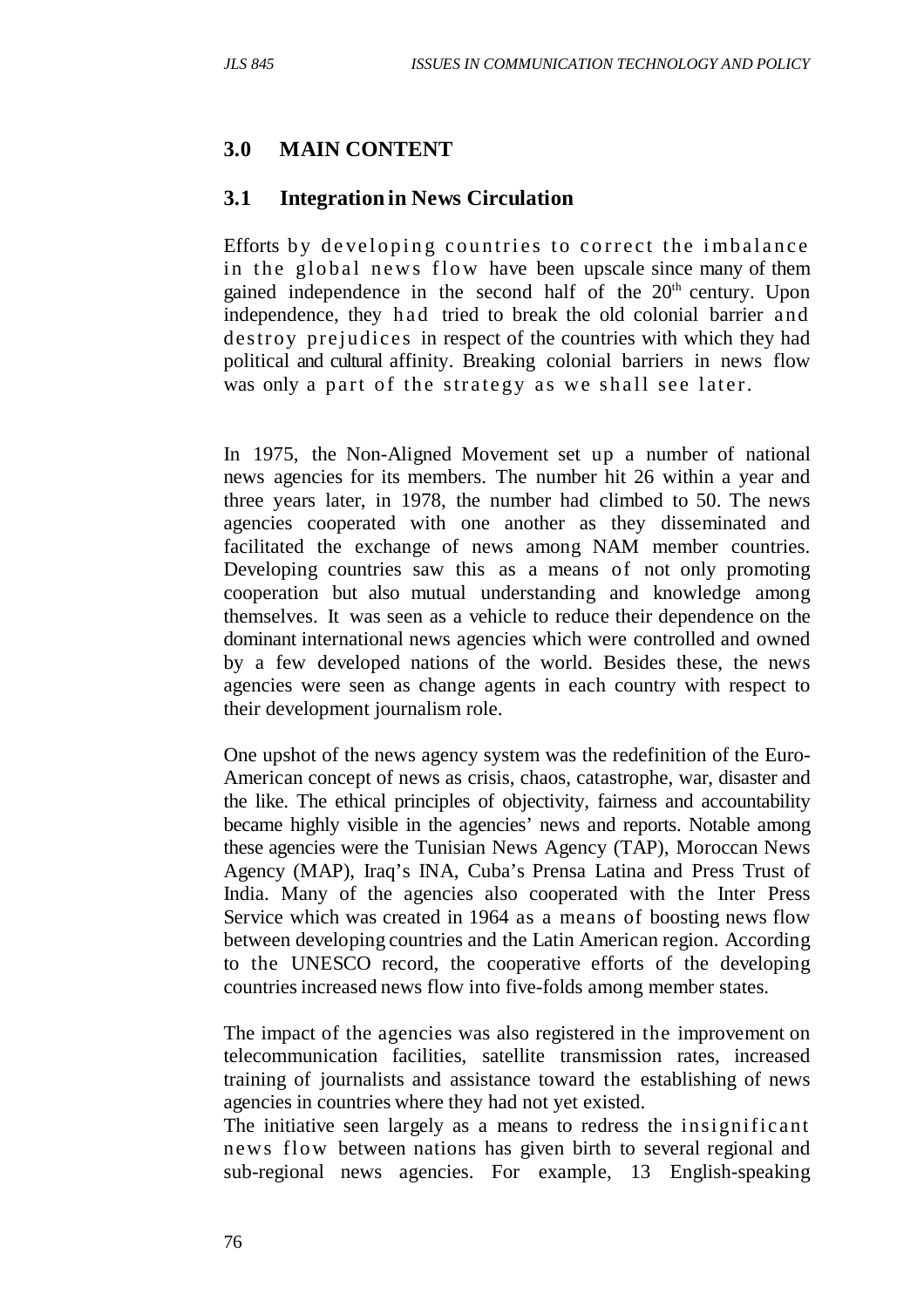## 3.0 MAIN CONTENT

### 3.1 Integration in News Circulation

Efforts by developing countries to correct the imbalance in the global news flow have been upscale since many of them gained independence in the second half of the 20th century. Upon independence, they had tried to break the old colonial barrier and destroy prejudices in respect of the countries with which they had political and cultural affinity. Breaking colonial barriers in news flow was only a part of the strategy as we shall see later.

In 1975, the Non-Aligned Movement set up a number of national news agencies for its members. The number hit 26 within a year and three years later, in 1978, the number had climbed to 50. The news agencies cooperated with one another as they disseminated and facilitated the exchange of news among NAM member countries. Developing countries saw this as a means of not only promoting cooperation but also mutual understanding and knowledge among themselves. It was seen as a vehicle to reduce their dependence on the dominant international news agencies which were controlled and owned by a few developed nations of the world. Besides these, the news agencies were seen as change agents in each country with respect to their development journalism role.

One upshot of the news agency system was the redefinition of the Euro-American concept of news as crisis, chaos, catastrophe, war, disaster and the like. The ethical principles of objectivity, fairness and accountability became highly visible in the agencies' news and reports. Notable among these agencies were the Tunisian News Agency (TAP), Moroccan News Agency (MAP), Iraq's INA, Cuba's Prensa Latina and Press Trust of India. Many of the agencies also cooperated with the Inter Press Service which was created in 1964 as a means of boosting news flow between developing countries and the Latin American region. According to the UNESCO record, the cooperative efforts of the developing countries increased news flow into five-folds among member states.

The impact of the agencies was also registered in the improvement on telecommunication facilities, satellite transmission rates, increased training of journalists and assistance toward the establishing of news agencies in countries where they had not yet existed.
The initiative seen largely as a means to redress the insignificant news flow between nations has given birth to several regional and sub-regional news agencies. For example, 13 English-speaking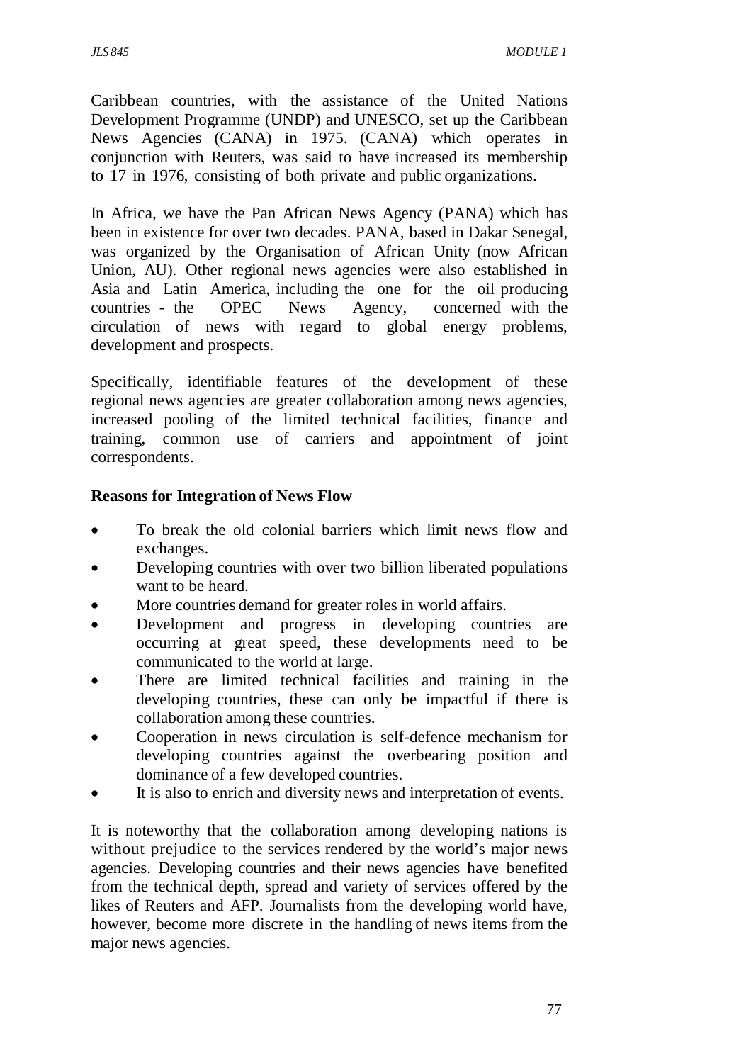Caribbean countries, with the assistance of the United Nations Development Programme (UNDP) and UNESCO, set up the Caribbean News Agencies (CANA) in 1975. (CANA) which operates in conjunction with Reuters, was said to have increased its membership to 17 in 1976, consisting of both private and public organizations.

In Africa, we have the Pan African News Agency (PANA) which has been in existence for over two decades. PANA, based in Dakar Senegal, was organized by the Organisation of African Unity (now African Union, AU). Other regional news agencies were also established in Asia and Latin America, including the one for the oil producing countries - the OPEC News Agency, concerned with the circulation of news with regard to global energy problems, development and prospects.

Specifically, identifiable features of the development of these regional news agencies are greater collaboration among news agencies, increased pooling of the limited technical facilities, finance and training, common use of carriers and appointment of joint correspondents.

**Reasons for Integration of News Flow**

- To break the old colonial barriers which limit news flow and exchanges.
- Developing countries with over two billion liberated populations want to be heard.
- More countries demand for greater roles in world affairs.
- Development and progress in developing countries are occurring at great speed, these developments need to be communicated to the world at large.
- There are limited technical facilities and training in the developing countries, these can only be impactful if there is collaboration among these countries.
- Cooperation in news circulation is self-defence mechanism for developing countries against the overbearing position and dominance of a few developed countries.
- It is also to enrich and diversity news and interpretation of events.

It is noteworthy that the collaboration among developing nations is without prejudice to the services rendered by the world's major news agencies. Developing countries and their news agencies have benefited from the technical depth, spread and variety of services offered by the likes of Reuters and AFP. Journalists from the developing world have, however, become more discrete in the handling of news items from the major news agencies.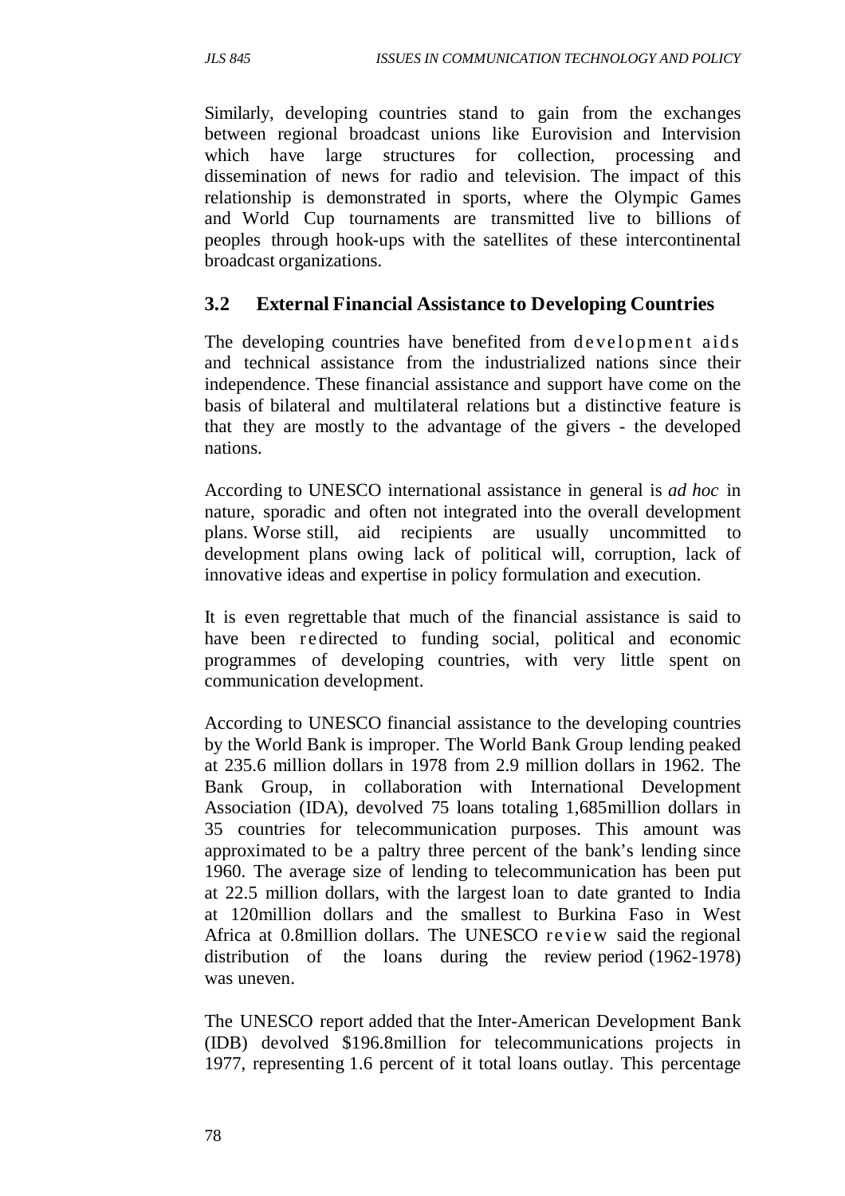Similarly, developing countries stand to gain from the exchanges between regional broadcast unions like Eurovision and Intervision which have large structures for collection, processing and dissemination of news for radio and television. The impact of this relationship is demonstrated in sports, where the Olympic Games and World Cup tournaments are transmitted live to billions of peoples through hook-ups with the satellites of these intercontinental broadcast organizations.

## 3.2 External Financial Assistance to Developing Countries

The developing countries have benefited from development aids and technical assistance from the industrialized nations since their independence. These financial assistance and support have come on the basis of bilateral and multilateral relations but a distinctive feature is that they are mostly to the advantage of the givers - the developed nations.

According to UNESCO international assistance in general is *ad hoc* in nature, sporadic and often not integrated into the overall development plans. Worse still, aid recipients are usually uncommitted to development plans owing lack of political will, corruption, lack of innovative ideas and expertise in policy formulation and execution.

It is even regrettable that much of the financial assistance is said to have been redirected to funding social, political and economic programmes of developing countries, with very little spent on communication development.

According to UNESCO financial assistance to the developing countries by the World Bank is improper. The World Bank Group lending peaked at 235.6 million dollars in 1978 from 2.9 million dollars in 1962. The Bank Group, in collaboration with International Development Association (IDA), devolved 75 loans totaling 1,685million dollars in 35 countries for telecommunication purposes. This amount was approximated to be a paltry three percent of the bank's lending since 1960. The average size of lending to telecommunication has been put at 22.5 million dollars, with the largest loan to date granted to India at 120million dollars and the smallest to Burkina Faso in West Africa at 0.8million dollars. The UNESCO review said the regional distribution of the loans during the review period (1962-1978) was uneven.

The UNESCO report added that the Inter-American Development Bank (IDB) devolved $196.8million for telecommunications projects in 1977, representing 1.6 percent of it total loans outlay. This percentage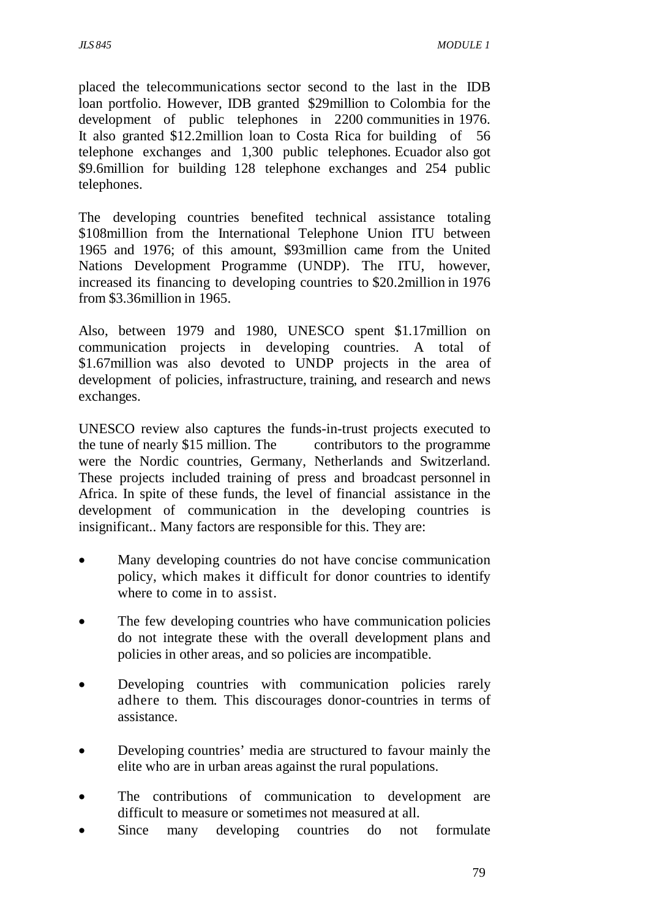placed the telecommunications sector second to the last in the IDB loan portfolio. However, IDB granted $29million to Colombia for the development of public telephones in 2200 communities in 1976. It also granted $12.2million loan to Costa Rica for building of 56 telephone exchanges and 1,300 public telephones. Ecuador also got $9.6million for building 128 telephone exchanges and 254 public telephones.

The developing countries benefited technical assistance totaling $108million from the International Telephone Union ITU between 1965 and 1976; of this amount, $93million came from the United Nations Development Programme (UNDP). The ITU, however, increased its financing to developing countries to $20.2million in 1976 from $3.36million in 1965.

Also, between 1979 and 1980, UNESCO spent $1.17million on communication projects in developing countries. A total of $1.67million was also devoted to UNDP projects in the area of development of policies, infrastructure, training, and research and news exchanges.

UNESCO review also captures the funds-in-trust projects executed to the tune of nearly $15 million. The contributors to the programme were the Nordic countries, Germany, Netherlands and Switzerland. These projects included training of press and broadcast personnel in Africa. In spite of these funds, the level of financial assistance in the development of communication in the developing countries is insignificant.. Many factors are responsible for this. They are:

- Many developing countries do not have concise communication policy, which makes it difficult for donor countries to identify where to come in to assist.
- The few developing countries who have communication policies do not integrate these with the overall development plans and policies in other areas, and so policies are incompatible.
- Developing countries with communication policies rarely adhere to them. This discourages donor-countries in terms of assistance.
- Developing countries' media are structured to favour mainly the elite who are in urban areas against the rural populations.
- The contributions of communication to development are difficult to measure or sometimes not measured at all.
- Since many developing countries do not formulate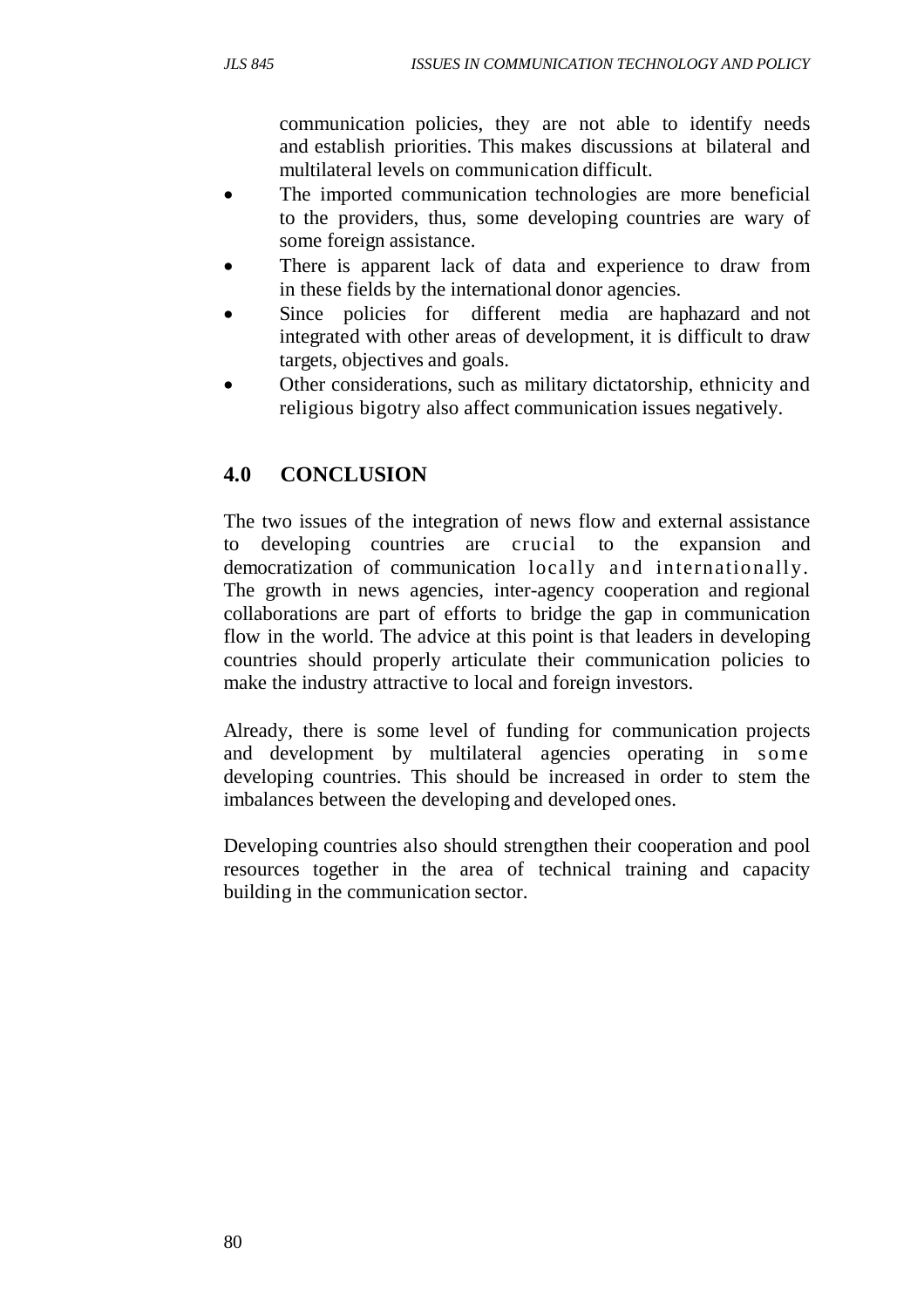communication policies, they are not able to identify needs and establish priorities. This makes discussions at bilateral and multilateral levels on communication difficult.

- The imported communication technologies are more beneficial to the providers, thus, some developing countries are wary of some foreign assistance.
- There is apparent lack of data and experience to draw from in these fields by the international donor agencies.
- Since policies for different media are haphazard and not integrated with other areas of development, it is difficult to draw targets, objectives and goals.
- Other considerations, such as military dictatorship, ethnicity and religious bigotry also affect communication issues negatively.

## 4.0 CONCLUSION

The two issues of the integration of news flow and external assistance to developing countries are crucial to the expansion and democratization of communication locally and internationally. The growth in news agencies, inter-agency cooperation and regional collaborations are part of efforts to bridge the gap in communication flow in the world. The advice at this point is that leaders in developing countries should properly articulate their communication policies to make the industry attractive to local and foreign investors.

Already, there is some level of funding for communication projects and development by multilateral agencies operating in some developing countries. This should be increased in order to stem the imbalances between the developing and developed ones.

Developing countries also should strengthen their cooperation and pool resources together in the area of technical training and capacity building in the communication sector.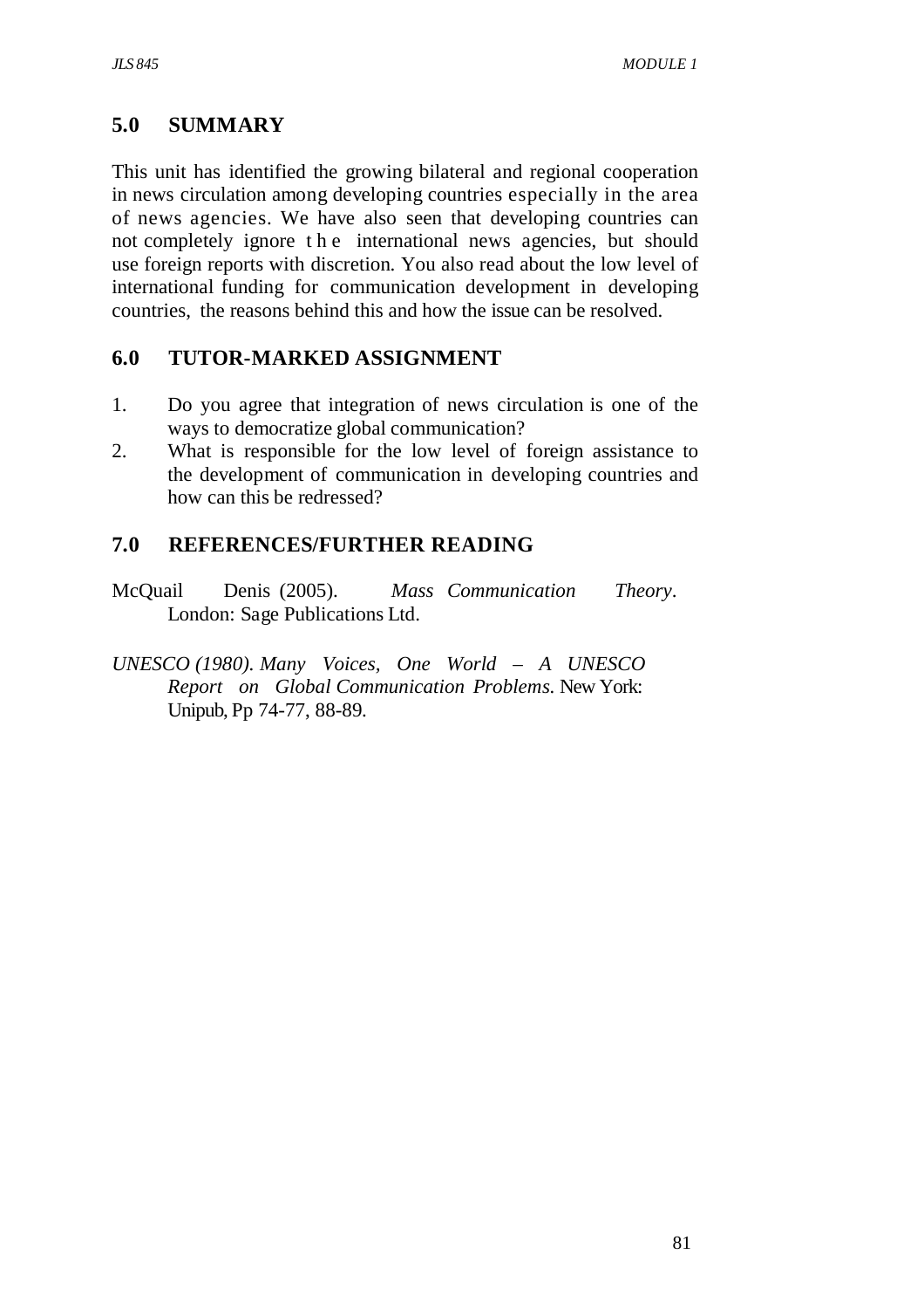## 5.0 SUMMARY

This unit has identified the growing bilateral and regional cooperation in news circulation among developing countries especially in the area of news agencies. We have also seen that developing countries can not completely ignore the international news agencies, but should use foreign reports with discretion. You also read about the low level of international funding for communication development in developing countries, the reasons behind this and how the issue can be resolved.

## 6.0 TUTOR-MARKED ASSIGNMENT

1. Do you agree that integration of news circulation is one of the ways to democratize global communication?
2. What is responsible for the low level of foreign assistance to the development of communication in developing countries and how can this be redressed?

## 7.0 REFERENCES/FURTHER READING

McQuail Denis (2005). *Mass Communication Theory*. London: Sage Publications Ltd.

*UNESCO (1980). Many Voices, One World – A UNESCO Report on Global Communication Problems.* New York: Unipub, Pp 74-77, 88-89.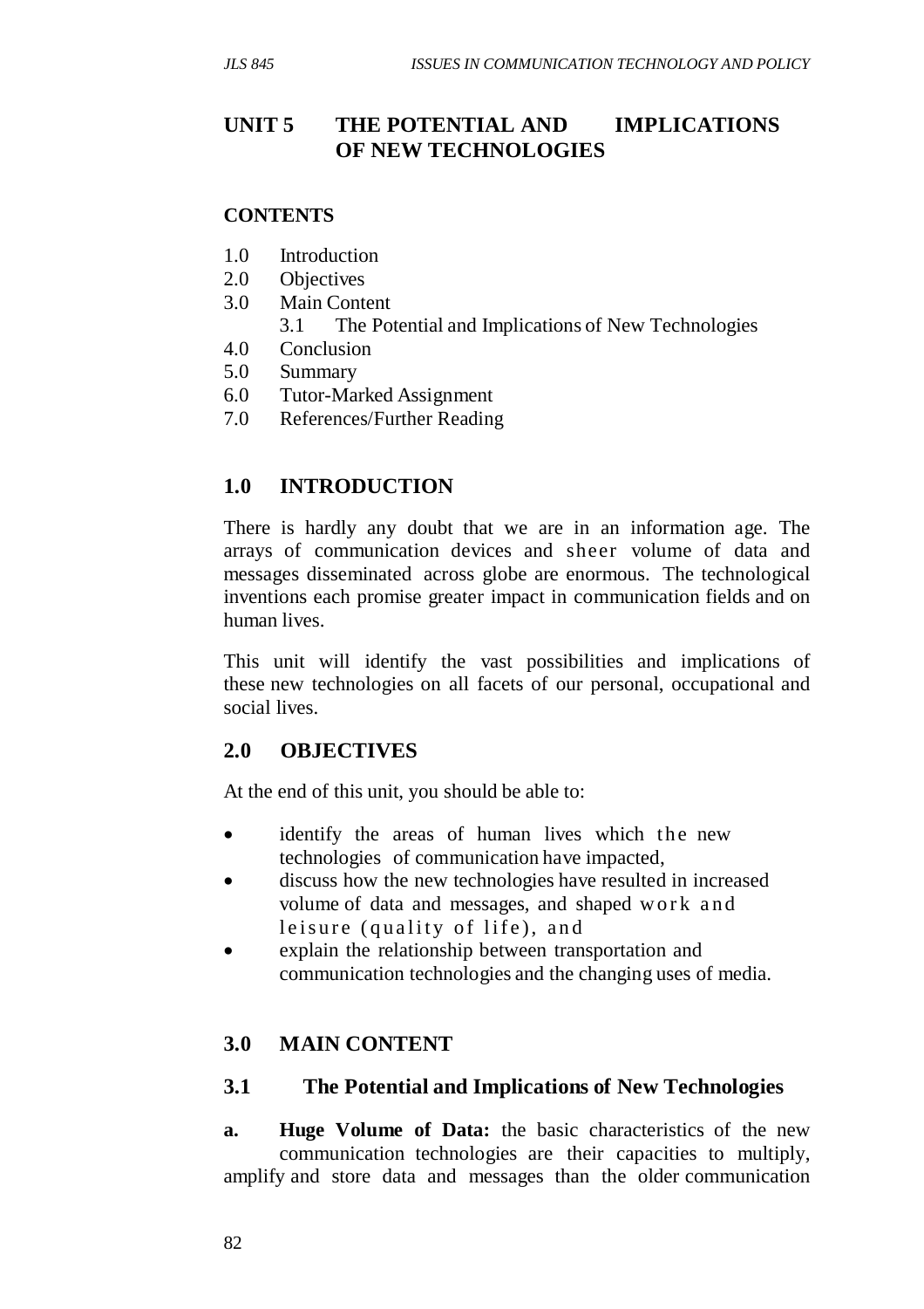# UNIT 5 THE POTENTIAL AND IMPLICATIONS OF NEW TECHNOLOGIES

**CONTENTS**

1.0 Introduction
2.0 Objectives
3.0 Main Content
    3.1 The Potential and Implications of New Technologies
4.0 Conclusion
5.0 Summary
6.0 Tutor-Marked Assignment
7.0 References/Further Reading

## 1.0 INTRODUCTION

There is hardly any doubt that we are in an information age. The arrays of communication devices and sheer volume of data and messages disseminated across globe are enormous. The technological inventions each promise greater impact in communication fields and on human lives.

This unit will identify the vast possibilities and implications of these new technologies on all facets of our personal, occupational and social lives.

## 2.0 OBJECTIVES

At the end of this unit, you should be able to:

- identify the areas of human lives which the new technologies of communication have impacted,
- discuss how the new technologies have resulted in increased volume of data and messages, and shaped work and leisure (quality of life), and
- explain the relationship between transportation and communication technologies and the changing uses of media.

## 3.0 MAIN CONTENT

### 3.1 The Potential and Implications of New Technologies

**a. Huge Volume of Data:** the basic characteristics of the new communication technologies are their capacities to multiply, amplify and store data and messages than the older communication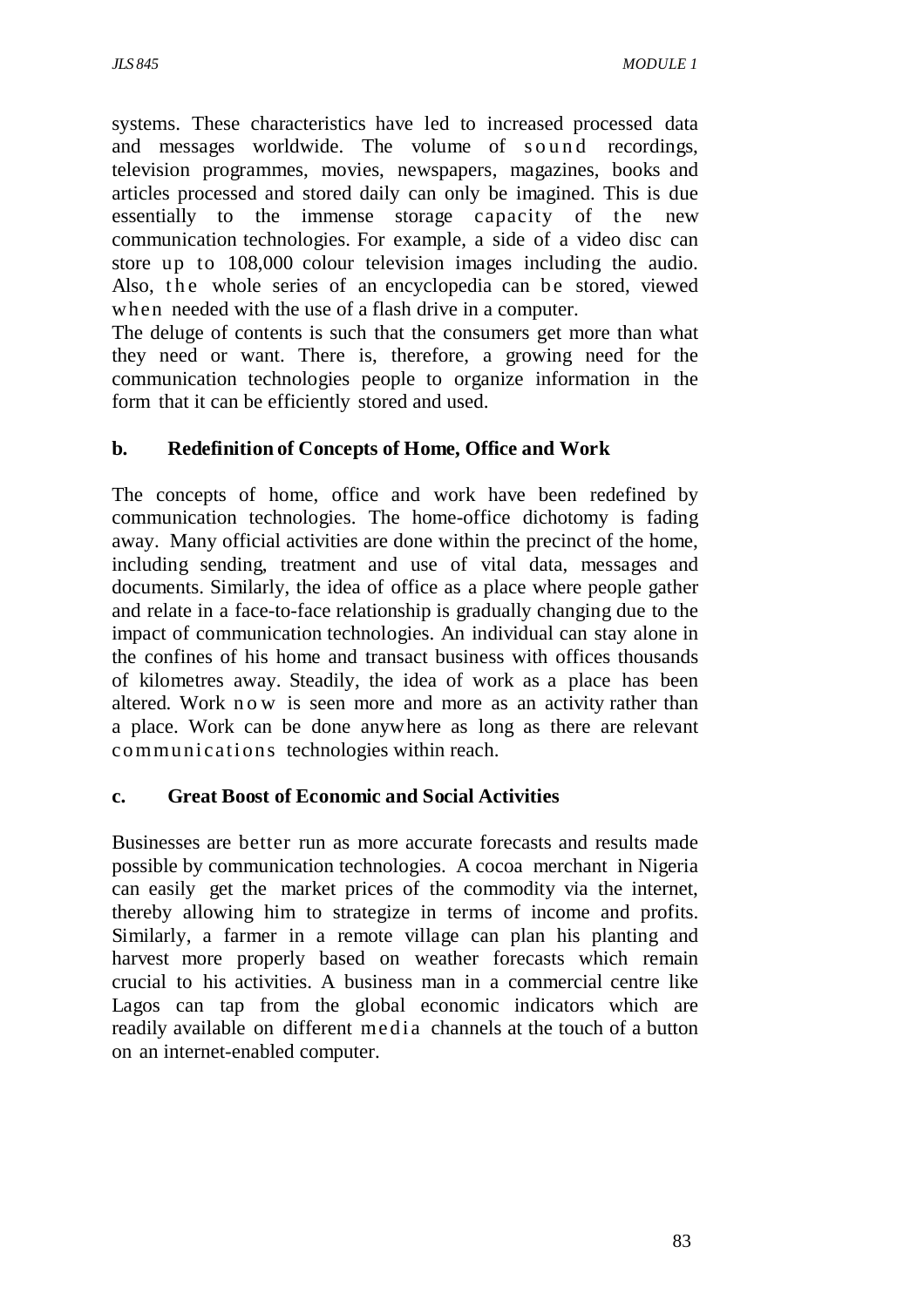systems. These characteristics have led to increased processed data and messages worldwide. The volume of sound recordings, television programmes, movies, newspapers, magazines, books and articles processed and stored daily can only be imagined. This is due essentially to the immense storage capacity of the new communication technologies. For example, a side of a video disc can store up to 108,000 colour television images including the audio. Also, the whole series of an encyclopedia can be stored, viewed when needed with the use of a flash drive in a computer.

The deluge of contents is such that the consumers get more than what they need or want. There is, therefore, a growing need for the communication technologies people to organize information in the form that it can be efficiently stored and used.

**b. Redefinition of Concepts of Home, Office and Work**

The concepts of home, office and work have been redefined by communication technologies. The home-office dichotomy is fading away. Many official activities are done within the precinct of the home, including sending, treatment and use of vital data, messages and documents. Similarly, the idea of office as a place where people gather and relate in a face-to-face relationship is gradually changing due to the impact of communication technologies. An individual can stay alone in the confines of his home and transact business with offices thousands of kilometres away. Steadily, the idea of work as a place has been altered. Work now is seen more and more as an activity rather than a place. Work can be done anywhere as long as there are relevant communications technologies within reach.

**c. Great Boost of Economic and Social Activities**

Businesses are better run as more accurate forecasts and results made possible by communication technologies. A cocoa merchant in Nigeria can easily get the market prices of the commodity via the internet, thereby allowing him to strategize in terms of income and profits. Similarly, a farmer in a remote village can plan his planting and harvest more properly based on weather forecasts which remain crucial to his activities. A business man in a commercial centre like Lagos can tap from the global economic indicators which are readily available on different media channels at the touch of a button on an internet-enabled computer.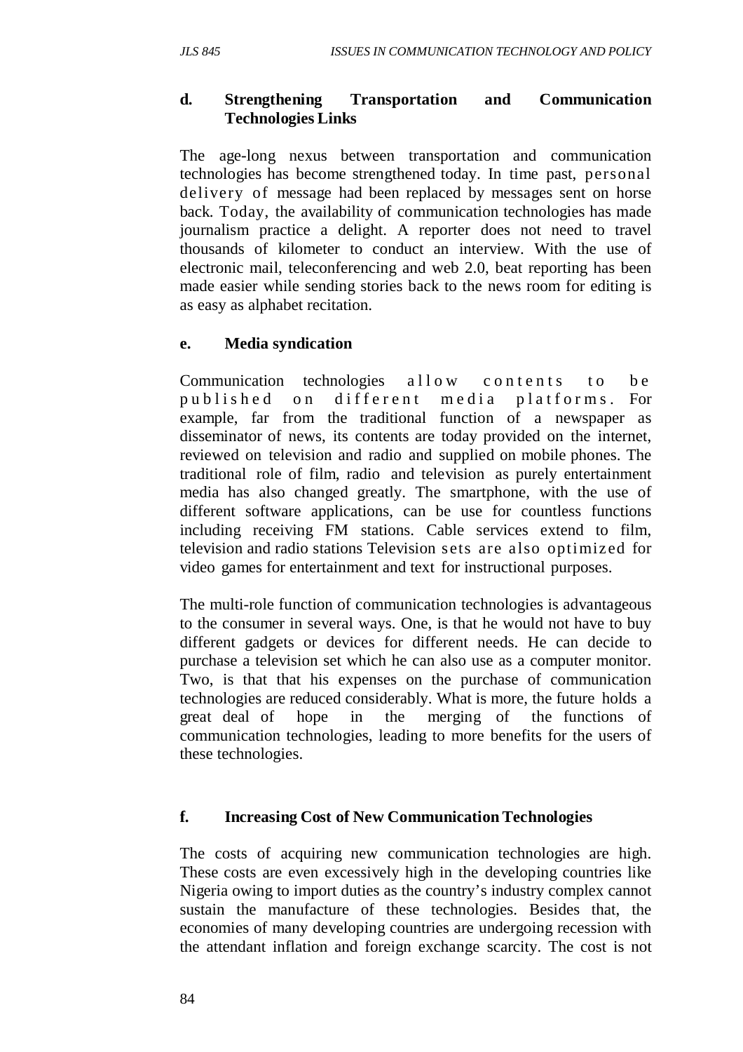**d. Strengthening Transportation and Communication Technologies Links**

The age-long nexus between transportation and communication technologies has become strengthened today. In time past, personal delivery of message had been replaced by messages sent on horse back. Today, the availability of communication technologies has made journalism practice a delight. A reporter does not need to travel thousands of kilometer to conduct an interview. With the use of electronic mail, teleconferencing and web 2.0, beat reporting has been made easier while sending stories back to the news room for editing is as easy as alphabet recitation.

**e. Media syndication**

Communication technologies allow contents to be published on different media platforms. For example, far from the traditional function of a newspaper as disseminator of news, its contents are today provided on the internet, reviewed on television and radio and supplied on mobile phones. The traditional role of film, radio and television as purely entertainment media has also changed greatly. The smartphone, with the use of different software applications, can be use for countless functions including receiving FM stations. Cable services extend to film, television and radio stations Television sets are also optimized for video games for entertainment and text for instructional purposes.

The multi-role function of communication technologies is advantageous to the consumer in several ways. One, is that he would not have to buy different gadgets or devices for different needs. He can decide to purchase a television set which he can also use as a computer monitor. Two, is that that his expenses on the purchase of communication technologies are reduced considerably. What is more, the future holds a great deal of hope in the merging of the functions of communication technologies, leading to more benefits for the users of these technologies.

**f. Increasing Cost of New Communication Technologies**

The costs of acquiring new communication technologies are high. These costs are even excessively high in the developing countries like Nigeria owing to import duties as the country's industry complex cannot sustain the manufacture of these technologies. Besides that, the economies of many developing countries are undergoing recession with the attendant inflation and foreign exchange scarcity. The cost is not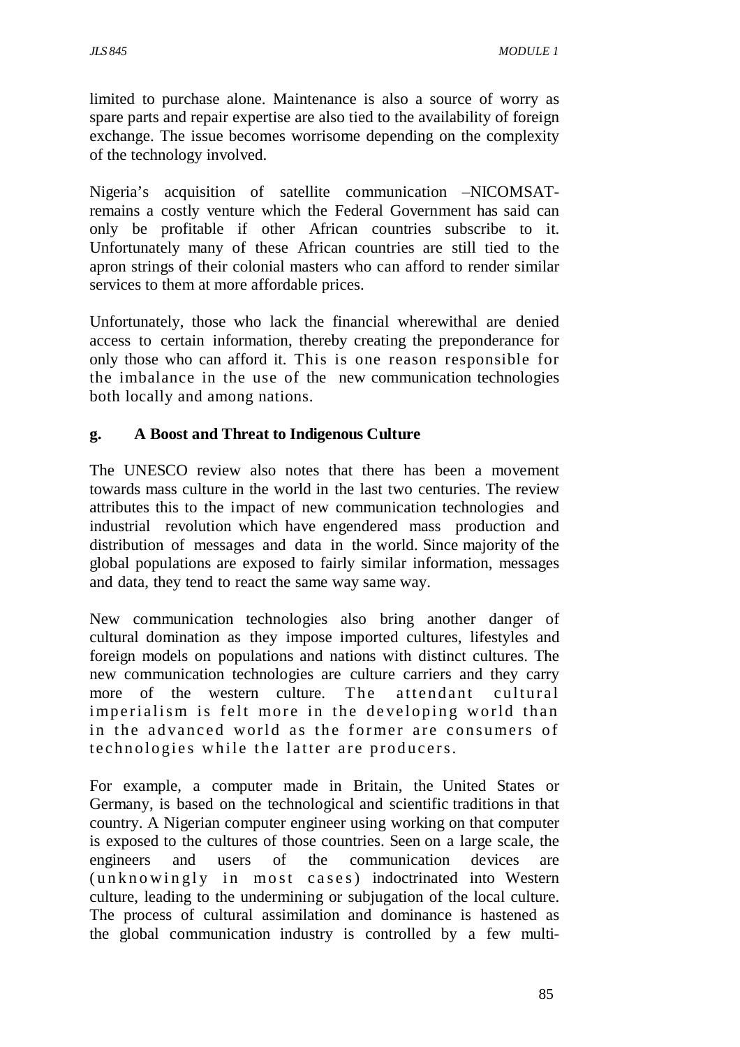limited to purchase alone. Maintenance is also a source of worry as spare parts and repair expertise are also tied to the availability of foreign exchange. The issue becomes worrisome depending on the complexity of the technology involved.

Nigeria's acquisition of satellite communication –NICOMSAT- remains a costly venture which the Federal Government has said can only be profitable if other African countries subscribe to it. Unfortunately many of these African countries are still tied to the apron strings of their colonial masters who can afford to render similar services to them at more affordable prices.

Unfortunately, those who lack the financial wherewithal are denied access to certain information, thereby creating the preponderance for only those who can afford it. This is one reason responsible for the imbalance in the use of the new communication technologies both locally and among nations.

**g. A Boost and Threat to Indigenous Culture**

The UNESCO review also notes that there has been a movement towards mass culture in the world in the last two centuries. The review attributes this to the impact of new communication technologies and industrial revolution which have engendered mass production and distribution of messages and data in the world. Since majority of the global populations are exposed to fairly similar information, messages and data, they tend to react the same way same way.

New communication technologies also bring another danger of cultural domination as they impose imported cultures, lifestyles and foreign models on populations and nations with distinct cultures. The new communication technologies are culture carriers and they carry more of the western culture. The attendant cultural imperialism is felt more in the developing world than in the advanced world as the former are consumers of technologies while the latter are producers.

For example, a computer made in Britain, the United States or Germany, is based on the technological and scientific traditions in that country. A Nigerian computer engineer using working on that computer is exposed to the cultures of those countries. Seen on a large scale, the engineers and users of the communication devices are (unknowingly in most cases) indoctrinated into Western culture, leading to the undermining or subjugation of the local culture. The process of cultural assimilation and dominance is hastened as the global communication industry is controlled by a few multi-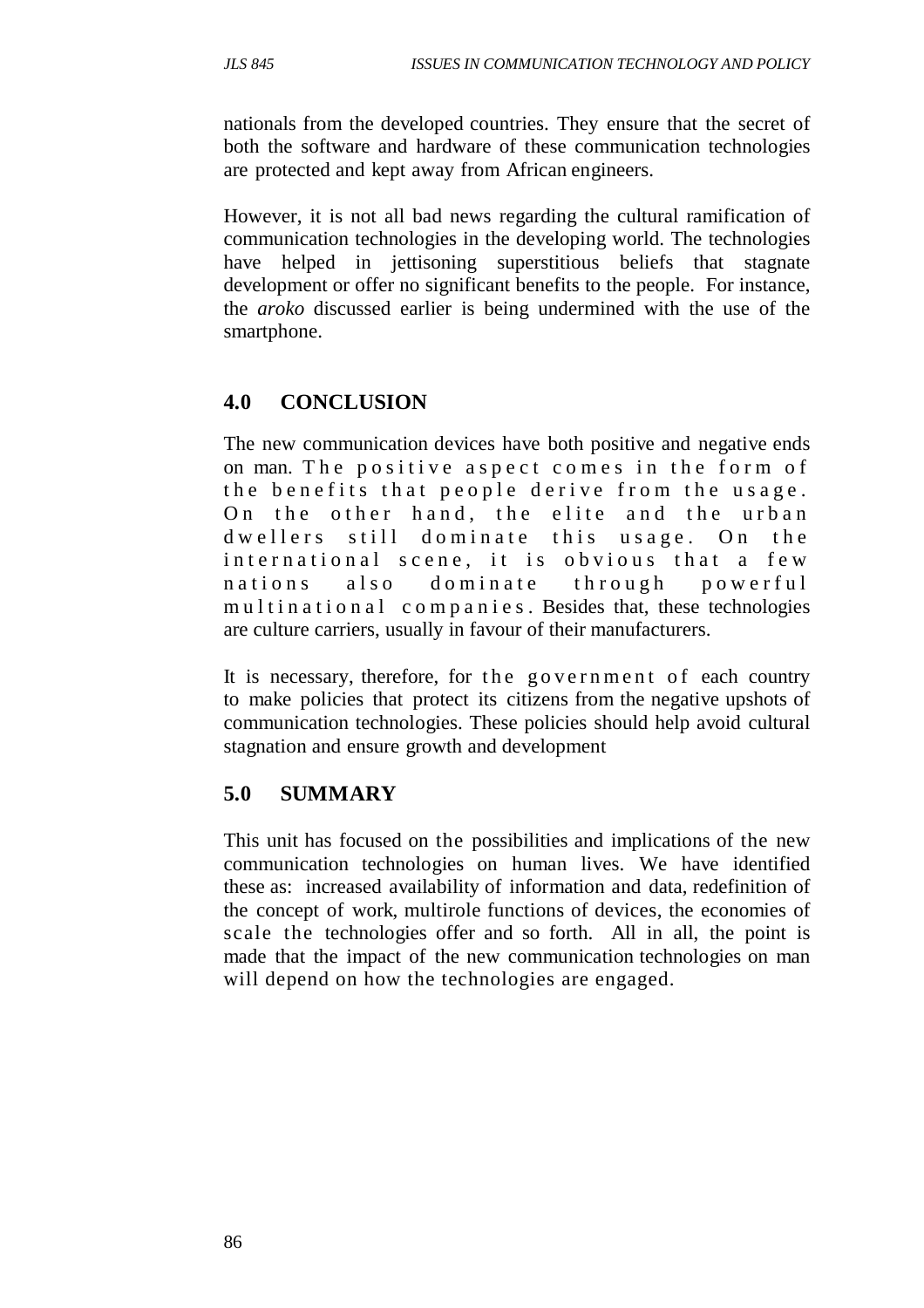nationals from the developed countries. They ensure that the secret of both the software and hardware of these communication technologies are protected and kept away from African engineers.

However, it is not all bad news regarding the cultural ramification of communication technologies in the developing world. The technologies have helped in jettisoning superstitious beliefs that stagnate development or offer no significant benefits to the people. For instance, the *aroko* discussed earlier is being undermined with the use of the smartphone.

## 4.0 CONCLUSION

The new communication devices have both positive and negative ends on man. The positive aspect comes in the form of the benefits that people derive from the usage. On the other hand, the elite and the urban dwellers still dominate this usage. On the international scene, it is obvious that a few nations also dominate through powerful multinational companies. Besides that, these technologies are culture carriers, usually in favour of their manufacturers.

It is necessary, therefore, for the government of each country to make policies that protect its citizens from the negative upshots of communication technologies. These policies should help avoid cultural stagnation and ensure growth and development

## 5.0 SUMMARY

This unit has focused on the possibilities and implications of the new communication technologies on human lives. We have identified these as: increased availability of information and data, redefinition of the concept of work, multirole functions of devices, the economies of scale the technologies offer and so forth. All in all, the point is made that the impact of the new communication technologies on man will depend on how the technologies are engaged.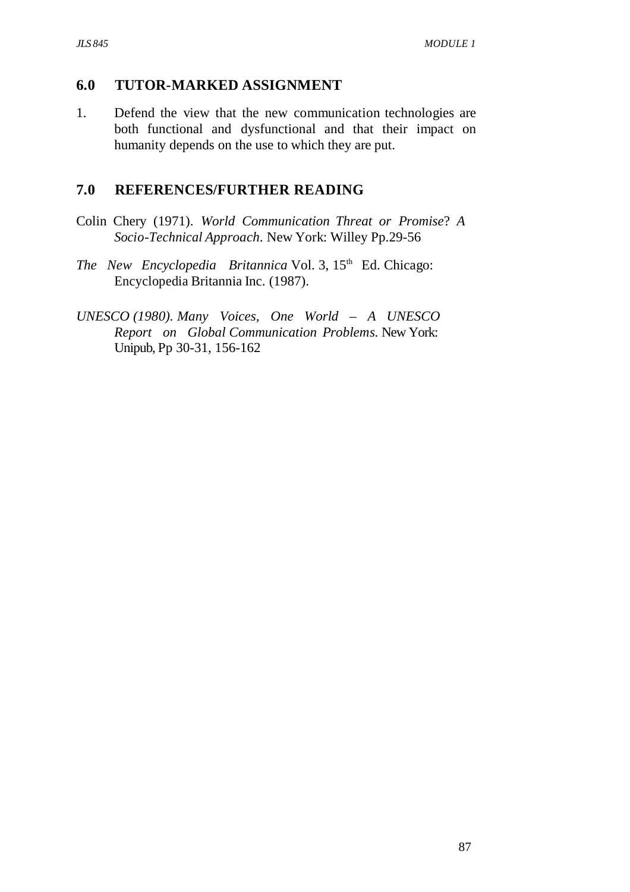## 6.0 TUTOR-MARKED ASSIGNMENT

1. Defend the view that the new communication technologies are both functional and dysfunctional and that their impact on humanity depends on the use to which they are put.

## 7.0 REFERENCES/FURTHER READING

Colin Chery (1971). *World Communication Threat or Promise*? *A Socio-Technical Approach*. New York: Willey Pp.29-56

*The New Encyclopedia Britannica* Vol. 3, 15th Ed. Chicago: Encyclopedia Britannia Inc. (1987).

*UNESCO (1980). Many Voices, One World – A UNESCO Report on Global Communication Problems*. New York: Unipub, Pp 30-31, 156-162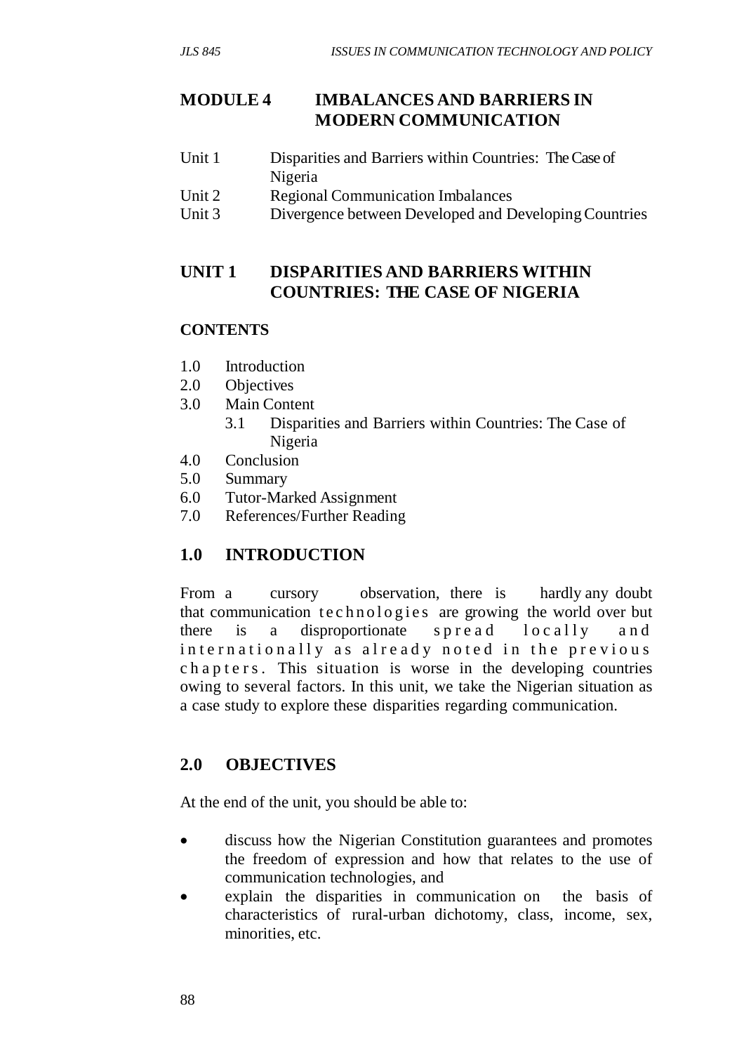# MODULE 4 IMBALANCES AND BARRIERS IN MODERN COMMUNICATION

Unit 1 Disparities and Barriers within Countries: The Case of Nigeria
Unit 2 Regional Communication Imbalances
Unit 3 Divergence between Developed and Developing Countries

## UNIT 1 DISPARITIES AND BARRIERS WITHIN COUNTRIES: THE CASE OF NIGERIA

**CONTENTS**

1.0 Introduction
2.0 Objectives
3.0 Main Content
  3.1 Disparities and Barriers within Countries: The Case of Nigeria
4.0 Conclusion
5.0 Summary
6.0 Tutor-Marked Assignment
7.0 References/Further Reading

## 1.0 INTRODUCTION

From a cursory observation, there is hardly any doubt that communication technologies are growing the world over but there is a disproportionate spread locally and internationally as already noted in the previous chapters. This situation is worse in the developing countries owing to several factors. In this unit, we take the Nigerian situation as a case study to explore these disparities regarding communication.

## 2.0 OBJECTIVES

At the end of the unit, you should be able to:

- discuss how the Nigerian Constitution guarantees and promotes the freedom of expression and how that relates to the use of communication technologies, and
- explain the disparities in communication on the basis of characteristics of rural-urban dichotomy, class, income, sex, minorities, etc.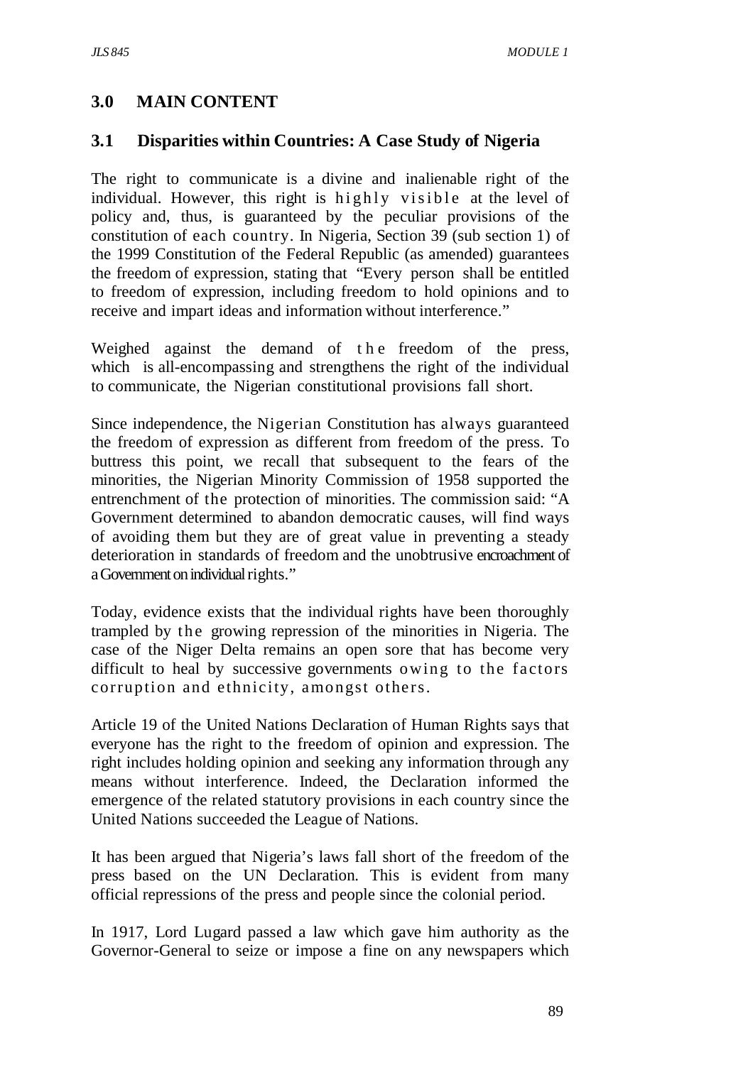## 3.0 MAIN CONTENT

### 3.1 Disparities within Countries: A Case Study of Nigeria

The right to communicate is a divine and inalienable right of the individual. However, this right is highly visible at the level of policy and, thus, is guaranteed by the peculiar provisions of the constitution of each country. In Nigeria, Section 39 (sub section 1) of the 1999 Constitution of the Federal Republic (as amended) guarantees the freedom of expression, stating that "Every person shall be entitled to freedom of expression, including freedom to hold opinions and to receive and impart ideas and information without interference."

Weighed against the demand of the freedom of the press, which is all-encompassing and strengthens the right of the individual to communicate, the Nigerian constitutional provisions fall short.

Since independence, the Nigerian Constitution has always guaranteed the freedom of expression as different from freedom of the press. To buttress this point, we recall that subsequent to the fears of the minorities, the Nigerian Minority Commission of 1958 supported the entrenchment of the protection of minorities. The commission said: "A Government determined to abandon democratic causes, will find ways of avoiding them but they are of great value in preventing a steady deterioration in standards of freedom and the unobtrusive encroachment of a Government on individual rights."

Today, evidence exists that the individual rights have been thoroughly trampled by the growing repression of the minorities in Nigeria. The case of the Niger Delta remains an open sore that has become very difficult to heal by successive governments owing to the factors corruption and ethnicity, amongst others.

Article 19 of the United Nations Declaration of Human Rights says that everyone has the right to the freedom of opinion and expression. The right includes holding opinion and seeking any information through any means without interference. Indeed, the Declaration informed the emergence of the related statutory provisions in each country since the United Nations succeeded the League of Nations.

It has been argued that Nigeria's laws fall short of the freedom of the press based on the UN Declaration. This is evident from many official repressions of the press and people since the colonial period.

In 1917, Lord Lugard passed a law which gave him authority as the Governor-General to seize or impose a fine on any newspapers which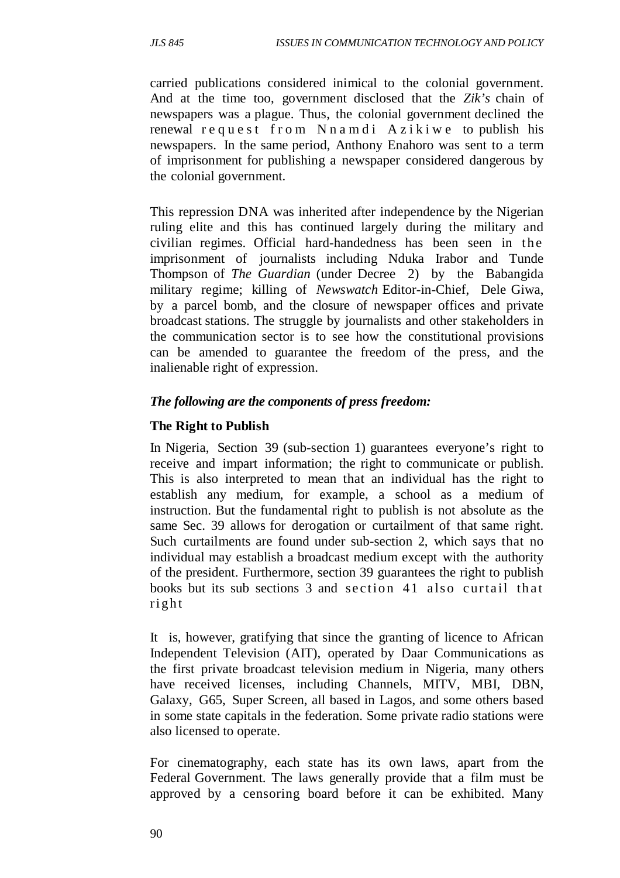carried publications considered inimical to the colonial government. And at the time too, government disclosed that the *Zik's* chain of newspapers was a plague. Thus, the colonial government declined the renewal request from Nnamdi Azikiwe to publish his newspapers. In the same period, Anthony Enahoro was sent to a term of imprisonment for publishing a newspaper considered dangerous by the colonial government.

This repression DNA was inherited after independence by the Nigerian ruling elite and this has continued largely during the military and civilian regimes. Official hard-handedness has been seen in the imprisonment of journalists including Nduka Irabor and Tunde Thompson of *The Guardian* (under Decree 2) by the Babangida military regime; killing of *Newswatch* Editor-in-Chief, Dele Giwa, by a parcel bomb, and the closure of newspaper offices and private broadcast stations. The struggle by journalists and other stakeholders in the communication sector is to see how the constitutional provisions can be amended to guarantee the freedom of the press, and the inalienable right of expression.

***The following are the components of press freedom:***

**The Right to Publish**

In Nigeria, Section 39 (sub-section 1) guarantees everyone's right to receive and impart information; the right to communicate or publish. This is also interpreted to mean that an individual has the right to establish any medium, for example, a school as a medium of instruction. But the fundamental right to publish is not absolute as the same Sec. 39 allows for derogation or curtailment of that same right. Such curtailments are found under sub-section 2, which says that no individual may establish a broadcast medium except with the authority of the president. Furthermore, section 39 guarantees the right to publish books but its sub sections 3 and section 41 also curtail that right

It is, however, gratifying that since the granting of licence to African Independent Television (AIT), operated by Daar Communications as the first private broadcast television medium in Nigeria, many others have received licenses, including Channels, MITV, MBI, DBN, Galaxy, G65, Super Screen, all based in Lagos, and some others based in some state capitals in the federation. Some private radio stations were also licensed to operate.

For cinematography, each state has its own laws, apart from the Federal Government. The laws generally provide that a film must be approved by a censoring board before it can be exhibited. Many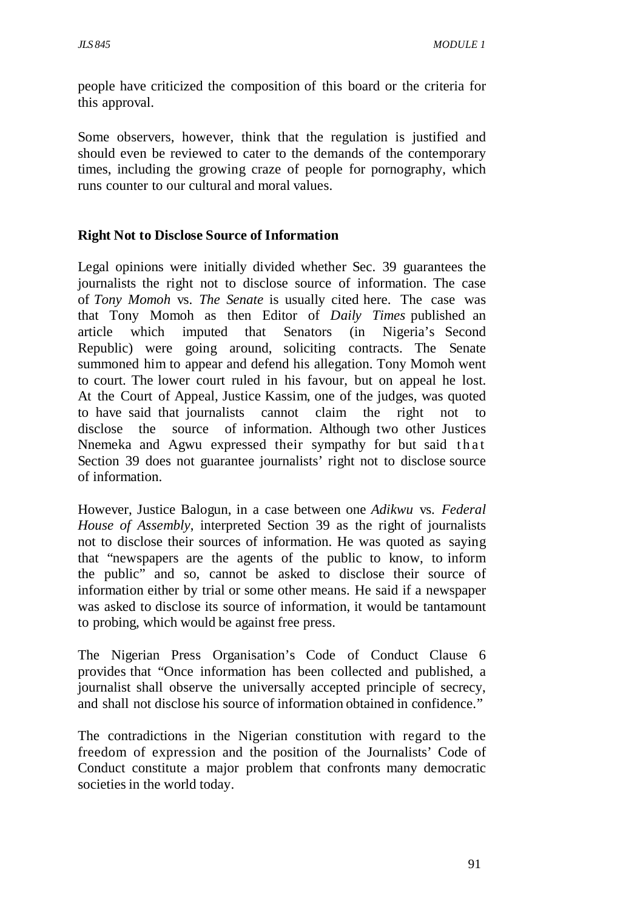people have criticized the composition of this board or the criteria for this approval.

Some observers, however, think that the regulation is justified and should even be reviewed to cater to the demands of the contemporary times, including the growing craze of people for pornography, which runs counter to our cultural and moral values.

**Right Not to Disclose Source of Information**

Legal opinions were initially divided whether Sec. 39 guarantees the journalists the right not to disclose source of information. The case of *Tony Momoh* vs. *The Senate* is usually cited here. The case was that Tony Momoh as then Editor of *Daily Times* published an article which imputed that Senators (in Nigeria's Second Republic) were going around, soliciting contracts. The Senate summoned him to appear and defend his allegation. Tony Momoh went to court. The lower court ruled in his favour, but on appeal he lost. At the Court of Appeal, Justice Kassim, one of the judges, was quoted to have said that journalists cannot claim the right not to disclose the source of information. Although two other Justices Nnemeka and Agwu expressed their sympathy for but said that Section 39 does not guarantee journalists' right not to disclose source of information.

However, Justice Balogun, in a case between one *Adikwu* vs. *Federal House of Assembly*, interpreted Section 39 as the right of journalists not to disclose their sources of information. He was quoted as saying that "newspapers are the agents of the public to know, to inform the public" and so, cannot be asked to disclose their source of information either by trial or some other means. He said if a newspaper was asked to disclose its source of information, it would be tantamount to probing, which would be against free press.

The Nigerian Press Organisation's Code of Conduct Clause 6 provides that "Once information has been collected and published, a journalist shall observe the universally accepted principle of secrecy, and shall not disclose his source of information obtained in confidence."

The contradictions in the Nigerian constitution with regard to the freedom of expression and the position of the Journalists' Code of Conduct constitute a major problem that confronts many democratic societies in the world today.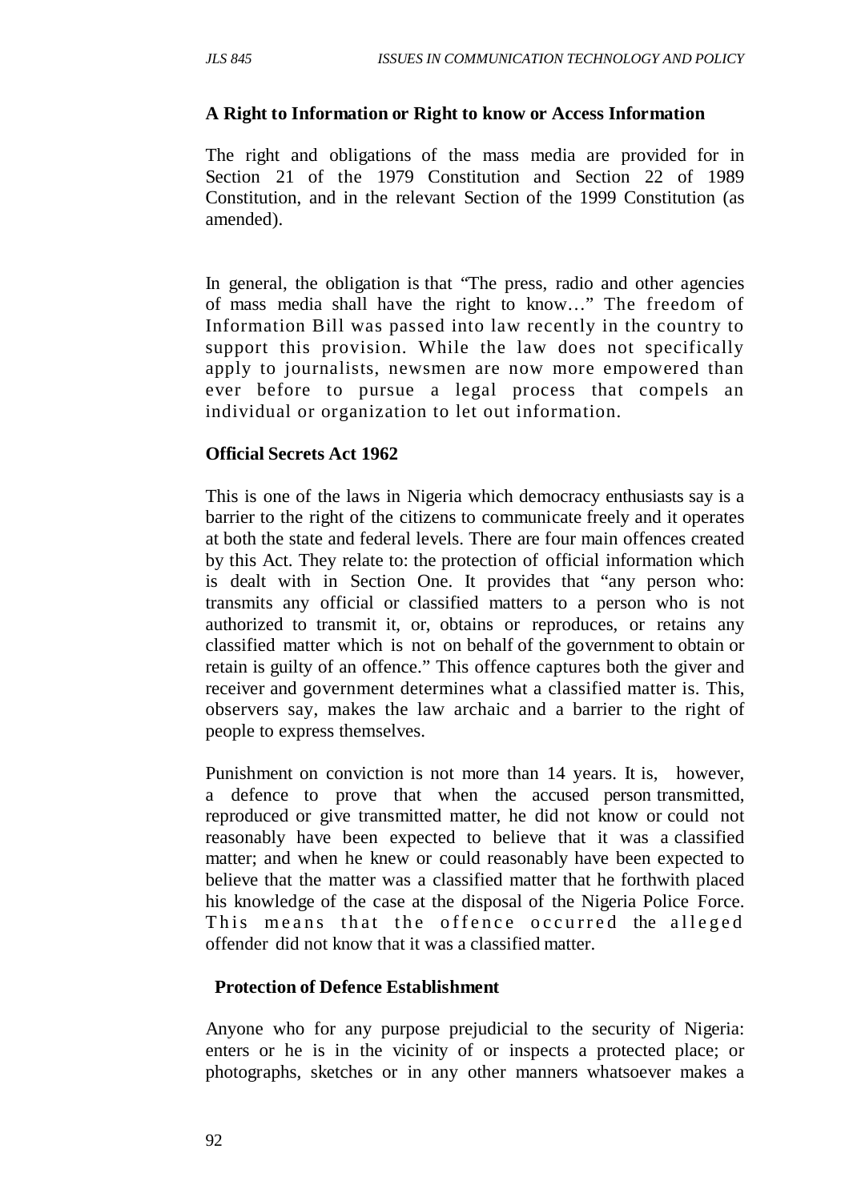**A Right to Information or Right to know or Access Information**

The right and obligations of the mass media are provided for in Section 21 of the 1979 Constitution and Section 22 of 1989 Constitution, and in the relevant Section of the 1999 Constitution (as amended).

In general, the obligation is that "The press, radio and other agencies of mass media shall have the right to know…" The freedom of Information Bill was passed into law recently in the country to support this provision. While the law does not specifically apply to journalists, newsmen are now more empowered than ever before to pursue a legal process that compels an individual or organization to let out information.

**Official Secrets Act 1962**

This is one of the laws in Nigeria which democracy enthusiasts say is a barrier to the right of the citizens to communicate freely and it operates at both the state and federal levels. There are four main offences created by this Act. They relate to: the protection of official information which is dealt with in Section One. It provides that "any person who: transmits any official or classified matters to a person who is not authorized to transmit it, or, obtains or reproduces, or retains any classified matter which is not on behalf of the government to obtain or retain is guilty of an offence." This offence captures both the giver and receiver and government determines what a classified matter is. This, observers say, makes the law archaic and a barrier to the right of people to express themselves.

Punishment on conviction is not more than 14 years. It is, however, a defence to prove that when the accused person transmitted, reproduced or give transmitted matter, he did not know or could not reasonably have been expected to believe that it was a classified matter; and when he knew or could reasonably have been expected to believe that the matter was a classified matter that he forthwith placed his knowledge of the case at the disposal of the Nigeria Police Force. This means that the offence occurred the alleged offender did not know that it was a classified matter.

**Protection of Defence Establishment**

Anyone who for any purpose prejudicial to the security of Nigeria: enters or he is in the vicinity of or inspects a protected place; or photographs, sketches or in any other manners whatsoever makes a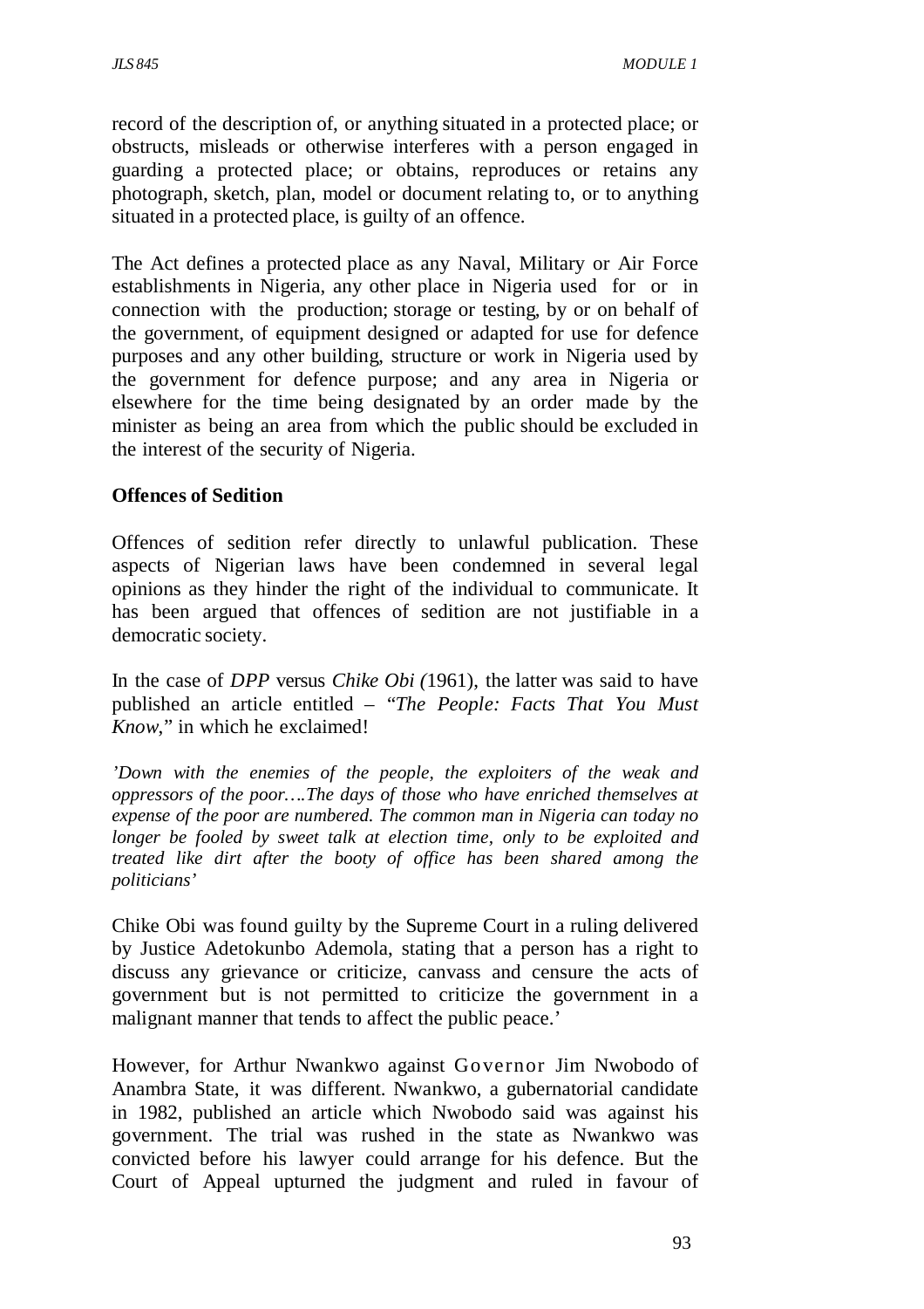record of the description of, or anything situated in a protected place; or obstructs, misleads or otherwise interferes with a person engaged in guarding a protected place; or obtains, reproduces or retains any photograph, sketch, plan, model or document relating to, or to anything situated in a protected place, is guilty of an offence.

The Act defines a protected place as any Naval, Military or Air Force establishments in Nigeria, any other place in Nigeria used for or in connection with the production; storage or testing, by or on behalf of the government, of equipment designed or adapted for use for defence purposes and any other building, structure or work in Nigeria used by the government for defence purpose; and any area in Nigeria or elsewhere for the time being designated by an order made by the minister as being an area from which the public should be excluded in the interest of the security of Nigeria.

**Offences of Sedition**

Offences of sedition refer directly to unlawful publication. These aspects of Nigerian laws have been condemned in several legal opinions as they hinder the right of the individual to communicate. It has been argued that offences of sedition are not justifiable in a democratic society.

In the case of *DPP* versus *Chike Obi (*1961), the latter was said to have published an article entitled – "*The People: Facts That You Must Know*," in which he exclaimed!

*'Down with the enemies of the people, the exploiters of the weak and oppressors of the poor….The days of those who have enriched themselves at expense of the poor are numbered. The common man in Nigeria can today no longer be fooled by sweet talk at election time, only to be exploited and treated like dirt after the booty of office has been shared among the politicians'*

Chike Obi was found guilty by the Supreme Court in a ruling delivered by Justice Adetokunbo Ademola, stating that a person has a right to discuss any grievance or criticize, canvass and censure the acts of government but is not permitted to criticize the government in a malignant manner that tends to affect the public peace.'

However, for Arthur Nwankwo against Governor Jim Nwobodo of Anambra State, it was different. Nwankwo, a gubernatorial candidate in 1982, published an article which Nwobodo said was against his government. The trial was rushed in the state as Nwankwo was convicted before his lawyer could arrange for his defence. But the Court of Appeal upturned the judgment and ruled in favour of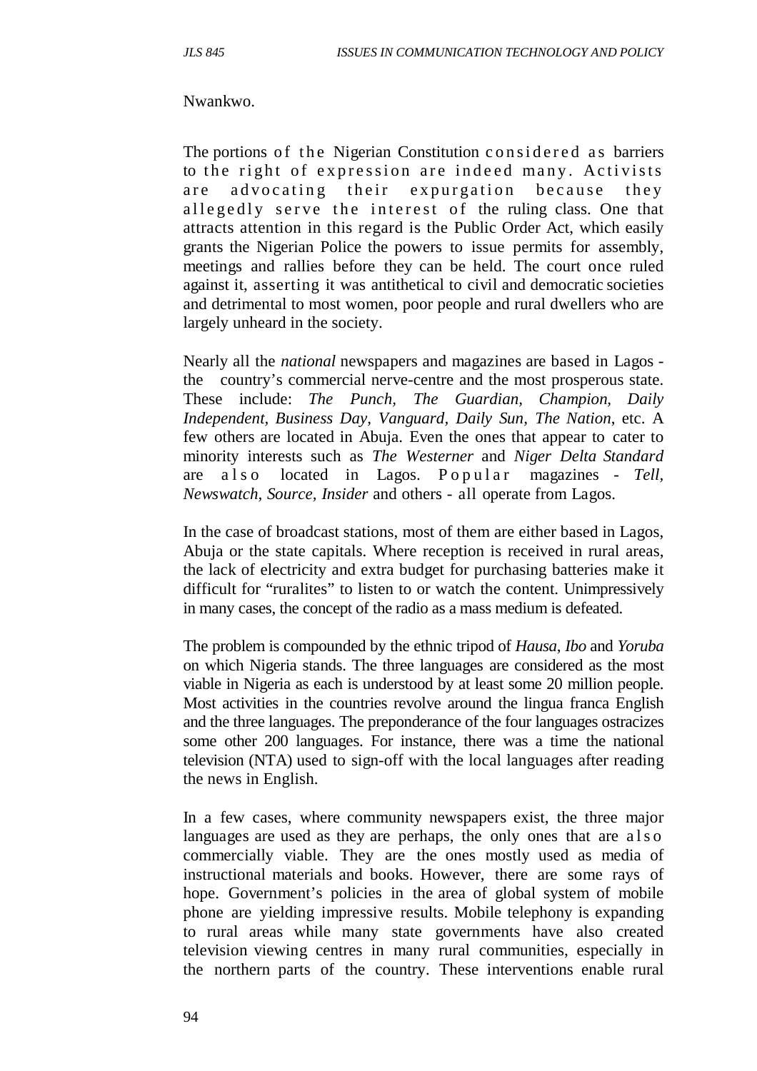Nwankwo.

The portions of the Nigerian Constitution considered as barriers to the right of expression are indeed many. Activists are advocating their expurgation because they allegedly serve the interest of the ruling class. One that attracts attention in this regard is the Public Order Act, which easily grants the Nigerian Police the powers to issue permits for assembly, meetings and rallies before they can be held. The court once ruled against it, asserting it was antithetical to civil and democratic societies and detrimental to most women, poor people and rural dwellers who are largely unheard in the society.

Nearly all the *national* newspapers and magazines are based in Lagos - the country's commercial nerve-centre and the most prosperous state. These include: *The Punch, The Guardian, Champion, Daily Independent, Business Day, Vanguard, Daily Sun, The Nation*, etc. A few others are located in Abuja. Even the ones that appear to cater to minority interests such as *The Westerner* and *Niger Delta Standard* are also located in Lagos. Popular magazines - *Tell, Newswatch, Source, Insider* and others - all operate from Lagos.

In the case of broadcast stations, most of them are either based in Lagos, Abuja or the state capitals. Where reception is received in rural areas, the lack of electricity and extra budget for purchasing batteries make it difficult for "ruralites" to listen to or watch the content. Unimpressively in many cases, the concept of the radio as a mass medium is defeated.

The problem is compounded by the ethnic tripod of *Hausa*, *Ibo* and *Yoruba* on which Nigeria stands. The three languages are considered as the most viable in Nigeria as each is understood by at least some 20 million people. Most activities in the countries revolve around the lingua franca English and the three languages. The preponderance of the four languages ostracizes some other 200 languages. For instance, there was a time the national television (NTA) used to sign-off with the local languages after reading the news in English.

In a few cases, where community newspapers exist, the three major languages are used as they are perhaps, the only ones that are also commercially viable. They are the ones mostly used as media of instructional materials and books. However, there are some rays of hope. Government's policies in the area of global system of mobile phone are yielding impressive results. Mobile telephony is expanding to rural areas while many state governments have also created television viewing centres in many rural communities, especially in the northern parts of the country. These interventions enable rural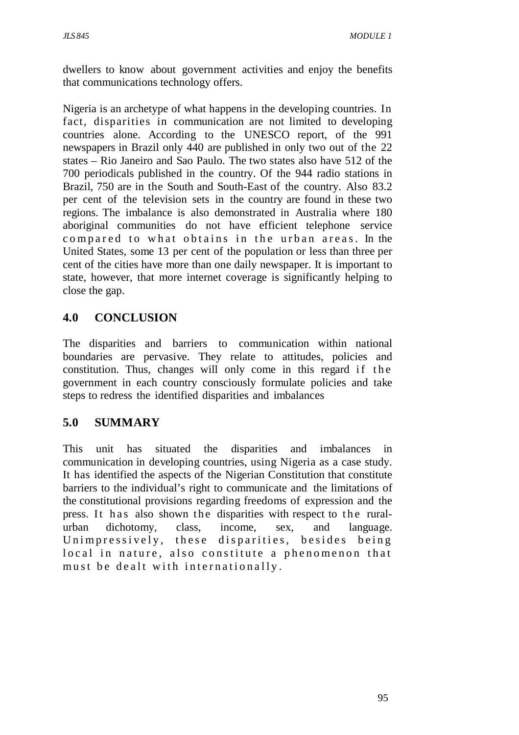dwellers to know about government activities and enjoy the benefits that communications technology offers.

Nigeria is an archetype of what happens in the developing countries. In fact, disparities in communication are not limited to developing countries alone. According to the UNESCO report, of the 991 newspapers in Brazil only 440 are published in only two out of the 22 states – Rio Janeiro and Sao Paulo. The two states also have 512 of the 700 periodicals published in the country. Of the 944 radio stations in Brazil, 750 are in the South and South-East of the country. Also 83.2 per cent of the television sets in the country are found in these two regions. The imbalance is also demonstrated in Australia where 180 aboriginal communities do not have efficient telephone service compared to what obtains in the urban areas. In the United States, some 13 per cent of the population or less than three per cent of the cities have more than one daily newspaper. It is important to state, however, that more internet coverage is significantly helping to close the gap.

## 4.0 CONCLUSION

The disparities and barriers to communication within national boundaries are pervasive. They relate to attitudes, policies and constitution. Thus, changes will only come in this regard if the government in each country consciously formulate policies and take steps to redress the identified disparities and imbalances

## 5.0 SUMMARY

This unit has situated the disparities and imbalances in communication in developing countries, using Nigeria as a case study. It has identified the aspects of the Nigerian Constitution that constitute barriers to the individual's right to communicate and the limitations of the constitutional provisions regarding freedoms of expression and the press. It has also shown the disparities with respect to the rural-urban dichotomy, class, income, sex, and language. Unimpressively, these disparities, besides being local in nature, also constitute a phenomenon that must be dealt with internationally.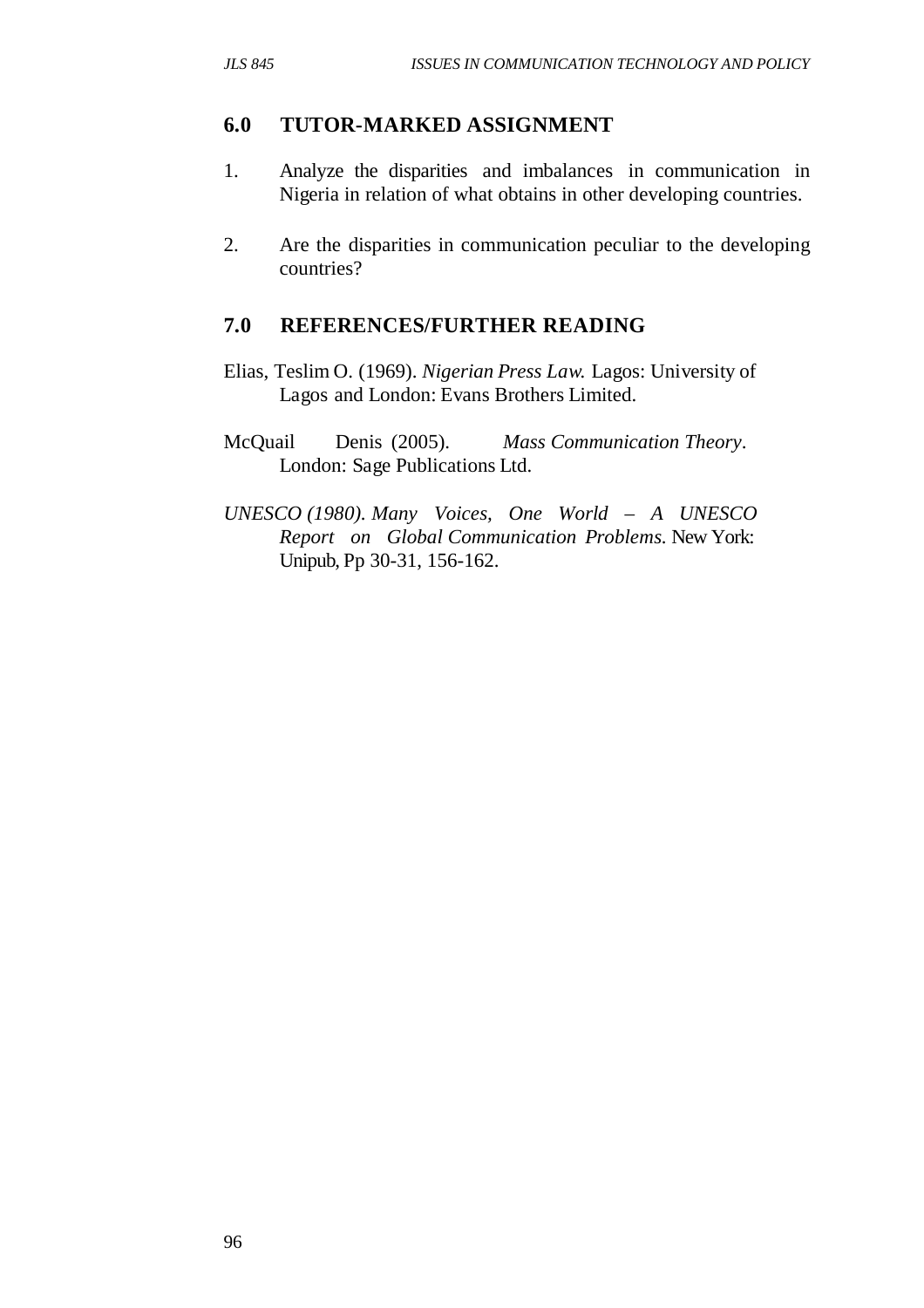## 6.0 TUTOR-MARKED ASSIGNMENT

1. Analyze the disparities and imbalances in communication in Nigeria in relation of what obtains in other developing countries.

2. Are the disparities in communication peculiar to the developing countries?

## 7.0 REFERENCES/FURTHER READING

Elias, Teslim O. (1969). *Nigerian Press Law.* Lagos: University of Lagos and London: Evans Brothers Limited.

McQuail Denis (2005). *Mass Communication Theory*. London: Sage Publications Ltd.

*UNESCO (1980). Many Voices, One World – A UNESCO Report on Global Communication Problems.* New York: Unipub, Pp 30-31, 156-162.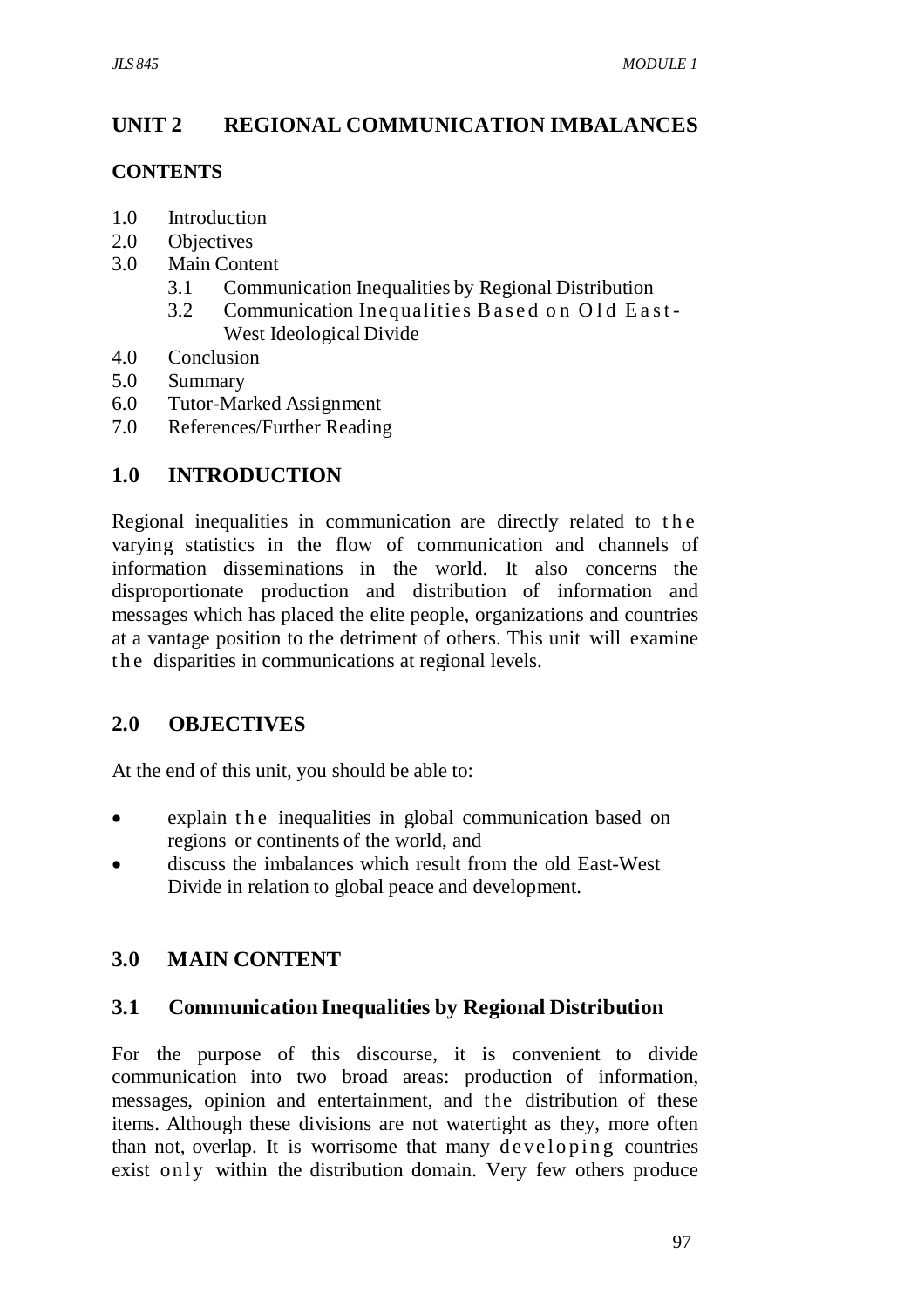# UNIT 2 REGIONAL COMMUNICATION IMBALANCES

## CONTENTS

1.0 Introduction
2.0 Objectives
3.0 Main Content
 3.1 Communication Inequalities by Regional Distribution
 3.2 Communication Inequalities Based on Old East-West Ideological Divide
4.0 Conclusion
5.0 Summary
6.0 Tutor-Marked Assignment
7.0 References/Further Reading

## 1.0 INTRODUCTION

Regional inequalities in communication are directly related to the varying statistics in the flow of communication and channels of information disseminations in the world. It also concerns the disproportionate production and distribution of information and messages which has placed the elite people, organizations and countries at a vantage position to the detriment of others. This unit will examine the disparities in communications at regional levels.

## 2.0 OBJECTIVES

At the end of this unit, you should be able to:

- explain the inequalities in global communication based on regions or continents of the world, and
- discuss the imbalances which result from the old East-West Divide in relation to global peace and development.

## 3.0 MAIN CONTENT

### 3.1 Communication Inequalities by Regional Distribution

For the purpose of this discourse, it is convenient to divide communication into two broad areas: production of information, messages, opinion and entertainment, and the distribution of these items. Although these divisions are not watertight as they, more often than not, overlap. It is worrisome that many developing countries exist only within the distribution domain. Very few others produce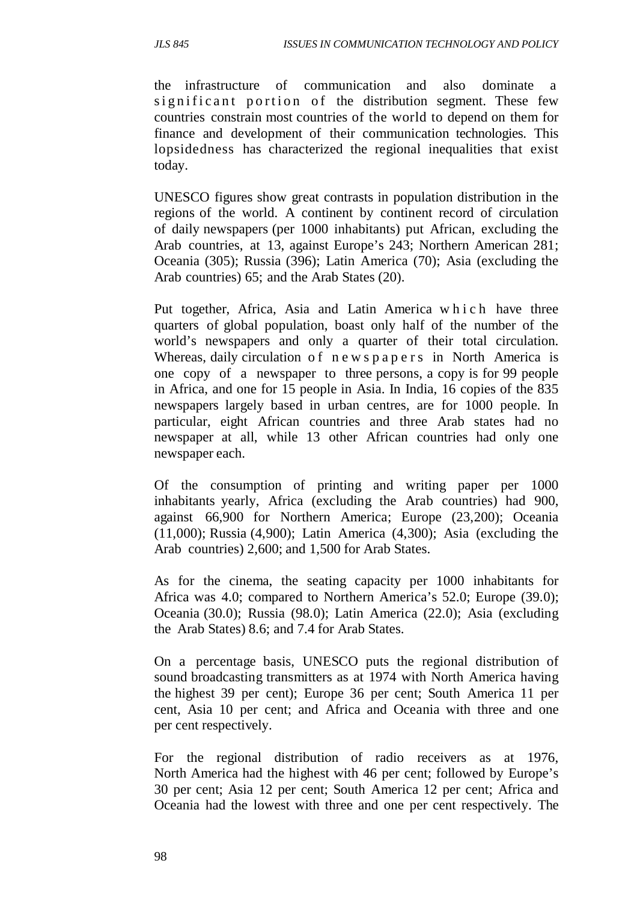the infrastructure of communication and also dominate a significant portion of the distribution segment. These few countries constrain most countries of the world to depend on them for finance and development of their communication technologies. This lopsidedness has characterized the regional inequalities that exist today.

UNESCO figures show great contrasts in population distribution in the regions of the world. A continent by continent record of circulation of daily newspapers (per 1000 inhabitants) put African, excluding the Arab countries, at 13, against Europe's 243; Northern American 281; Oceania (305); Russia (396); Latin America (70); Asia (excluding the Arab countries) 65; and the Arab States (20).

Put together, Africa, Asia and Latin America which have three quarters of global population, boast only half of the number of the world's newspapers and only a quarter of their total circulation. Whereas, daily circulation of newspapers in North America is one copy of a newspaper to three persons, a copy is for 99 people in Africa, and one for 15 people in Asia. In India, 16 copies of the 835 newspapers largely based in urban centres, are for 1000 people. In particular, eight African countries and three Arab states had no newspaper at all, while 13 other African countries had only one newspaper each.

Of the consumption of printing and writing paper per 1000 inhabitants yearly, Africa (excluding the Arab countries) had 900, against 66,900 for Northern America; Europe (23,200); Oceania (11,000); Russia (4,900); Latin America (4,300); Asia (excluding the Arab countries) 2,600; and 1,500 for Arab States.

As for the cinema, the seating capacity per 1000 inhabitants for Africa was 4.0; compared to Northern America's 52.0; Europe (39.0); Oceania (30.0); Russia (98.0); Latin America (22.0); Asia (excluding the Arab States) 8.6; and 7.4 for Arab States.

On a percentage basis, UNESCO puts the regional distribution of sound broadcasting transmitters as at 1974 with North America having the highest 39 per cent); Europe 36 per cent; South America 11 per cent, Asia 10 per cent; and Africa and Oceania with three and one per cent respectively.

For the regional distribution of radio receivers as at 1976, North America had the highest with 46 per cent; followed by Europe's 30 per cent; Asia 12 per cent; South America 12 per cent; Africa and Oceania had the lowest with three and one per cent respectively. The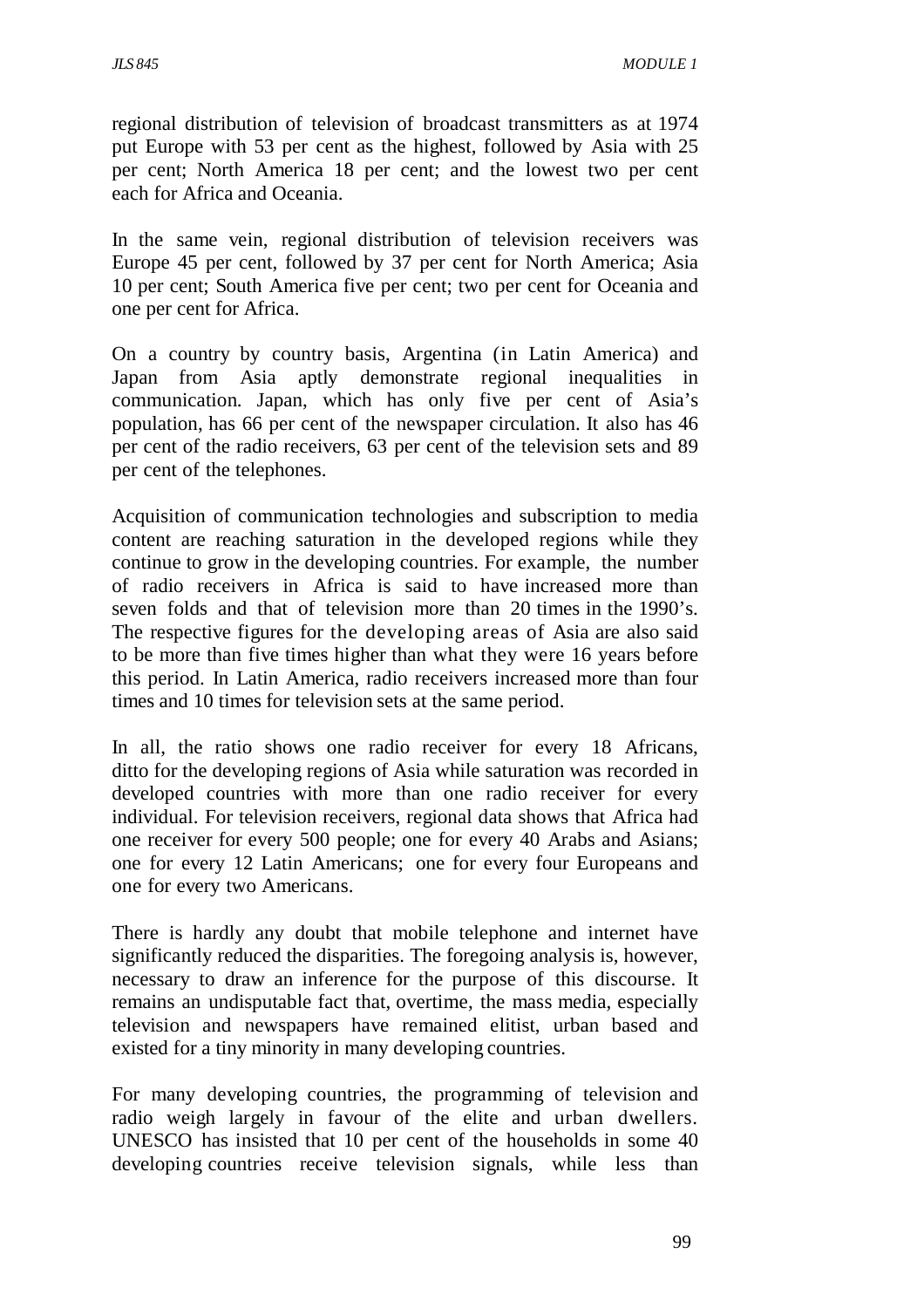regional distribution of television of broadcast transmitters as at 1974 put Europe with 53 per cent as the highest, followed by Asia with 25 per cent; North America 18 per cent; and the lowest two per cent each for Africa and Oceania.

In the same vein, regional distribution of television receivers was Europe 45 per cent, followed by 37 per cent for North America; Asia 10 per cent; South America five per cent; two per cent for Oceania and one per cent for Africa.

On a country by country basis, Argentina (in Latin America) and Japan from Asia aptly demonstrate regional inequalities in communication. Japan, which has only five per cent of Asia's population, has 66 per cent of the newspaper circulation. It also has 46 per cent of the radio receivers, 63 per cent of the television sets and 89 per cent of the telephones.

Acquisition of communication technologies and subscription to media content are reaching saturation in the developed regions while they continue to grow in the developing countries. For example, the number of radio receivers in Africa is said to have increased more than seven folds and that of television more than 20 times in the 1990's. The respective figures for the developing areas of Asia are also said to be more than five times higher than what they were 16 years before this period. In Latin America, radio receivers increased more than four times and 10 times for television sets at the same period.

In all, the ratio shows one radio receiver for every 18 Africans, ditto for the developing regions of Asia while saturation was recorded in developed countries with more than one radio receiver for every individual. For television receivers, regional data shows that Africa had one receiver for every 500 people; one for every 40 Arabs and Asians; one for every 12 Latin Americans; one for every four Europeans and one for every two Americans.

There is hardly any doubt that mobile telephone and internet have significantly reduced the disparities. The foregoing analysis is, however, necessary to draw an inference for the purpose of this discourse. It remains an undisputable fact that, overtime, the mass media, especially television and newspapers have remained elitist, urban based and existed for a tiny minority in many developing countries.

For many developing countries, the programming of television and radio weigh largely in favour of the elite and urban dwellers. UNESCO has insisted that 10 per cent of the households in some 40 developing countries receive television signals, while less than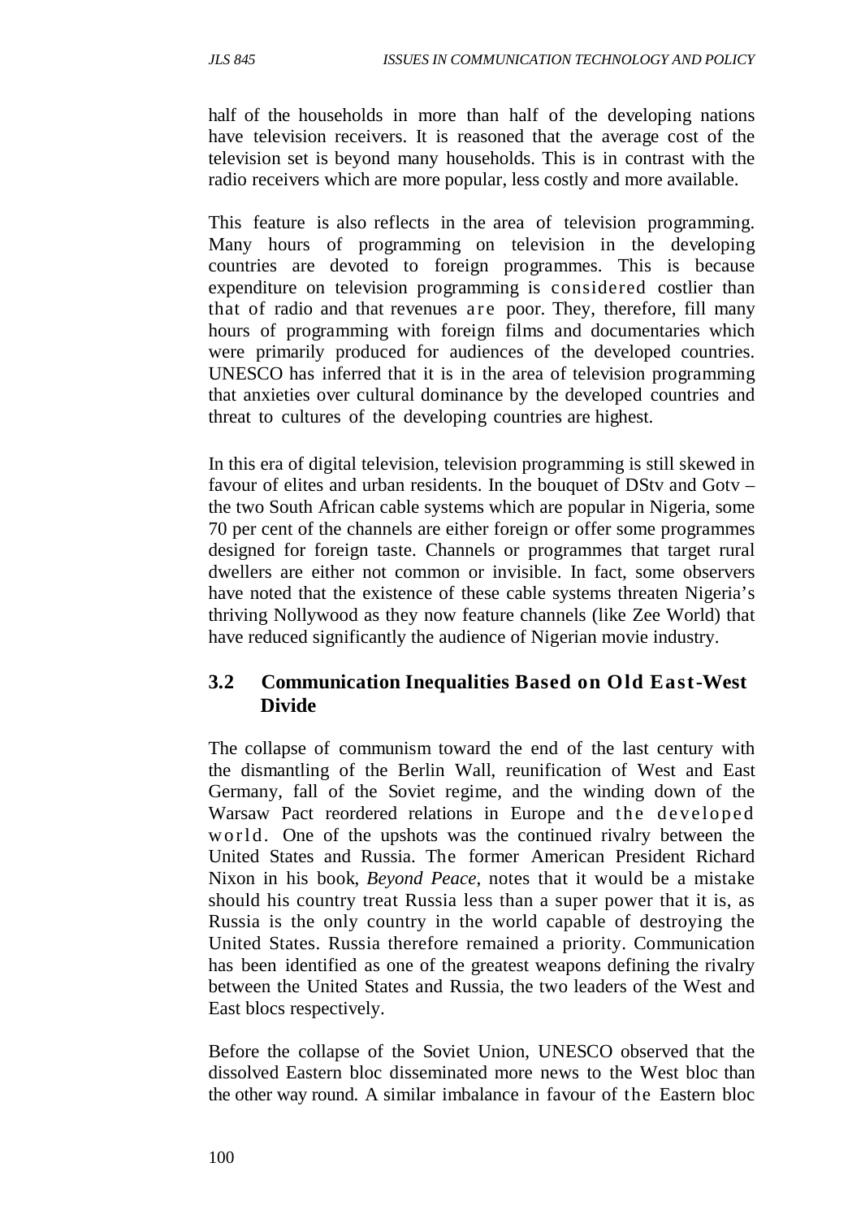half of the households in more than half of the developing nations have television receivers. It is reasoned that the average cost of the television set is beyond many households. This is in contrast with the radio receivers which are more popular, less costly and more available.

This feature is also reflects in the area of television programming. Many hours of programming on television in the developing countries are devoted to foreign programmes. This is because expenditure on television programming is considered costlier than that of radio and that revenues are poor. They, therefore, fill many hours of programming with foreign films and documentaries which were primarily produced for audiences of the developed countries. UNESCO has inferred that it is in the area of television programming that anxieties over cultural dominance by the developed countries and threat to cultures of the developing countries are highest.

In this era of digital television, television programming is still skewed in favour of elites and urban residents. In the bouquet of DStv and Gotv – the two South African cable systems which are popular in Nigeria, some 70 per cent of the channels are either foreign or offer some programmes designed for foreign taste. Channels or programmes that target rural dwellers are either not common or invisible. In fact, some observers have noted that the existence of these cable systems threaten Nigeria's thriving Nollywood as they now feature channels (like Zee World) that have reduced significantly the audience of Nigerian movie industry.

## 3.2 Communication Inequalities Based on Old East-West Divide

The collapse of communism toward the end of the last century with the dismantling of the Berlin Wall, reunification of West and East Germany, fall of the Soviet regime, and the winding down of the Warsaw Pact reordered relations in Europe and the developed world. One of the upshots was the continued rivalry between the United States and Russia. The former American President Richard Nixon in his book, *Beyond Peace*, notes that it would be a mistake should his country treat Russia less than a super power that it is, as Russia is the only country in the world capable of destroying the United States. Russia therefore remained a priority. Communication has been identified as one of the greatest weapons defining the rivalry between the United States and Russia, the two leaders of the West and East blocs respectively.

Before the collapse of the Soviet Union, UNESCO observed that the dissolved Eastern bloc disseminated more news to the West bloc than the other way round. A similar imbalance in favour of the Eastern bloc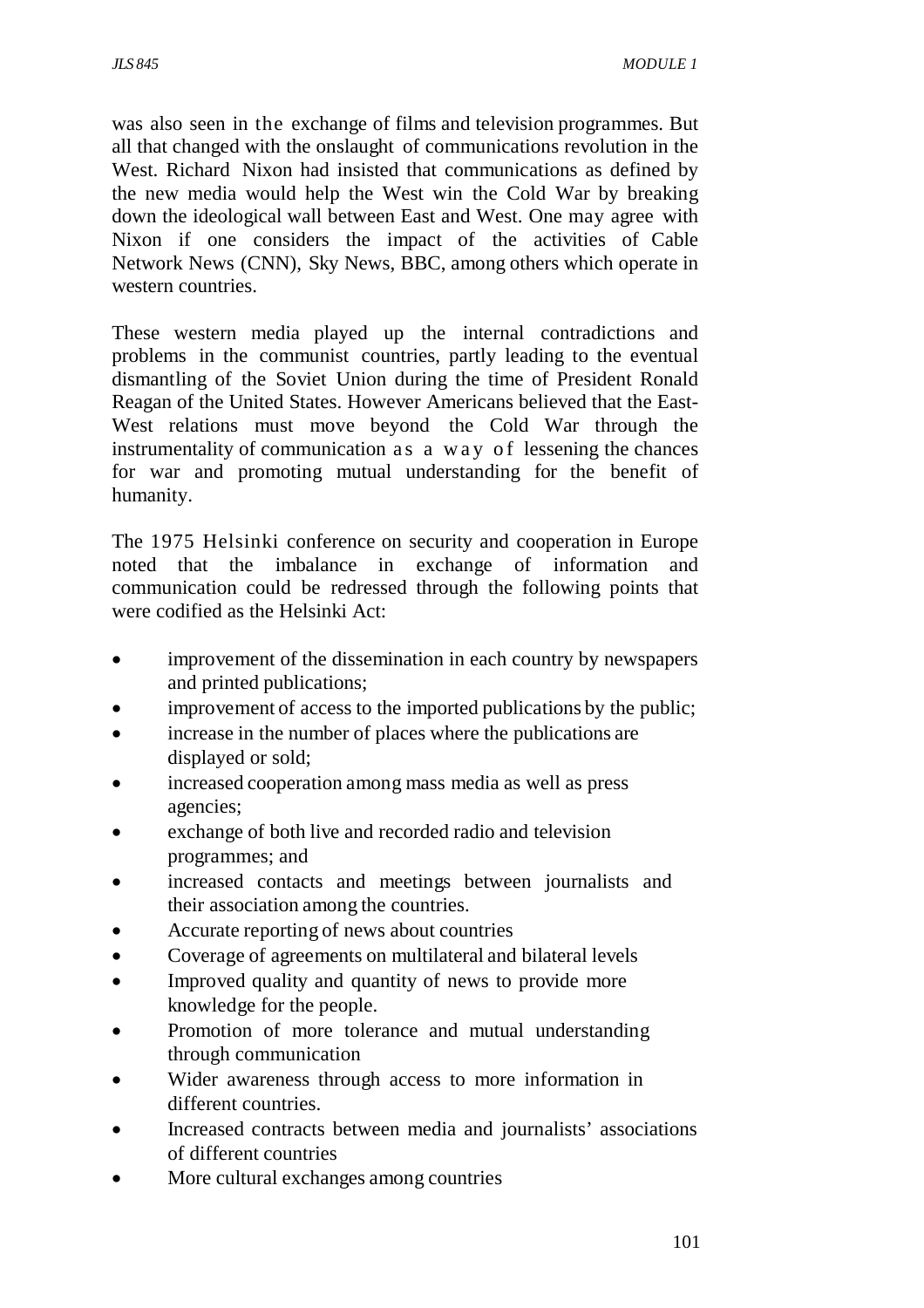was also seen in the exchange of films and television programmes. But all that changed with the onslaught of communications revolution in the West. Richard Nixon had insisted that communications as defined by the new media would help the West win the Cold War by breaking down the ideological wall between East and West. One may agree with Nixon if one considers the impact of the activities of Cable Network News (CNN), Sky News, BBC, among others which operate in western countries.

These western media played up the internal contradictions and problems in the communist countries, partly leading to the eventual dismantling of the Soviet Union during the time of President Ronald Reagan of the United States. However Americans believed that the East-West relations must move beyond the Cold War through the instrumentality of communication as a way of lessening the chances for war and promoting mutual understanding for the benefit of humanity.

The 1975 Helsinki conference on security and cooperation in Europe noted that the imbalance in exchange of information and communication could be redressed through the following points that were codified as the Helsinki Act:

- improvement of the dissemination in each country by newspapers and printed publications;
- improvement of access to the imported publications by the public;
- increase in the number of places where the publications are displayed or sold;
- increased cooperation among mass media as well as press agencies;
- exchange of both live and recorded radio and television programmes; and
- increased contacts and meetings between journalists and their association among the countries.
- Accurate reporting of news about countries
- Coverage of agreements on multilateral and bilateral levels
- Improved quality and quantity of news to provide more knowledge for the people.
- Promotion of more tolerance and mutual understanding through communication
- Wider awareness through access to more information in different countries.
- Increased contracts between media and journalists' associations of different countries
- More cultural exchanges among countries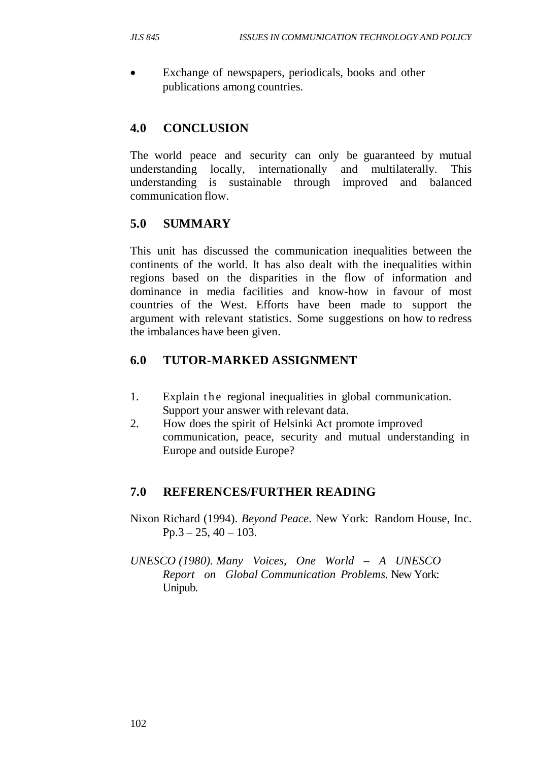- Exchange of newspapers, periodicals, books and other publications among countries.

## 4.0 CONCLUSION

The world peace and security can only be guaranteed by mutual understanding locally, internationally and multilaterally. This understanding is sustainable through improved and balanced communication flow.

## 5.0 SUMMARY

This unit has discussed the communication inequalities between the continents of the world. It has also dealt with the inequalities within regions based on the disparities in the flow of information and dominance in media facilities and know-how in favour of most countries of the West. Efforts have been made to support the argument with relevant statistics. Some suggestions on how to redress the imbalances have been given.

## 6.0 TUTOR-MARKED ASSIGNMENT

1. Explain the regional inequalities in global communication. Support your answer with relevant data.
2. How does the spirit of Helsinki Act promote improved communication, peace, security and mutual understanding in Europe and outside Europe?

## 7.0 REFERENCES/FURTHER READING

Nixon Richard (1994). *Beyond Peace*. New York: Random House, Inc. Pp.3 – 25, 40 – 103.

*UNESCO (1980). Many Voices, One World – A UNESCO Report on Global Communication Problems.* New York: Unipub.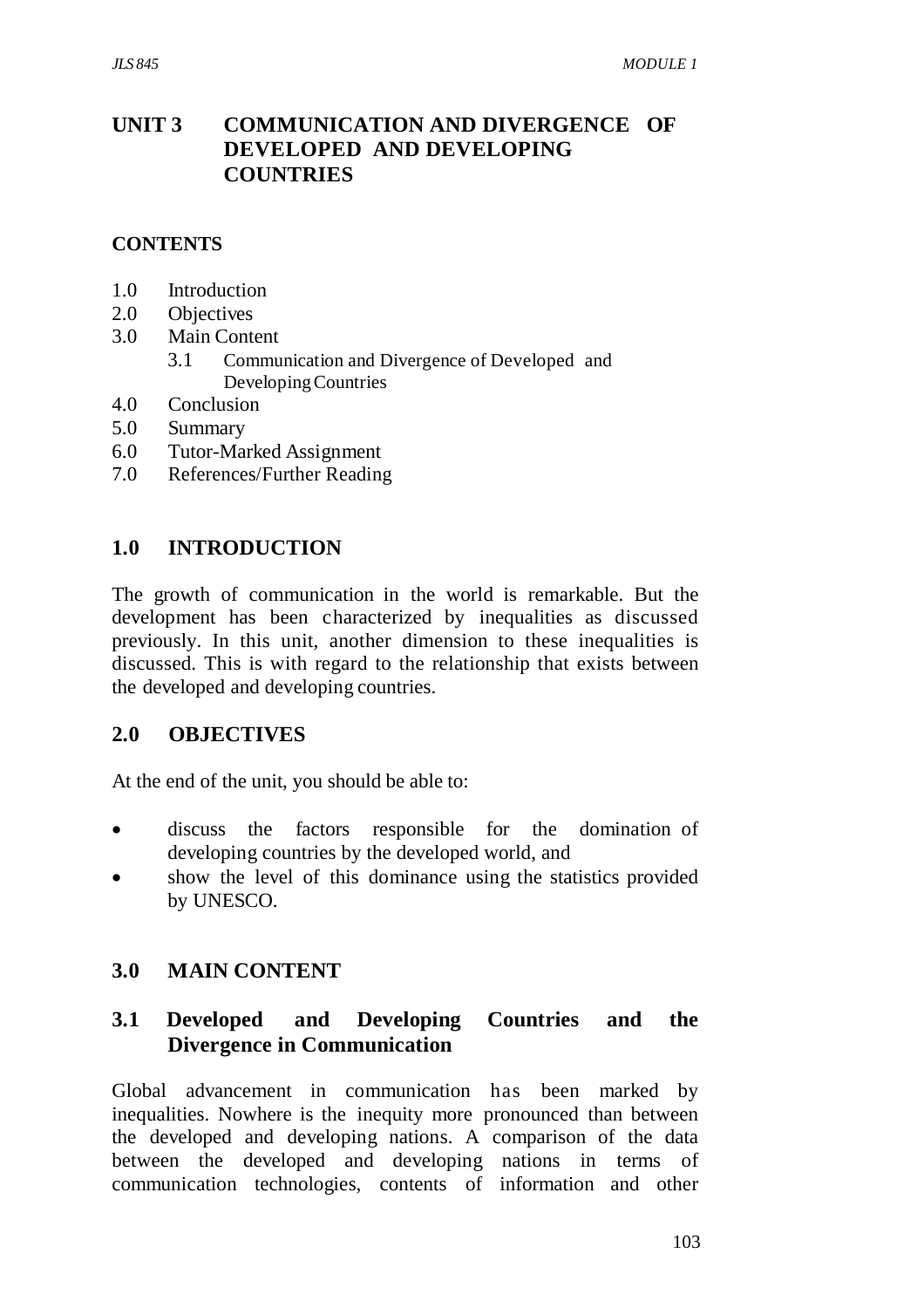# UNIT 3 COMMUNICATION AND DIVERGENCE OF DEVELOPED AND DEVELOPING COUNTRIES

**CONTENTS**

- 1.0 Introduction
- 2.0 Objectives
- 3.0 Main Content
  - 3.1 Communication and Divergence of Developed and Developing Countries
- 4.0 Conclusion
- 5.0 Summary
- 6.0 Tutor-Marked Assignment
- 7.0 References/Further Reading

## 1.0 INTRODUCTION

The growth of communication in the world is remarkable. But the development has been characterized by inequalities as discussed previously. In this unit, another dimension to these inequalities is discussed. This is with regard to the relationship that exists between the developed and developing countries.

## 2.0 OBJECTIVES

At the end of the unit, you should be able to:

- discuss the factors responsible for the domination of developing countries by the developed world, and
- show the level of this dominance using the statistics provided by UNESCO.

## 3.0 MAIN CONTENT

### 3.1 Developed and Developing Countries and the Divergence in Communication

Global advancement in communication has been marked by inequalities. Nowhere is the inequity more pronounced than between the developed and developing nations. A comparison of the data between the developed and developing nations in terms of communication technologies, contents of information and other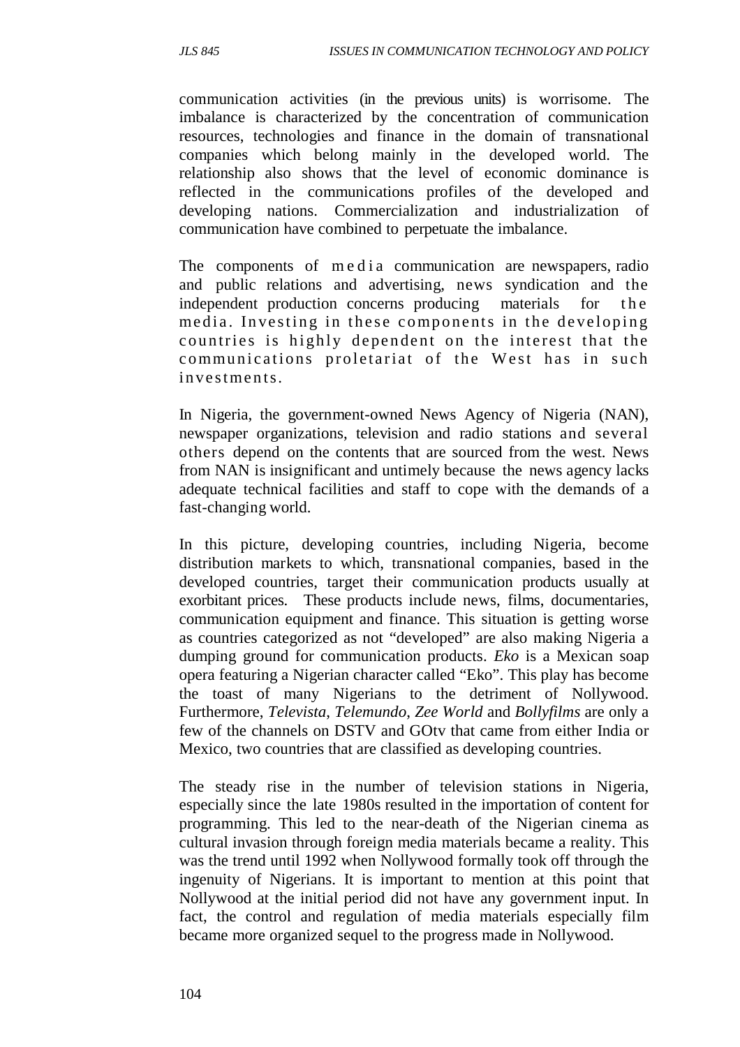communication activities (in the previous units) is worrisome. The imbalance is characterized by the concentration of communication resources, technologies and finance in the domain of transnational companies which belong mainly in the developed world. The relationship also shows that the level of economic dominance is reflected in the communications profiles of the developed and developing nations. Commercialization and industrialization of communication have combined to perpetuate the imbalance.

The components of media communication are newspapers, radio and public relations and advertising, news syndication and the independent production concerns producing materials for the media. Investing in these components in the developing countries is highly dependent on the interest that the communications proletariat of the West has in such investments.

In Nigeria, the government-owned News Agency of Nigeria (NAN), newspaper organizations, television and radio stations and several others depend on the contents that are sourced from the west. News from NAN is insignificant and untimely because the news agency lacks adequate technical facilities and staff to cope with the demands of a fast-changing world.

In this picture, developing countries, including Nigeria, become distribution markets to which, transnational companies, based in the developed countries, target their communication products usually at exorbitant prices. These products include news, films, documentaries, communication equipment and finance. This situation is getting worse as countries categorized as not "developed" are also making Nigeria a dumping ground for communication products. *Eko* is a Mexican soap opera featuring a Nigerian character called "Eko". This play has become the toast of many Nigerians to the detriment of Nollywood. Furthermore, *Televista*, *Telemundo*, *Zee World* and *Bollyfilms* are only a few of the channels on DSTV and GOtv that came from either India or Mexico, two countries that are classified as developing countries.

The steady rise in the number of television stations in Nigeria, especially since the late 1980s resulted in the importation of content for programming. This led to the near-death of the Nigerian cinema as cultural invasion through foreign media materials became a reality. This was the trend until 1992 when Nollywood formally took off through the ingenuity of Nigerians. It is important to mention at this point that Nollywood at the initial period did not have any government input. In fact, the control and regulation of media materials especially film became more organized sequel to the progress made in Nollywood.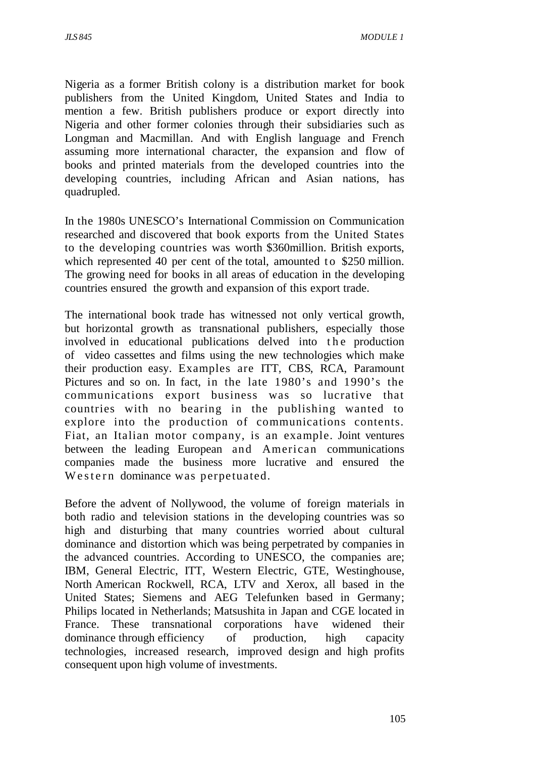Nigeria as a former British colony is a distribution market for book publishers from the United Kingdom, United States and India to mention a few. British publishers produce or export directly into Nigeria and other former colonies through their subsidiaries such as Longman and Macmillan. And with English language and French assuming more international character, the expansion and flow of books and printed materials from the developed countries into the developing countries, including African and Asian nations, has quadrupled.

In the 1980s UNESCO's International Commission on Communication researched and discovered that book exports from the United States to the developing countries was worth $360million. British exports, which represented 40 per cent of the total, amounted to $250 million. The growing need for books in all areas of education in the developing countries ensured the growth and expansion of this export trade.

The international book trade has witnessed not only vertical growth, but horizontal growth as transnational publishers, especially those involved in educational publications delved into the production of video cassettes and films using the new technologies which make their production easy. Examples are ITT, CBS, RCA, Paramount Pictures and so on. In fact, in the late 1980's and 1990's the communications export business was so lucrative that countries with no bearing in the publishing wanted to explore into the production of communications contents. Fiat, an Italian motor company, is an example. Joint ventures between the leading European and American communications companies made the business more lucrative and ensured the Western dominance was perpetuated.

Before the advent of Nollywood, the volume of foreign materials in both radio and television stations in the developing countries was so high and disturbing that many countries worried about cultural dominance and distortion which was being perpetrated by companies in the advanced countries. According to UNESCO, the companies are; IBM, General Electric, ITT, Western Electric, GTE, Westinghouse, North American Rockwell, RCA, LTV and Xerox, all based in the United States; Siemens and AEG Telefunken based in Germany; Philips located in Netherlands; Matsushita in Japan and CGE located in France. These transnational corporations have widened their dominance through efficiency of production, high capacity technologies, increased research, improved design and high profits consequent upon high volume of investments.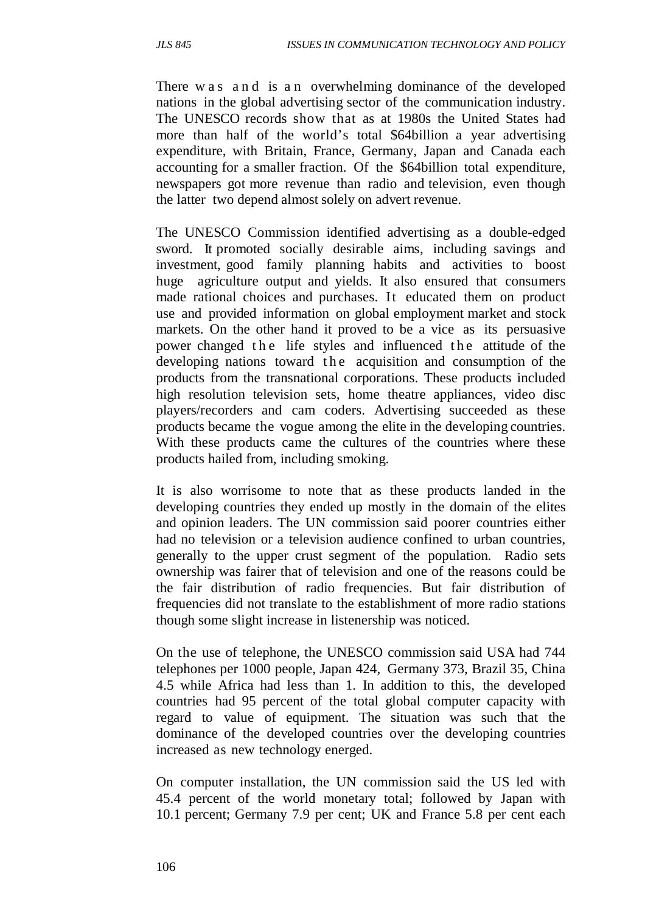There was and is an overwhelming dominance of the developed nations in the global advertising sector of the communication industry. The UNESCO records show that as at 1980s the United States had more than half of the world's total $64billion a year advertising expenditure, with Britain, France, Germany, Japan and Canada each accounting for a smaller fraction. Of the $64billion total expenditure, newspapers got more revenue than radio and television, even though the latter two depend almost solely on advert revenue.

The UNESCO Commission identified advertising as a double-edged sword. It promoted socially desirable aims, including savings and investment, good family planning habits and activities to boost huge agriculture output and yields. It also ensured that consumers made rational choices and purchases. It educated them on product use and provided information on global employment market and stock markets. On the other hand it proved to be a vice as its persuasive power changed the life styles and influenced the attitude of the developing nations toward the acquisition and consumption of the products from the transnational corporations. These products included high resolution television sets, home theatre appliances, video disc players/recorders and cam coders. Advertising succeeded as these products became the vogue among the elite in the developing countries. With these products came the cultures of the countries where these products hailed from, including smoking.

It is also worrisome to note that as these products landed in the developing countries they ended up mostly in the domain of the elites and opinion leaders. The UN commission said poorer countries either had no television or a television audience confined to urban countries, generally to the upper crust segment of the population. Radio sets ownership was fairer that of television and one of the reasons could be the fair distribution of radio frequencies. But fair distribution of frequencies did not translate to the establishment of more radio stations though some slight increase in listenership was noticed.

On the use of telephone, the UNESCO commission said USA had 744 telephones per 1000 people, Japan 424, Germany 373, Brazil 35, China 4.5 while Africa had less than 1. In addition to this, the developed countries had 95 percent of the total global computer capacity with regard to value of equipment. The situation was such that the dominance of the developed countries over the developing countries increased as new technology energed.

On computer installation, the UN commission said the US led with 45.4 percent of the world monetary total; followed by Japan with 10.1 percent; Germany 7.9 per cent; UK and France 5.8 per cent each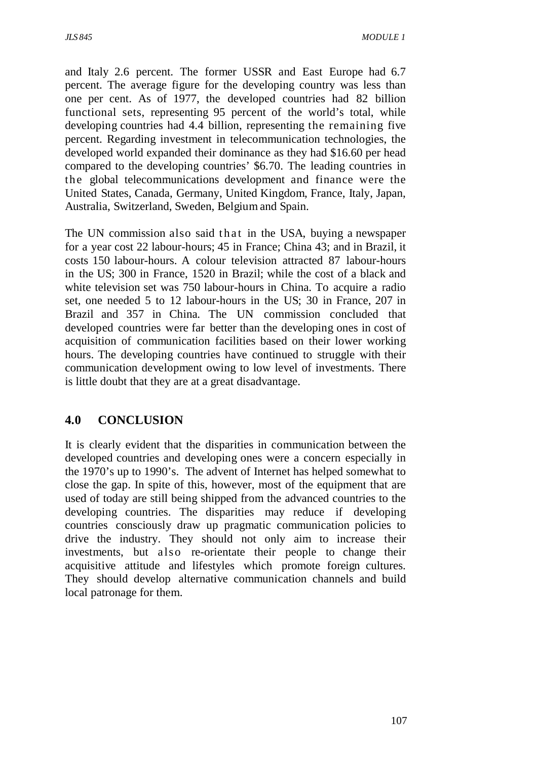and Italy 2.6 percent. The former USSR and East Europe had 6.7 percent. The average figure for the developing country was less than one per cent. As of 1977, the developed countries had 82 billion functional sets, representing 95 percent of the world's total, while developing countries had 4.4 billion, representing the remaining five percent. Regarding investment in telecommunication technologies, the developed world expanded their dominance as they had $16.60 per head compared to the developing countries' $6.70. The leading countries in the global telecommunications development and finance were the United States, Canada, Germany, United Kingdom, France, Italy, Japan, Australia, Switzerland, Sweden, Belgium and Spain.

The UN commission also said that in the USA, buying a newspaper for a year cost 22 labour-hours; 45 in France; China 43; and in Brazil, it costs 150 labour-hours. A colour television attracted 87 labour-hours in the US; 300 in France, 1520 in Brazil; while the cost of a black and white television set was 750 labour-hours in China. To acquire a radio set, one needed 5 to 12 labour-hours in the US; 30 in France, 207 in Brazil and 357 in China. The UN commission concluded that developed countries were far better than the developing ones in cost of acquisition of communication facilities based on their lower working hours. The developing countries have continued to struggle with their communication development owing to low level of investments. There is little doubt that they are at a great disadvantage.

## 4.0 CONCLUSION

It is clearly evident that the disparities in communication between the developed countries and developing ones were a concern especially in the 1970's up to 1990's. The advent of Internet has helped somewhat to close the gap. In spite of this, however, most of the equipment that are used of today are still being shipped from the advanced countries to the developing countries. The disparities may reduce if developing countries consciously draw up pragmatic communication policies to drive the industry. They should not only aim to increase their investments, but also re-orientate their people to change their acquisitive attitude and lifestyles which promote foreign cultures. They should develop alternative communication channels and build local patronage for them.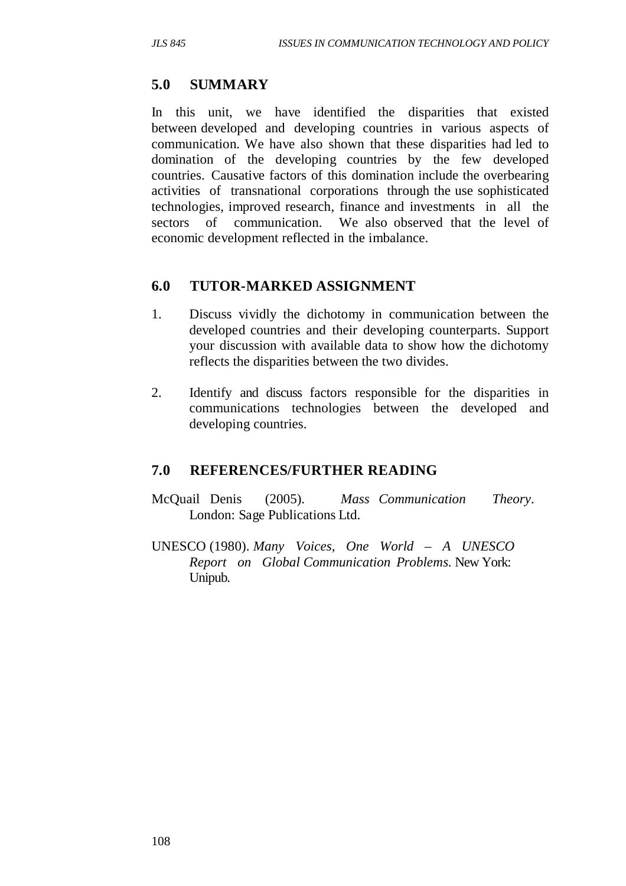## 5.0 SUMMARY

In this unit, we have identified the disparities that existed between developed and developing countries in various aspects of communication. We have also shown that these disparities had led to domination of the developing countries by the few developed countries. Causative factors of this domination include the overbearing activities of transnational corporations through the use sophisticated technologies, improved research, finance and investments in all the sectors of communication. We also observed that the level of economic development reflected in the imbalance.

## 6.0 TUTOR-MARKED ASSIGNMENT

1. Discuss vividly the dichotomy in communication between the developed countries and their developing counterparts. Support your discussion with available data to show how the dichotomy reflects the disparities between the two divides.

2. Identify and discuss factors responsible for the disparities in communications technologies between the developed and developing countries.

## 7.0 REFERENCES/FURTHER READING

McQuail Denis (2005). *Mass Communication Theory*. London: Sage Publications Ltd.

UNESCO (1980). *Many Voices, One World – A UNESCO Report on Global Communication Problems*. New York: Unipub.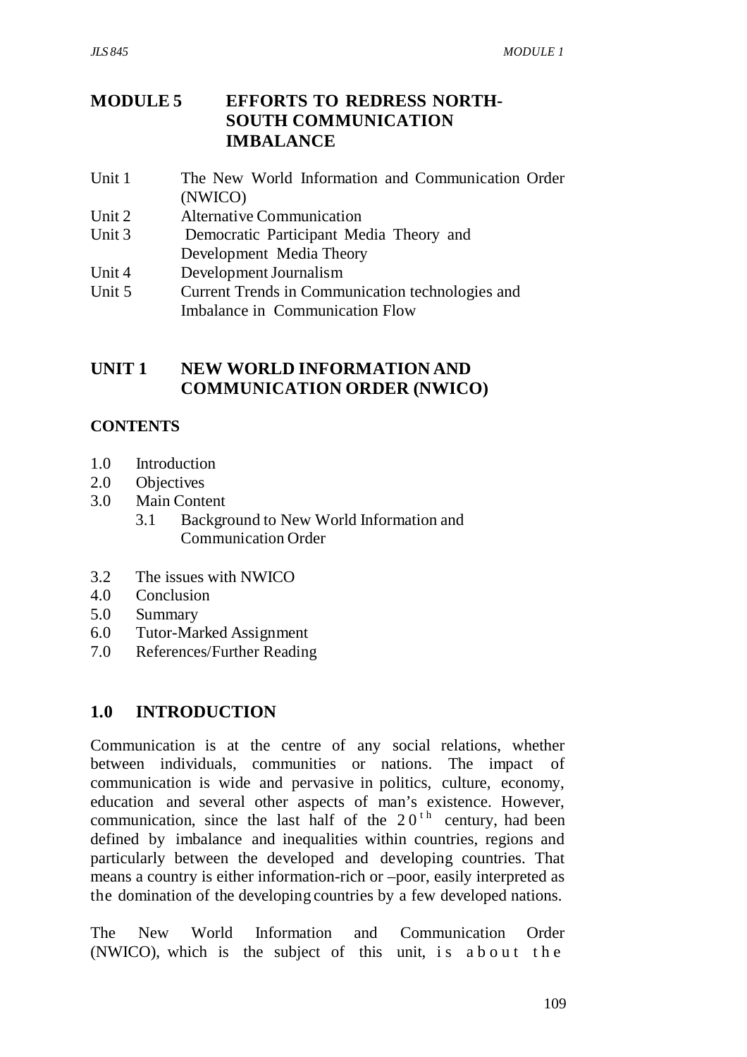# MODULE 5 EFFORTS TO REDRESS NORTH-SOUTH COMMUNICATION IMBALANCE

Unit 1 The New World Information and Communication Order (NWICO)
Unit 2 Alternative Communication
Unit 3 Democratic Participant Media Theory and Development Media Theory
Unit 4 Development Journalism
Unit 5 Current Trends in Communication technologies and Imbalance in Communication Flow

## UNIT 1 NEW WORLD INFORMATION AND COMMUNICATION ORDER (NWICO)

### CONTENTS

1.0 Introduction
2.0 Objectives
3.0 Main Content
  3.1 Background to New World Information and Communication Order

3.2 The issues with NWICO
4.0 Conclusion
5.0 Summary
6.0 Tutor-Marked Assignment
7.0 References/Further Reading

## 1.0 INTRODUCTION

Communication is at the centre of any social relations, whether between individuals, communities or nations. The impact of communication is wide and pervasive in politics, culture, economy, education and several other aspects of man's existence. However, communication, since the last half of the 20th century, had been defined by imbalance and inequalities within countries, regions and particularly between the developed and developing countries. That means a country is either information-rich or –poor, easily interpreted as the domination of the developing countries by a few developed nations.

The New World Information and Communication Order (NWICO), which is the subject of this unit, is about the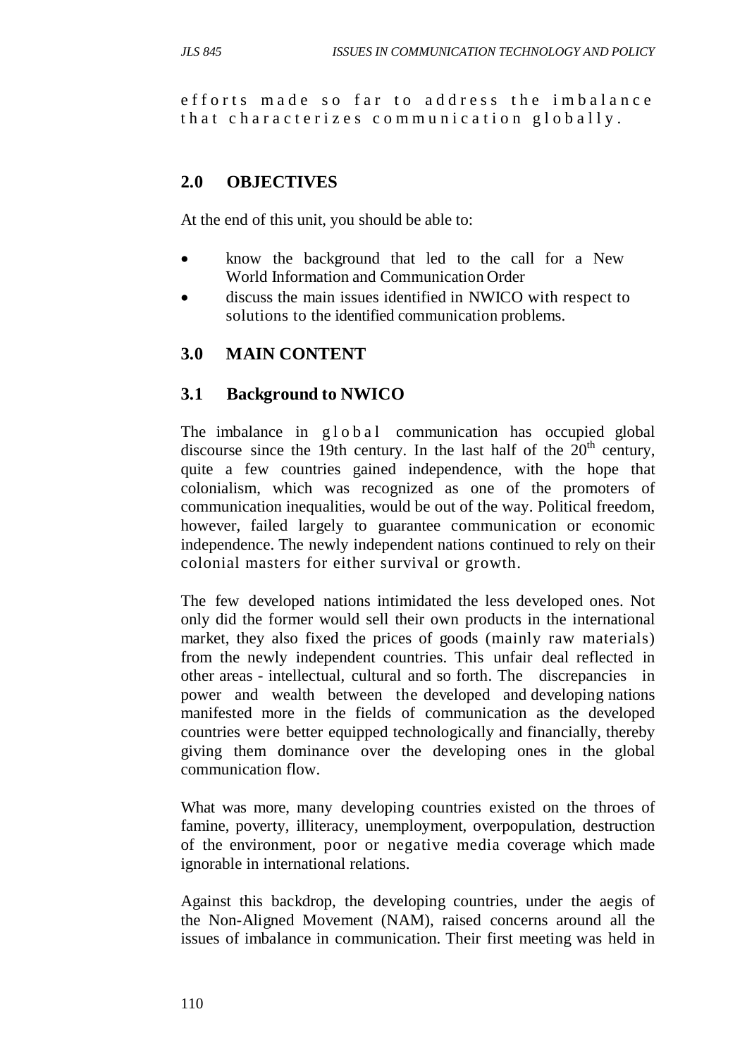efforts made so far to address the imbalance that characterizes communication globally.

## 2.0 OBJECTIVES

At the end of this unit, you should be able to:

- know the background that led to the call for a New World Information and Communication Order
- discuss the main issues identified in NWICO with respect to solutions to the identified communication problems.

## 3.0 MAIN CONTENT

### 3.1 Background to NWICO

The imbalance in global communication has occupied global discourse since the 19th century. In the last half of the 20th century, quite a few countries gained independence, with the hope that colonialism, which was recognized as one of the promoters of communication inequalities, would be out of the way. Political freedom, however, failed largely to guarantee communication or economic independence. The newly independent nations continued to rely on their colonial masters for either survival or growth.

The few developed nations intimidated the less developed ones. Not only did the former would sell their own products in the international market, they also fixed the prices of goods (mainly raw materials) from the newly independent countries. This unfair deal reflected in other areas - intellectual, cultural and so forth. The discrepancies in power and wealth between the developed and developing nations manifested more in the fields of communication as the developed countries were better equipped technologically and financially, thereby giving them dominance over the developing ones in the global communication flow.

What was more, many developing countries existed on the throes of famine, poverty, illiteracy, unemployment, overpopulation, destruction of the environment, poor or negative media coverage which made ignorable in international relations.

Against this backdrop, the developing countries, under the aegis of the Non-Aligned Movement (NAM), raised concerns around all the issues of imbalance in communication. Their first meeting was held in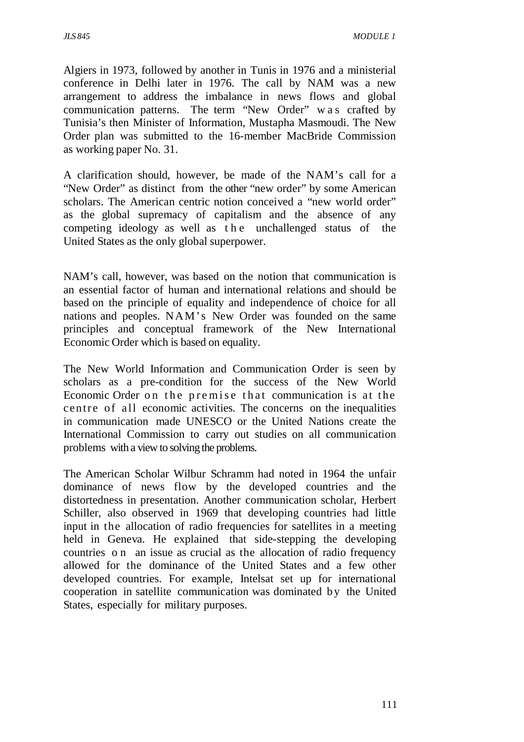Algiers in 1973, followed by another in Tunis in 1976 and a ministerial conference in Delhi later in 1976. The call by NAM was a new arrangement to address the imbalance in news flows and global communication patterns. The term "New Order" was crafted by Tunisia's then Minister of Information, Mustapha Masmoudi. The New Order plan was submitted to the 16-member MacBride Commission as working paper No. 31.

A clarification should, however, be made of the NAM's call for a "New Order" as distinct from the other "new order" by some American scholars. The American centric notion conceived a "new world order" as the global supremacy of capitalism and the absence of any competing ideology as well as the unchallenged status of the United States as the only global superpower.

NAM's call, however, was based on the notion that communication is an essential factor of human and international relations and should be based on the principle of equality and independence of choice for all nations and peoples. NAM's New Order was founded on the same principles and conceptual framework of the New International Economic Order which is based on equality.

The New World Information and Communication Order is seen by scholars as a pre-condition for the success of the New World Economic Order on the premise that communication is at the centre of all economic activities. The concerns on the inequalities in communication made UNESCO or the United Nations create the International Commission to carry out studies on all communication problems with a view to solving the problems.

The American Scholar Wilbur Schramm had noted in 1964 the unfair dominance of news flow by the developed countries and the distortedness in presentation. Another communication scholar, Herbert Schiller, also observed in 1969 that developing countries had little input in the allocation of radio frequencies for satellites in a meeting held in Geneva. He explained that side-stepping the developing countries on an issue as crucial as the allocation of radio frequency allowed for the dominance of the United States and a few other developed countries. For example, Intelsat set up for international cooperation in satellite communication was dominated by the United States, especially for military purposes.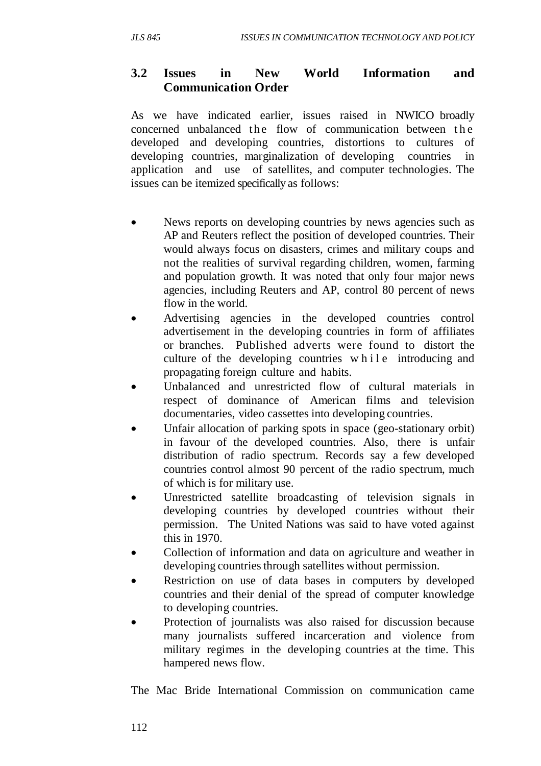### 3.2 Issues in New World Information and Communication Order

As we have indicated earlier, issues raised in NWICO broadly concerned unbalanced the flow of communication between the developed and developing countries, distortions to cultures of developing countries, marginalization of developing countries in application and use of satellites, and computer technologies. The issues can be itemized specifically as follows:

- News reports on developing countries by news agencies such as AP and Reuters reflect the position of developed countries. Their would always focus on disasters, crimes and military coups and not the realities of survival regarding children, women, farming and population growth. It was noted that only four major news agencies, including Reuters and AP, control 80 percent of news flow in the world.
- Advertising agencies in the developed countries control advertisement in the developing countries in form of affiliates or branches. Published adverts were found to distort the culture of the developing countries while introducing and propagating foreign culture and habits.
- Unbalanced and unrestricted flow of cultural materials in respect of dominance of American films and television documentaries, video cassettes into developing countries.
- Unfair allocation of parking spots in space (geo-stationary orbit) in favour of the developed countries. Also, there is unfair distribution of radio spectrum. Records say a few developed countries control almost 90 percent of the radio spectrum, much of which is for military use.
- Unrestricted satellite broadcasting of television signals in developing countries by developed countries without their permission. The United Nations was said to have voted against this in 1970.
- Collection of information and data on agriculture and weather in developing countries through satellites without permission.
- Restriction on use of data bases in computers by developed countries and their denial of the spread of computer knowledge to developing countries.
- Protection of journalists was also raised for discussion because many journalists suffered incarceration and violence from military regimes in the developing countries at the time. This hampered news flow.

The Mac Bride International Commission on communication came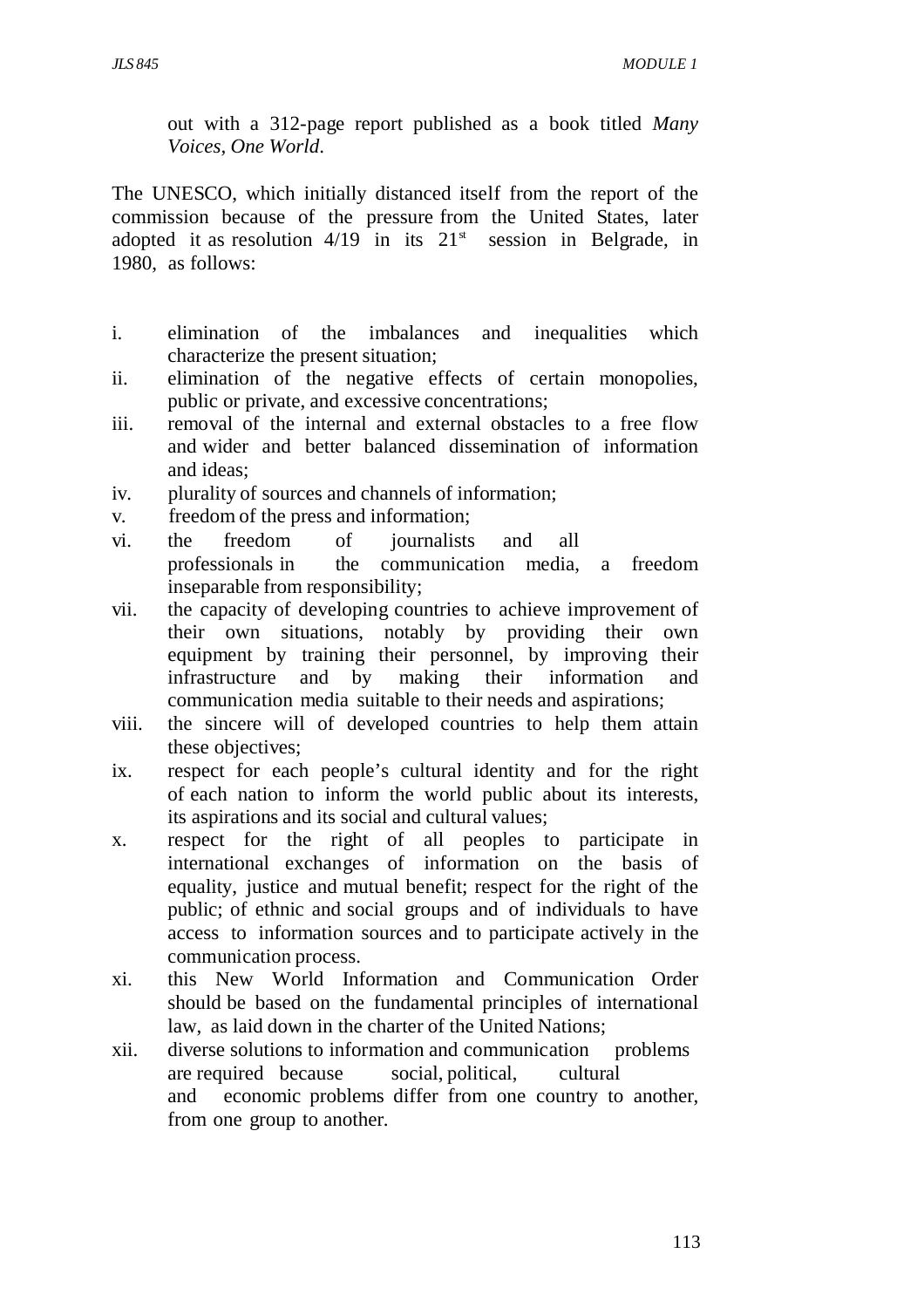out with a 312-page report published as a book titled *Many Voices, One World*.

The UNESCO, which initially distanced itself from the report of the commission because of the pressure from the United States, later adopted it as resolution 4/19 in its 21st session in Belgrade, in 1980, as follows:

i. elimination of the imbalances and inequalities which characterize the present situation;
ii. elimination of the negative effects of certain monopolies, public or private, and excessive concentrations;
iii. removal of the internal and external obstacles to a free flow and wider and better balanced dissemination of information and ideas;
iv. plurality of sources and channels of information;
v. freedom of the press and information;
vi. the freedom of journalists and all professionals in the communication media, a freedom inseparable from responsibility;
vii. the capacity of developing countries to achieve improvement of their own situations, notably by providing their own equipment by training their personnel, by improving their infrastructure and by making their information and communication media suitable to their needs and aspirations;
viii. the sincere will of developed countries to help them attain these objectives;
ix. respect for each people's cultural identity and for the right of each nation to inform the world public about its interests, its aspirations and its social and cultural values;
x. respect for the right of all peoples to participate in international exchanges of information on the basis of equality, justice and mutual benefit; respect for the right of the public; of ethnic and social groups and of individuals to have access to information sources and to participate actively in the communication process.
xi. this New World Information and Communication Order should be based on the fundamental principles of international law, as laid down in the charter of the United Nations;
xii. diverse solutions to information and communication problems are required because social, political, cultural and economic problems differ from one country to another, from one group to another.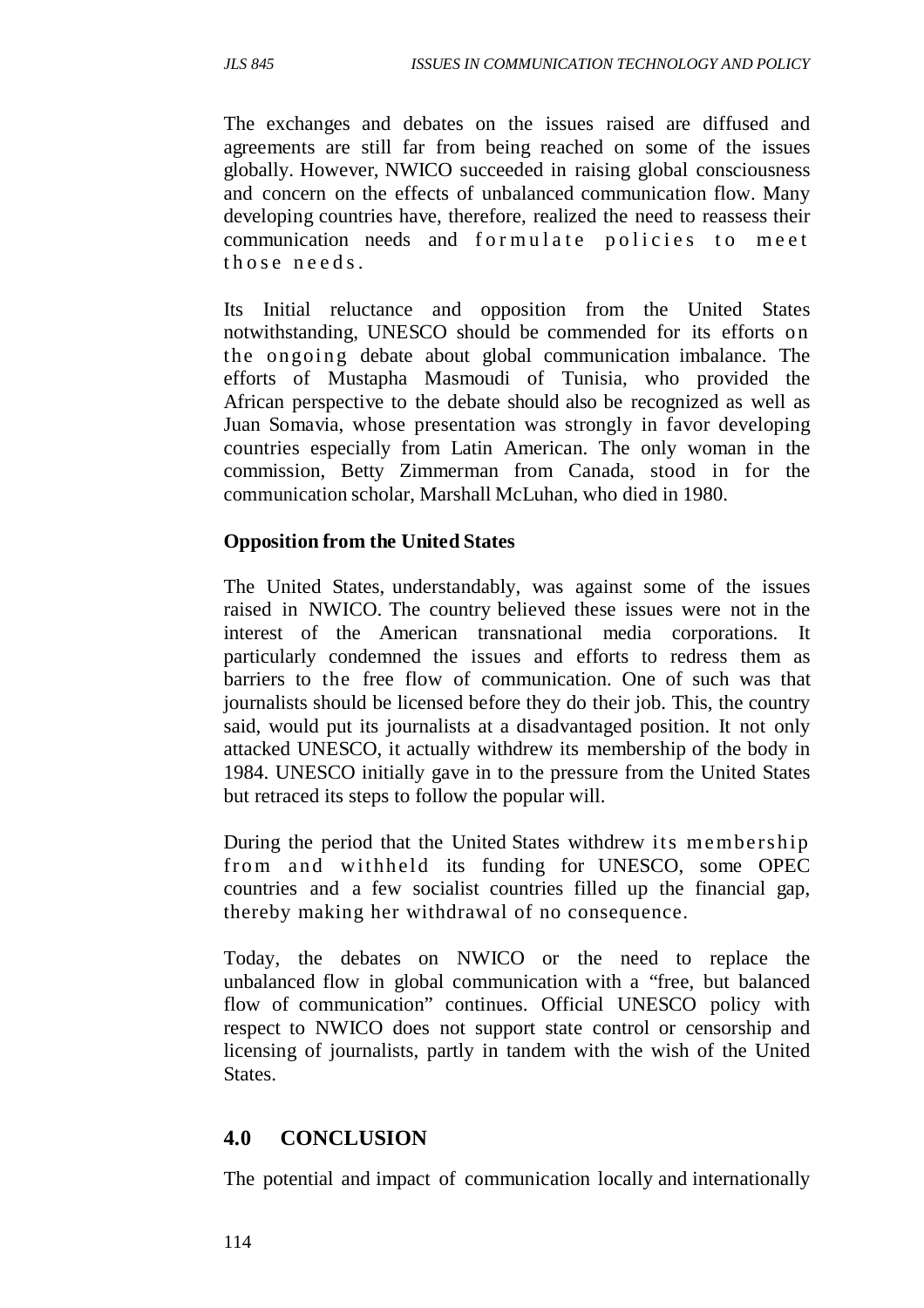The exchanges and debates on the issues raised are diffused and agreements are still far from being reached on some of the issues globally. However, NWICO succeeded in raising global consciousness and concern on the effects of unbalanced communication flow. Many developing countries have, therefore, realized the need to reassess their communication needs and formulate policies to meet those needs.

Its Initial reluctance and opposition from the United States notwithstanding, UNESCO should be commended for its efforts on the ongoing debate about global communication imbalance. The efforts of Mustapha Masmoudi of Tunisia, who provided the African perspective to the debate should also be recognized as well as Juan Somavia, whose presentation was strongly in favor developing countries especially from Latin American. The only woman in the commission, Betty Zimmerman from Canada, stood in for the communication scholar, Marshall McLuhan, who died in 1980.

**Opposition from the United States**

The United States, understandably, was against some of the issues raised in NWICO. The country believed these issues were not in the interest of the American transnational media corporations. It particularly condemned the issues and efforts to redress them as barriers to the free flow of communication. One of such was that journalists should be licensed before they do their job. This, the country said, would put its journalists at a disadvantaged position. It not only attacked UNESCO, it actually withdrew its membership of the body in 1984. UNESCO initially gave in to the pressure from the United States but retraced its steps to follow the popular will.

During the period that the United States withdrew its membership from and withheld its funding for UNESCO, some OPEC countries and a few socialist countries filled up the financial gap, thereby making her withdrawal of no consequence.

Today, the debates on NWICO or the need to replace the unbalanced flow in global communication with a "free, but balanced flow of communication" continues. Official UNESCO policy with respect to NWICO does not support state control or censorship and licensing of journalists, partly in tandem with the wish of the United States.

## 4.0 CONCLUSION

The potential and impact of communication locally and internationally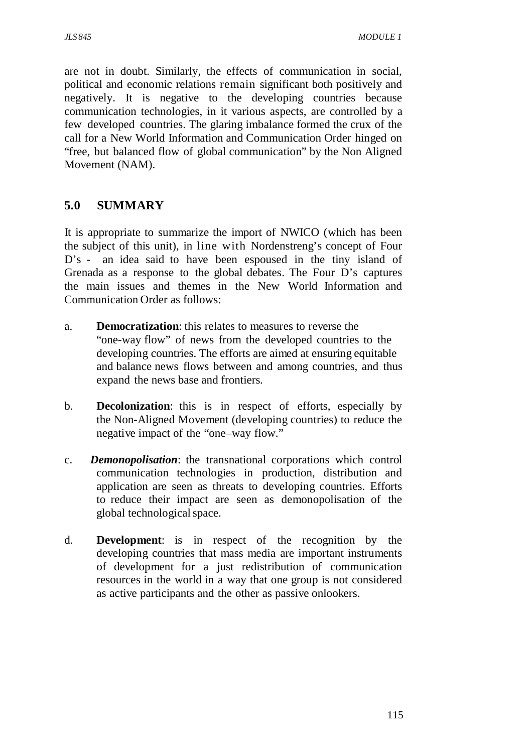are not in doubt. Similarly, the effects of communication in social, political and economic relations remain significant both positively and negatively. It is negative to the developing countries because communication technologies, in it various aspects, are controlled by a few developed countries. The glaring imbalance formed the crux of the call for a New World Information and Communication Order hinged on "free, but balanced flow of global communication" by the Non Aligned Movement (NAM).

## 5.0 SUMMARY

It is appropriate to summarize the import of NWICO (which has been the subject of this unit), in line with Nordenstreng's concept of Four D's - an idea said to have been espoused in the tiny island of Grenada as a response to the global debates. The Four D's captures the main issues and themes in the New World Information and Communication Order as follows:

a. **Democratization**: this relates to measures to reverse the "one-way flow" of news from the developed countries to the developing countries. The efforts are aimed at ensuring equitable and balance news flows between and among countries, and thus expand the news base and frontiers.

b. **Decolonization**: this is in respect of efforts, especially by the Non-Aligned Movement (developing countries) to reduce the negative impact of the "one–way flow."

c. ***Demonopolisation***: the transnational corporations which control communication technologies in production, distribution and application are seen as threats to developing countries. Efforts to reduce their impact are seen as demonopolisation of the global technological space.

d. **Development**: is in respect of the recognition by the developing countries that mass media are important instruments of development for a just redistribution of communication resources in the world in a way that one group is not considered as active participants and the other as passive onlookers.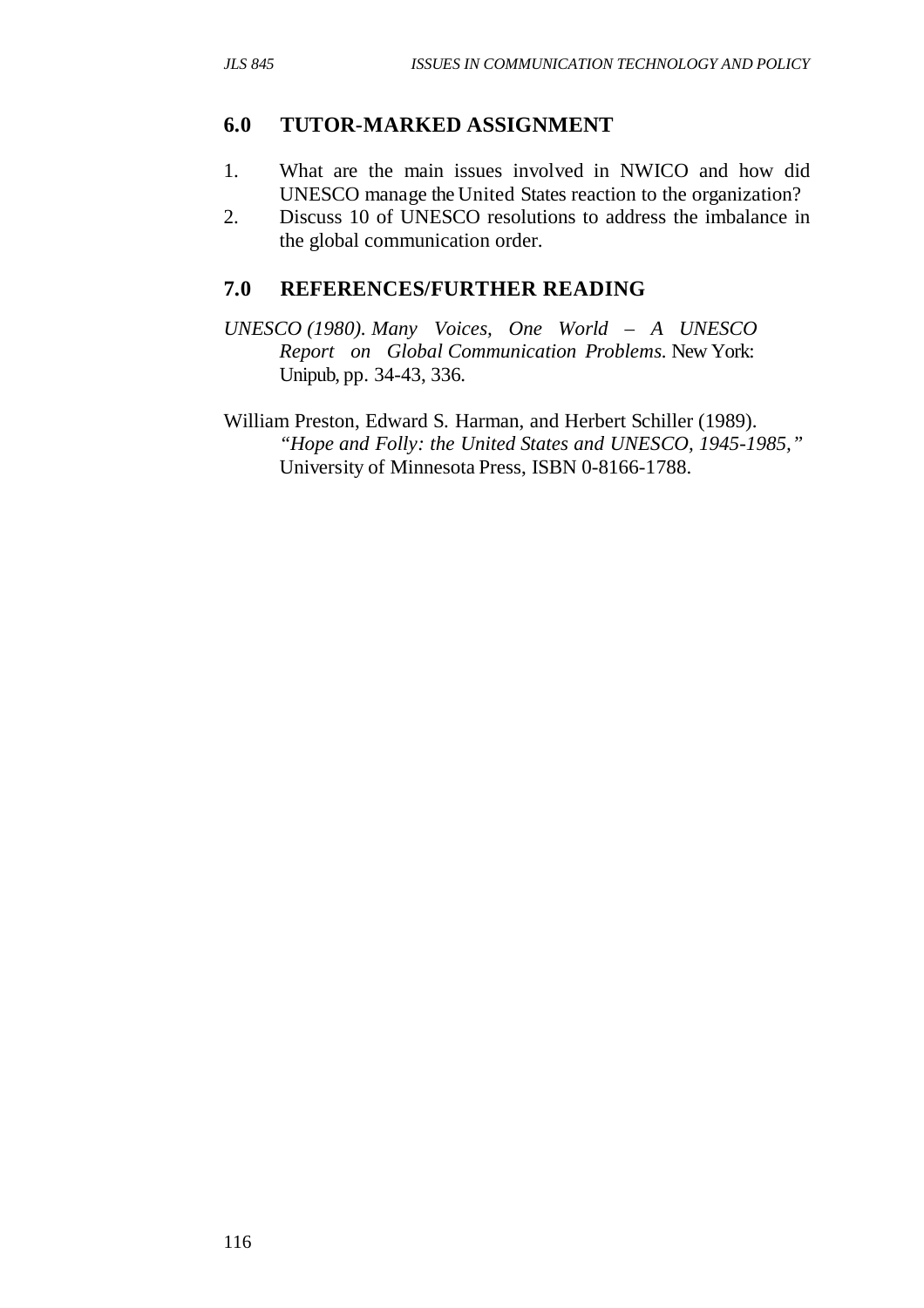## 6.0 TUTOR-MARKED ASSIGNMENT

1. What are the main issues involved in NWICO and how did UNESCO manage the United States reaction to the organization?
2. Discuss 10 of UNESCO resolutions to address the imbalance in the global communication order.

## 7.0 REFERENCES/FURTHER READING

*UNESCO (1980). Many Voices, One World – A UNESCO Report on Global Communication Problems*. New York: Unipub, pp. 34-43, 336.

William Preston, Edward S. Harman, and Herbert Schiller (1989). *"Hope and Folly: the United States and UNESCO, 1945-1985,"* University of Minnesota Press, ISBN 0-8166-1788.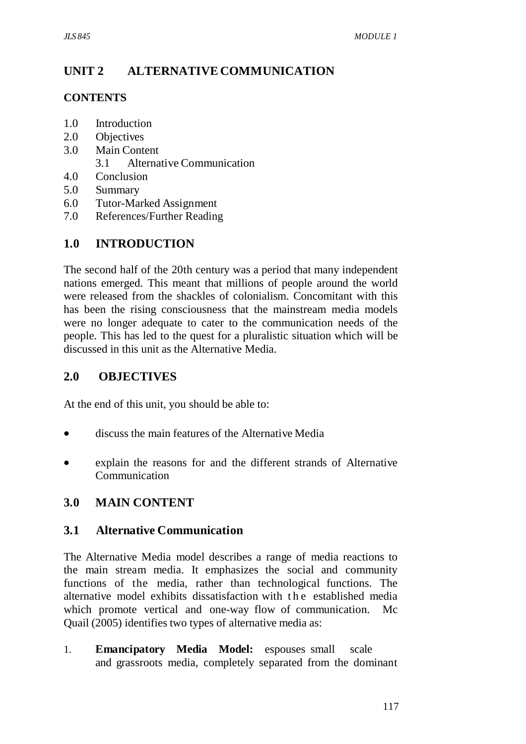## UNIT 2 ALTERNATIVE COMMUNICATION

### CONTENTS

1.0 Introduction
2.0 Objectives
3.0 Main Content
  3.1 Alternative Communication
4.0 Conclusion
5.0 Summary
6.0 Tutor-Marked Assignment
7.0 References/Further Reading

### 1.0 INTRODUCTION

The second half of the 20th century was a period that many independent nations emerged. This meant that millions of people around the world were released from the shackles of colonialism. Concomitant with this has been the rising consciousness that the mainstream media models were no longer adequate to cater to the communication needs of the people. This has led to the quest for a pluralistic situation which will be discussed in this unit as the Alternative Media.

### 2.0 OBJECTIVES

At the end of this unit, you should be able to:

- discuss the main features of the Alternative Media
- explain the reasons for and the different strands of Alternative Communication

### 3.0 MAIN CONTENT

#### 3.1 Alternative Communication

The Alternative Media model describes a range of media reactions to the main stream media. It emphasizes the social and community functions of the media, rather than technological functions. The alternative model exhibits dissatisfaction with the established media which promote vertical and one-way flow of communication. Mc Quail (2005) identifies two types of alternative media as:

1. **Emancipatory Media Model:** espouses small scale and grassroots media, completely separated from the dominant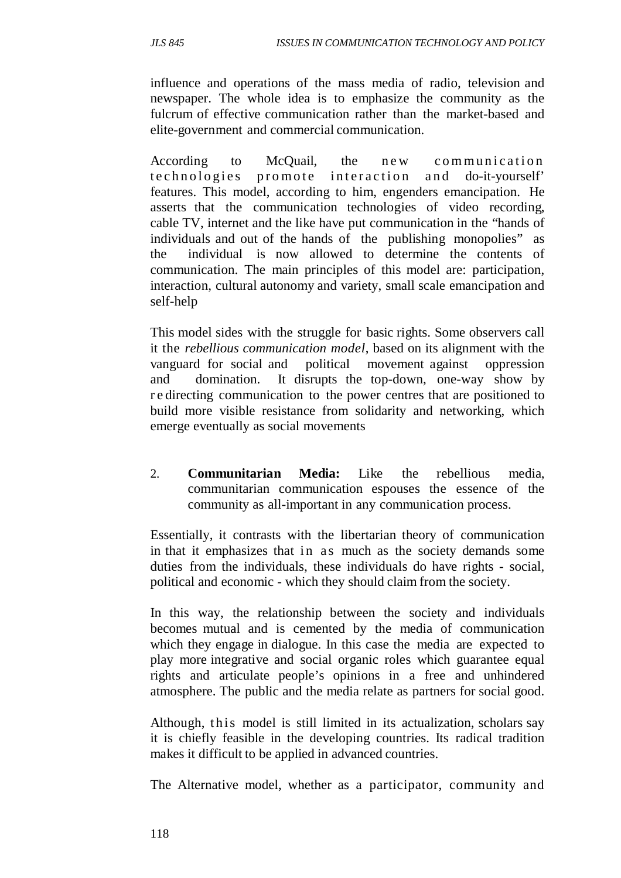influence and operations of the mass media of radio, television and newspaper. The whole idea is to emphasize the community as the fulcrum of effective communication rather than the market-based and elite-government and commercial communication.

According to McQuail, the new communication technologies promote interaction and do-it-yourself' features. This model, according to him, engenders emancipation. He asserts that the communication technologies of video recording, cable TV, internet and the like have put communication in the "hands of individuals and out of the hands of the publishing monopolies" as the individual is now allowed to determine the contents of communication. The main principles of this model are: participation, interaction, cultural autonomy and variety, small scale emancipation and self-help

This model sides with the struggle for basic rights. Some observers call it the *rebellious communication model*, based on its alignment with the vanguard for social and political movement against oppression and domination. It disrupts the top-down, one-way show by redirecting communication to the power centres that are positioned to build more visible resistance from solidarity and networking, which emerge eventually as social movements

2. **Communitarian Media:** Like the rebellious media, communitarian communication espouses the essence of the community as all-important in any communication process.

Essentially, it contrasts with the libertarian theory of communication in that it emphasizes that in as much as the society demands some duties from the individuals, these individuals do have rights - social, political and economic - which they should claim from the society.

In this way, the relationship between the society and individuals becomes mutual and is cemented by the media of communication which they engage in dialogue. In this case the media are expected to play more integrative and social organic roles which guarantee equal rights and articulate people's opinions in a free and unhindered atmosphere. The public and the media relate as partners for social good.

Although, this model is still limited in its actualization, scholars say it is chiefly feasible in the developing countries. Its radical tradition makes it difficult to be applied in advanced countries.

The Alternative model, whether as a participator, community and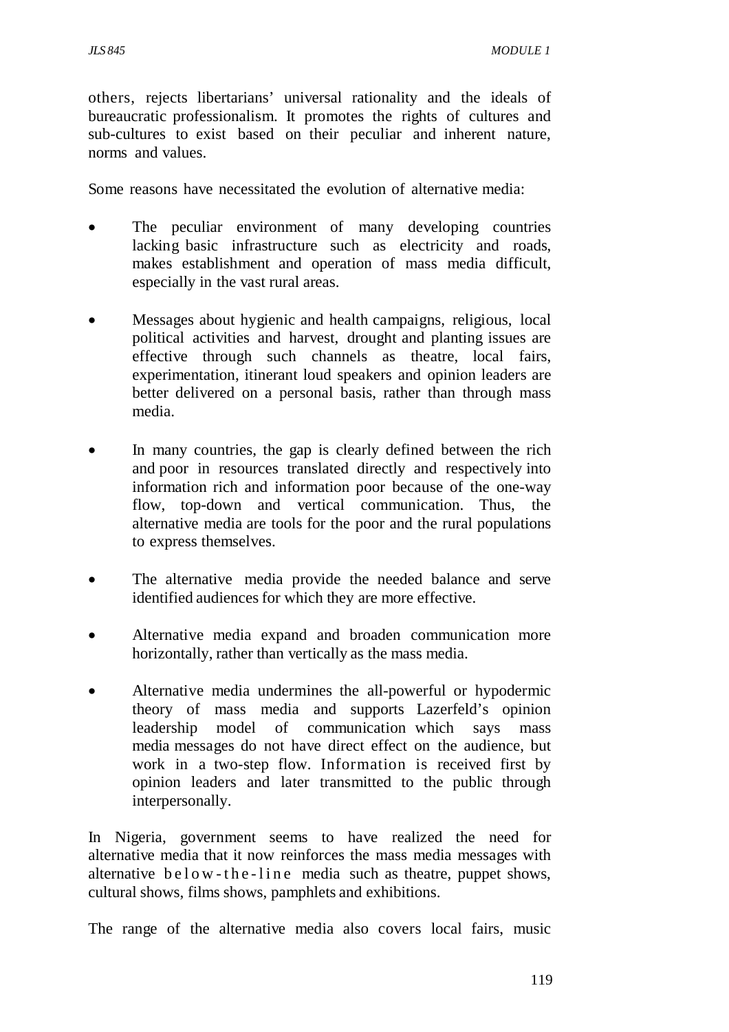others, rejects libertarians' universal rationality and the ideals of bureaucratic professionalism. It promotes the rights of cultures and sub-cultures to exist based on their peculiar and inherent nature, norms and values.

Some reasons have necessitated the evolution of alternative media:

- The peculiar environment of many developing countries lacking basic infrastructure such as electricity and roads, makes establishment and operation of mass media difficult, especially in the vast rural areas.
- Messages about hygienic and health campaigns, religious, local political activities and harvest, drought and planting issues are effective through such channels as theatre, local fairs, experimentation, itinerant loud speakers and opinion leaders are better delivered on a personal basis, rather than through mass media.
- In many countries, the gap is clearly defined between the rich and poor in resources translated directly and respectively into information rich and information poor because of the one-way flow, top-down and vertical communication. Thus, the alternative media are tools for the poor and the rural populations to express themselves.
- The alternative media provide the needed balance and serve identified audiences for which they are more effective.
- Alternative media expand and broaden communication more horizontally, rather than vertically as the mass media.
- Alternative media undermines the all-powerful or hypodermic theory of mass media and supports Lazerfeld's opinion leadership model of communication which says mass media messages do not have direct effect on the audience, but work in a two-step flow. Information is received first by opinion leaders and later transmitted to the public through interpersonally.

In Nigeria, government seems to have realized the need for alternative media that it now reinforces the mass media messages with alternative below-the-line media such as theatre, puppet shows, cultural shows, films shows, pamphlets and exhibitions.

The range of the alternative media also covers local fairs, music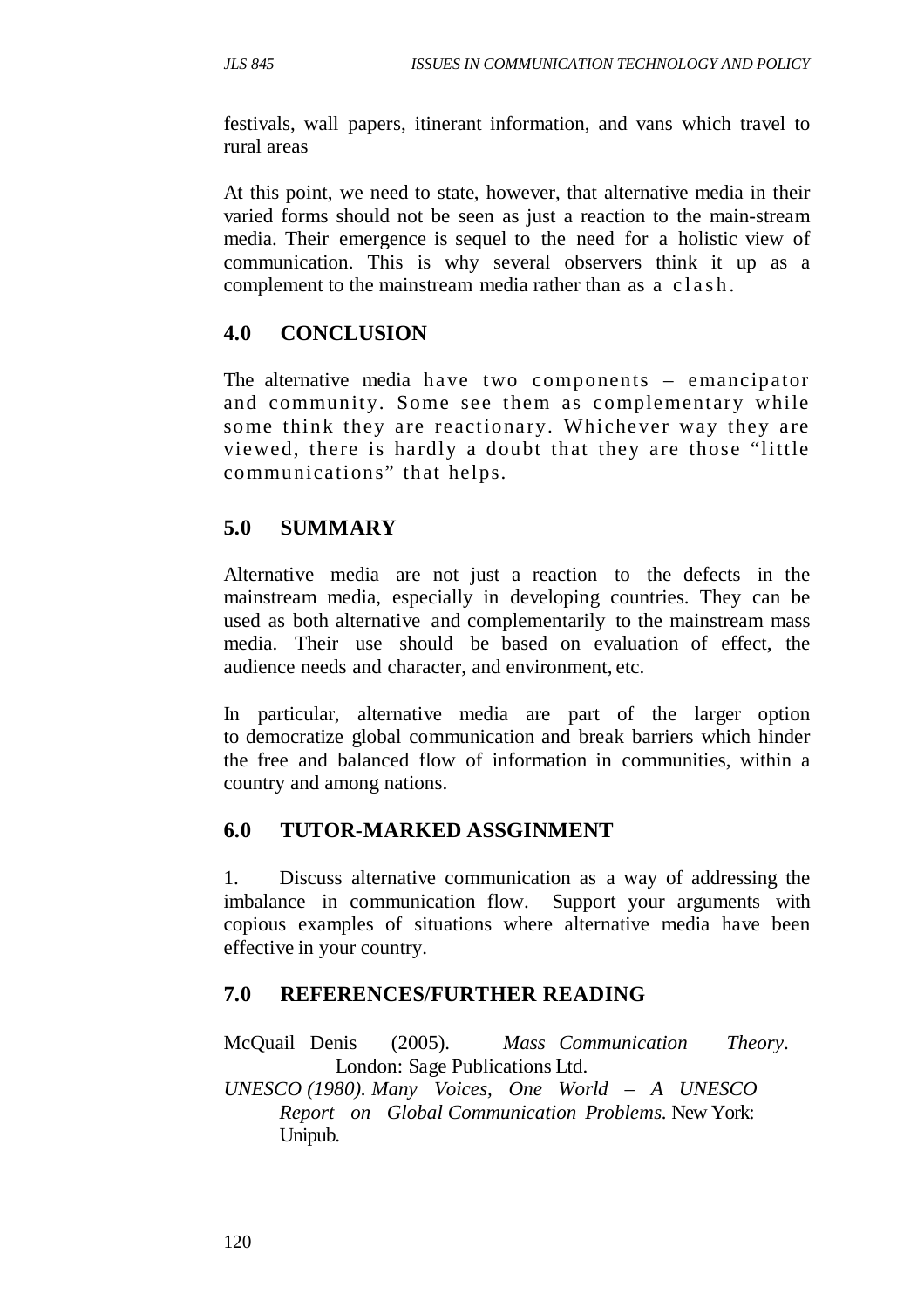festivals, wall papers, itinerant information, and vans which travel to rural areas

At this point, we need to state, however, that alternative media in their varied forms should not be seen as just a reaction to the main-stream media. Their emergence is sequel to the need for a holistic view of communication. This is why several observers think it up as a complement to the mainstream media rather than as a clash.

## 4.0 CONCLUSION

The alternative media have two components – emancipator and community. Some see them as complementary while some think they are reactionary. Whichever way they are viewed, there is hardly a doubt that they are those "little communications" that helps.

## 5.0 SUMMARY

Alternative media are not just a reaction to the defects in the mainstream media, especially in developing countries. They can be used as both alternative and complementarily to the mainstream mass media. Their use should be based on evaluation of effect, the audience needs and character, and environment, etc.

In particular, alternative media are part of the larger option to democratize global communication and break barriers which hinder the free and balanced flow of information in communities, within a country and among nations.

## 6.0 TUTOR-MARKED ASSGINMENT

1. Discuss alternative communication as a way of addressing the imbalance in communication flow. Support your arguments with copious examples of situations where alternative media have been effective in your country.

## 7.0 REFERENCES/FURTHER READING

McQuail Denis (2005). *Mass Communication Theory*. London: Sage Publications Ltd.

*UNESCO (1980). Many Voices, One World – A UNESCO Report on Global Communication Problems.* New York: Unipub.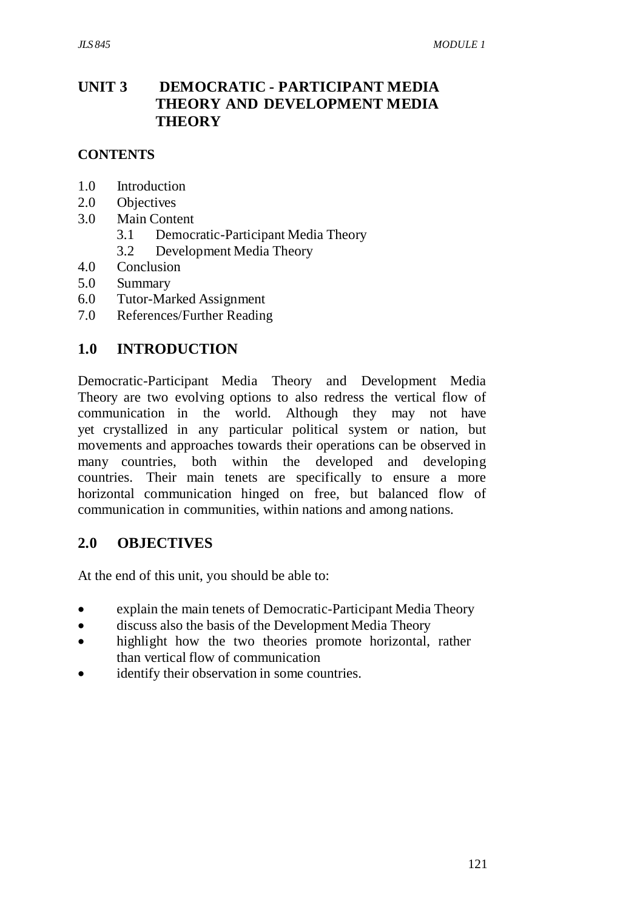## UNIT 3 DEMOCRATIC - PARTICIPANT MEDIA THEORY AND DEVELOPMENT MEDIA THEORY

### CONTENTS

- 1.0 Introduction
- 2.0 Objectives
- 3.0 Main Content
  - 3.1 Democratic-Participant Media Theory
  - 3.2 Development Media Theory
- 4.0 Conclusion
- 5.0 Summary
- 6.0 Tutor-Marked Assignment
- 7.0 References/Further Reading

### 1.0 INTRODUCTION

Democratic-Participant Media Theory and Development Media Theory are two evolving options to also redress the vertical flow of communication in the world. Although they may not have yet crystallized in any particular political system or nation, but movements and approaches towards their operations can be observed in many countries, both within the developed and developing countries. Their main tenets are specifically to ensure a more horizontal communication hinged on free, but balanced flow of communication in communities, within nations and among nations.

### 2.0 OBJECTIVES

At the end of this unit, you should be able to:

- explain the main tenets of Democratic-Participant Media Theory
- discuss also the basis of the Development Media Theory
- highlight how the two theories promote horizontal, rather than vertical flow of communication
- identify their observation in some countries.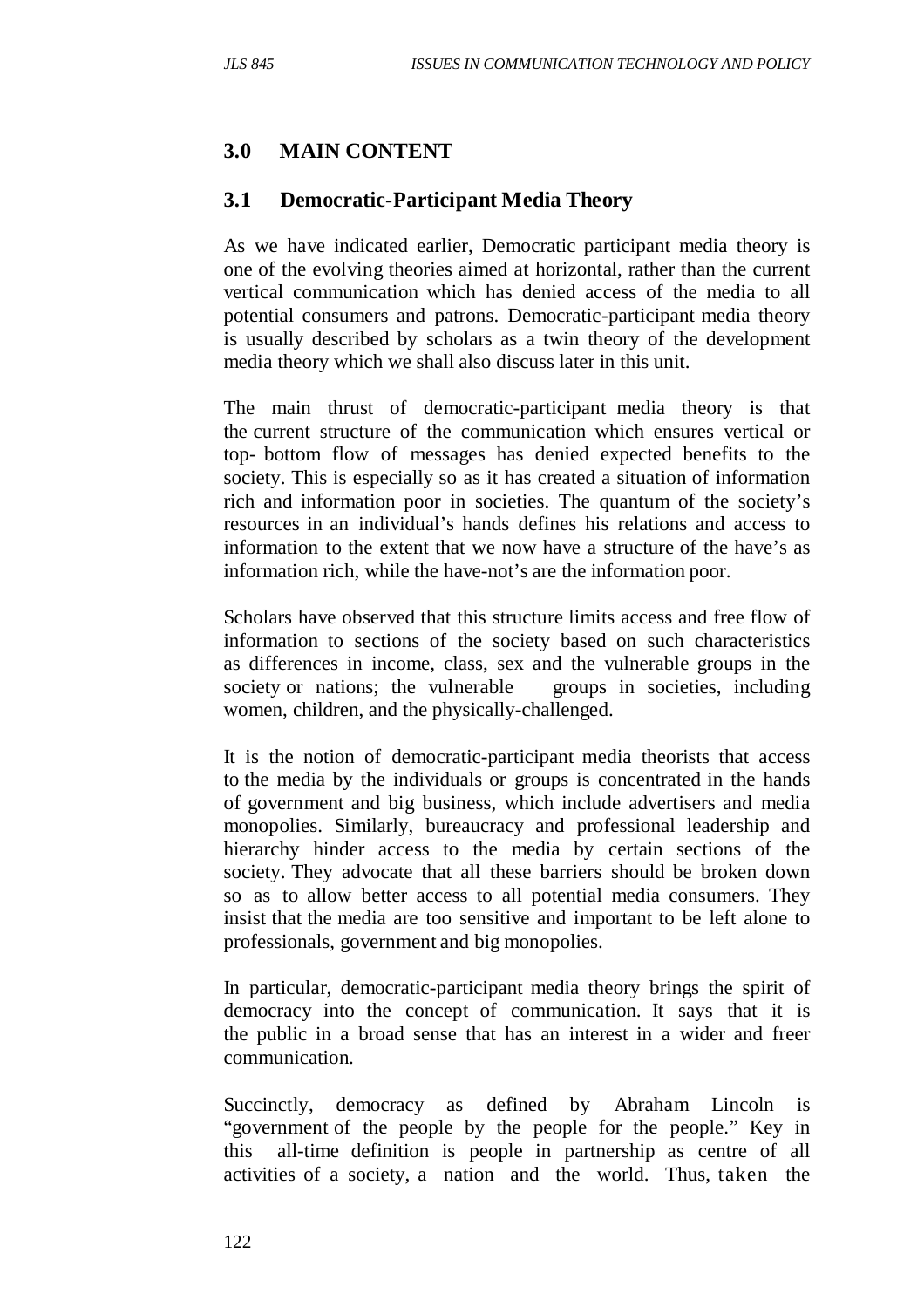## 3.0 MAIN CONTENT

### 3.1 Democratic-Participant Media Theory

As we have indicated earlier, Democratic participant media theory is one of the evolving theories aimed at horizontal, rather than the current vertical communication which has denied access of the media to all potential consumers and patrons. Democratic-participant media theory is usually described by scholars as a twin theory of the development media theory which we shall also discuss later in this unit.

The main thrust of democratic-participant media theory is that the current structure of the communication which ensures vertical or top- bottom flow of messages has denied expected benefits to the society. This is especially so as it has created a situation of information rich and information poor in societies. The quantum of the society's resources in an individual's hands defines his relations and access to information to the extent that we now have a structure of the have's as information rich, while the have-not's are the information poor.

Scholars have observed that this structure limits access and free flow of information to sections of the society based on such characteristics as differences in income, class, sex and the vulnerable groups in the society or nations; the vulnerable groups in societies, including women, children, and the physically-challenged.

It is the notion of democratic-participant media theorists that access to the media by the individuals or groups is concentrated in the hands of government and big business, which include advertisers and media monopolies. Similarly, bureaucracy and professional leadership and hierarchy hinder access to the media by certain sections of the society. They advocate that all these barriers should be broken down so as to allow better access to all potential media consumers. They insist that the media are too sensitive and important to be left alone to professionals, government and big monopolies.

In particular, democratic-participant media theory brings the spirit of democracy into the concept of communication. It says that it is the public in a broad sense that has an interest in a wider and freer communication.

Succinctly, democracy as defined by Abraham Lincoln is "government of the people by the people for the people." Key in this all-time definition is people in partnership as centre of all activities of a society, a nation and the world. Thus, taken the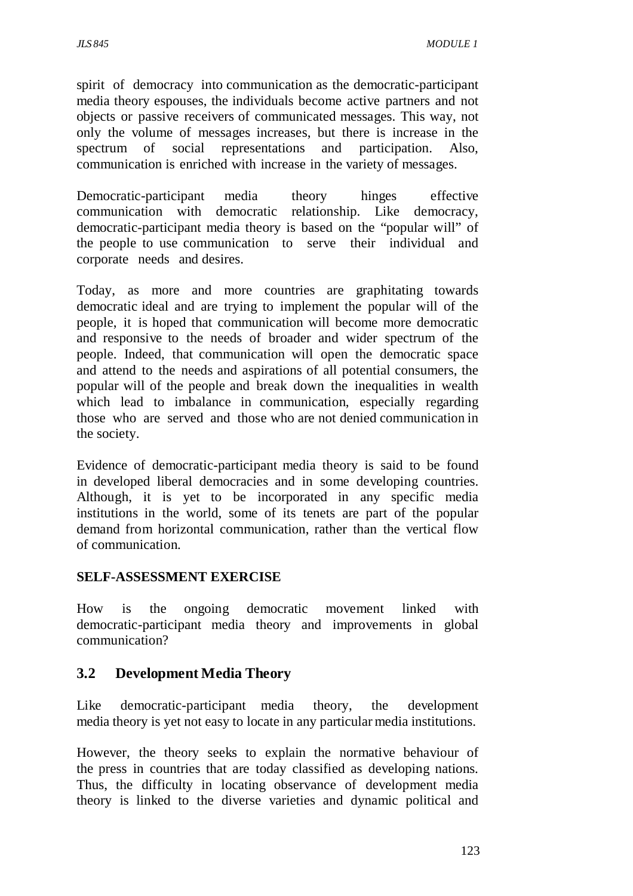spirit of democracy into communication as the democratic-participant media theory espouses, the individuals become active partners and not objects or passive receivers of communicated messages. This way, not only the volume of messages increases, but there is increase in the spectrum of social representations and participation. Also, communication is enriched with increase in the variety of messages.

Democratic-participant media theory hinges effective communication with democratic relationship. Like democracy, democratic-participant media theory is based on the "popular will" of the people to use communication to serve their individual and corporate needs and desires.

Today, as more and more countries are graphitating towards democratic ideal and are trying to implement the popular will of the people, it is hoped that communication will become more democratic and responsive to the needs of broader and wider spectrum of the people. Indeed, that communication will open the democratic space and attend to the needs and aspirations of all potential consumers, the popular will of the people and break down the inequalities in wealth which lead to imbalance in communication, especially regarding those who are served and those who are not denied communication in the society.

Evidence of democratic-participant media theory is said to be found in developed liberal democracies and in some developing countries. Although, it is yet to be incorporated in any specific media institutions in the world, some of its tenets are part of the popular demand from horizontal communication, rather than the vertical flow of communication.

**SELF-ASSESSMENT EXERCISE**

How is the ongoing democratic movement linked with democratic-participant media theory and improvements in global communication?

## 3.2 Development Media Theory

Like democratic-participant media theory, the development media theory is yet not easy to locate in any particular media institutions.

However, the theory seeks to explain the normative behaviour of the press in countries that are today classified as developing nations. Thus, the difficulty in locating observance of development media theory is linked to the diverse varieties and dynamic political and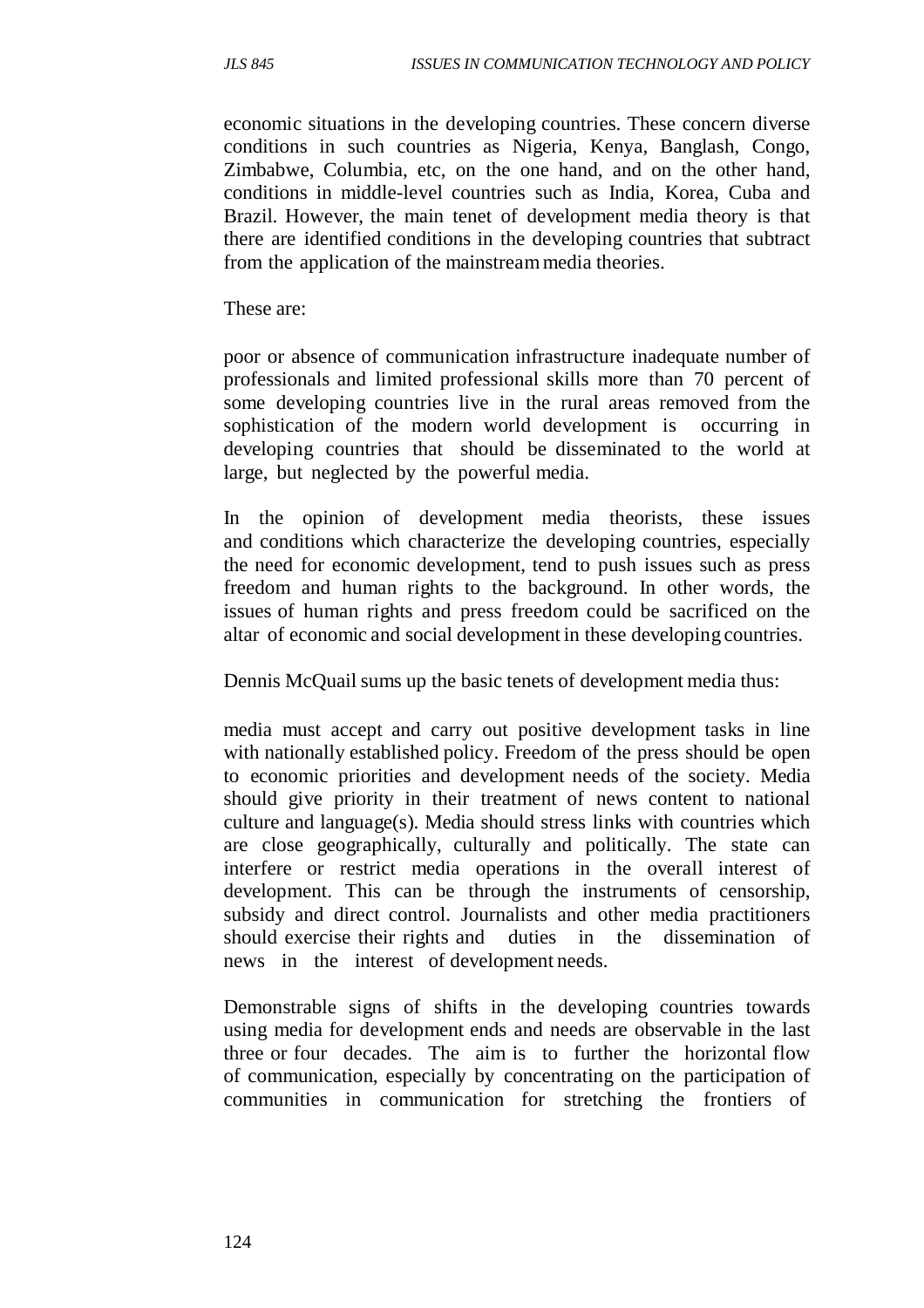economic situations in the developing countries. These concern diverse conditions in such countries as Nigeria, Kenya, Banglash, Congo, Zimbabwe, Columbia, etc, on the one hand, and on the other hand, conditions in middle-level countries such as India, Korea, Cuba and Brazil. However, the main tenet of development media theory is that there are identified conditions in the developing countries that subtract from the application of the mainstream media theories.

These are:

poor or absence of communication infrastructure inadequate number of professionals and limited professional skills more than 70 percent of some developing countries live in the rural areas removed from the sophistication of the modern world development is occurring in developing countries that should be disseminated to the world at large, but neglected by the powerful media.

In the opinion of development media theorists, these issues and conditions which characterize the developing countries, especially the need for economic development, tend to push issues such as press freedom and human rights to the background. In other words, the issues of human rights and press freedom could be sacrificed on the altar of economic and social development in these developing countries.

Dennis McQuail sums up the basic tenets of development media thus:

media must accept and carry out positive development tasks in line with nationally established policy. Freedom of the press should be open to economic priorities and development needs of the society. Media should give priority in their treatment of news content to national culture and language(s). Media should stress links with countries which are close geographically, culturally and politically. The state can interfere or restrict media operations in the overall interest of development. This can be through the instruments of censorship, subsidy and direct control. Journalists and other media practitioners should exercise their rights and duties in the dissemination of news in the interest of development needs.

Demonstrable signs of shifts in the developing countries towards using media for development ends and needs are observable in the last three or four decades. The aim is to further the horizontal flow of communication, especially by concentrating on the participation of communities in communication for stretching the frontiers of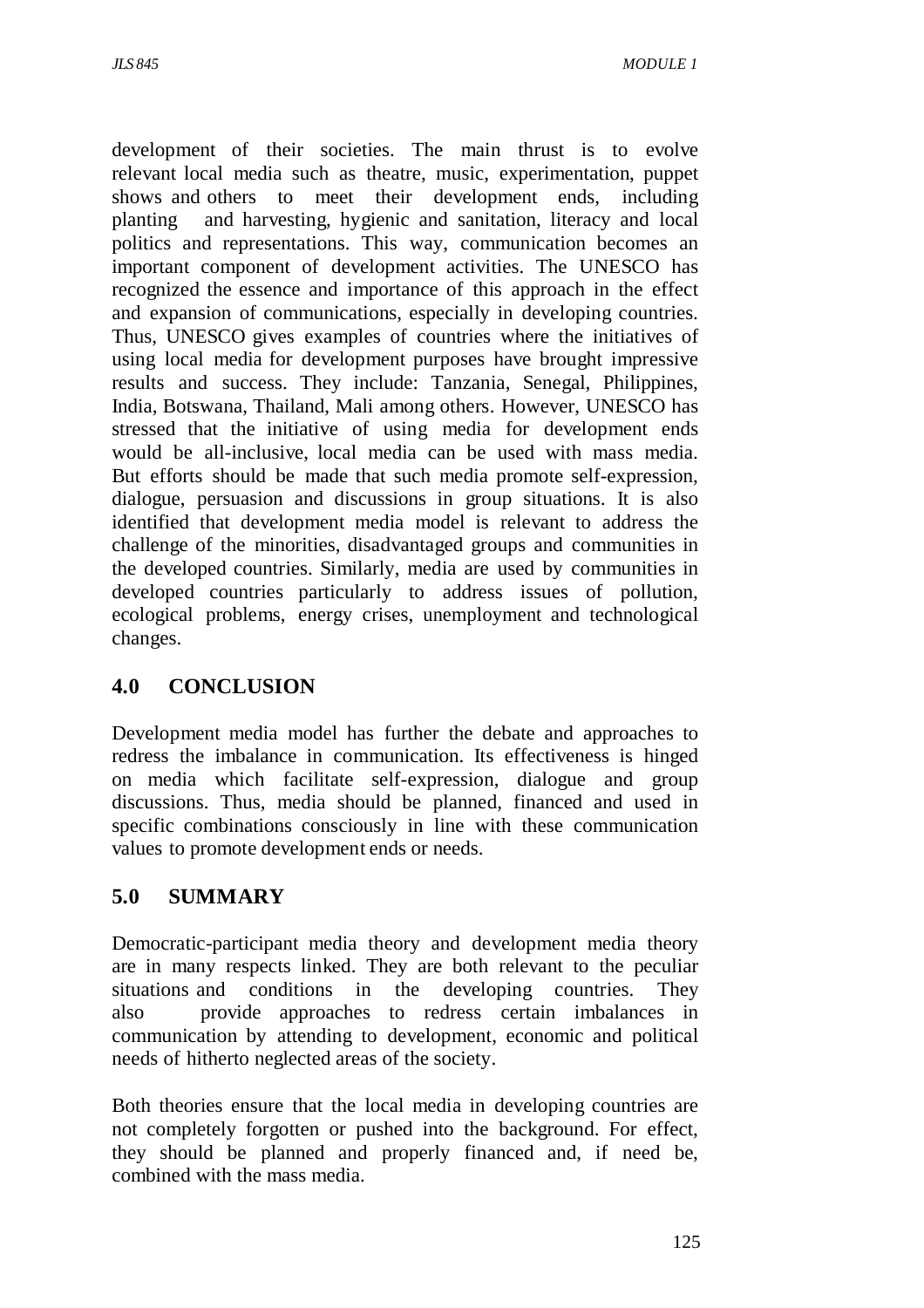development of their societies. The main thrust is to evolve relevant local media such as theatre, music, experimentation, puppet shows and others to meet their development ends, including planting and harvesting, hygienic and sanitation, literacy and local politics and representations. This way, communication becomes an important component of development activities. The UNESCO has recognized the essence and importance of this approach in the effect and expansion of communications, especially in developing countries. Thus, UNESCO gives examples of countries where the initiatives of using local media for development purposes have brought impressive results and success. They include: Tanzania, Senegal, Philippines, India, Botswana, Thailand, Mali among others. However, UNESCO has stressed that the initiative of using media for development ends would be all-inclusive, local media can be used with mass media. But efforts should be made that such media promote self-expression, dialogue, persuasion and discussions in group situations. It is also identified that development media model is relevant to address the challenge of the minorities, disadvantaged groups and communities in the developed countries. Similarly, media are used by communities in developed countries particularly to address issues of pollution, ecological problems, energy crises, unemployment and technological changes.

## 4.0 CONCLUSION

Development media model has further the debate and approaches to redress the imbalance in communication. Its effectiveness is hinged on media which facilitate self-expression, dialogue and group discussions. Thus, media should be planned, financed and used in specific combinations consciously in line with these communication values to promote development ends or needs.

## 5.0 SUMMARY

Democratic-participant media theory and development media theory are in many respects linked. They are both relevant to the peculiar situations and conditions in the developing countries. They also provide approaches to redress certain imbalances in communication by attending to development, economic and political needs of hitherto neglected areas of the society.

Both theories ensure that the local media in developing countries are not completely forgotten or pushed into the background. For effect, they should be planned and properly financed and, if need be, combined with the mass media.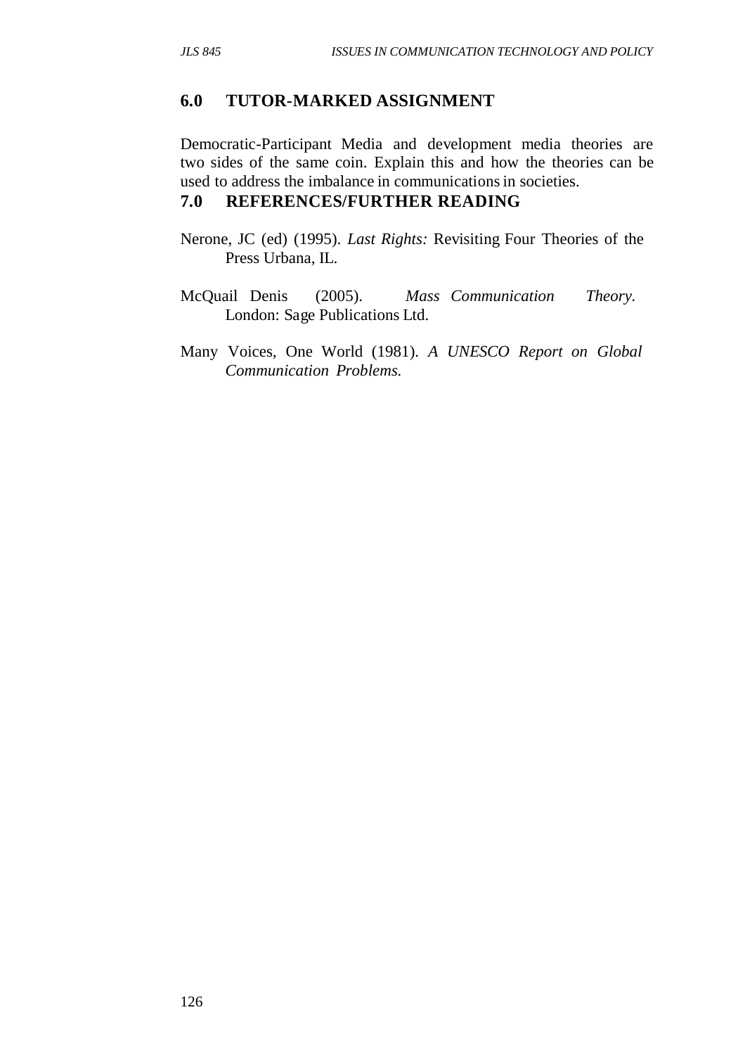## 6.0 TUTOR-MARKED ASSIGNMENT

Democratic-Participant Media and development media theories are two sides of the same coin. Explain this and how the theories can be used to address the imbalance in communications in societies.

## 7.0 REFERENCES/FURTHER READING

Nerone, JC (ed) (1995). *Last Rights:* Revisiting Four Theories of the Press Urbana, IL.

McQuail Denis (2005). *Mass Communication Theory.* London: Sage Publications Ltd.

Many Voices, One World (1981). *A UNESCO Report on Global Communication Problems.*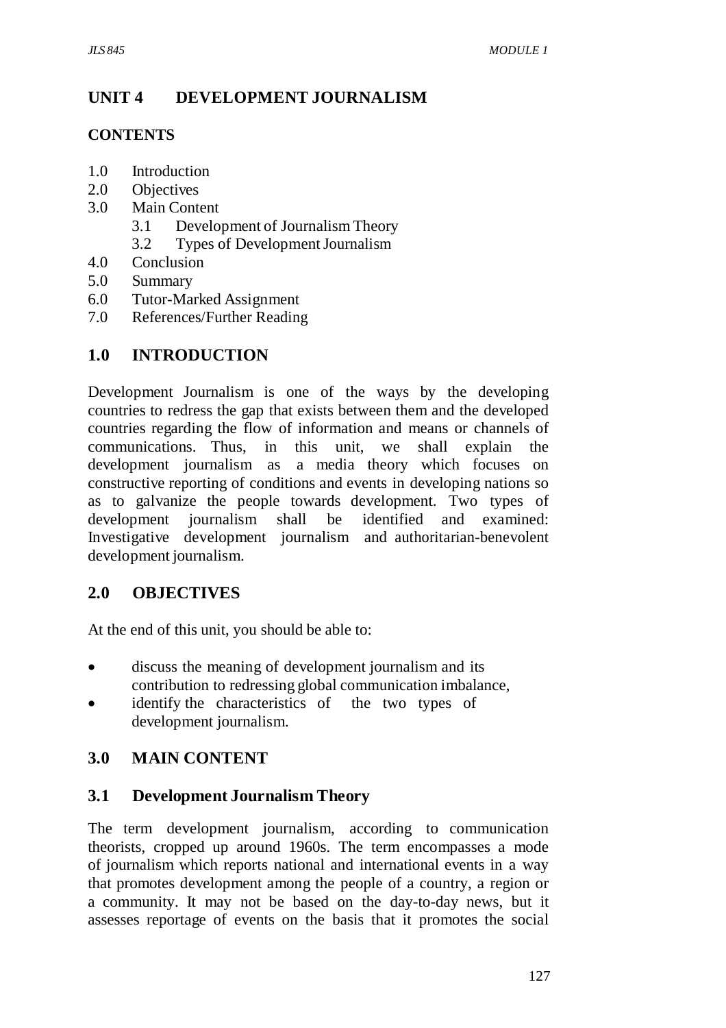# UNIT 4 DEVELOPMENT JOURNALISM

## CONTENTS

1.0 Introduction
2.0 Objectives
3.0 Main Content
  3.1 Development of Journalism Theory
  3.2 Types of Development Journalism
4.0 Conclusion
5.0 Summary
6.0 Tutor-Marked Assignment
7.0 References/Further Reading

## 1.0 INTRODUCTION

Development Journalism is one of the ways by the developing countries to redress the gap that exists between them and the developed countries regarding the flow of information and means or channels of communications. Thus, in this unit, we shall explain the development journalism as a media theory which focuses on constructive reporting of conditions and events in developing nations so as to galvanize the people towards development. Two types of development journalism shall be identified and examined: Investigative development journalism and authoritarian-benevolent development journalism.

## 2.0 OBJECTIVES

At the end of this unit, you should be able to:

- discuss the meaning of development journalism and its contribution to redressing global communication imbalance,
- identify the characteristics of the two types of development journalism.

## 3.0 MAIN CONTENT

### 3.1 Development Journalism Theory

The term development journalism, according to communication theorists, cropped up around 1960s. The term encompasses a mode of journalism which reports national and international events in a way that promotes development among the people of a country, a region or a community. It may not be based on the day-to-day news, but it assesses reportage of events on the basis that it promotes the social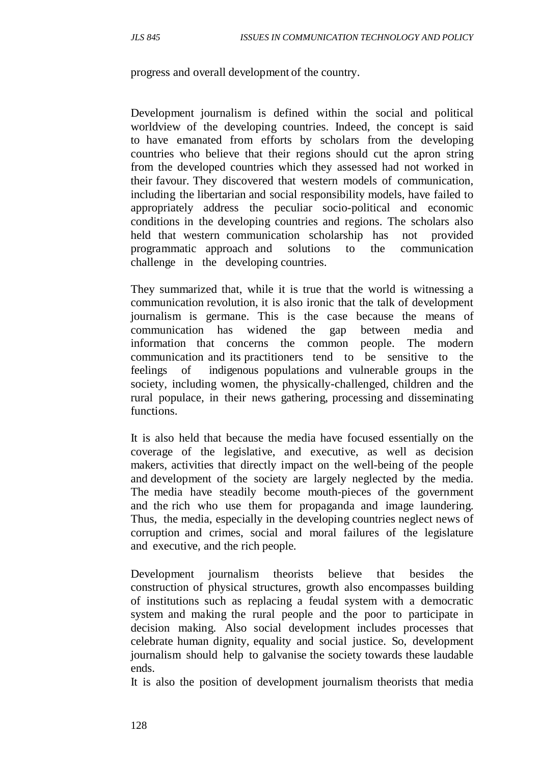progress and overall development of the country.

Development journalism is defined within the social and political worldview of the developing countries. Indeed, the concept is said to have emanated from efforts by scholars from the developing countries who believe that their regions should cut the apron string from the developed countries which they assessed had not worked in their favour. They discovered that western models of communication, including the libertarian and social responsibility models, have failed to appropriately address the peculiar socio-political and economic conditions in the developing countries and regions. The scholars also held that western communication scholarship has not provided programmatic approach and solutions to the communication challenge in the developing countries.

They summarized that, while it is true that the world is witnessing a communication revolution, it is also ironic that the talk of development journalism is germane. This is the case because the means of communication has widened the gap between media and information that concerns the common people. The modern communication and its practitioners tend to be sensitive to the feelings of indigenous populations and vulnerable groups in the society, including women, the physically-challenged, children and the rural populace, in their news gathering, processing and disseminating functions.

It is also held that because the media have focused essentially on the coverage of the legislative, and executive, as well as decision makers, activities that directly impact on the well-being of the people and development of the society are largely neglected by the media. The media have steadily become mouth-pieces of the government and the rich who use them for propaganda and image laundering. Thus, the media, especially in the developing countries neglect news of corruption and crimes, social and moral failures of the legislature and executive, and the rich people.

Development journalism theorists believe that besides the construction of physical structures, growth also encompasses building of institutions such as replacing a feudal system with a democratic system and making the rural people and the poor to participate in decision making. Also social development includes processes that celebrate human dignity, equality and social justice. So, development journalism should help to galvanise the society towards these laudable ends.

It is also the position of development journalism theorists that media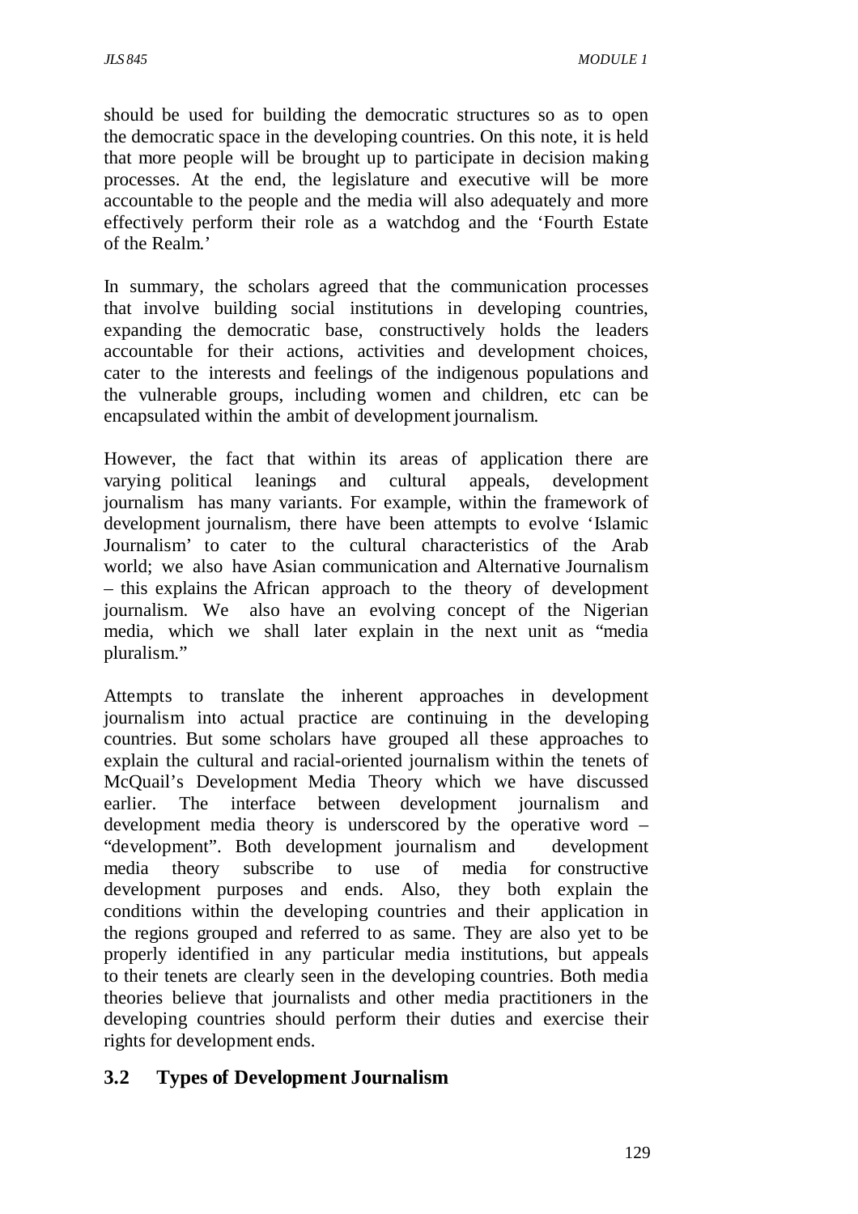should be used for building the democratic structures so as to open the democratic space in the developing countries. On this note, it is held that more people will be brought up to participate in decision making processes. At the end, the legislature and executive will be more accountable to the people and the media will also adequately and more effectively perform their role as a watchdog and the 'Fourth Estate of the Realm.'

In summary, the scholars agreed that the communication processes that involve building social institutions in developing countries, expanding the democratic base, constructively holds the leaders accountable for their actions, activities and development choices, cater to the interests and feelings of the indigenous populations and the vulnerable groups, including women and children, etc can be encapsulated within the ambit of development journalism.

However, the fact that within its areas of application there are varying political leanings and cultural appeals, development journalism has many variants. For example, within the framework of development journalism, there have been attempts to evolve 'Islamic Journalism' to cater to the cultural characteristics of the Arab world; we also have Asian communication and Alternative Journalism – this explains the African approach to the theory of development journalism. We also have an evolving concept of the Nigerian media, which we shall later explain in the next unit as "media pluralism."

Attempts to translate the inherent approaches in development journalism into actual practice are continuing in the developing countries. But some scholars have grouped all these approaches to explain the cultural and racial-oriented journalism within the tenets of McQuail's Development Media Theory which we have discussed earlier. The interface between development journalism and development media theory is underscored by the operative word – "development". Both development journalism and development media theory subscribe to use of media for constructive development purposes and ends. Also, they both explain the conditions within the developing countries and their application in the regions grouped and referred to as same. They are also yet to be properly identified in any particular media institutions, but appeals to their tenets are clearly seen in the developing countries. Both media theories believe that journalists and other media practitioners in the developing countries should perform their duties and exercise their rights for development ends.

## 3.2 Types of Development Journalism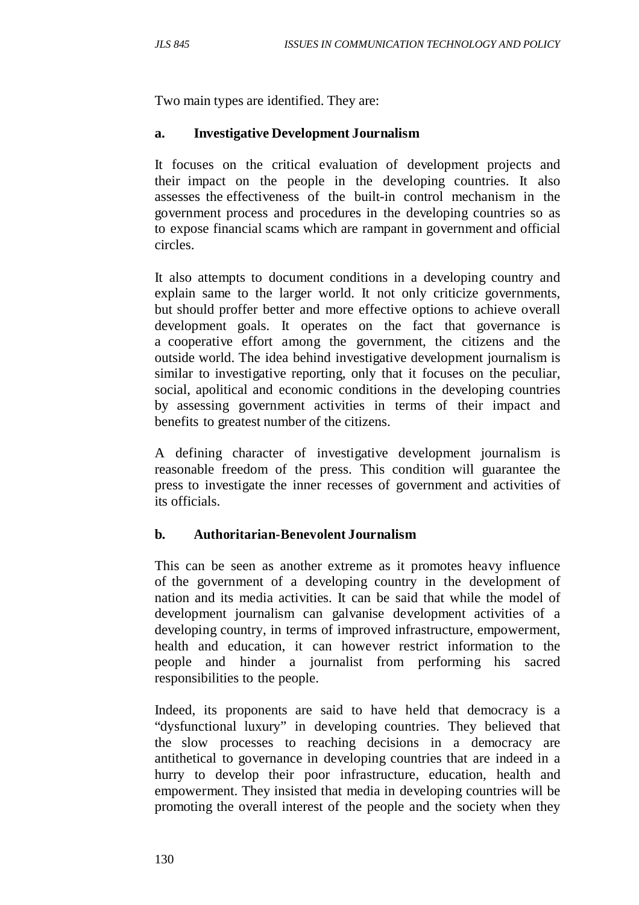Two main types are identified. They are:

**a. Investigative Development Journalism**

It focuses on the critical evaluation of development projects and their impact on the people in the developing countries. It also assesses the effectiveness of the built-in control mechanism in the government process and procedures in the developing countries so as to expose financial scams which are rampant in government and official circles.

It also attempts to document conditions in a developing country and explain same to the larger world. It not only criticize governments, but should proffer better and more effective options to achieve overall development goals. It operates on the fact that governance is a cooperative effort among the government, the citizens and the outside world. The idea behind investigative development journalism is similar to investigative reporting, only that it focuses on the peculiar, social, apolitical and economic conditions in the developing countries by assessing government activities in terms of their impact and benefits to greatest number of the citizens.

A defining character of investigative development journalism is reasonable freedom of the press. This condition will guarantee the press to investigate the inner recesses of government and activities of its officials.

**b. Authoritarian-Benevolent Journalism**

This can be seen as another extreme as it promotes heavy influence of the government of a developing country in the development of nation and its media activities. It can be said that while the model of development journalism can galvanise development activities of a developing country, in terms of improved infrastructure, empowerment, health and education, it can however restrict information to the people and hinder a journalist from performing his sacred responsibilities to the people.

Indeed, its proponents are said to have held that democracy is a "dysfunctional luxury" in developing countries. They believed that the slow processes to reaching decisions in a democracy are antithetical to governance in developing countries that are indeed in a hurry to develop their poor infrastructure, education, health and empowerment. They insisted that media in developing countries will be promoting the overall interest of the people and the society when they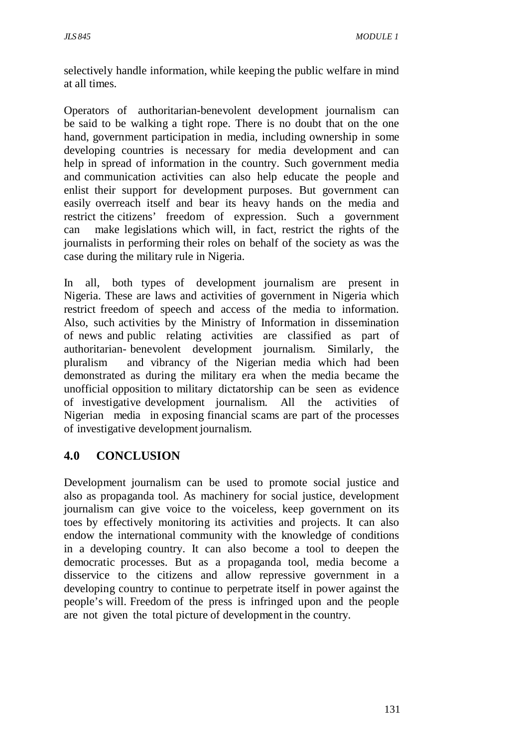selectively handle information, while keeping the public welfare in mind at all times.

Operators of authoritarian-benevolent development journalism can be said to be walking a tight rope. There is no doubt that on the one hand, government participation in media, including ownership in some developing countries is necessary for media development and can help in spread of information in the country. Such government media and communication activities can also help educate the people and enlist their support for development purposes. But government can easily overreach itself and bear its heavy hands on the media and restrict the citizens' freedom of expression. Such a government can make legislations which will, in fact, restrict the rights of the journalists in performing their roles on behalf of the society as was the case during the military rule in Nigeria.

In all, both types of development journalism are present in Nigeria. These are laws and activities of government in Nigeria which restrict freedom of speech and access of the media to information. Also, such activities by the Ministry of Information in dissemination of news and public relating activities are classified as part of authoritarian- benevolent development journalism. Similarly, the pluralism and vibrancy of the Nigerian media which had been demonstrated as during the military era when the media became the unofficial opposition to military dictatorship can be seen as evidence of investigative development journalism. All the activities of Nigerian media in exposing financial scams are part of the processes of investigative development journalism.

## 4.0 CONCLUSION

Development journalism can be used to promote social justice and also as propaganda tool. As machinery for social justice, development journalism can give voice to the voiceless, keep government on its toes by effectively monitoring its activities and projects. It can also endow the international community with the knowledge of conditions in a developing country. It can also become a tool to deepen the democratic processes. But as a propaganda tool, media become a disservice to the citizens and allow repressive government in a developing country to continue to perpetrate itself in power against the people's will. Freedom of the press is infringed upon and the people are not given the total picture of development in the country.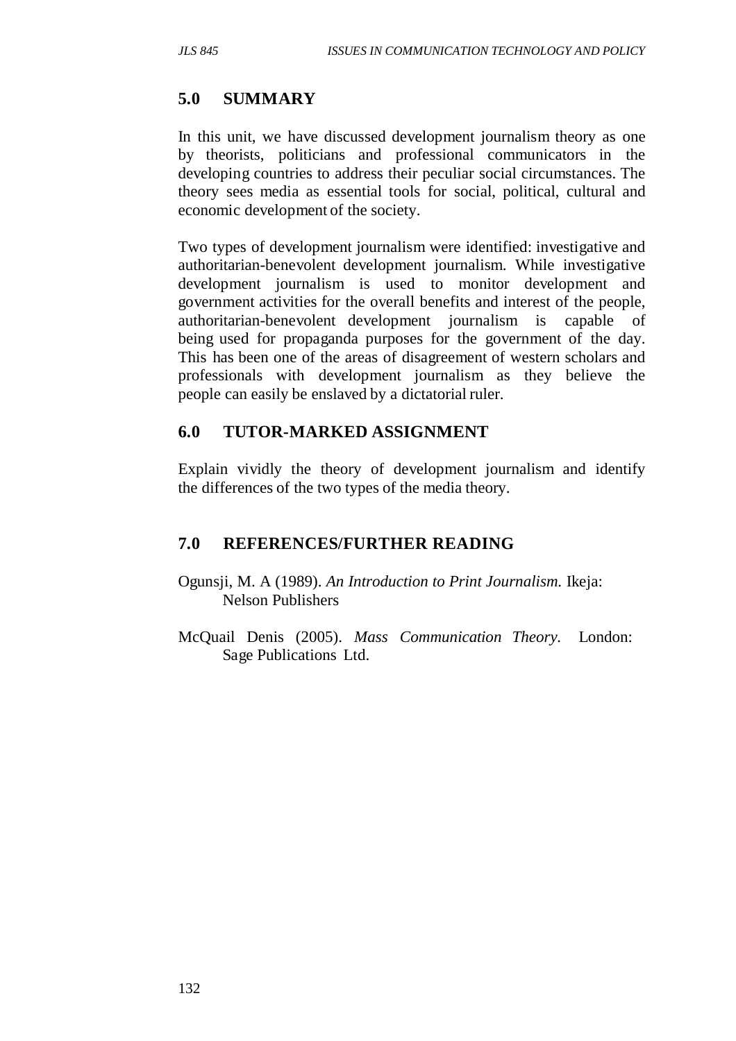## 5.0 SUMMARY

In this unit, we have discussed development journalism theory as one by theorists, politicians and professional communicators in the developing countries to address their peculiar social circumstances. The theory sees media as essential tools for social, political, cultural and economic development of the society.

Two types of development journalism were identified: investigative and authoritarian-benevolent development journalism. While investigative development journalism is used to monitor development and government activities for the overall benefits and interest of the people, authoritarian-benevolent development journalism is capable of being used for propaganda purposes for the government of the day. This has been one of the areas of disagreement of western scholars and professionals with development journalism as they believe the people can easily be enslaved by a dictatorial ruler.

## 6.0 TUTOR-MARKED ASSIGNMENT

Explain vividly the theory of development journalism and identify the differences of the two types of the media theory.

## 7.0 REFERENCES/FURTHER READING

Ogunsji, M. A (1989). *An Introduction to Print Journalism.* Ikeja: Nelson Publishers

McQuail Denis (2005). *Mass Communication Theory.* London: Sage Publications Ltd.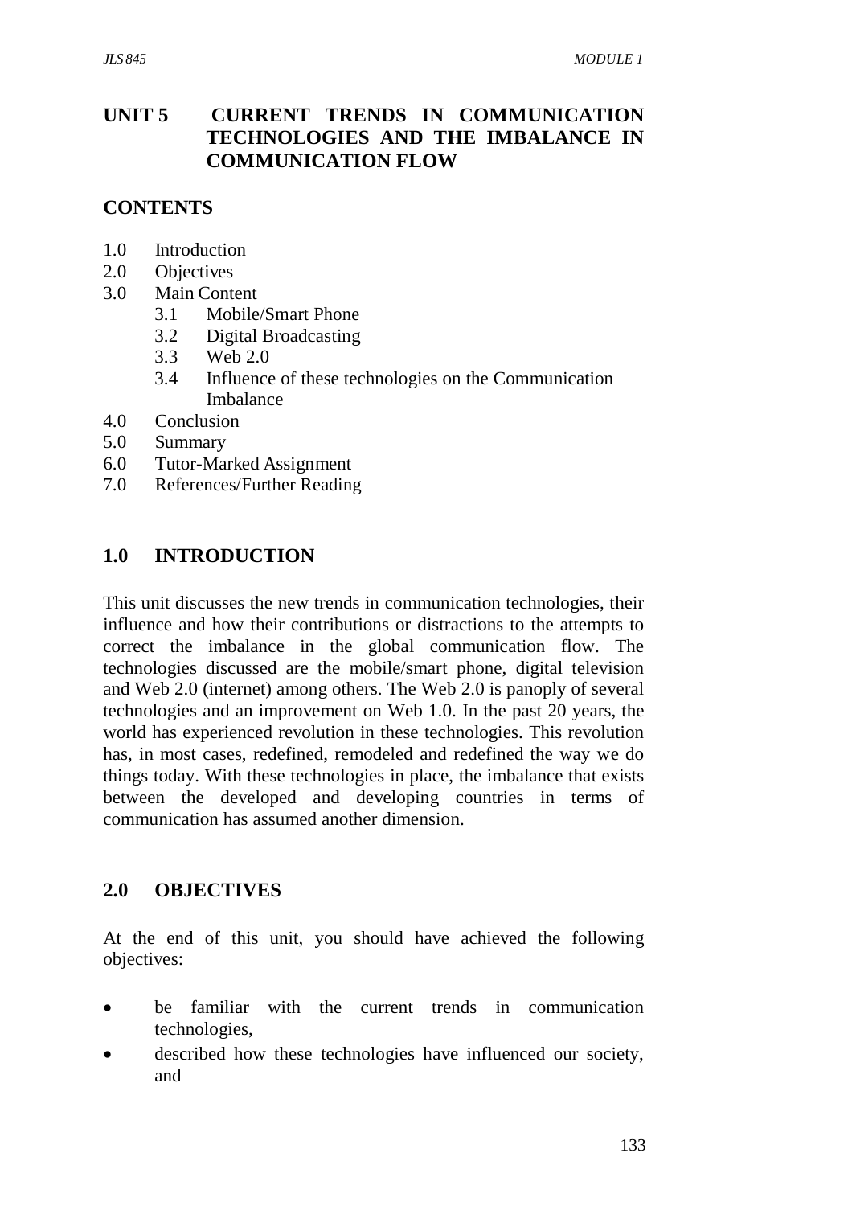## UNIT 5 CURRENT TRENDS IN COMMUNICATION TECHNOLOGIES AND THE IMBALANCE IN COMMUNICATION FLOW

### CONTENTS

1.0 Introduction
2.0 Objectives
3.0 Main Content
  3.1 Mobile/Smart Phone
  3.2 Digital Broadcasting
  3.3 Web 2.0
  3.4 Influence of these technologies on the Communication Imbalance
4.0 Conclusion
5.0 Summary
6.0 Tutor-Marked Assignment
7.0 References/Further Reading

### 1.0 INTRODUCTION

This unit discusses the new trends in communication technologies, their influence and how their contributions or distractions to the attempts to correct the imbalance in the global communication flow. The technologies discussed are the mobile/smart phone, digital television and Web 2.0 (internet) among others. The Web 2.0 is panoply of several technologies and an improvement on Web 1.0. In the past 20 years, the world has experienced revolution in these technologies. This revolution has, in most cases, redefined, remodeled and redefined the way we do things today. With these technologies in place, the imbalance that exists between the developed and developing countries in terms of communication has assumed another dimension.

### 2.0 OBJECTIVES

At the end of this unit, you should have achieved the following objectives:

- be familiar with the current trends in communication technologies,
- described how these technologies have influenced our society, and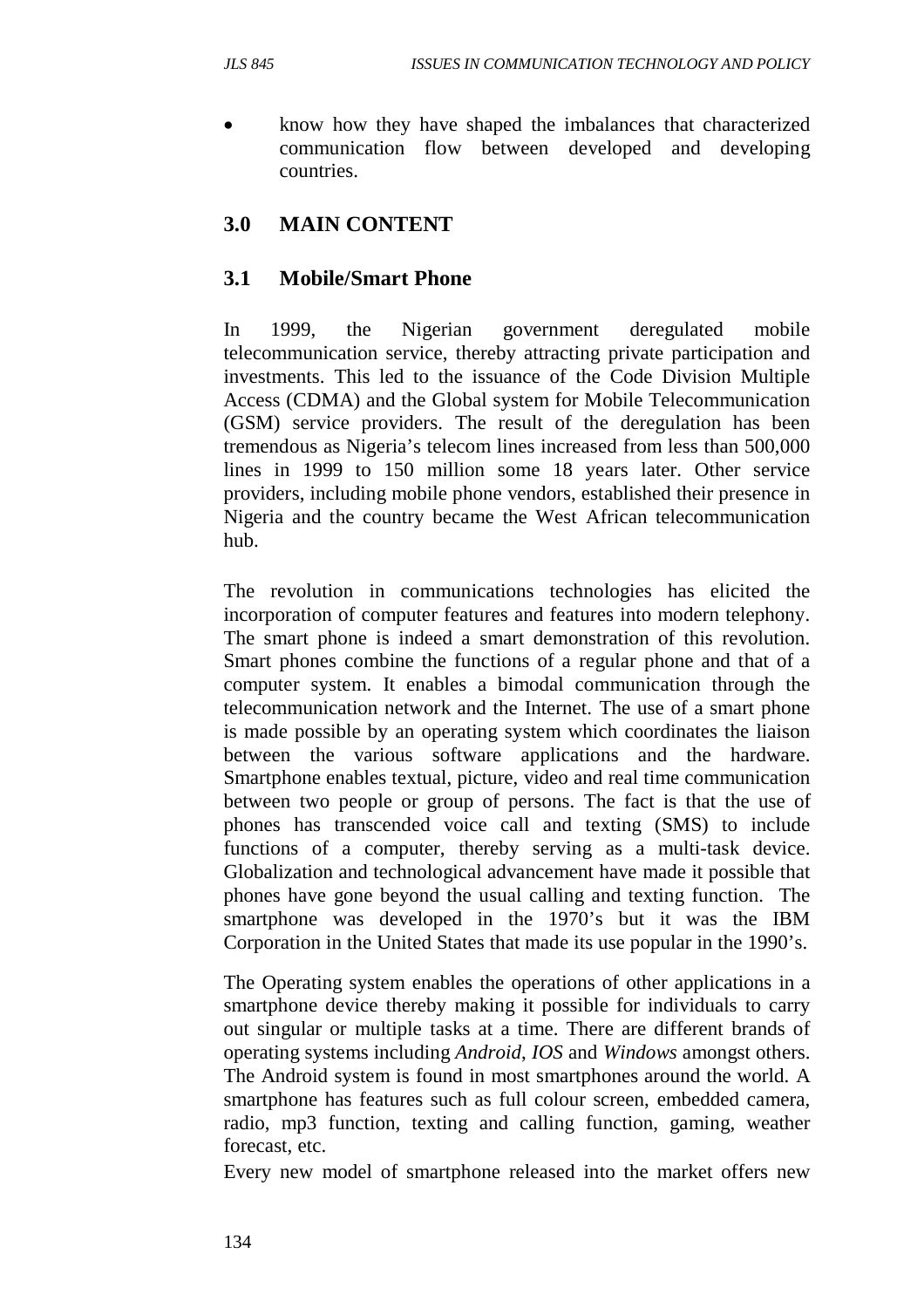- know how they have shaped the imbalances that characterized communication flow between developed and developing countries.

## 3.0 MAIN CONTENT

### 3.1 Mobile/Smart Phone

In 1999, the Nigerian government deregulated mobile telecommunication service, thereby attracting private participation and investments. This led to the issuance of the Code Division Multiple Access (CDMA) and the Global system for Mobile Telecommunication (GSM) service providers. The result of the deregulation has been tremendous as Nigeria's telecom lines increased from less than 500,000 lines in 1999 to 150 million some 18 years later. Other service providers, including mobile phone vendors, established their presence in Nigeria and the country became the West African telecommunication hub.

The revolution in communications technologies has elicited the incorporation of computer features and features into modern telephony. The smart phone is indeed a smart demonstration of this revolution. Smart phones combine the functions of a regular phone and that of a computer system. It enables a bimodal communication through the telecommunication network and the Internet. The use of a smart phone is made possible by an operating system which coordinates the liaison between the various software applications and the hardware. Smartphone enables textual, picture, video and real time communication between two people or group of persons. The fact is that the use of phones has transcended voice call and texting (SMS) to include functions of a computer, thereby serving as a multi-task device. Globalization and technological advancement have made it possible that phones have gone beyond the usual calling and texting function. The smartphone was developed in the 1970's but it was the IBM Corporation in the United States that made its use popular in the 1990's.

The Operating system enables the operations of other applications in a smartphone device thereby making it possible for individuals to carry out singular or multiple tasks at a time. There are different brands of operating systems including *Android*, *IOS* and *Windows* amongst others. The Android system is found in most smartphones around the world. A smartphone has features such as full colour screen, embedded camera, radio, mp3 function, texting and calling function, gaming, weather forecast, etc.

Every new model of smartphone released into the market offers new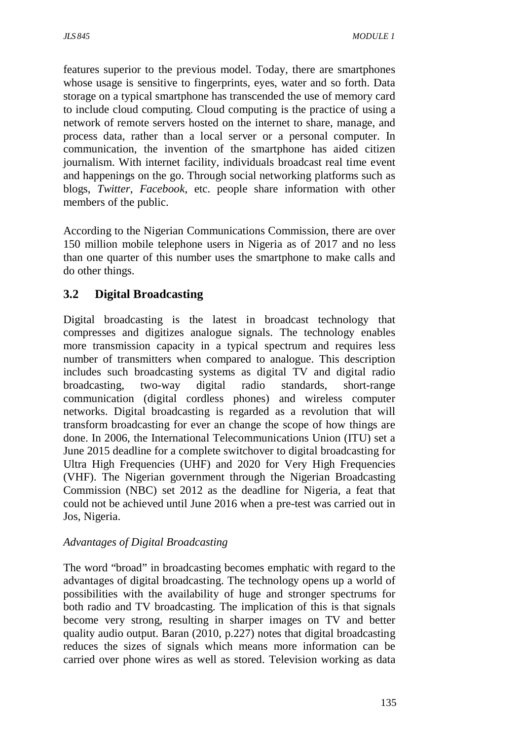features superior to the previous model. Today, there are smartphones whose usage is sensitive to fingerprints, eyes, water and so forth. Data storage on a typical smartphone has transcended the use of memory card to include cloud computing. Cloud computing is the practice of using a network of remote servers hosted on the internet to share, manage, and process data, rather than a local server or a personal computer. In communication, the invention of the smartphone has aided citizen journalism. With internet facility, individuals broadcast real time event and happenings on the go. Through social networking platforms such as blogs, *Twitter*, *Facebook*, etc. people share information with other members of the public.

According to the Nigerian Communications Commission, there are over 150 million mobile telephone users in Nigeria as of 2017 and no less than one quarter of this number uses the smartphone to make calls and do other things.

## 3.2 Digital Broadcasting

Digital broadcasting is the latest in broadcast technology that compresses and digitizes analogue signals. The technology enables more transmission capacity in a typical spectrum and requires less number of transmitters when compared to analogue. This description includes such broadcasting systems as digital TV and digital radio broadcasting, two-way digital radio standards, short-range communication (digital cordless phones) and wireless computer networks. Digital broadcasting is regarded as a revolution that will transform broadcasting for ever an change the scope of how things are done. In 2006, the International Telecommunications Union (ITU) set a June 2015 deadline for a complete switchover to digital broadcasting for Ultra High Frequencies (UHF) and 2020 for Very High Frequencies (VHF). The Nigerian government through the Nigerian Broadcasting Commission (NBC) set 2012 as the deadline for Nigeria, a feat that could not be achieved until June 2016 when a pre-test was carried out in Jos, Nigeria.

*Advantages of Digital Broadcasting*

The word "broad" in broadcasting becomes emphatic with regard to the advantages of digital broadcasting. The technology opens up a world of possibilities with the availability of huge and stronger spectrums for both radio and TV broadcasting. The implication of this is that signals become very strong, resulting in sharper images on TV and better quality audio output. Baran (2010, p.227) notes that digital broadcasting reduces the sizes of signals which means more information can be carried over phone wires as well as stored. Television working as data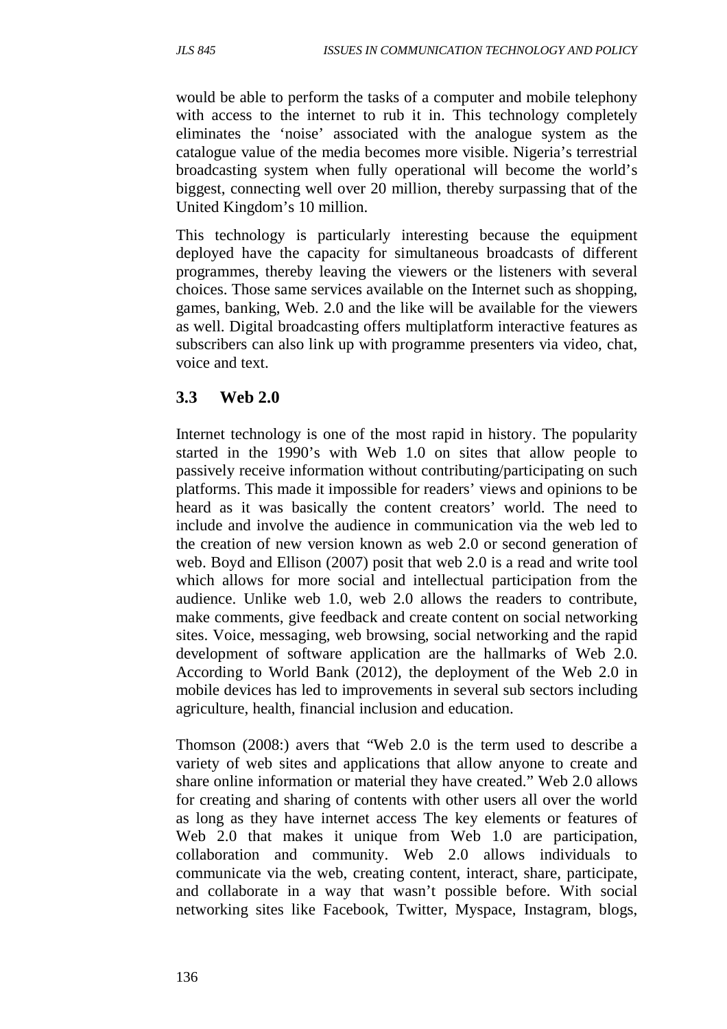would be able to perform the tasks of a computer and mobile telephony with access to the internet to rub it in. This technology completely eliminates the 'noise' associated with the analogue system as the catalogue value of the media becomes more visible. Nigeria's terrestrial broadcasting system when fully operational will become the world's biggest, connecting well over 20 million, thereby surpassing that of the United Kingdom's 10 million.

This technology is particularly interesting because the equipment deployed have the capacity for simultaneous broadcasts of different programmes, thereby leaving the viewers or the listeners with several choices. Those same services available on the Internet such as shopping, games, banking, Web. 2.0 and the like will be available for the viewers as well. Digital broadcasting offers multiplatform interactive features as subscribers can also link up with programme presenters via video, chat, voice and text.

### 3.3 Web 2.0

Internet technology is one of the most rapid in history. The popularity started in the 1990's with Web 1.0 on sites that allow people to passively receive information without contributing/participating on such platforms. This made it impossible for readers' views and opinions to be heard as it was basically the content creators' world. The need to include and involve the audience in communication via the web led to the creation of new version known as web 2.0 or second generation of web. Boyd and Ellison (2007) posit that web 2.0 is a read and write tool which allows for more social and intellectual participation from the audience. Unlike web 1.0, web 2.0 allows the readers to contribute, make comments, give feedback and create content on social networking sites. Voice, messaging, web browsing, social networking and the rapid development of software application are the hallmarks of Web 2.0. According to World Bank (2012), the deployment of the Web 2.0 in mobile devices has led to improvements in several sub sectors including agriculture, health, financial inclusion and education.

Thomson (2008:) avers that "Web 2.0 is the term used to describe a variety of web sites and applications that allow anyone to create and share online information or material they have created." Web 2.0 allows for creating and sharing of contents with other users all over the world as long as they have internet access The key elements or features of Web 2.0 that makes it unique from Web 1.0 are participation, collaboration and community. Web 2.0 allows individuals to communicate via the web, creating content, interact, share, participate, and collaborate in a way that wasn't possible before. With social networking sites like Facebook, Twitter, Myspace, Instagram, blogs,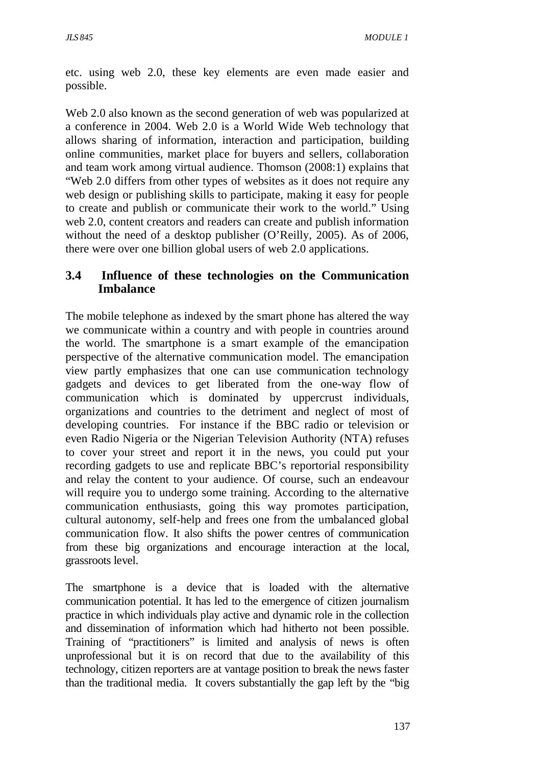etc. using web 2.0, these key elements are even made easier and possible.

Web 2.0 also known as the second generation of web was popularized at a conference in 2004. Web 2.0 is a World Wide Web technology that allows sharing of information, interaction and participation, building online communities, market place for buyers and sellers, collaboration and team work among virtual audience. Thomson (2008:1) explains that "Web 2.0 differs from other types of websites as it does not require any web design or publishing skills to participate, making it easy for people to create and publish or communicate their work to the world." Using web 2.0, content creators and readers can create and publish information without the need of a desktop publisher (O'Reilly, 2005). As of 2006, there were over one billion global users of web 2.0 applications.

### 3.4 Influence of these technologies on the Communication Imbalance

The mobile telephone as indexed by the smart phone has altered the way we communicate within a country and with people in countries around the world. The smartphone is a smart example of the emancipation perspective of the alternative communication model. The emancipation view partly emphasizes that one can use communication technology gadgets and devices to get liberated from the one-way flow of communication which is dominated by uppercrust individuals, organizations and countries to the detriment and neglect of most of developing countries. For instance if the BBC radio or television or even Radio Nigeria or the Nigerian Television Authority (NTA) refuses to cover your street and report it in the news, you could put your recording gadgets to use and replicate BBC's reportorial responsibility and relay the content to your audience. Of course, such an endeavour will require you to undergo some training. According to the alternative communication enthusiasts, going this way promotes participation, cultural autonomy, self-help and frees one from the umbalanced global communication flow. It also shifts the power centres of communication from these big organizations and encourage interaction at the local, grassroots level.

The smartphone is a device that is loaded with the alternative communication potential. It has led to the emergence of citizen journalism practice in which individuals play active and dynamic role in the collection and dissemination of information which had hitherto not been possible. Training of "practitioners" is limited and analysis of news is often unprofessional but it is on record that due to the availability of this technology, citizen reporters are at vantage position to break the news faster than the traditional media. It covers substantially the gap left by the "big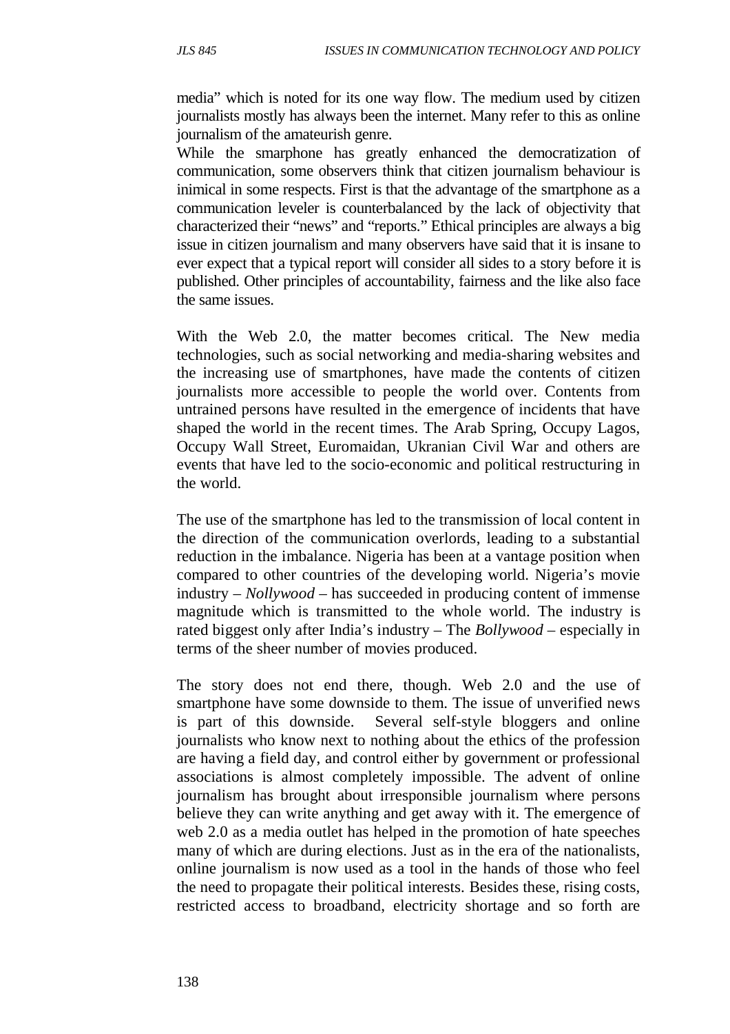media" which is noted for its one way flow. The medium used by citizen journalists mostly has always been the internet. Many refer to this as online journalism of the amateurish genre.

While the smarphone has greatly enhanced the democratization of communication, some observers think that citizen journalism behaviour is inimical in some respects. First is that the advantage of the smartphone as a communication leveler is counterbalanced by the lack of objectivity that characterized their "news" and "reports." Ethical principles are always a big issue in citizen journalism and many observers have said that it is insane to ever expect that a typical report will consider all sides to a story before it is published. Other principles of accountability, fairness and the like also face the same issues.

With the Web 2.0, the matter becomes critical. The New media technologies, such as social networking and media-sharing websites and the increasing use of smartphones, have made the contents of citizen journalists more accessible to people the world over. Contents from untrained persons have resulted in the emergence of incidents that have shaped the world in the recent times. The Arab Spring, Occupy Lagos, Occupy Wall Street, Euromaidan, Ukranian Civil War and others are events that have led to the socio-economic and political restructuring in the world.

The use of the smartphone has led to the transmission of local content in the direction of the communication overlords, leading to a substantial reduction in the imbalance. Nigeria has been at a vantage position when compared to other countries of the developing world. Nigeria's movie industry – *Nollywood* – has succeeded in producing content of immense magnitude which is transmitted to the whole world. The industry is rated biggest only after India's industry – The *Bollywood* – especially in terms of the sheer number of movies produced.

The story does not end there, though. Web 2.0 and the use of smartphone have some downside to them. The issue of unverified news is part of this downside. Several self-style bloggers and online journalists who know next to nothing about the ethics of the profession are having a field day, and control either by government or professional associations is almost completely impossible. The advent of online journalism has brought about irresponsible journalism where persons believe they can write anything and get away with it. The emergence of web 2.0 as a media outlet has helped in the promotion of hate speeches many of which are during elections. Just as in the era of the nationalists, online journalism is now used as a tool in the hands of those who feel the need to propagate their political interests. Besides these, rising costs, restricted access to broadband, electricity shortage and so forth are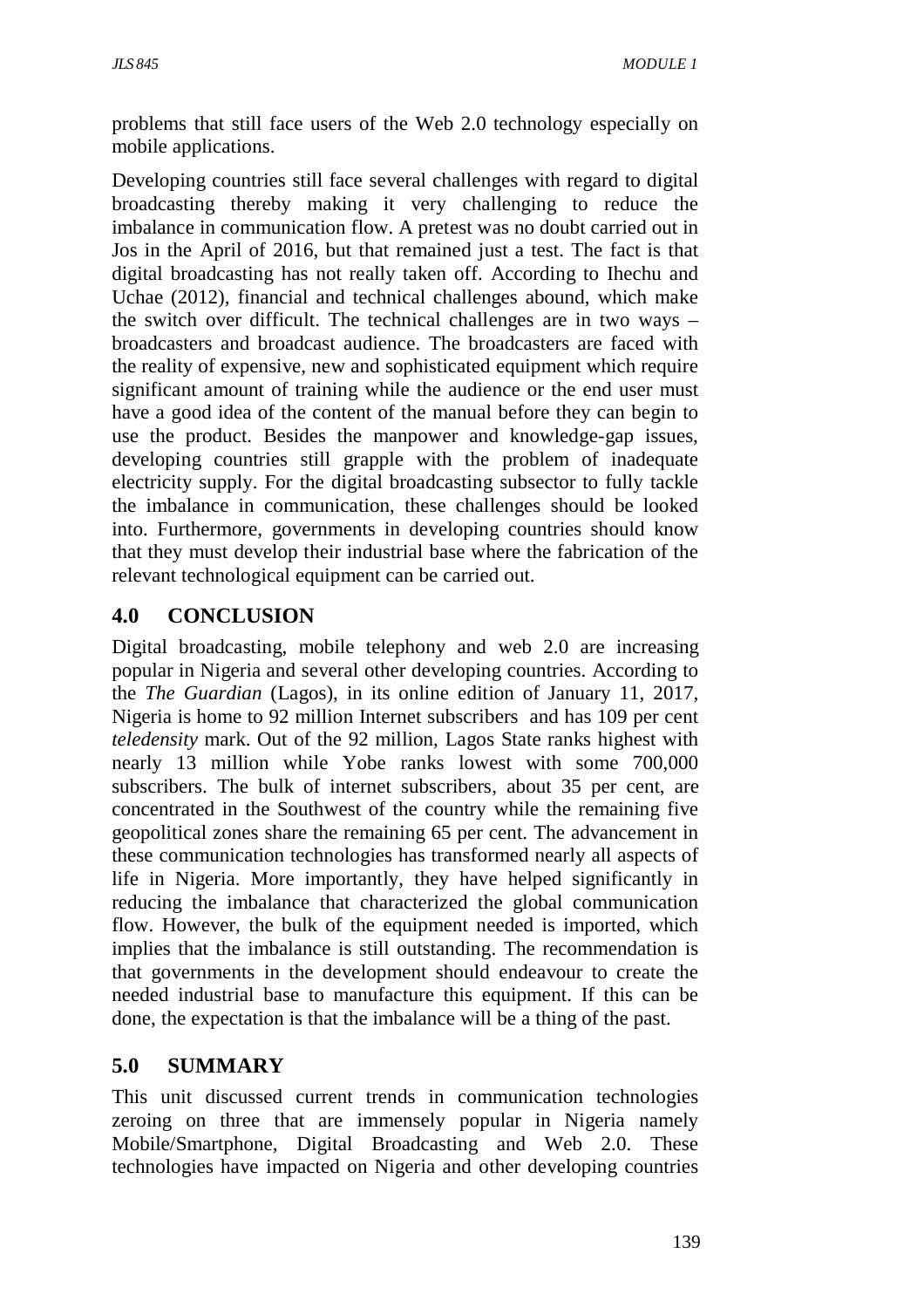problems that still face users of the Web 2.0 technology especially on mobile applications.

Developing countries still face several challenges with regard to digital broadcasting thereby making it very challenging to reduce the imbalance in communication flow. A pretest was no doubt carried out in Jos in the April of 2016, but that remained just a test. The fact is that digital broadcasting has not really taken off. According to Ihechu and Uchae (2012), financial and technical challenges abound, which make the switch over difficult. The technical challenges are in two ways – broadcasters and broadcast audience. The broadcasters are faced with the reality of expensive, new and sophisticated equipment which require significant amount of training while the audience or the end user must have a good idea of the content of the manual before they can begin to use the product. Besides the manpower and knowledge-gap issues, developing countries still grapple with the problem of inadequate electricity supply. For the digital broadcasting subsector to fully tackle the imbalance in communication, these challenges should be looked into. Furthermore, governments in developing countries should know that they must develop their industrial base where the fabrication of the relevant technological equipment can be carried out.

## 4.0 CONCLUSION

Digital broadcasting, mobile telephony and web 2.0 are increasing popular in Nigeria and several other developing countries. According to the *The Guardian* (Lagos), in its online edition of January 11, 2017, Nigeria is home to 92 million Internet subscribers and has 109 per cent *teledensity* mark. Out of the 92 million, Lagos State ranks highest with nearly 13 million while Yobe ranks lowest with some 700,000 subscribers. The bulk of internet subscribers, about 35 per cent, are concentrated in the Southwest of the country while the remaining five geopolitical zones share the remaining 65 per cent. The advancement in these communication technologies has transformed nearly all aspects of life in Nigeria. More importantly, they have helped significantly in reducing the imbalance that characterized the global communication flow. However, the bulk of the equipment needed is imported, which implies that the imbalance is still outstanding. The recommendation is that governments in the development should endeavour to create the needed industrial base to manufacture this equipment. If this can be done, the expectation is that the imbalance will be a thing of the past.

## 5.0 SUMMARY

This unit discussed current trends in communication technologies zeroing on three that are immensely popular in Nigeria namely Mobile/Smartphone, Digital Broadcasting and Web 2.0. These technologies have impacted on Nigeria and other developing countries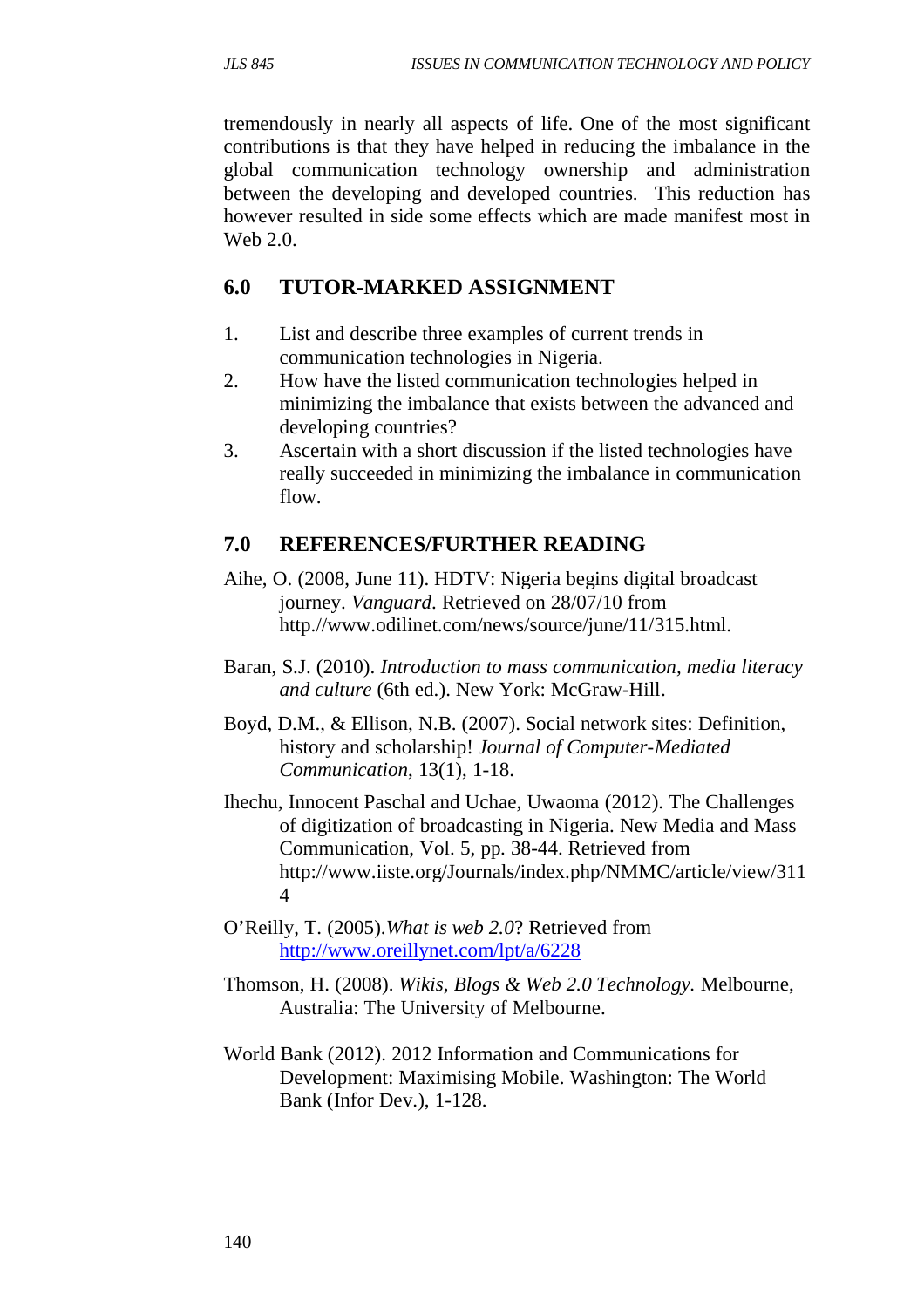tremendously in nearly all aspects of life. One of the most significant contributions is that they have helped in reducing the imbalance in the global communication technology ownership and administration between the developing and developed countries. This reduction has however resulted in side some effects which are made manifest most in Web 2.0.

## 6.0 TUTOR-MARKED ASSIGNMENT

1. List and describe three examples of current trends in communication technologies in Nigeria.
2. How have the listed communication technologies helped in minimizing the imbalance that exists between the advanced and developing countries?
3. Ascertain with a short discussion if the listed technologies have really succeeded in minimizing the imbalance in communication flow.

## 7.0 REFERENCES/FURTHER READING

Aihe, O. (2008, June 11). HDTV: Nigeria begins digital broadcast journey. *Vanguard*. Retrieved on 28/07/10 from http.//www.odilinet.com/news/source/june/11/315.html.

Baran, S.J. (2010). *Introduction to mass communication, media literacy and culture* (6th ed.). New York: McGraw-Hill.

Boyd, D.M., & Ellison, N.B. (2007). Social network sites: Definition, history and scholarship! *Journal of Computer-Mediated Communication*, 13(1), 1-18.

Ihechu, Innocent Paschal and Uchae, Uwaoma (2012). The Challenges of digitization of broadcasting in Nigeria. New Media and Mass Communication, Vol. 5, pp. 38-44. Retrieved from http://www.iiste.org/Journals/index.php/NMMC/article/view/3114

O'Reilly, T. (2005).*What is web 2.0*? Retrieved from http://www.oreillynet.com/lpt/a/6228

Thomson, H. (2008). *Wikis, Blogs & Web 2.0 Technology.* Melbourne, Australia: The University of Melbourne.

World Bank (2012). 2012 Information and Communications for Development: Maximising Mobile. Washington: The World Bank (Infor Dev.), 1-128.